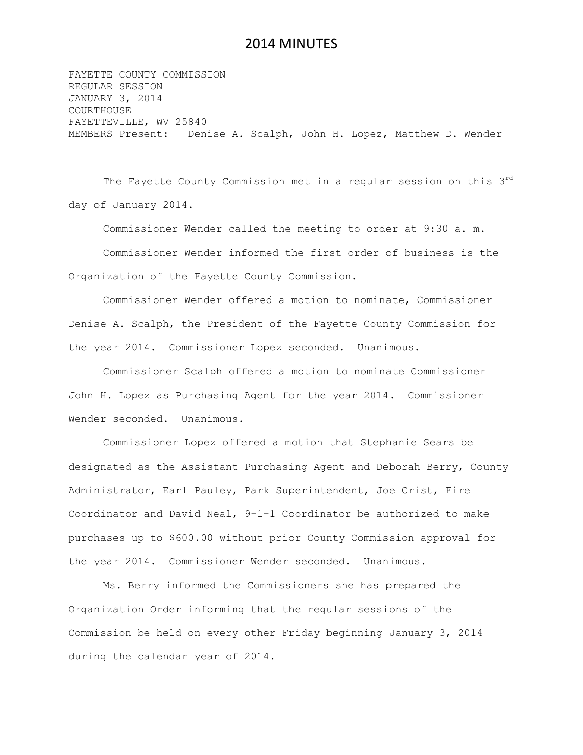# 2014 MINUTES

FAYETTE COUNTY COMMISSION
REGULAR SESSION
JANUARY 3, 2014
COURTHOUSE
FAYETTEVILLE, WV 25840
MEMBERS Present: Denise A. Scalph, John H. Lopez, Matthew D. Wender

The Fayette County Commission met in a regular session on this 3rd day of January 2014.

Commissioner Wender called the meeting to order at 9:30 a. m.

Commissioner Wender informed the first order of business is the Organization of the Fayette County Commission.

Commissioner Wender offered a motion to nominate, Commissioner Denise A. Scalph, the President of the Fayette County Commission for the year 2014. Commissioner Lopez seconded. Unanimous.

Commissioner Scalph offered a motion to nominate Commissioner John H. Lopez as Purchasing Agent for the year 2014. Commissioner Wender seconded. Unanimous.

Commissioner Lopez offered a motion that Stephanie Sears be designated as the Assistant Purchasing Agent and Deborah Berry, County Administrator, Earl Pauley, Park Superintendent, Joe Crist, Fire Coordinator and David Neal, 9-1-1 Coordinator be authorized to make purchases up to $600.00 without prior County Commission approval for the year 2014. Commissioner Wender seconded. Unanimous.

Ms. Berry informed the Commissioners she has prepared the Organization Order informing that the regular sessions of the Commission be held on every other Friday beginning January 3, 2014 during the calendar year of 2014.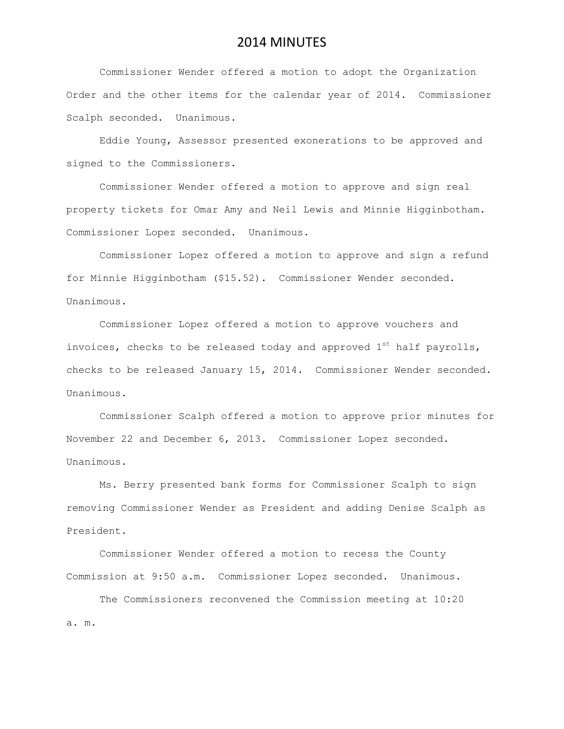# 2014 MINUTES

Commissioner Wender offered a motion to adopt the Organization Order and the other items for the calendar year of 2014. Commissioner Scalph seconded. Unanimous.

Eddie Young, Assessor presented exonerations to be approved and signed to the Commissioners.

Commissioner Wender offered a motion to approve and sign real property tickets for Omar Amy and Neil Lewis and Minnie Higginbotham. Commissioner Lopez seconded. Unanimous.

Commissioner Lopez offered a motion to approve and sign a refund for Minnie Higginbotham ($15.52). Commissioner Wender seconded. Unanimous.

Commissioner Lopez offered a motion to approve vouchers and invoices, checks to be released today and approved 1st half payrolls, checks to be released January 15, 2014. Commissioner Wender seconded. Unanimous.

Commissioner Scalph offered a motion to approve prior minutes for November 22 and December 6, 2013. Commissioner Lopez seconded. Unanimous.

Ms. Berry presented bank forms for Commissioner Scalph to sign removing Commissioner Wender as President and adding Denise Scalph as President.

Commissioner Wender offered a motion to recess the County Commission at 9:50 a.m. Commissioner Lopez seconded. Unanimous.

The Commissioners reconvened the Commission meeting at 10:20 a. m.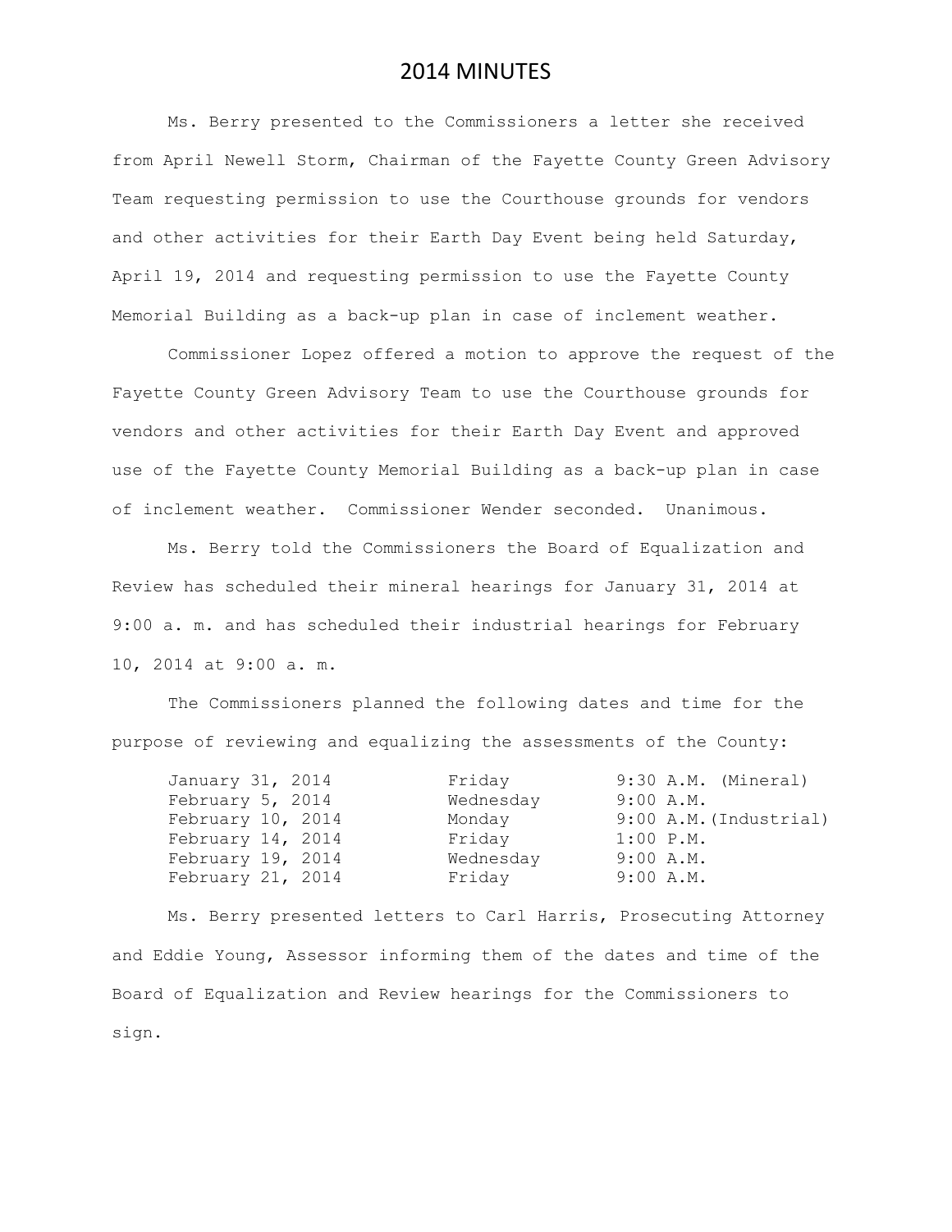# 2014 MINUTES

Ms. Berry presented to the Commissioners a letter she received from April Newell Storm, Chairman of the Fayette County Green Advisory Team requesting permission to use the Courthouse grounds for vendors and other activities for their Earth Day Event being held Saturday, April 19, 2014 and requesting permission to use the Fayette County Memorial Building as a back-up plan in case of inclement weather.

Commissioner Lopez offered a motion to approve the request of the Fayette County Green Advisory Team to use the Courthouse grounds for vendors and other activities for their Earth Day Event and approved use of the Fayette County Memorial Building as a back-up plan in case of inclement weather. Commissioner Wender seconded. Unanimous.

Ms. Berry told the Commissioners the Board of Equalization and Review has scheduled their mineral hearings for January 31, 2014 at 9:00 a. m. and has scheduled their industrial hearings for February 10, 2014 at 9:00 a. m.

The Commissioners planned the following dates and time for the purpose of reviewing and equalizing the assessments of the County:

| | | |
|---|---|---|
| January 31, 2014 | Friday | 9:30 A.M. (Mineral) |
| February 5, 2014 | Wednesday | 9:00 A.M. |
| February 10, 2014 | Monday | 9:00 A.M.(Industrial) |
| February 14, 2014 | Friday | 1:00 P.M. |
| February 19, 2014 | Wednesday | 9:00 A.M. |
| February 21, 2014 | Friday | 9:00 A.M. |

Ms. Berry presented letters to Carl Harris, Prosecuting Attorney and Eddie Young, Assessor informing them of the dates and time of the Board of Equalization and Review hearings for the Commissioners to sign.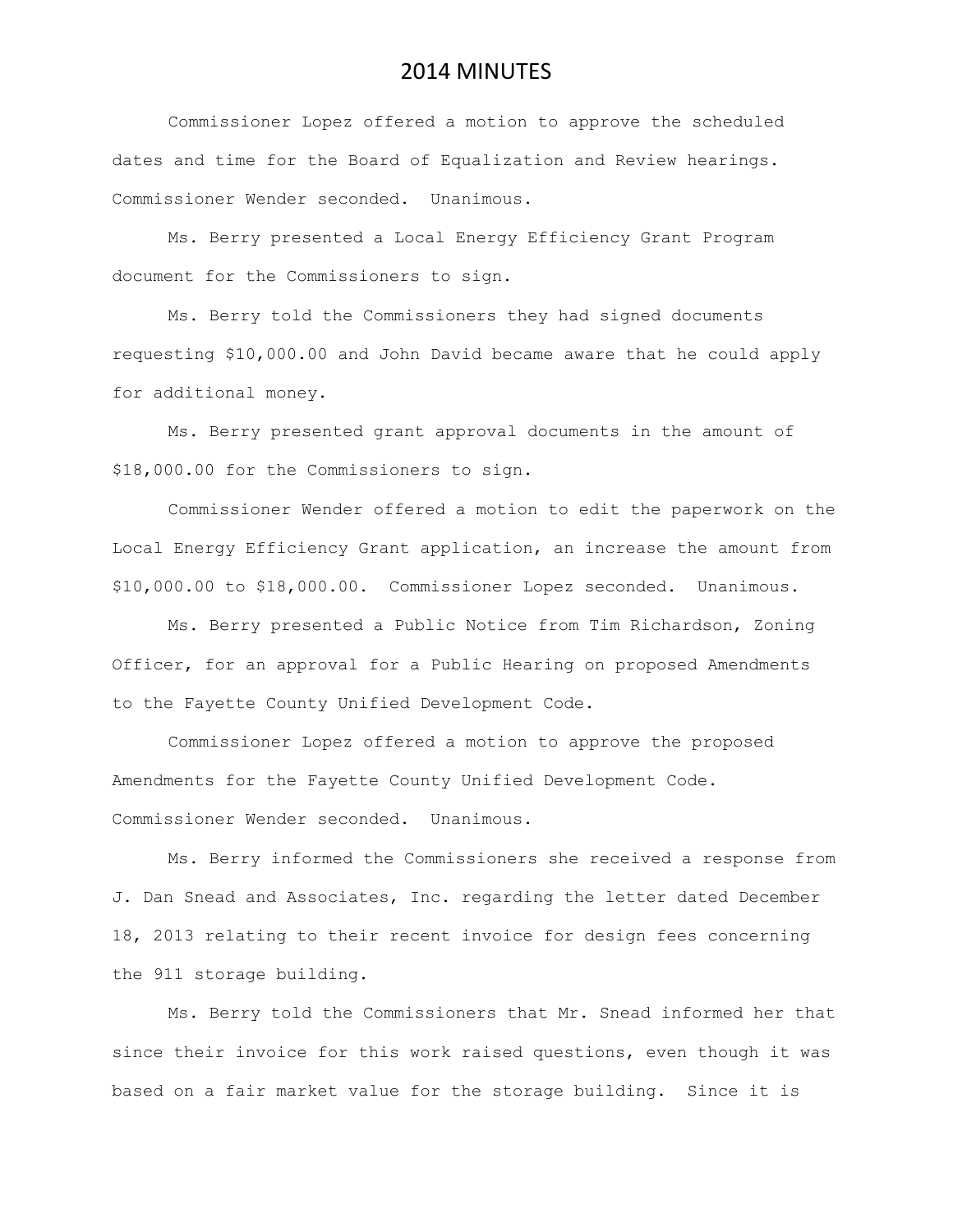Commissioner Lopez offered a motion to approve the scheduled dates and time for the Board of Equalization and Review hearings. Commissioner Wender seconded. Unanimous.

Ms. Berry presented a Local Energy Efficiency Grant Program document for the Commissioners to sign.

Ms. Berry told the Commissioners they had signed documents requesting $10,000.00 and John David became aware that he could apply for additional money.

Ms. Berry presented grant approval documents in the amount of $18,000.00 for the Commissioners to sign.

Commissioner Wender offered a motion to edit the paperwork on the Local Energy Efficiency Grant application, an increase the amount from $10,000.00 to $18,000.00. Commissioner Lopez seconded. Unanimous.

Ms. Berry presented a Public Notice from Tim Richardson, Zoning Officer, for an approval for a Public Hearing on proposed Amendments to the Fayette County Unified Development Code.

Commissioner Lopez offered a motion to approve the proposed Amendments for the Fayette County Unified Development Code. Commissioner Wender seconded. Unanimous.

Ms. Berry informed the Commissioners she received a response from J. Dan Snead and Associates, Inc. regarding the letter dated December 18, 2013 relating to their recent invoice for design fees concerning the 911 storage building.

Ms. Berry told the Commissioners that Mr. Snead informed her that since their invoice for this work raised questions, even though it was based on a fair market value for the storage building. Since it is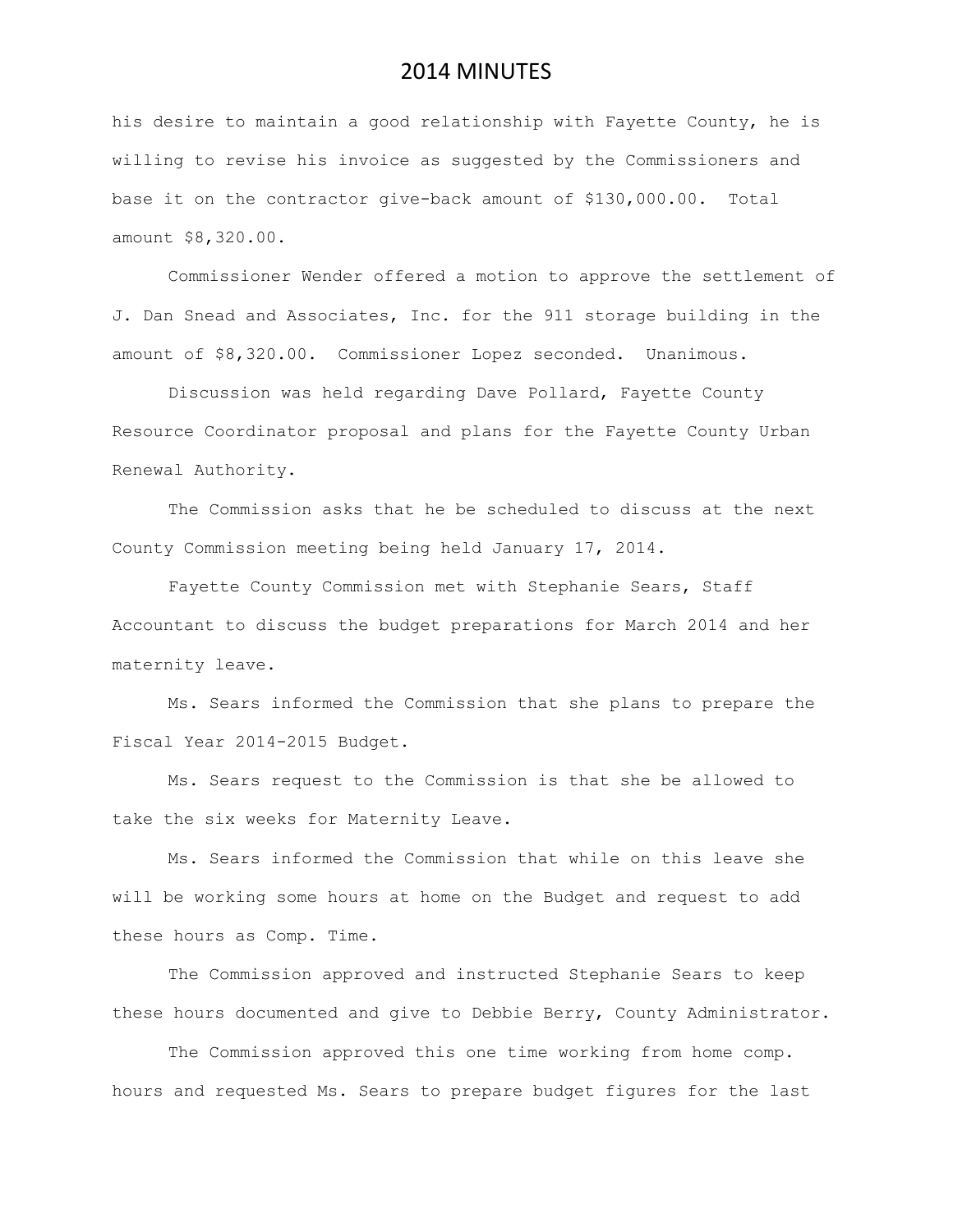his desire to maintain a good relationship with Fayette County, he is willing to revise his invoice as suggested by the Commissioners and base it on the contractor give-back amount of $130,000.00. Total amount $8,320.00.

Commissioner Wender offered a motion to approve the settlement of J. Dan Snead and Associates, Inc. for the 911 storage building in the amount of $8,320.00. Commissioner Lopez seconded. Unanimous.

Discussion was held regarding Dave Pollard, Fayette County Resource Coordinator proposal and plans for the Fayette County Urban Renewal Authority.

The Commission asks that he be scheduled to discuss at the next County Commission meeting being held January 17, 2014.

Fayette County Commission met with Stephanie Sears, Staff Accountant to discuss the budget preparations for March 2014 and her maternity leave.

Ms. Sears informed the Commission that she plans to prepare the Fiscal Year 2014-2015 Budget.

Ms. Sears request to the Commission is that she be allowed to take the six weeks for Maternity Leave.

Ms. Sears informed the Commission that while on this leave she will be working some hours at home on the Budget and request to add these hours as Comp. Time.

The Commission approved and instructed Stephanie Sears to keep these hours documented and give to Debbie Berry, County Administrator.

The Commission approved this one time working from home comp. hours and requested Ms. Sears to prepare budget figures for the last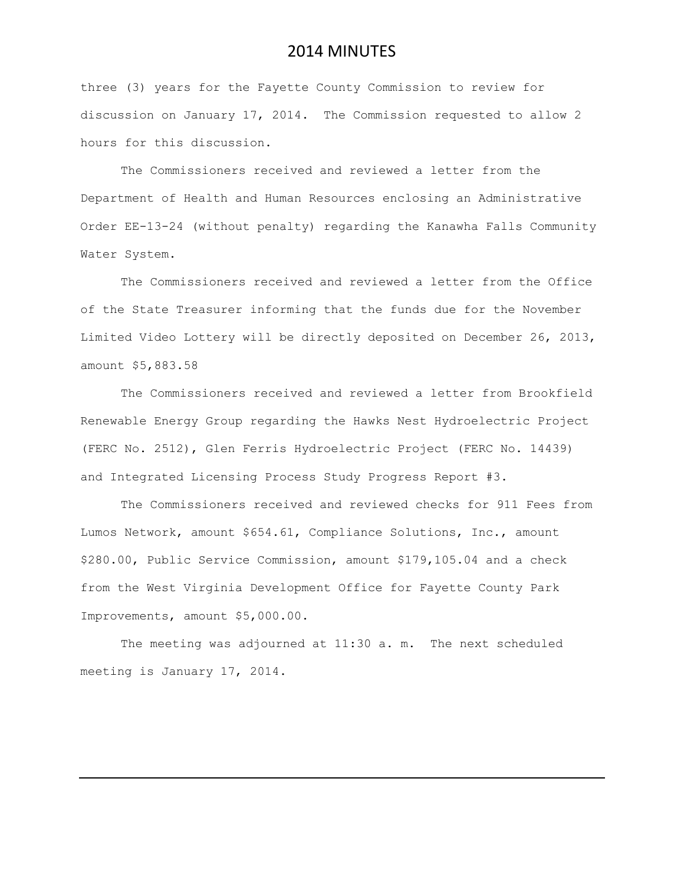three (3) years for the Fayette County Commission to review for discussion on January 17, 2014. The Commission requested to allow 2 hours for this discussion.

The Commissioners received and reviewed a letter from the Department of Health and Human Resources enclosing an Administrative Order EE-13-24 (without penalty) regarding the Kanawha Falls Community Water System.

The Commissioners received and reviewed a letter from the Office of the State Treasurer informing that the funds due for the November Limited Video Lottery will be directly deposited on December 26, 2013, amount $5,883.58

The Commissioners received and reviewed a letter from Brookfield Renewable Energy Group regarding the Hawks Nest Hydroelectric Project (FERC No. 2512), Glen Ferris Hydroelectric Project (FERC No. 14439) and Integrated Licensing Process Study Progress Report #3.

The Commissioners received and reviewed checks for 911 Fees from Lumos Network, amount $654.61, Compliance Solutions, Inc., amount $280.00, Public Service Commission, amount $179,105.04 and a check from the West Virginia Development Office for Fayette County Park Improvements, amount $5,000.00.

The meeting was adjourned at 11:30 a. m. The next scheduled meeting is January 17, 2014.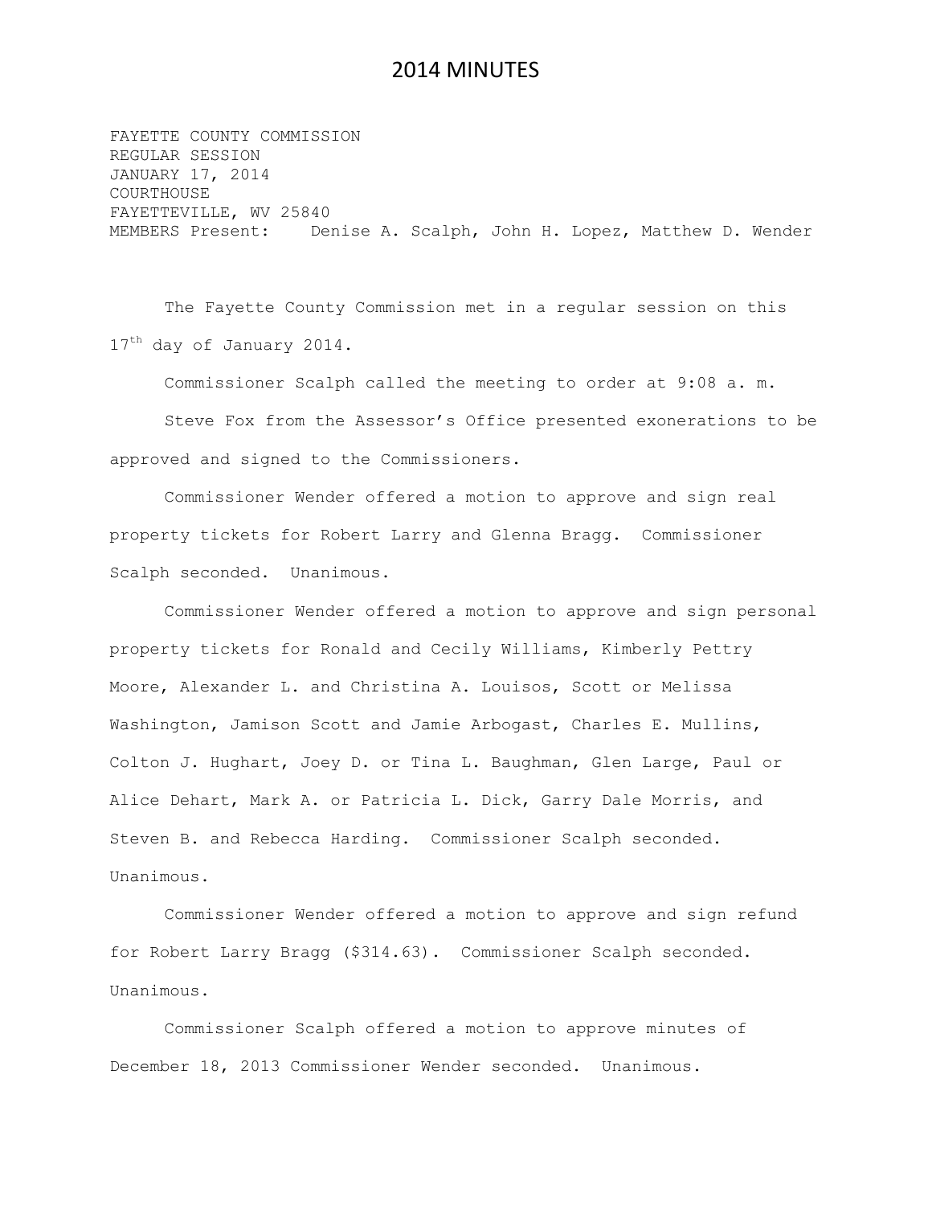# 2014 MINUTES

FAYETTE COUNTY COMMISSION
REGULAR SESSION
JANUARY 17, 2014
COURTHOUSE
FAYETTEVILLE, WV 25840
MEMBERS Present: Denise A. Scalph, John H. Lopez, Matthew D. Wender

The Fayette County Commission met in a regular session on this 17th day of January 2014.

Commissioner Scalph called the meeting to order at 9:08 a. m.

Steve Fox from the Assessor's Office presented exonerations to be approved and signed to the Commissioners.

Commissioner Wender offered a motion to approve and sign real property tickets for Robert Larry and Glenna Bragg. Commissioner Scalph seconded. Unanimous.

Commissioner Wender offered a motion to approve and sign personal property tickets for Ronald and Cecily Williams, Kimberly Pettry Moore, Alexander L. and Christina A. Louisos, Scott or Melissa Washington, Jamison Scott and Jamie Arbogast, Charles E. Mullins, Colton J. Hughart, Joey D. or Tina L. Baughman, Glen Large, Paul or Alice Dehart, Mark A. or Patricia L. Dick, Garry Dale Morris, and Steven B. and Rebecca Harding. Commissioner Scalph seconded. Unanimous.

Commissioner Wender offered a motion to approve and sign refund for Robert Larry Bragg ($314.63). Commissioner Scalph seconded. Unanimous.

Commissioner Scalph offered a motion to approve minutes of December 18, 2013 Commissioner Wender seconded. Unanimous.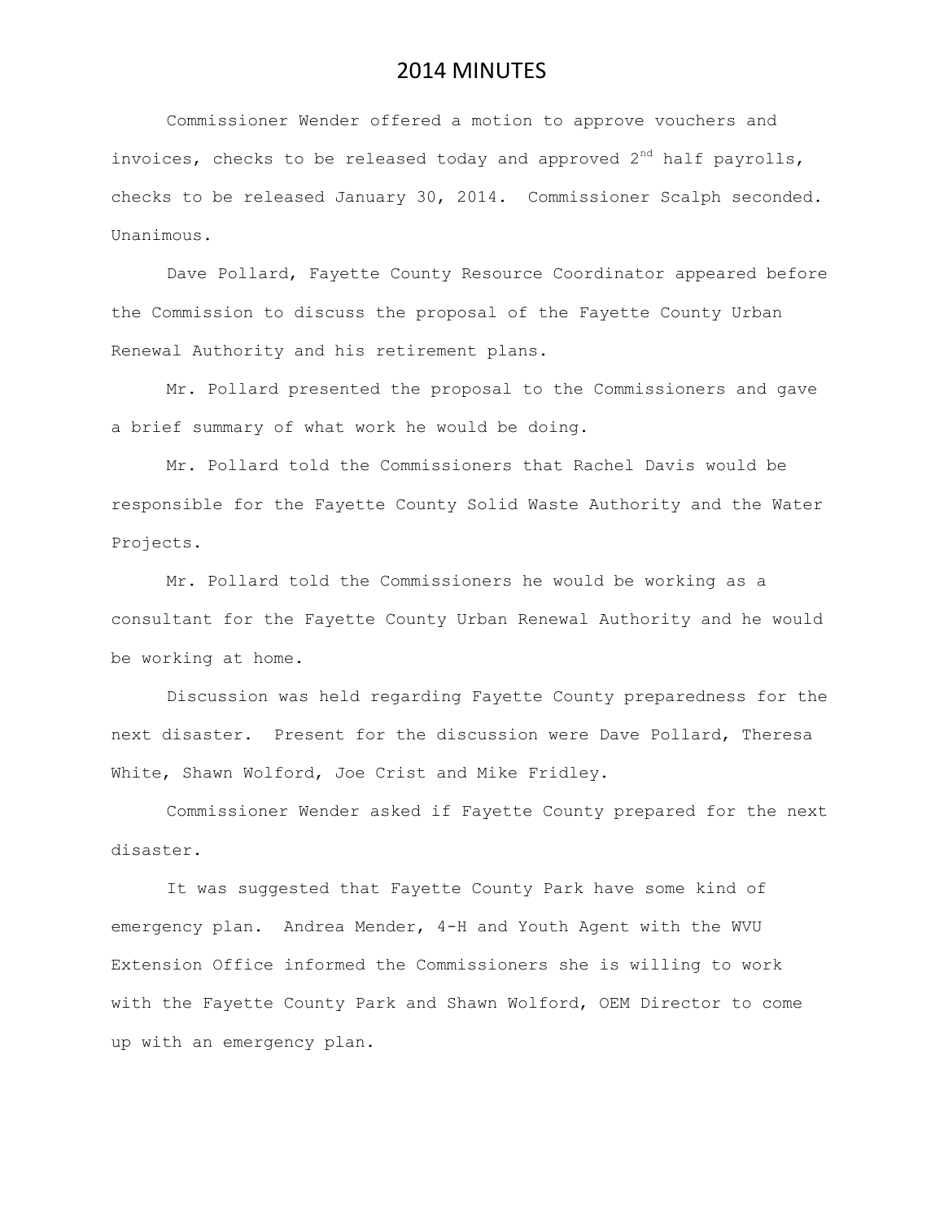# 2014 MINUTES

Commissioner Wender offered a motion to approve vouchers and invoices, checks to be released today and approved 2nd half payrolls, checks to be released January 30, 2014. Commissioner Scalph seconded. Unanimous.

Dave Pollard, Fayette County Resource Coordinator appeared before the Commission to discuss the proposal of the Fayette County Urban Renewal Authority and his retirement plans.

Mr. Pollard presented the proposal to the Commissioners and gave a brief summary of what work he would be doing.

Mr. Pollard told the Commissioners that Rachel Davis would be responsible for the Fayette County Solid Waste Authority and the Water Projects.

Mr. Pollard told the Commissioners he would be working as a consultant for the Fayette County Urban Renewal Authority and he would be working at home.

Discussion was held regarding Fayette County preparedness for the next disaster. Present for the discussion were Dave Pollard, Theresa White, Shawn Wolford, Joe Crist and Mike Fridley.

Commissioner Wender asked if Fayette County prepared for the next disaster.

It was suggested that Fayette County Park have some kind of emergency plan. Andrea Mender, 4-H and Youth Agent with the WVU Extension Office informed the Commissioners she is willing to work with the Fayette County Park and Shawn Wolford, OEM Director to come up with an emergency plan.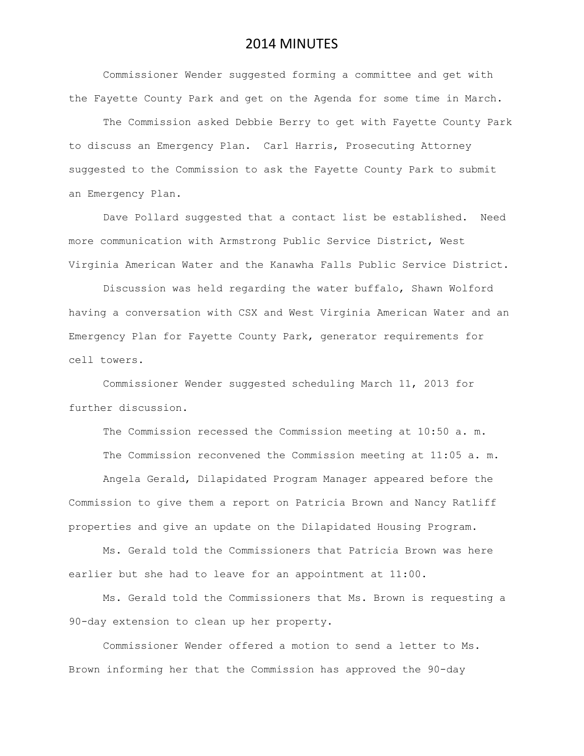Commissioner Wender suggested forming a committee and get with the Fayette County Park and get on the Agenda for some time in March.

The Commission asked Debbie Berry to get with Fayette County Park to discuss an Emergency Plan.  Carl Harris, Prosecuting Attorney suggested to the Commission to ask the Fayette County Park to submit an Emergency Plan.

Dave Pollard suggested that a contact list be established.  Need more communication with Armstrong Public Service District, West Virginia American Water and the Kanawha Falls Public Service District.

Discussion was held regarding the water buffalo, Shawn Wolford having a conversation with CSX and West Virginia American Water and an Emergency Plan for Fayette County Park, generator requirements for cell towers.

Commissioner Wender suggested scheduling March 11, 2013 for further discussion.

The Commission recessed the Commission meeting at 10:50 a. m.

The Commission reconvened the Commission meeting at 11:05 a. m.

Angela Gerald, Dilapidated Program Manager appeared before the Commission to give them a report on Patricia Brown and Nancy Ratliff properties and give an update on the Dilapidated Housing Program.

Ms. Gerald told the Commissioners that Patricia Brown was here earlier but she had to leave for an appointment at 11:00.

Ms. Gerald told the Commissioners that Ms. Brown is requesting a 90-day extension to clean up her property.

Commissioner Wender offered a motion to send a letter to Ms. Brown informing her that the Commission has approved the 90-day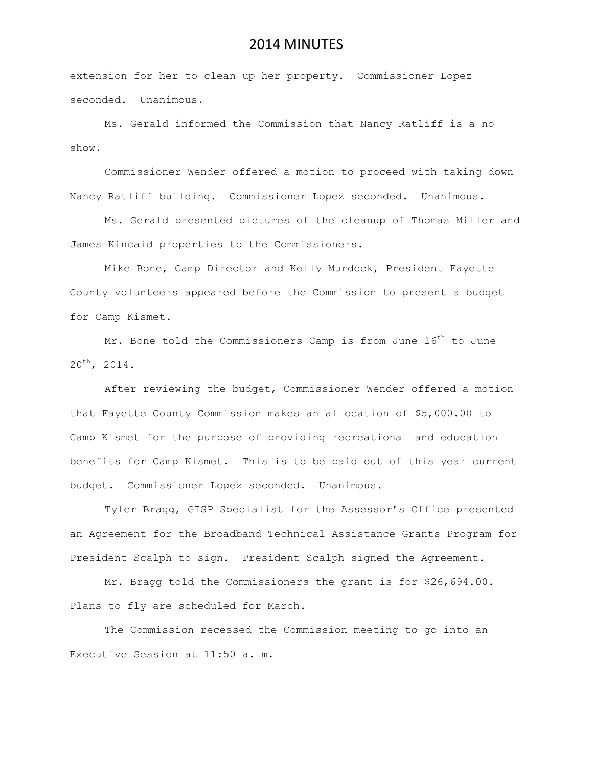extension for her to clean up her property. Commissioner Lopez seconded. Unanimous.

Ms. Gerald informed the Commission that Nancy Ratliff is a no show.

Commissioner Wender offered a motion to proceed with taking down Nancy Ratliff building. Commissioner Lopez seconded. Unanimous.

Ms. Gerald presented pictures of the cleanup of Thomas Miller and James Kincaid properties to the Commissioners.

Mike Bone, Camp Director and Kelly Murdock, President Fayette County volunteers appeared before the Commission to present a budget for Camp Kismet.

Mr. Bone told the Commissioners Camp is from June 16th to June 20th, 2014.

After reviewing the budget, Commissioner Wender offered a motion that Fayette County Commission makes an allocation of $5,000.00 to Camp Kismet for the purpose of providing recreational and education benefits for Camp Kismet. This is to be paid out of this year current budget. Commissioner Lopez seconded. Unanimous.

Tyler Bragg, GISP Specialist for the Assessor's Office presented an Agreement for the Broadband Technical Assistance Grants Program for President Scalph to sign. President Scalph signed the Agreement.

Mr. Bragg told the Commissioners the grant is for $26,694.00. Plans to fly are scheduled for March.

The Commission recessed the Commission meeting to go into an Executive Session at 11:50 a. m.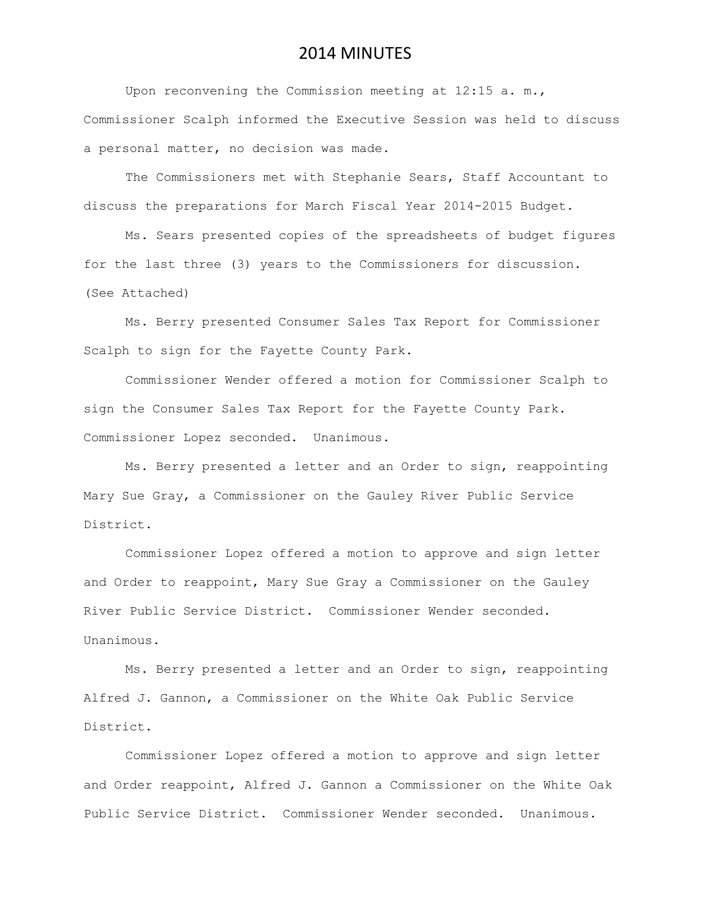# 2014 MINUTES

Upon reconvening the Commission meeting at 12:15 a. m., Commissioner Scalph informed the Executive Session was held to discuss a personal matter, no decision was made.

The Commissioners met with Stephanie Sears, Staff Accountant to discuss the preparations for March Fiscal Year 2014-2015 Budget.

Ms. Sears presented copies of the spreadsheets of budget figures for the last three (3) years to the Commissioners for discussion. (See Attached)

Ms. Berry presented Consumer Sales Tax Report for Commissioner Scalph to sign for the Fayette County Park.

Commissioner Wender offered a motion for Commissioner Scalph to sign the Consumer Sales Tax Report for the Fayette County Park. Commissioner Lopez seconded. Unanimous.

Ms. Berry presented a letter and an Order to sign, reappointing Mary Sue Gray, a Commissioner on the Gauley River Public Service District.

Commissioner Lopez offered a motion to approve and sign letter and Order to reappoint, Mary Sue Gray a Commissioner on the Gauley River Public Service District. Commissioner Wender seconded. Unanimous.

Ms. Berry presented a letter and an Order to sign, reappointing Alfred J. Gannon, a Commissioner on the White Oak Public Service District.

Commissioner Lopez offered a motion to approve and sign letter and Order reappoint, Alfred J. Gannon a Commissioner on the White Oak Public Service District. Commissioner Wender seconded. Unanimous.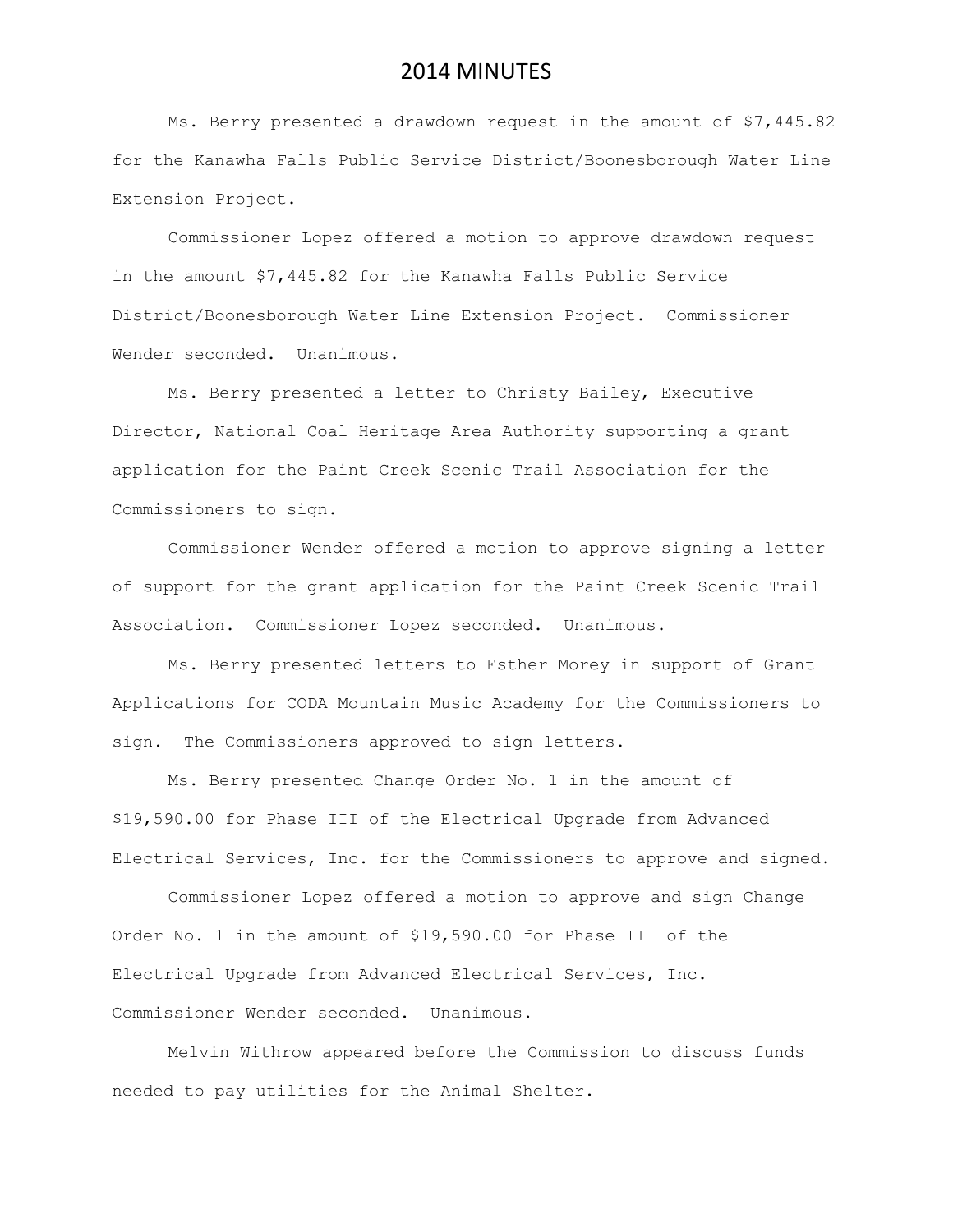Ms. Berry presented a drawdown request in the amount of $7,445.82 for the Kanawha Falls Public Service District/Boonesborough Water Line Extension Project.

Commissioner Lopez offered a motion to approve drawdown request in the amount $7,445.82 for the Kanawha Falls Public Service District/Boonesborough Water Line Extension Project. Commissioner Wender seconded. Unanimous.

Ms. Berry presented a letter to Christy Bailey, Executive Director, National Coal Heritage Area Authority supporting a grant application for the Paint Creek Scenic Trail Association for the Commissioners to sign.

Commissioner Wender offered a motion to approve signing a letter of support for the grant application for the Paint Creek Scenic Trail Association. Commissioner Lopez seconded. Unanimous.

Ms. Berry presented letters to Esther Morey in support of Grant Applications for CODA Mountain Music Academy for the Commissioners to sign. The Commissioners approved to sign letters.

Ms. Berry presented Change Order No. 1 in the amount of $19,590.00 for Phase III of the Electrical Upgrade from Advanced Electrical Services, Inc. for the Commissioners to approve and signed.

Commissioner Lopez offered a motion to approve and sign Change Order No. 1 in the amount of $19,590.00 for Phase III of the Electrical Upgrade from Advanced Electrical Services, Inc. Commissioner Wender seconded. Unanimous.

Melvin Withrow appeared before the Commission to discuss funds needed to pay utilities for the Animal Shelter.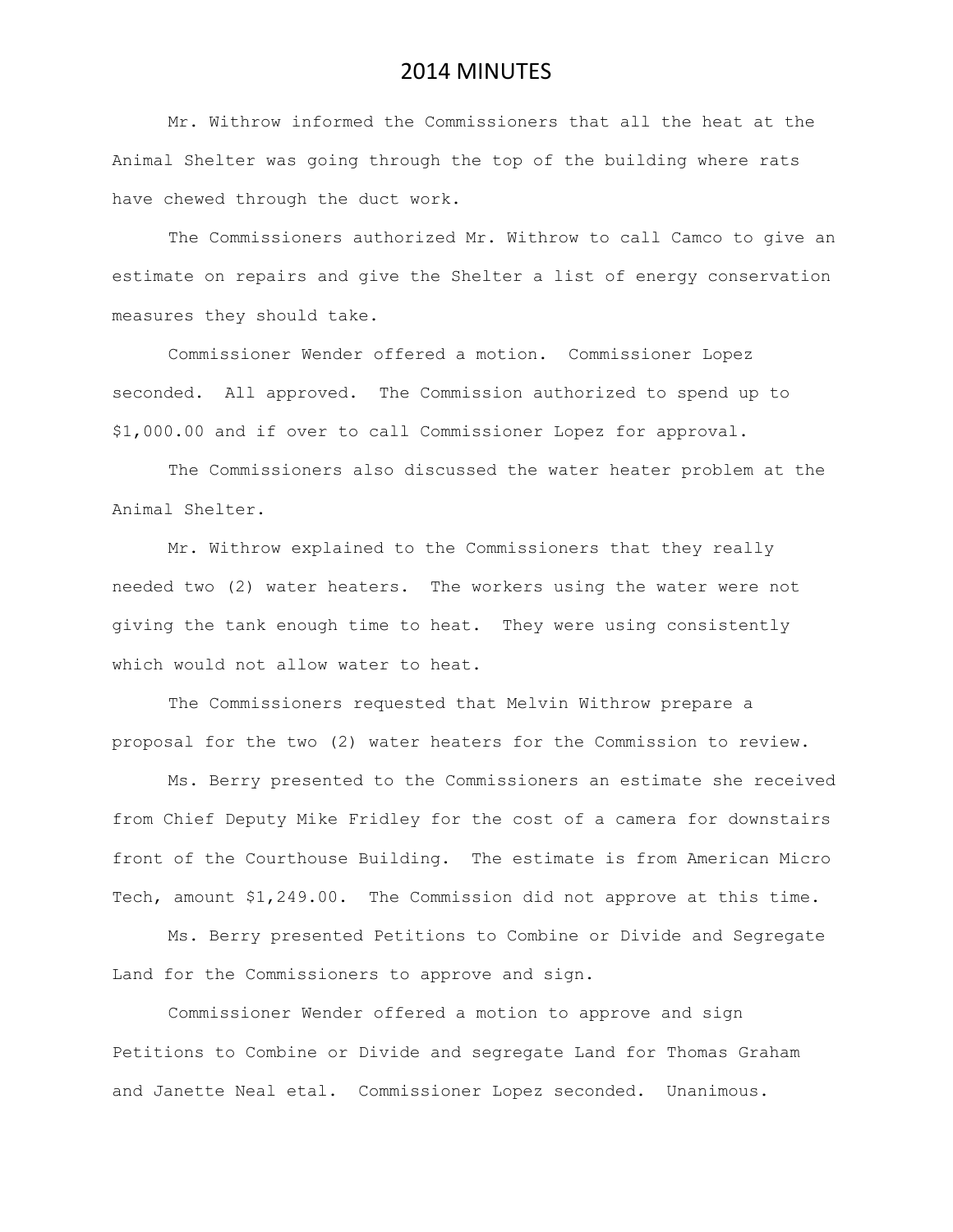Mr. Withrow informed the Commissioners that all the heat at the Animal Shelter was going through the top of the building where rats have chewed through the duct work.

The Commissioners authorized Mr. Withrow to call Camco to give an estimate on repairs and give the Shelter a list of energy conservation measures they should take.

Commissioner Wender offered a motion. Commissioner Lopez seconded. All approved. The Commission authorized to spend up to $1,000.00 and if over to call Commissioner Lopez for approval.

The Commissioners also discussed the water heater problem at the Animal Shelter.

Mr. Withrow explained to the Commissioners that they really needed two (2) water heaters. The workers using the water were not giving the tank enough time to heat. They were using consistently which would not allow water to heat.

The Commissioners requested that Melvin Withrow prepare a proposal for the two (2) water heaters for the Commission to review.

Ms. Berry presented to the Commissioners an estimate she received from Chief Deputy Mike Fridley for the cost of a camera for downstairs front of the Courthouse Building. The estimate is from American Micro Tech, amount $1,249.00. The Commission did not approve at this time.

Ms. Berry presented Petitions to Combine or Divide and Segregate Land for the Commissioners to approve and sign.

Commissioner Wender offered a motion to approve and sign Petitions to Combine or Divide and segregate Land for Thomas Graham and Janette Neal etal. Commissioner Lopez seconded. Unanimous.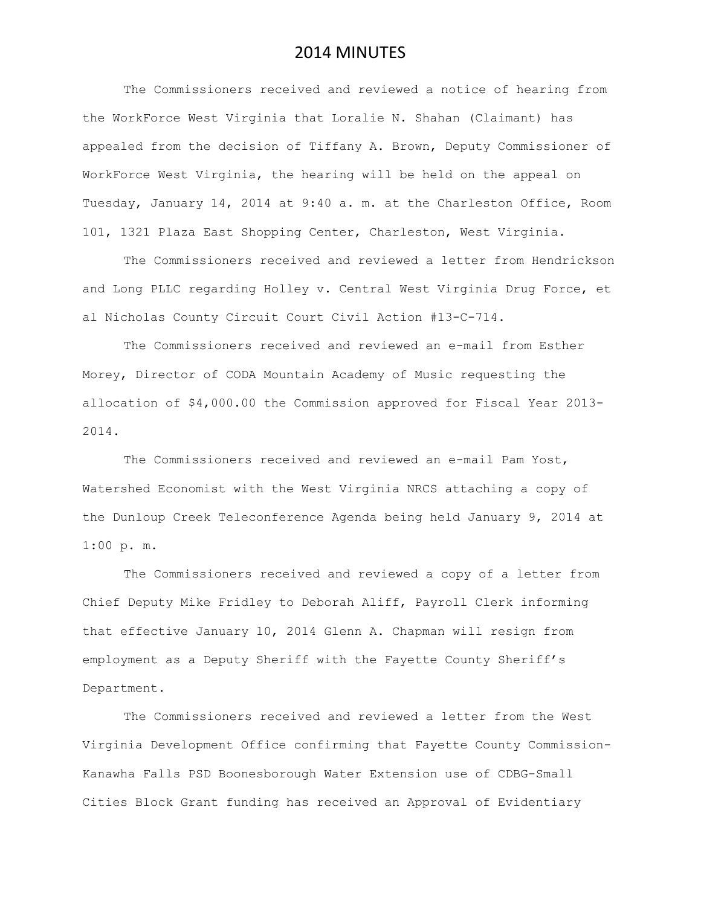# 2014 MINUTES

The Commissioners received and reviewed a notice of hearing from the WorkForce West Virginia that Loralie N. Shahan (Claimant) has appealed from the decision of Tiffany A. Brown, Deputy Commissioner of WorkForce West Virginia, the hearing will be held on the appeal on Tuesday, January 14, 2014 at 9:40 a. m. at the Charleston Office, Room 101, 1321 Plaza East Shopping Center, Charleston, West Virginia.

The Commissioners received and reviewed a letter from Hendrickson and Long PLLC regarding Holley v. Central West Virginia Drug Force, et al Nicholas County Circuit Court Civil Action #13-C-714.

The Commissioners received and reviewed an e-mail from Esther Morey, Director of CODA Mountain Academy of Music requesting the allocation of $4,000.00 the Commission approved for Fiscal Year 2013-2014.

The Commissioners received and reviewed an e-mail Pam Yost, Watershed Economist with the West Virginia NRCS attaching a copy of the Dunloup Creek Teleconference Agenda being held January 9, 2014 at 1:00 p. m.

The Commissioners received and reviewed a copy of a letter from Chief Deputy Mike Fridley to Deborah Aliff, Payroll Clerk informing that effective January 10, 2014 Glenn A. Chapman will resign from employment as a Deputy Sheriff with the Fayette County Sheriff's Department.

The Commissioners received and reviewed a letter from the West Virginia Development Office confirming that Fayette County Commission-Kanawha Falls PSD Boonesborough Water Extension use of CDBG-Small Cities Block Grant funding has received an Approval of Evidentiary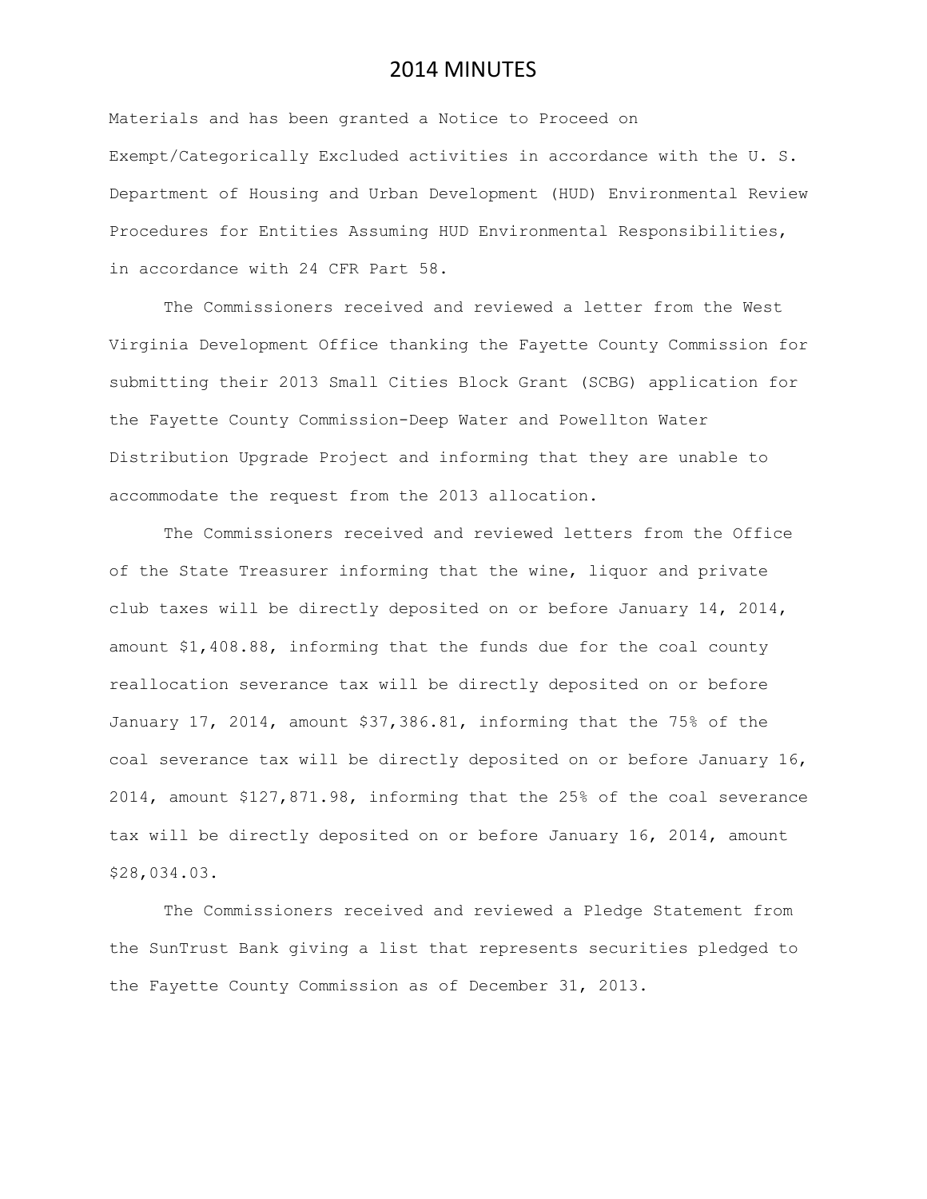Materials and has been granted a Notice to Proceed on Exempt/Categorically Excluded activities in accordance with the U. S. Department of Housing and Urban Development (HUD) Environmental Review Procedures for Entities Assuming HUD Environmental Responsibilities, in accordance with 24 CFR Part 58.

The Commissioners received and reviewed a letter from the West Virginia Development Office thanking the Fayette County Commission for submitting their 2013 Small Cities Block Grant (SCBG) application for the Fayette County Commission-Deep Water and Powellton Water Distribution Upgrade Project and informing that they are unable to accommodate the request from the 2013 allocation.

The Commissioners received and reviewed letters from the Office of the State Treasurer informing that the wine, liquor and private club taxes will be directly deposited on or before January 14, 2014, amount $1,408.88, informing that the funds due for the coal county reallocation severance tax will be directly deposited on or before January 17, 2014, amount $37,386.81, informing that the 75% of the coal severance tax will be directly deposited on or before January 16, 2014, amount $127,871.98, informing that the 25% of the coal severance tax will be directly deposited on or before January 16, 2014, amount $28,034.03.

The Commissioners received and reviewed a Pledge Statement from the SunTrust Bank giving a list that represents securities pledged to the Fayette County Commission as of December 31, 2013.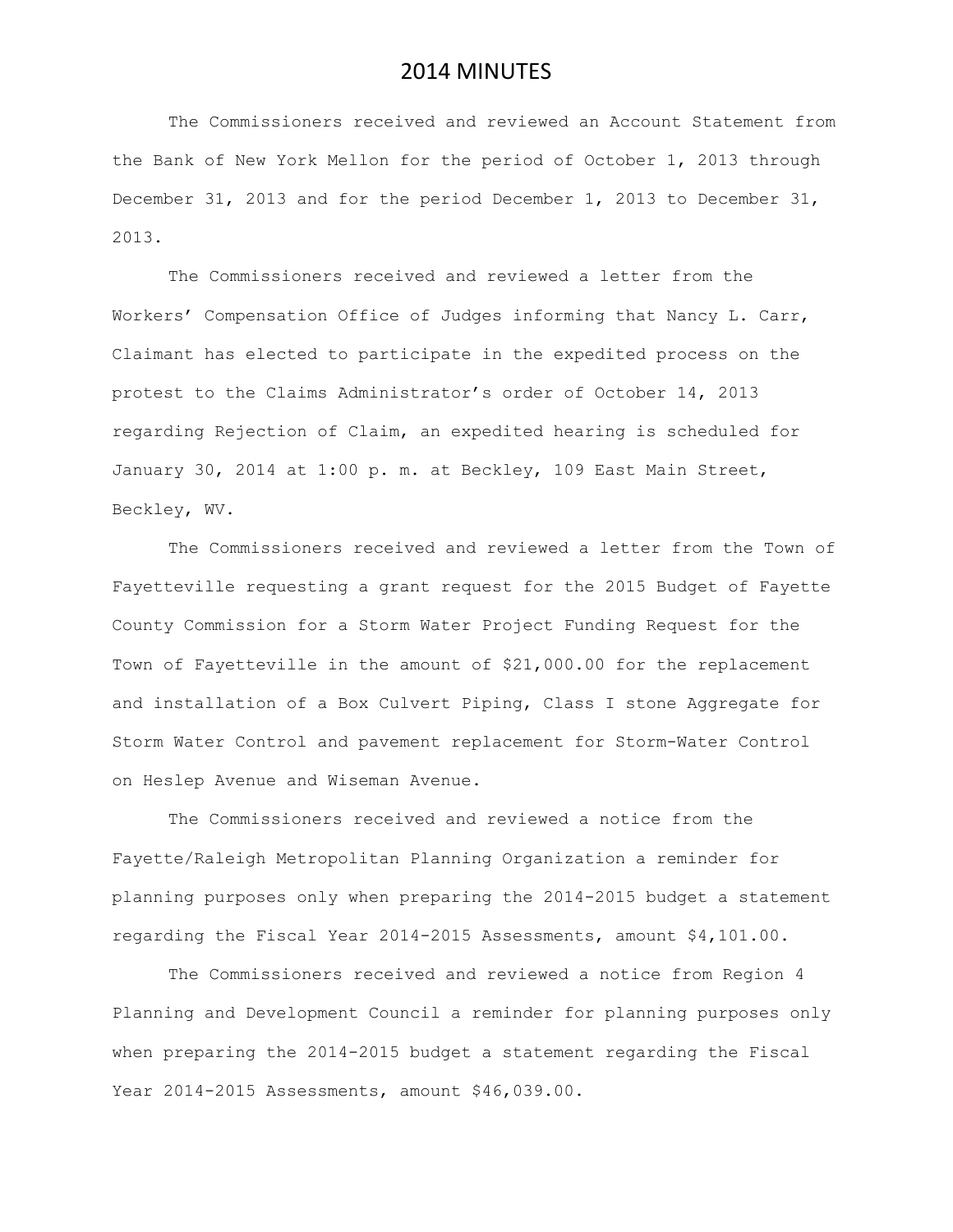# 2014 MINUTES

The Commissioners received and reviewed an Account Statement from the Bank of New York Mellon for the period of October 1, 2013 through December 31, 2013 and for the period December 1, 2013 to December 31, 2013.

The Commissioners received and reviewed a letter from the Workers' Compensation Office of Judges informing that Nancy L. Carr, Claimant has elected to participate in the expedited process on the protest to the Claims Administrator's order of October 14, 2013 regarding Rejection of Claim, an expedited hearing is scheduled for January 30, 2014 at 1:00 p. m. at Beckley, 109 East Main Street, Beckley, WV.

The Commissioners received and reviewed a letter from the Town of Fayetteville requesting a grant request for the 2015 Budget of Fayette County Commission for a Storm Water Project Funding Request for the Town of Fayetteville in the amount of $21,000.00 for the replacement and installation of a Box Culvert Piping, Class I stone Aggregate for Storm Water Control and pavement replacement for Storm-Water Control on Heslep Avenue and Wiseman Avenue.

The Commissioners received and reviewed a notice from the Fayette/Raleigh Metropolitan Planning Organization a reminder for planning purposes only when preparing the 2014-2015 budget a statement regarding the Fiscal Year 2014-2015 Assessments, amount $4,101.00.

The Commissioners received and reviewed a notice from Region 4 Planning and Development Council a reminder for planning purposes only when preparing the 2014-2015 budget a statement regarding the Fiscal Year 2014-2015 Assessments, amount $46,039.00.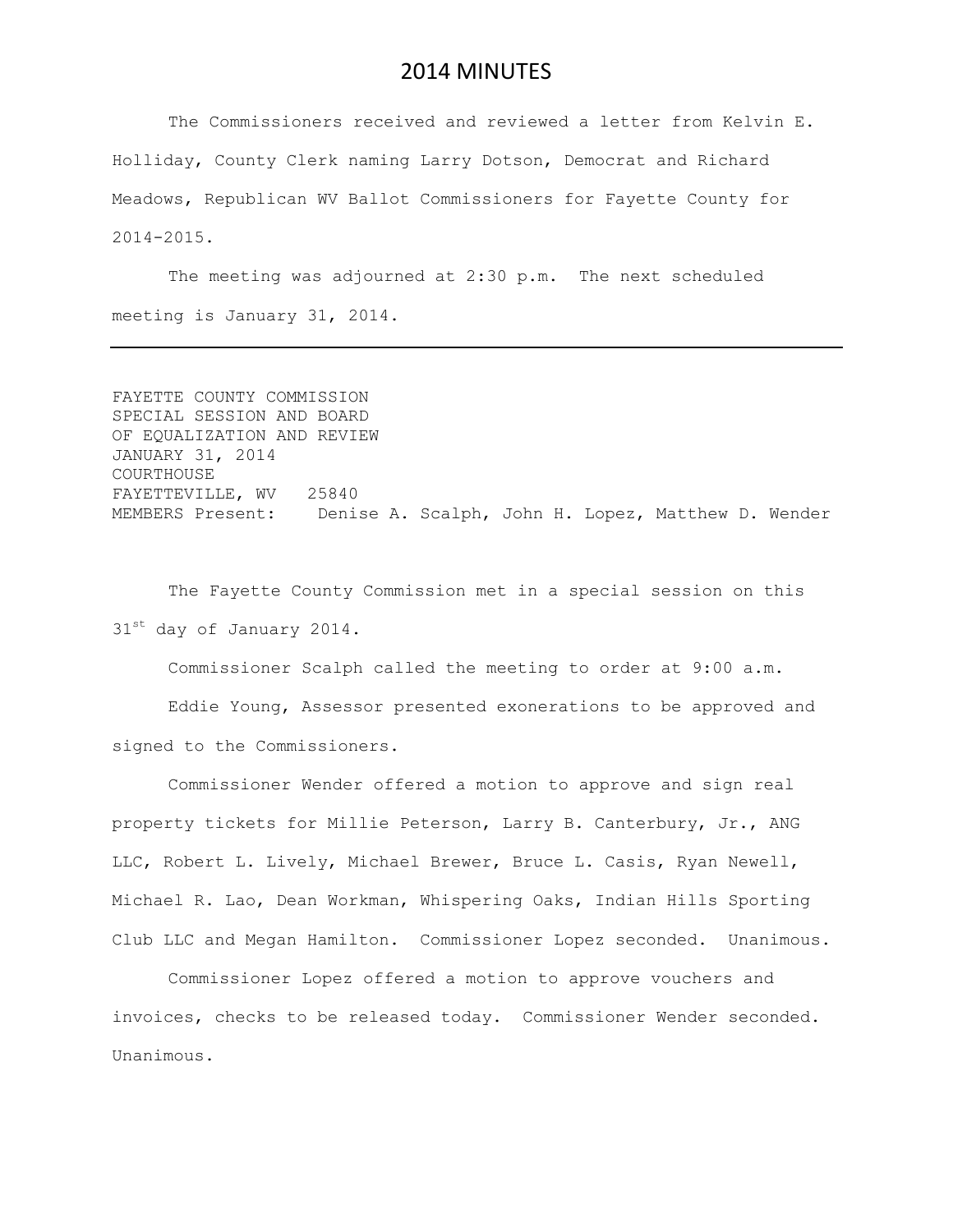The Commissioners received and reviewed a letter from Kelvin E. Holliday, County Clerk naming Larry Dotson, Democrat and Richard Meadows, Republican WV Ballot Commissioners for Fayette County for 2014-2015.

The meeting was adjourned at 2:30 p.m. The next scheduled meeting is January 31, 2014.

---

FAYETTE COUNTY COMMISSION
SPECIAL SESSION AND BOARD
OF EQUALIZATION AND REVIEW
JANUARY 31, 2014
COURTHOUSE
FAYETTEVILLE, WV 25840
MEMBERS Present: Denise A. Scalph, John H. Lopez, Matthew D. Wender

The Fayette County Commission met in a special session on this 31st day of January 2014.

Commissioner Scalph called the meeting to order at 9:00 a.m.

Eddie Young, Assessor presented exonerations to be approved and signed to the Commissioners.

Commissioner Wender offered a motion to approve and sign real property tickets for Millie Peterson, Larry B. Canterbury, Jr., ANG LLC, Robert L. Lively, Michael Brewer, Bruce L. Casis, Ryan Newell, Michael R. Lao, Dean Workman, Whispering Oaks, Indian Hills Sporting Club LLC and Megan Hamilton. Commissioner Lopez seconded. Unanimous.

Commissioner Lopez offered a motion to approve vouchers and invoices, checks to be released today. Commissioner Wender seconded. Unanimous.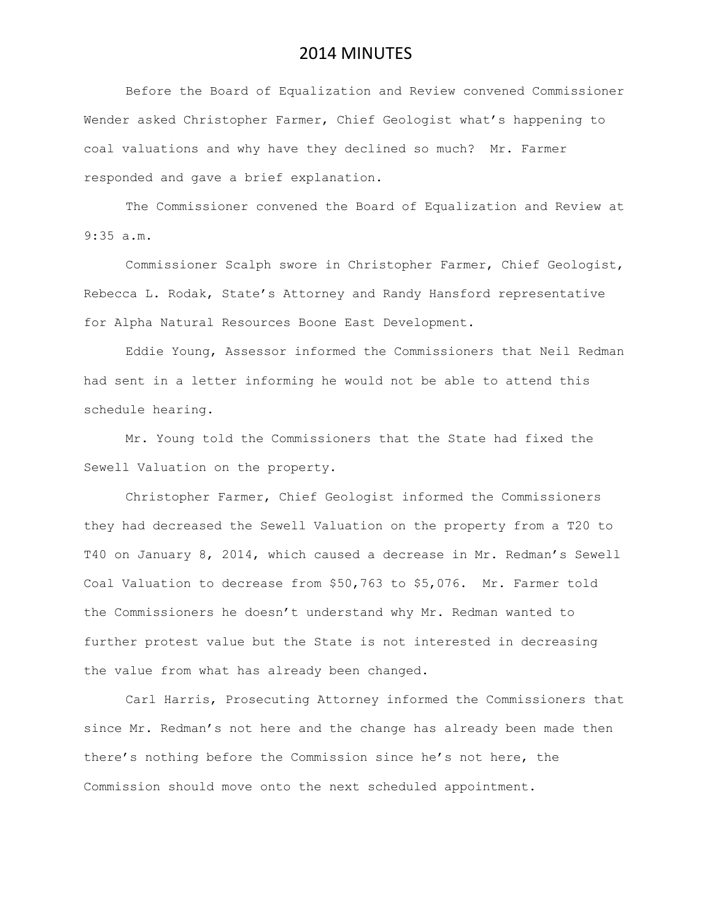# 2014 MINUTES

Before the Board of Equalization and Review convened Commissioner Wender asked Christopher Farmer, Chief Geologist what's happening to coal valuations and why have they declined so much? Mr. Farmer responded and gave a brief explanation.

The Commissioner convened the Board of Equalization and Review at 9:35 a.m.

Commissioner Scalph swore in Christopher Farmer, Chief Geologist, Rebecca L. Rodak, State's Attorney and Randy Hansford representative for Alpha Natural Resources Boone East Development.

Eddie Young, Assessor informed the Commissioners that Neil Redman had sent in a letter informing he would not be able to attend this schedule hearing.

Mr. Young told the Commissioners that the State had fixed the Sewell Valuation on the property.

Christopher Farmer, Chief Geologist informed the Commissioners they had decreased the Sewell Valuation on the property from a T20 to T40 on January 8, 2014, which caused a decrease in Mr. Redman's Sewell Coal Valuation to decrease from $50,763 to $5,076. Mr. Farmer told the Commissioners he doesn't understand why Mr. Redman wanted to further protest value but the State is not interested in decreasing the value from what has already been changed.

Carl Harris, Prosecuting Attorney informed the Commissioners that since Mr. Redman's not here and the change has already been made then there's nothing before the Commission since he's not here, the Commission should move onto the next scheduled appointment.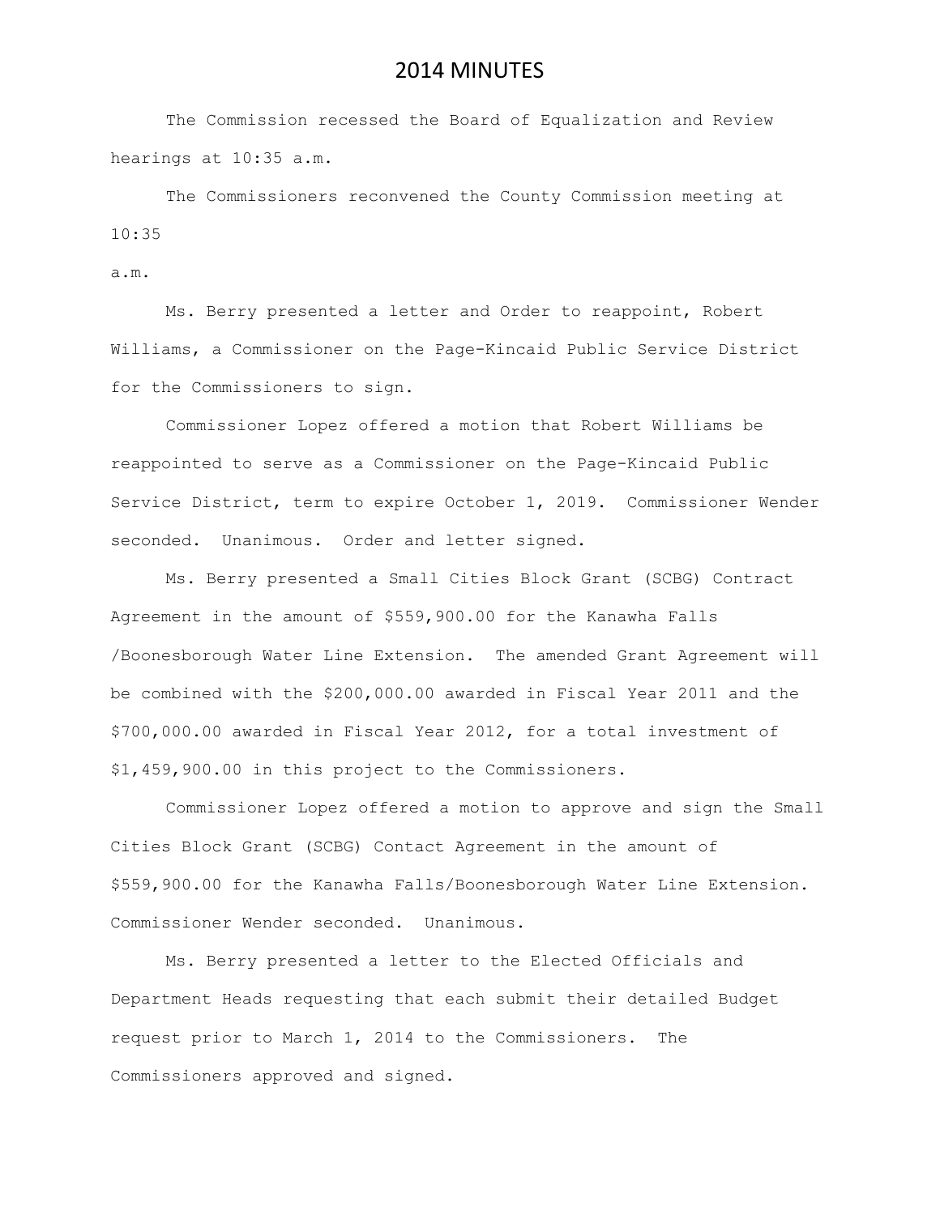# 2014 MINUTES

The Commission recessed the Board of Equalization and Review hearings at 10:35 a.m.

The Commissioners reconvened the County Commission meeting at 10:35 a.m.

Ms. Berry presented a letter and Order to reappoint, Robert Williams, a Commissioner on the Page-Kincaid Public Service District for the Commissioners to sign.

Commissioner Lopez offered a motion that Robert Williams be reappointed to serve as a Commissioner on the Page-Kincaid Public Service District, term to expire October 1, 2019. Commissioner Wender seconded. Unanimous. Order and letter signed.

Ms. Berry presented a Small Cities Block Grant (SCBG) Contract Agreement in the amount of $559,900.00 for the Kanawha Falls /Boonesborough Water Line Extension. The amended Grant Agreement will be combined with the $200,000.00 awarded in Fiscal Year 2011 and the $700,000.00 awarded in Fiscal Year 2012, for a total investment of $1,459,900.00 in this project to the Commissioners.

Commissioner Lopez offered a motion to approve and sign the Small Cities Block Grant (SCBG) Contact Agreement in the amount of $559,900.00 for the Kanawha Falls/Boonesborough Water Line Extension. Commissioner Wender seconded. Unanimous.

Ms. Berry presented a letter to the Elected Officials and Department Heads requesting that each submit their detailed Budget request prior to March 1, 2014 to the Commissioners. The Commissioners approved and signed.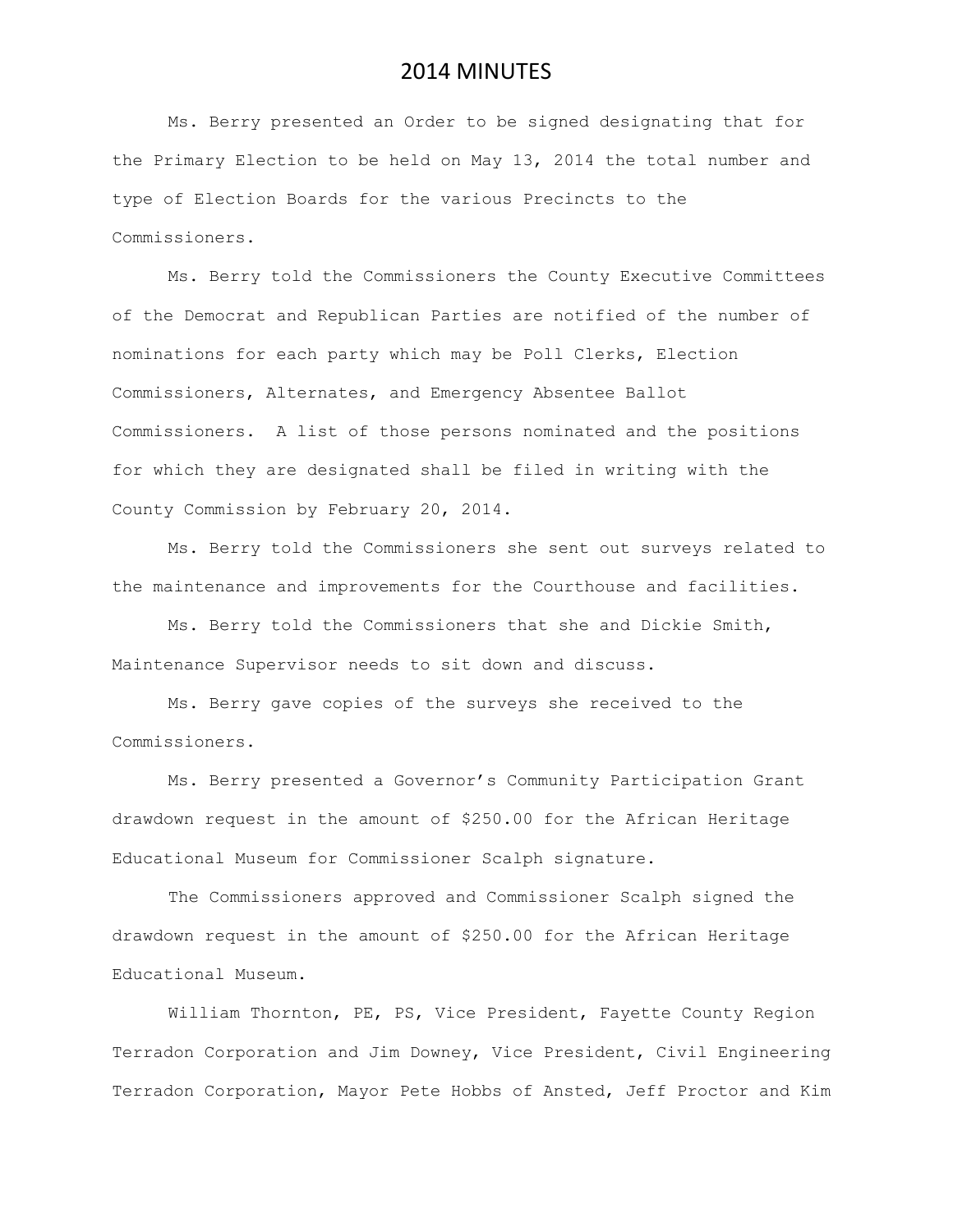Ms. Berry presented an Order to be signed designating that for the Primary Election to be held on May 13, 2014 the total number and type of Election Boards for the various Precincts to the Commissioners.

Ms. Berry told the Commissioners the County Executive Committees of the Democrat and Republican Parties are notified of the number of nominations for each party which may be Poll Clerks, Election Commissioners, Alternates, and Emergency Absentee Ballot Commissioners. A list of those persons nominated and the positions for which they are designated shall be filed in writing with the County Commission by February 20, 2014.

Ms. Berry told the Commissioners she sent out surveys related to the maintenance and improvements for the Courthouse and facilities.

Ms. Berry told the Commissioners that she and Dickie Smith, Maintenance Supervisor needs to sit down and discuss.

Ms. Berry gave copies of the surveys she received to the Commissioners.

Ms. Berry presented a Governor's Community Participation Grant drawdown request in the amount of $250.00 for the African Heritage Educational Museum for Commissioner Scalph signature.

The Commissioners approved and Commissioner Scalph signed the drawdown request in the amount of $250.00 for the African Heritage Educational Museum.

William Thornton, PE, PS, Vice President, Fayette County Region Terradon Corporation and Jim Downey, Vice President, Civil Engineering Terradon Corporation, Mayor Pete Hobbs of Ansted, Jeff Proctor and Kim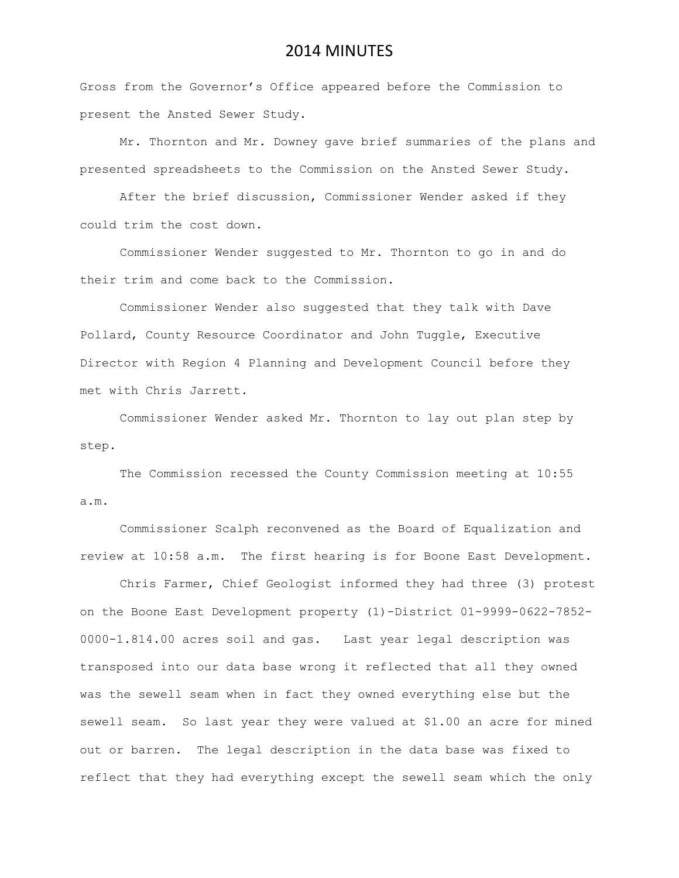Gross from the Governor's Office appeared before the Commission to present the Ansted Sewer Study.

Mr. Thornton and Mr. Downey gave brief summaries of the plans and presented spreadsheets to the Commission on the Ansted Sewer Study.

After the brief discussion, Commissioner Wender asked if they could trim the cost down.

Commissioner Wender suggested to Mr. Thornton to go in and do their trim and come back to the Commission.

Commissioner Wender also suggested that they talk with Dave Pollard, County Resource Coordinator and John Tuggle, Executive Director with Region 4 Planning and Development Council before they met with Chris Jarrett.

Commissioner Wender asked Mr. Thornton to lay out plan step by step.

The Commission recessed the County Commission meeting at 10:55 a.m.

Commissioner Scalph reconvened as the Board of Equalization and review at 10:58 a.m. The first hearing is for Boone East Development.

Chris Farmer, Chief Geologist informed they had three (3) protest on the Boone East Development property (1)-District 01-9999-0622-7852-0000-1.814.00 acres soil and gas. Last year legal description was transposed into our data base wrong it reflected that all they owned was the sewell seam when in fact they owned everything else but the sewell seam. So last year they were valued at $1.00 an acre for mined out or barren. The legal description in the data base was fixed to reflect that they had everything except the sewell seam which the only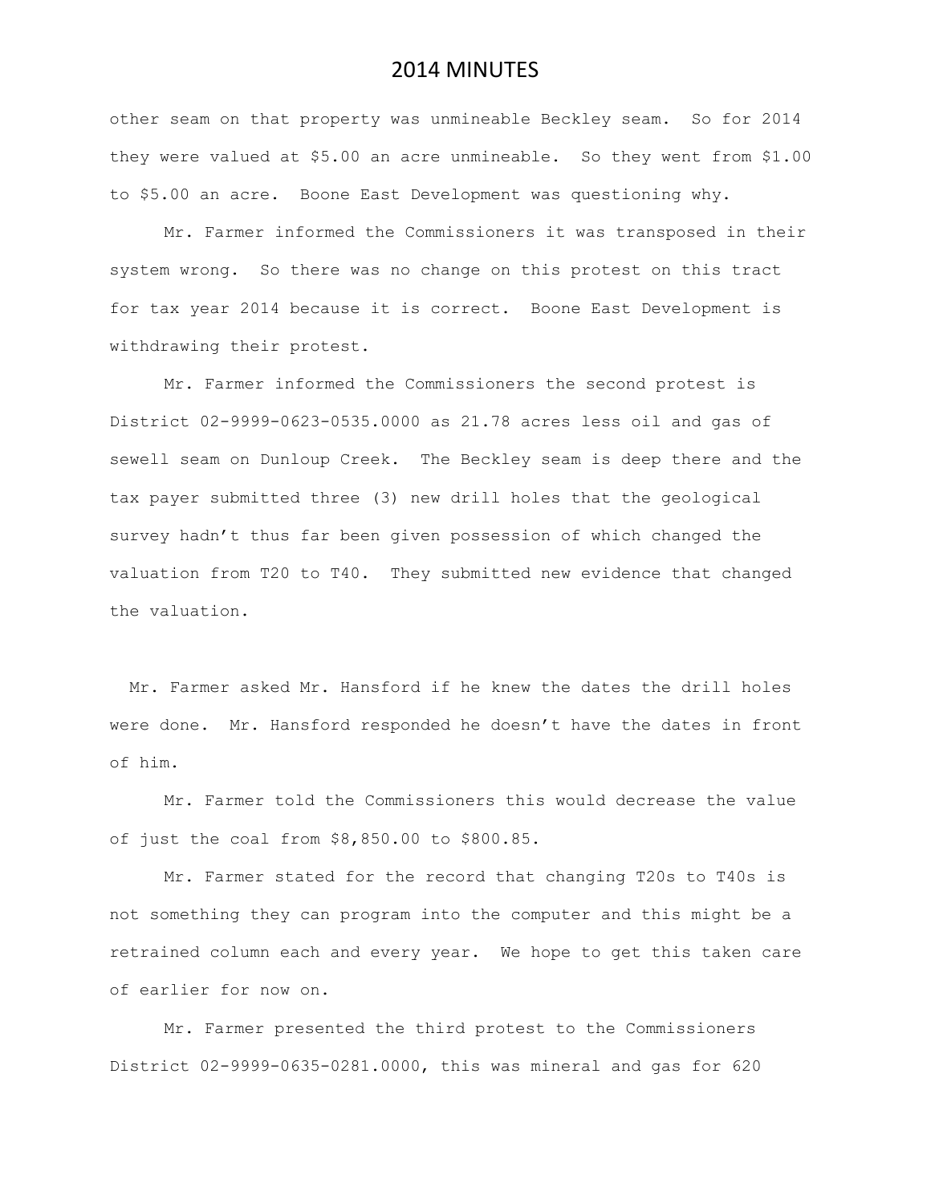other seam on that property was unmineable Beckley seam. So for 2014 they were valued at $5.00 an acre unmineable. So they went from $1.00 to $5.00 an acre. Boone East Development was questioning why.

Mr. Farmer informed the Commissioners it was transposed in their system wrong. So there was no change on this protest on this tract for tax year 2014 because it is correct. Boone East Development is withdrawing their protest.

Mr. Farmer informed the Commissioners the second protest is District 02-9999-0623-0535.0000 as 21.78 acres less oil and gas of sewell seam on Dunloup Creek. The Beckley seam is deep there and the tax payer submitted three (3) new drill holes that the geological survey hadn't thus far been given possession of which changed the valuation from T20 to T40. They submitted new evidence that changed the valuation.

Mr. Farmer asked Mr. Hansford if he knew the dates the drill holes were done. Mr. Hansford responded he doesn't have the dates in front of him.

Mr. Farmer told the Commissioners this would decrease the value of just the coal from $8,850.00 to $800.85.

Mr. Farmer stated for the record that changing T20s to T40s is not something they can program into the computer and this might be a retrained column each and every year. We hope to get this taken care of earlier for now on.

Mr. Farmer presented the third protest to the Commissioners District 02-9999-0635-0281.0000, this was mineral and gas for 620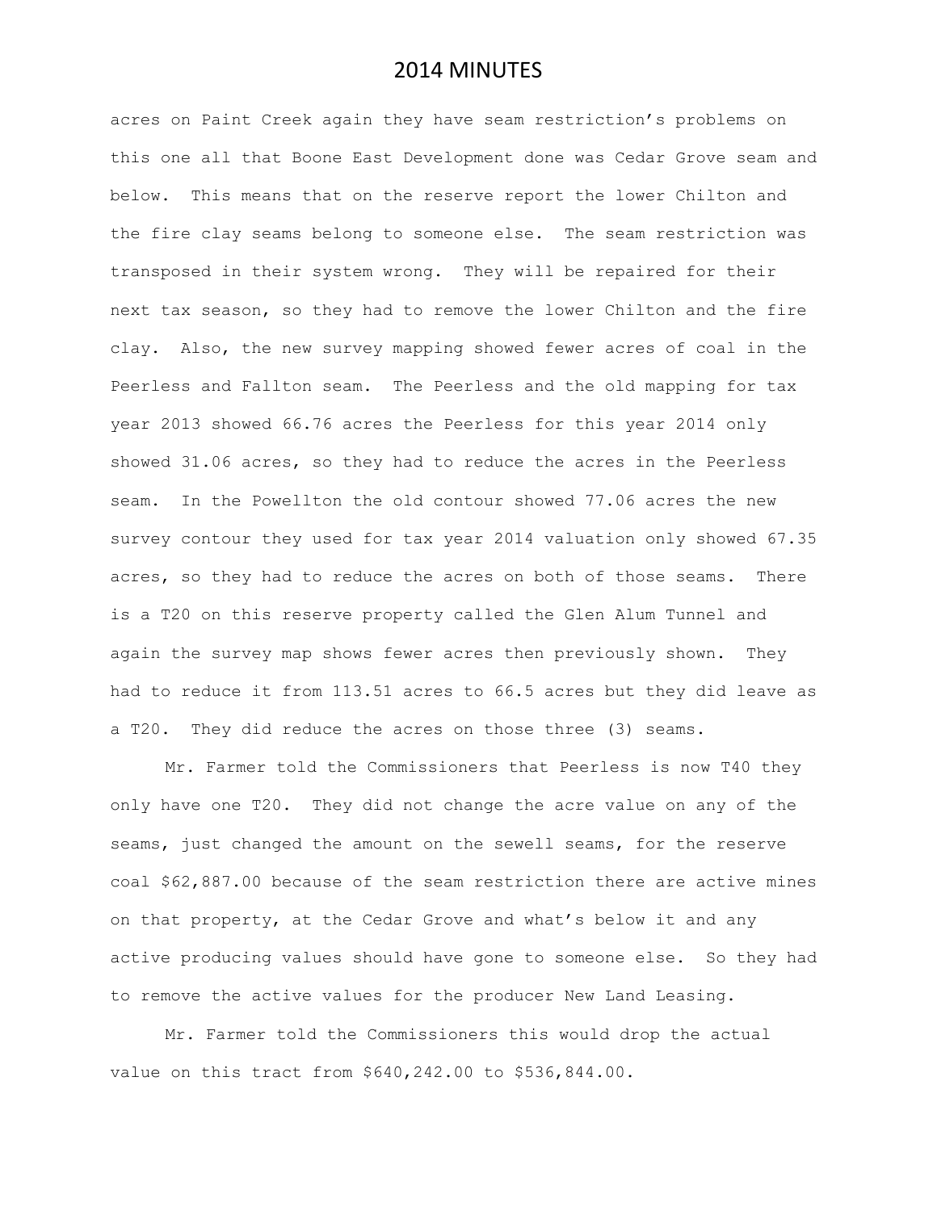acres on Paint Creek again they have seam restriction's problems on this one all that Boone East Development done was Cedar Grove seam and below. This means that on the reserve report the lower Chilton and the fire clay seams belong to someone else. The seam restriction was transposed in their system wrong. They will be repaired for their next tax season, so they had to remove the lower Chilton and the fire clay. Also, the new survey mapping showed fewer acres of coal in the Peerless and Fallton seam. The Peerless and the old mapping for tax year 2013 showed 66.76 acres the Peerless for this year 2014 only showed 31.06 acres, so they had to reduce the acres in the Peerless seam. In the Powellton the old contour showed 77.06 acres the new survey contour they used for tax year 2014 valuation only showed 67.35 acres, so they had to reduce the acres on both of those seams. There is a T20 on this reserve property called the Glen Alum Tunnel and again the survey map shows fewer acres then previously shown. They had to reduce it from 113.51 acres to 66.5 acres but they did leave as a T20. They did reduce the acres on those three (3) seams.

Mr. Farmer told the Commissioners that Peerless is now T40 they only have one T20. They did not change the acre value on any of the seams, just changed the amount on the sewell seams, for the reserve coal $62,887.00 because of the seam restriction there are active mines on that property, at the Cedar Grove and what's below it and any active producing values should have gone to someone else. So they had to remove the active values for the producer New Land Leasing.

Mr. Farmer told the Commissioners this would drop the actual value on this tract from $640,242.00 to $536,844.00.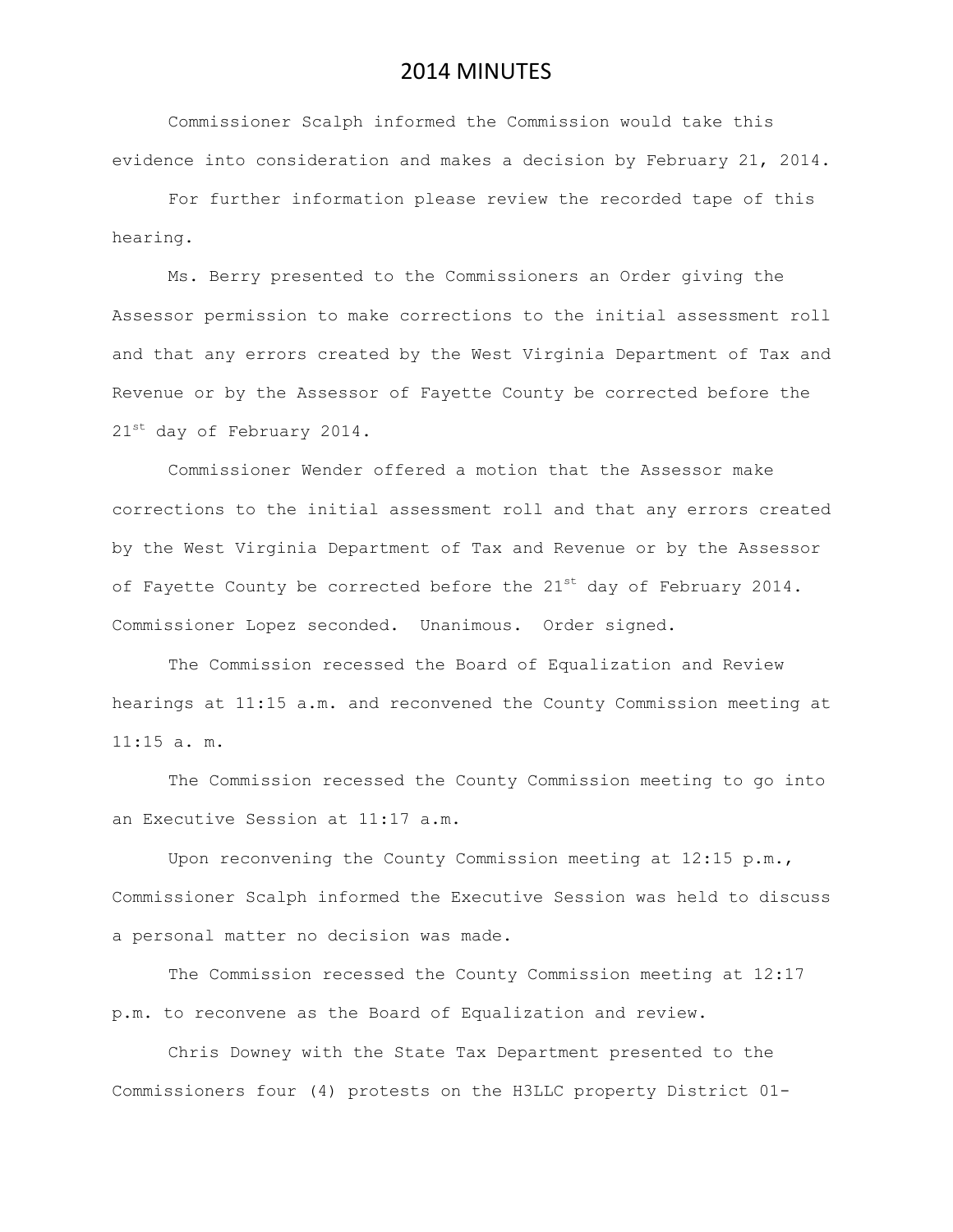# 2014 MINUTES

Commissioner Scalph informed the Commission would take this evidence into consideration and makes a decision by February 21, 2014.

For further information please review the recorded tape of this hearing.

Ms. Berry presented to the Commissioners an Order giving the Assessor permission to make corrections to the initial assessment roll and that any errors created by the West Virginia Department of Tax and Revenue or by the Assessor of Fayette County be corrected before the 21st day of February 2014.

Commissioner Wender offered a motion that the Assessor make corrections to the initial assessment roll and that any errors created by the West Virginia Department of Tax and Revenue or by the Assessor of Fayette County be corrected before the 21st day of February 2014. Commissioner Lopez seconded. Unanimous. Order signed.

The Commission recessed the Board of Equalization and Review hearings at 11:15 a.m. and reconvened the County Commission meeting at 11:15 a. m.

The Commission recessed the County Commission meeting to go into an Executive Session at 11:17 a.m.

Upon reconvening the County Commission meeting at 12:15 p.m., Commissioner Scalph informed the Executive Session was held to discuss a personal matter no decision was made.

The Commission recessed the County Commission meeting at 12:17 p.m. to reconvene as the Board of Equalization and review.

Chris Downey with the State Tax Department presented to the Commissioners four (4) protests on the H3LLC property District 01-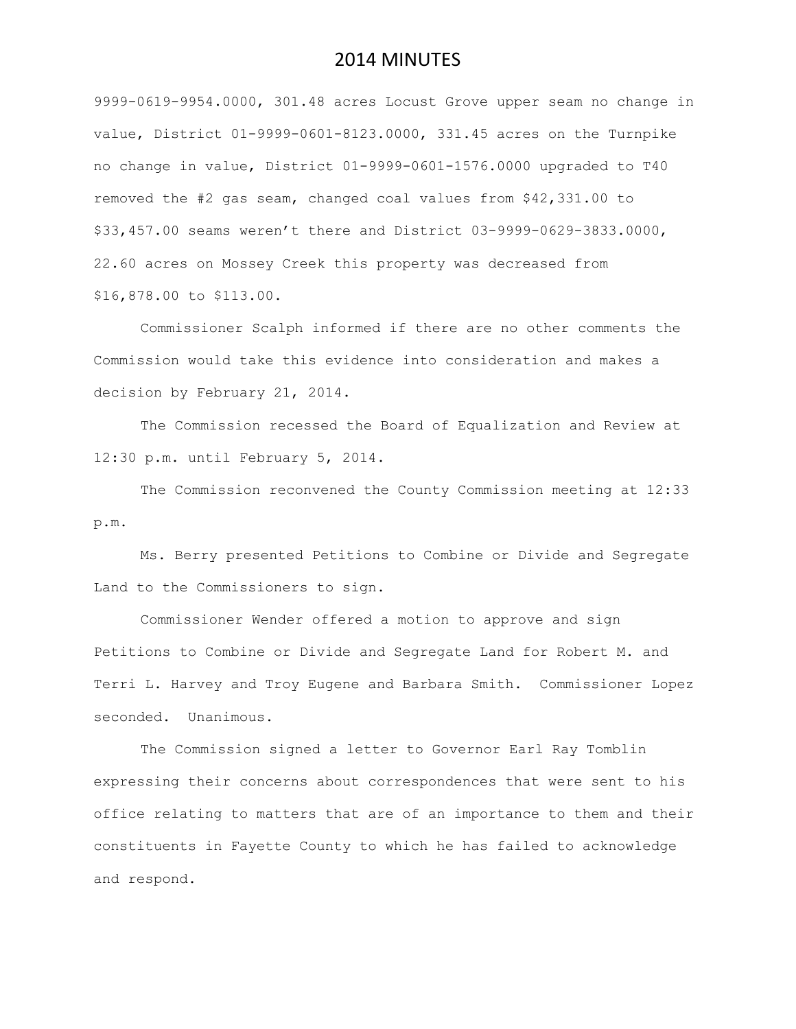9999-0619-9954.0000, 301.48 acres Locust Grove upper seam no change in value, District 01-9999-0601-8123.0000, 331.45 acres on the Turnpike no change in value, District 01-9999-0601-1576.0000 upgraded to T40 removed the #2 gas seam, changed coal values from $42,331.00 to $33,457.00 seams weren't there and District 03-9999-0629-3833.0000, 22.60 acres on Mossey Creek this property was decreased from $16,878.00 to $113.00.

Commissioner Scalph informed if there are no other comments the Commission would take this evidence into consideration and makes a decision by February 21, 2014.

The Commission recessed the Board of Equalization and Review at 12:30 p.m. until February 5, 2014.

The Commission reconvened the County Commission meeting at 12:33 p.m.

Ms. Berry presented Petitions to Combine or Divide and Segregate Land to the Commissioners to sign.

Commissioner Wender offered a motion to approve and sign Petitions to Combine or Divide and Segregate Land for Robert M. and Terri L. Harvey and Troy Eugene and Barbara Smith. Commissioner Lopez seconded. Unanimous.

The Commission signed a letter to Governor Earl Ray Tomblin expressing their concerns about correspondences that were sent to his office relating to matters that are of an importance to them and their constituents in Fayette County to which he has failed to acknowledge and respond.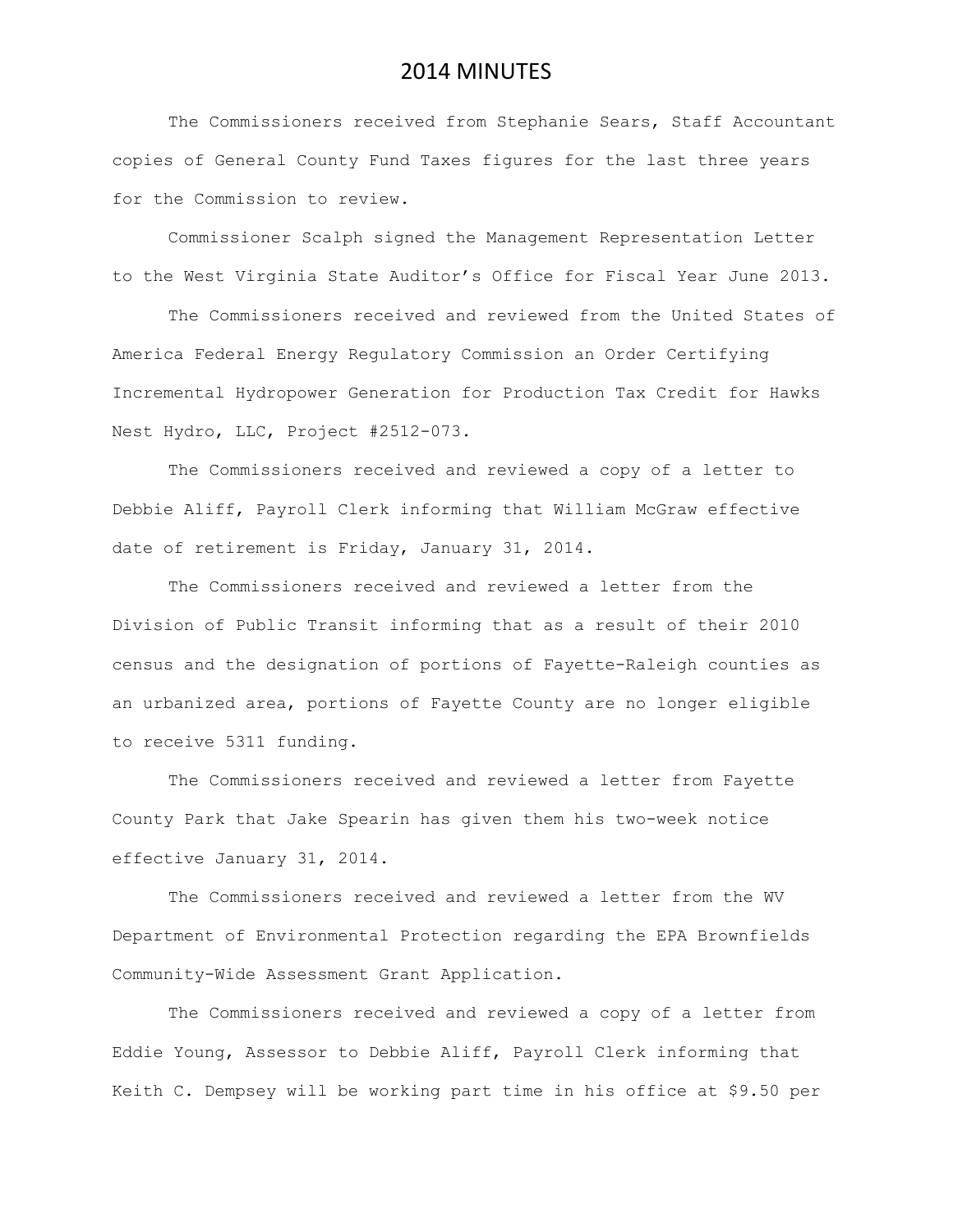The Commissioners received from Stephanie Sears, Staff Accountant copies of General County Fund Taxes figures for the last three years for the Commission to review.

Commissioner Scalph signed the Management Representation Letter to the West Virginia State Auditor's Office for Fiscal Year June 2013.

The Commissioners received and reviewed from the United States of America Federal Energy Regulatory Commission an Order Certifying Incremental Hydropower Generation for Production Tax Credit for Hawks Nest Hydro, LLC, Project #2512-073.

The Commissioners received and reviewed a copy of a letter to Debbie Aliff, Payroll Clerk informing that William McGraw effective date of retirement is Friday, January 31, 2014.

The Commissioners received and reviewed a letter from the Division of Public Transit informing that as a result of their 2010 census and the designation of portions of Fayette-Raleigh counties as an urbanized area, portions of Fayette County are no longer eligible to receive 5311 funding.

The Commissioners received and reviewed a letter from Fayette County Park that Jake Spearin has given them his two-week notice effective January 31, 2014.

The Commissioners received and reviewed a letter from the WV Department of Environmental Protection regarding the EPA Brownfields Community-Wide Assessment Grant Application.

The Commissioners received and reviewed a copy of a letter from Eddie Young, Assessor to Debbie Aliff, Payroll Clerk informing that Keith C. Dempsey will be working part time in his office at $9.50 per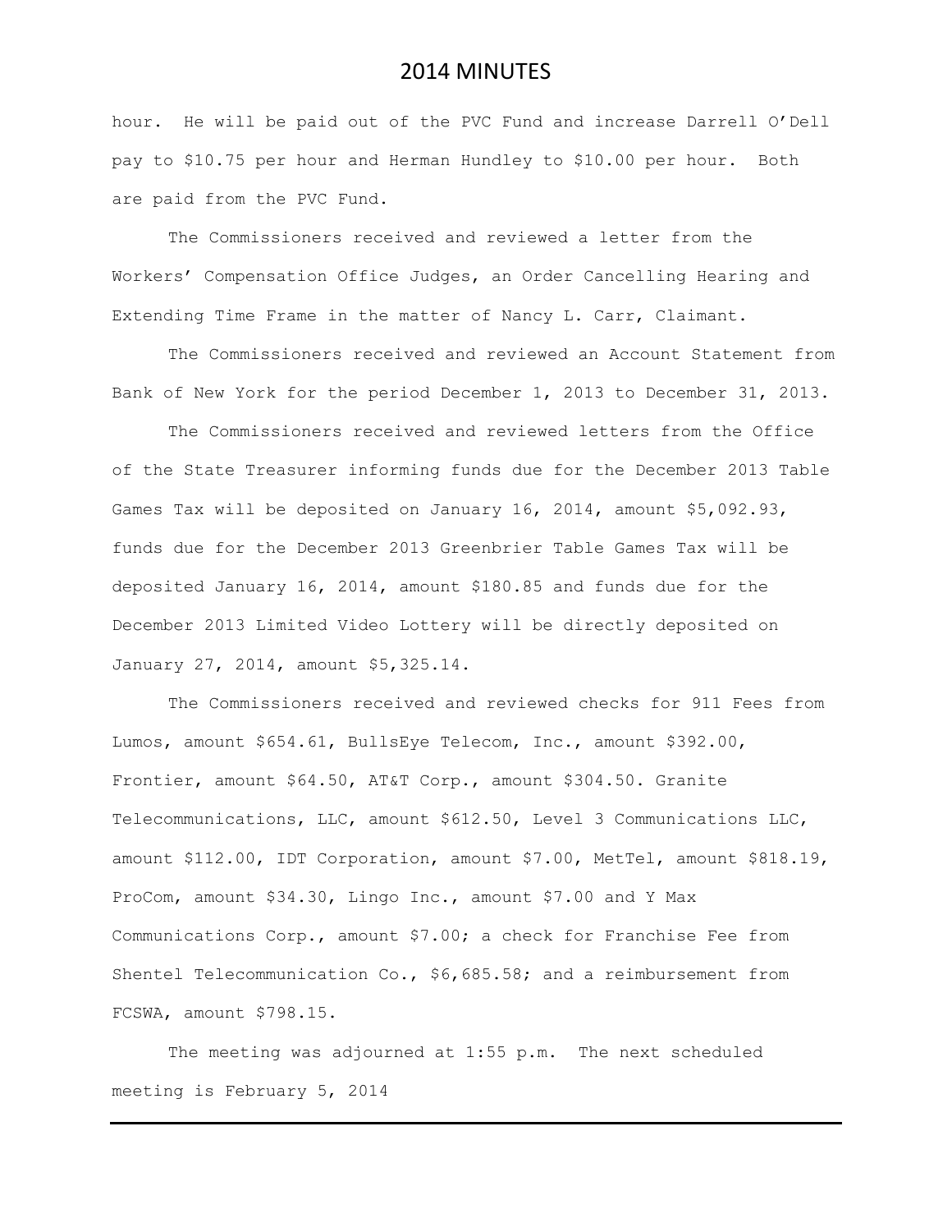hour. He will be paid out of the PVC Fund and increase Darrell O'Dell pay to $10.75 per hour and Herman Hundley to $10.00 per hour. Both are paid from the PVC Fund.

The Commissioners received and reviewed a letter from the Workers' Compensation Office Judges, an Order Cancelling Hearing and Extending Time Frame in the matter of Nancy L. Carr, Claimant.

The Commissioners received and reviewed an Account Statement from Bank of New York for the period December 1, 2013 to December 31, 2013.

The Commissioners received and reviewed letters from the Office of the State Treasurer informing funds due for the December 2013 Table Games Tax will be deposited on January 16, 2014, amount $5,092.93, funds due for the December 2013 Greenbrier Table Games Tax will be deposited January 16, 2014, amount $180.85 and funds due for the December 2013 Limited Video Lottery will be directly deposited on January 27, 2014, amount $5,325.14.

The Commissioners received and reviewed checks for 911 Fees from Lumos, amount $654.61, BullsEye Telecom, Inc., amount $392.00, Frontier, amount $64.50, AT&T Corp., amount $304.50. Granite Telecommunications, LLC, amount $612.50, Level 3 Communications LLC, amount $112.00, IDT Corporation, amount $7.00, MetTel, amount $818.19, ProCom, amount $34.30, Lingo Inc., amount $7.00 and Y Max Communications Corp., amount $7.00; a check for Franchise Fee from Shentel Telecommunication Co., $6,685.58; and a reimbursement from FCSWA, amount $798.15.

The meeting was adjourned at 1:55 p.m. The next scheduled meeting is February 5, 2014

---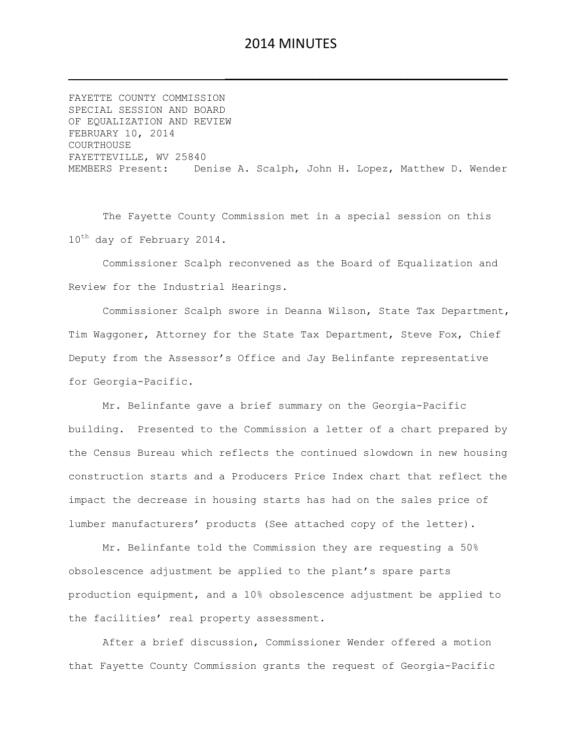FAYETTE COUNTY COMMISSION
SPECIAL SESSION AND BOARD
OF EQUALIZATION AND REVIEW
FEBRUARY 10, 2014
COURTHOUSE
FAYETTEVILLE, WV 25840
MEMBERS Present: Denise A. Scalph, John H. Lopez, Matthew D. Wender

The Fayette County Commission met in a special session on this 10th day of February 2014.

Commissioner Scalph reconvened as the Board of Equalization and Review for the Industrial Hearings.

Commissioner Scalph swore in Deanna Wilson, State Tax Department, Tim Waggoner, Attorney for the State Tax Department, Steve Fox, Chief Deputy from the Assessor's Office and Jay Belinfante representative for Georgia-Pacific.

Mr. Belinfante gave a brief summary on the Georgia-Pacific building. Presented to the Commission a letter of a chart prepared by the Census Bureau which reflects the continued slowdown in new housing construction starts and a Producers Price Index chart that reflect the impact the decrease in housing starts has had on the sales price of lumber manufacturers' products (See attached copy of the letter).

Mr. Belinfante told the Commission they are requesting a 50% obsolescence adjustment be applied to the plant's spare parts production equipment, and a 10% obsolescence adjustment be applied to the facilities' real property assessment.

After a brief discussion, Commissioner Wender offered a motion that Fayette County Commission grants the request of Georgia-Pacific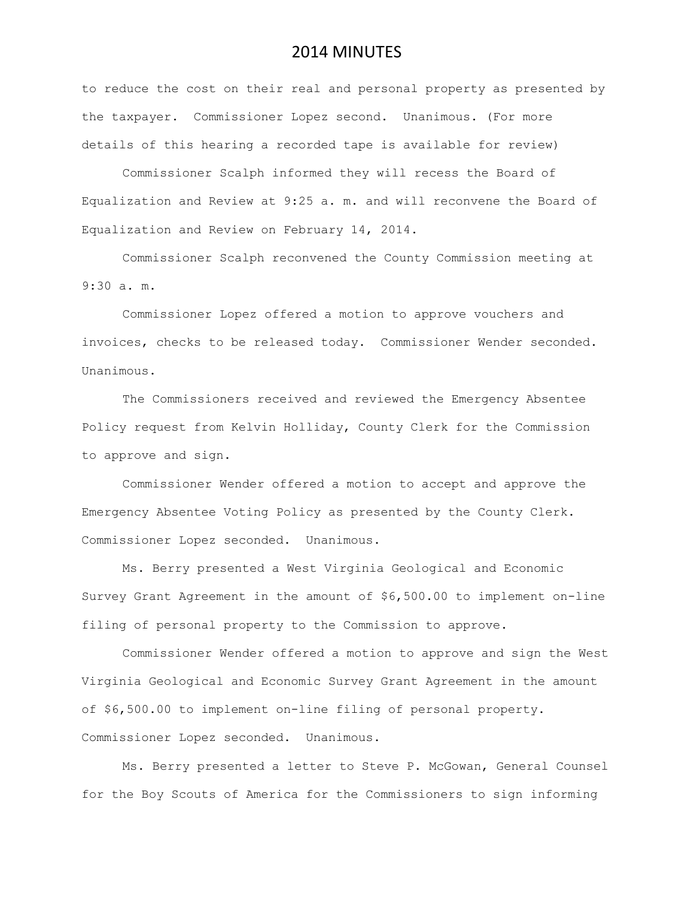to reduce the cost on their real and personal property as presented by the taxpayer. Commissioner Lopez second. Unanimous. (For more details of this hearing a recorded tape is available for review)

Commissioner Scalph informed they will recess the Board of Equalization and Review at 9:25 a. m. and will reconvene the Board of Equalization and Review on February 14, 2014.

Commissioner Scalph reconvened the County Commission meeting at 9:30 a. m.

Commissioner Lopez offered a motion to approve vouchers and invoices, checks to be released today. Commissioner Wender seconded. Unanimous.

The Commissioners received and reviewed the Emergency Absentee Policy request from Kelvin Holliday, County Clerk for the Commission to approve and sign.

Commissioner Wender offered a motion to accept and approve the Emergency Absentee Voting Policy as presented by the County Clerk. Commissioner Lopez seconded. Unanimous.

Ms. Berry presented a West Virginia Geological and Economic Survey Grant Agreement in the amount of $6,500.00 to implement on-line filing of personal property to the Commission to approve.

Commissioner Wender offered a motion to approve and sign the West Virginia Geological and Economic Survey Grant Agreement in the amount of $6,500.00 to implement on-line filing of personal property. Commissioner Lopez seconded. Unanimous.

Ms. Berry presented a letter to Steve P. McGowan, General Counsel for the Boy Scouts of America for the Commissioners to sign informing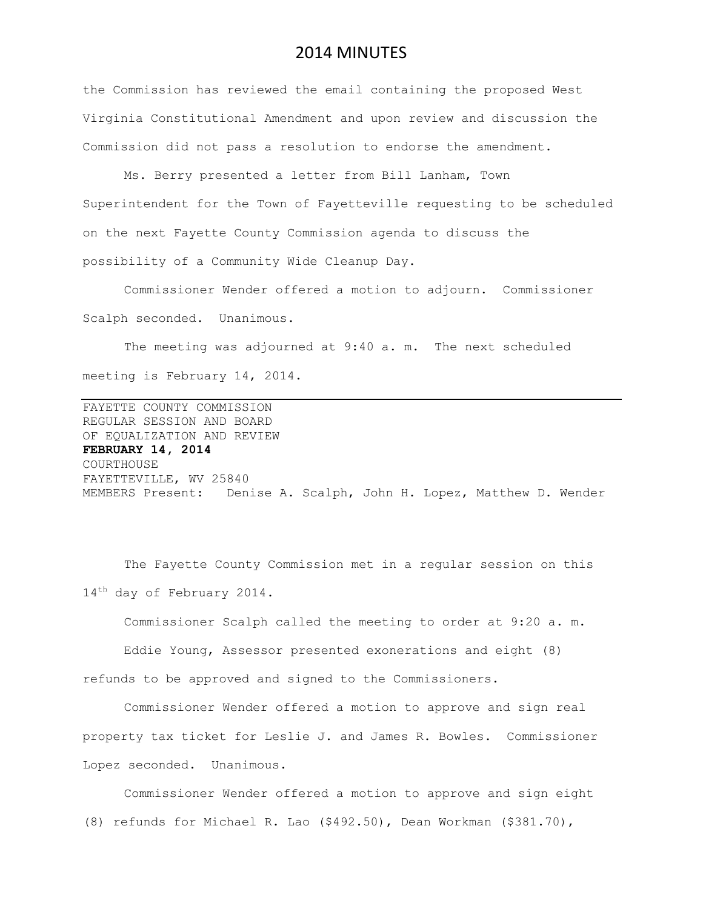the Commission has reviewed the email containing the proposed West Virginia Constitutional Amendment and upon review and discussion the Commission did not pass a resolution to endorse the amendment.

Ms. Berry presented a letter from Bill Lanham, Town Superintendent for the Town of Fayetteville requesting to be scheduled on the next Fayette County Commission agenda to discuss the possibility of a Community Wide Cleanup Day.

Commissioner Wender offered a motion to adjourn. Commissioner Scalph seconded. Unanimous.

The meeting was adjourned at 9:40 a. m. The next scheduled meeting is February 14, 2014.

---

FAYETTE COUNTY COMMISSION
REGULAR SESSION AND BOARD
OF EQUALIZATION AND REVIEW
**FEBRUARY 14, 2014**
COURTHOUSE
FAYETTEVILLE, WV 25840
MEMBERS Present: Denise A. Scalph, John H. Lopez, Matthew D. Wender

The Fayette County Commission met in a regular session on this 14th day of February 2014.

Commissioner Scalph called the meeting to order at 9:20 a. m.

Eddie Young, Assessor presented exonerations and eight (8) refunds to be approved and signed to the Commissioners.

Commissioner Wender offered a motion to approve and sign real property tax ticket for Leslie J. and James R. Bowles. Commissioner Lopez seconded. Unanimous.

Commissioner Wender offered a motion to approve and sign eight (8) refunds for Michael R. Lao ($492.50), Dean Workman ($381.70),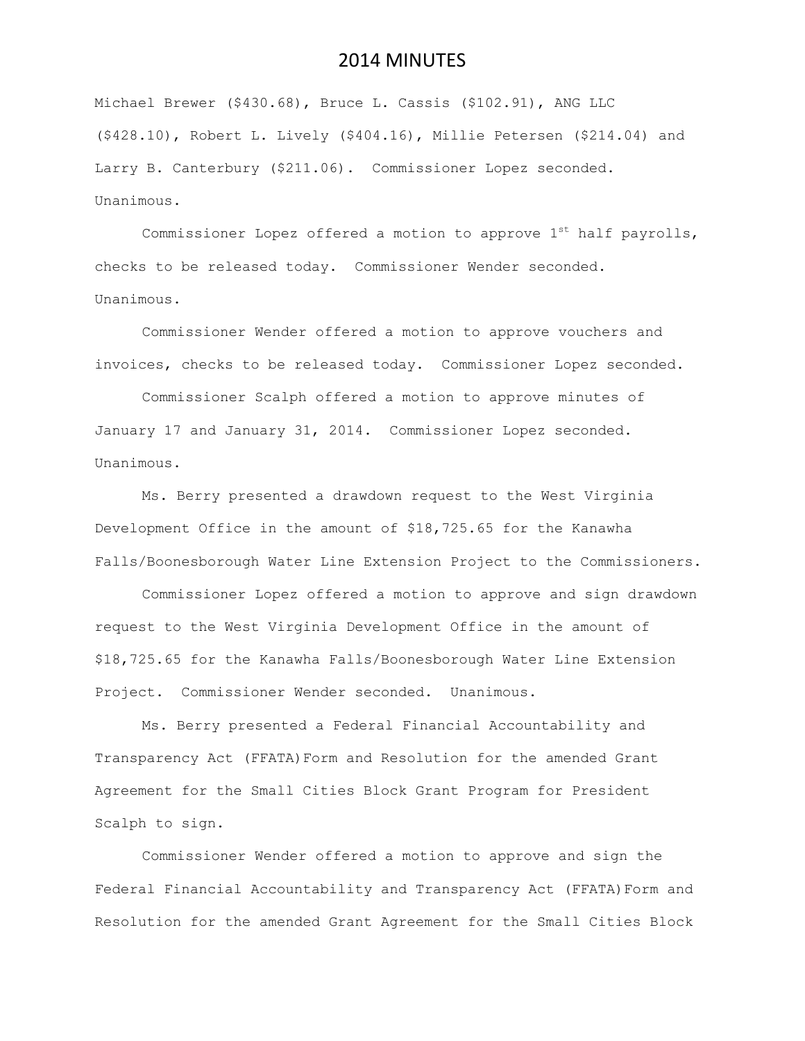Michael Brewer ($430.68), Bruce L. Cassis ($102.91), ANG LLC ($428.10), Robert L. Lively ($404.16), Millie Petersen ($214.04) and Larry B. Canterbury ($211.06). Commissioner Lopez seconded. Unanimous.

Commissioner Lopez offered a motion to approve 1st half payrolls, checks to be released today. Commissioner Wender seconded. Unanimous.

Commissioner Wender offered a motion to approve vouchers and invoices, checks to be released today. Commissioner Lopez seconded.

Commissioner Scalph offered a motion to approve minutes of January 17 and January 31, 2014. Commissioner Lopez seconded. Unanimous.

Ms. Berry presented a drawdown request to the West Virginia Development Office in the amount of $18,725.65 for the Kanawha Falls/Boonesborough Water Line Extension Project to the Commissioners.

Commissioner Lopez offered a motion to approve and sign drawdown request to the West Virginia Development Office in the amount of $18,725.65 for the Kanawha Falls/Boonesborough Water Line Extension Project. Commissioner Wender seconded. Unanimous.

Ms. Berry presented a Federal Financial Accountability and Transparency Act (FFATA)Form and Resolution for the amended Grant Agreement for the Small Cities Block Grant Program for President Scalph to sign.

Commissioner Wender offered a motion to approve and sign the Federal Financial Accountability and Transparency Act (FFATA)Form and Resolution for the amended Grant Agreement for the Small Cities Block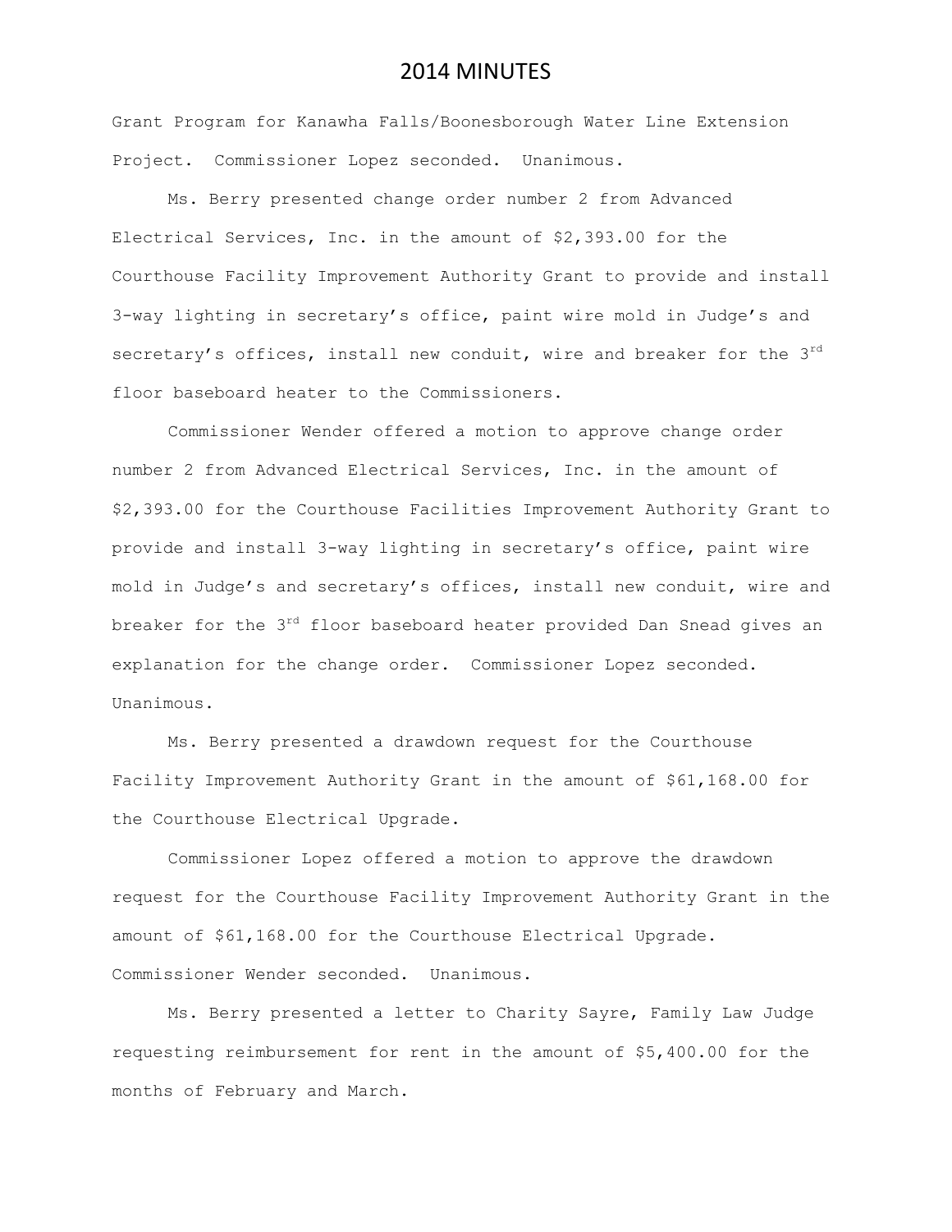Grant Program for Kanawha Falls/Boonesborough Water Line Extension Project. Commissioner Lopez seconded. Unanimous.

Ms. Berry presented change order number 2 from Advanced Electrical Services, Inc. in the amount of $2,393.00 for the Courthouse Facility Improvement Authority Grant to provide and install 3-way lighting in secretary's office, paint wire mold in Judge's and secretary's offices, install new conduit, wire and breaker for the 3rd floor baseboard heater to the Commissioners.

Commissioner Wender offered a motion to approve change order number 2 from Advanced Electrical Services, Inc. in the amount of $2,393.00 for the Courthouse Facilities Improvement Authority Grant to provide and install 3-way lighting in secretary's office, paint wire mold in Judge's and secretary's offices, install new conduit, wire and breaker for the 3rd floor baseboard heater provided Dan Snead gives an explanation for the change order. Commissioner Lopez seconded. Unanimous.

Ms. Berry presented a drawdown request for the Courthouse Facility Improvement Authority Grant in the amount of $61,168.00 for the Courthouse Electrical Upgrade.

Commissioner Lopez offered a motion to approve the drawdown request for the Courthouse Facility Improvement Authority Grant in the amount of $61,168.00 for the Courthouse Electrical Upgrade. Commissioner Wender seconded. Unanimous.

Ms. Berry presented a letter to Charity Sayre, Family Law Judge requesting reimbursement for rent in the amount of $5,400.00 for the months of February and March.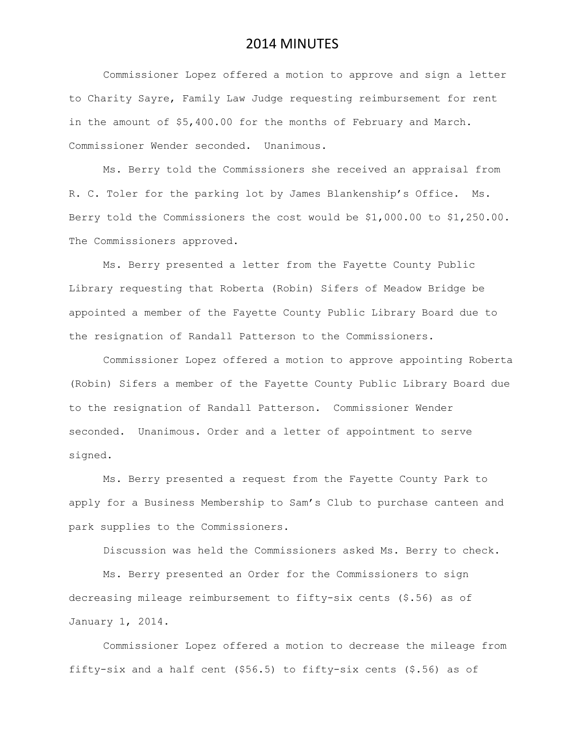Commissioner Lopez offered a motion to approve and sign a letter to Charity Sayre, Family Law Judge requesting reimbursement for rent in the amount of $5,400.00 for the months of February and March. Commissioner Wender seconded. Unanimous.

Ms. Berry told the Commissioners she received an appraisal from R. C. Toler for the parking lot by James Blankenship's Office. Ms. Berry told the Commissioners the cost would be $1,000.00 to $1,250.00. The Commissioners approved.

Ms. Berry presented a letter from the Fayette County Public Library requesting that Roberta (Robin) Sifers of Meadow Bridge be appointed a member of the Fayette County Public Library Board due to the resignation of Randall Patterson to the Commissioners.

Commissioner Lopez offered a motion to approve appointing Roberta (Robin) Sifers a member of the Fayette County Public Library Board due to the resignation of Randall Patterson. Commissioner Wender seconded. Unanimous. Order and a letter of appointment to serve signed.

Ms. Berry presented a request from the Fayette County Park to apply for a Business Membership to Sam's Club to purchase canteen and park supplies to the Commissioners.

Discussion was held the Commissioners asked Ms. Berry to check.

Ms. Berry presented an Order for the Commissioners to sign decreasing mileage reimbursement to fifty-six cents ($.56) as of January 1, 2014.

Commissioner Lopez offered a motion to decrease the mileage from fifty-six and a half cent ($56.5) to fifty-six cents ($.56) as of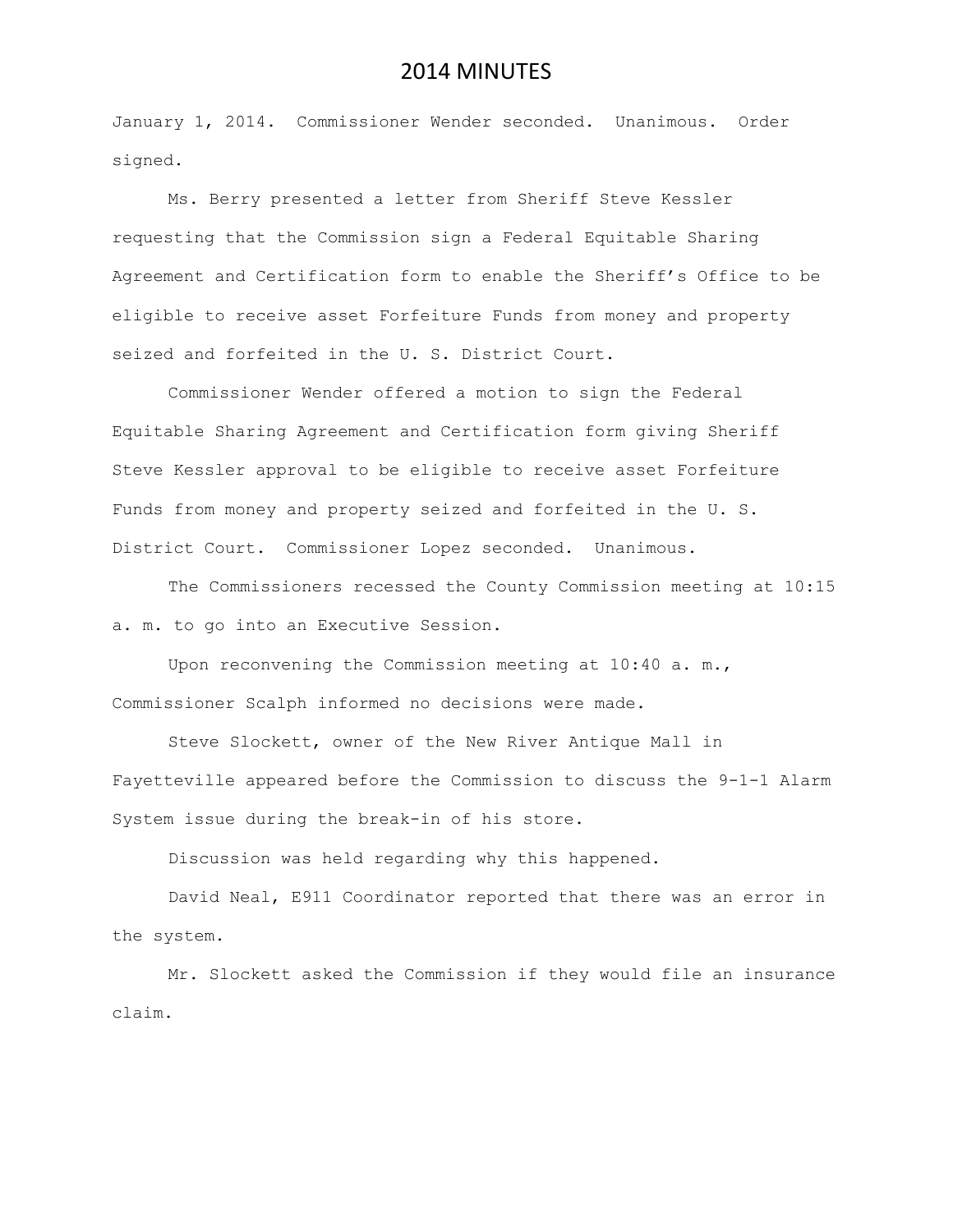January 1, 2014. Commissioner Wender seconded. Unanimous. Order signed.

Ms. Berry presented a letter from Sheriff Steve Kessler requesting that the Commission sign a Federal Equitable Sharing Agreement and Certification form to enable the Sheriff's Office to be eligible to receive asset Forfeiture Funds from money and property seized and forfeited in the U. S. District Court.

Commissioner Wender offered a motion to sign the Federal Equitable Sharing Agreement and Certification form giving Sheriff Steve Kessler approval to be eligible to receive asset Forfeiture Funds from money and property seized and forfeited in the U. S. District Court. Commissioner Lopez seconded. Unanimous.

The Commissioners recessed the County Commission meeting at 10:15 a. m. to go into an Executive Session.

Upon reconvening the Commission meeting at 10:40 a. m., Commissioner Scalph informed no decisions were made.

Steve Slockett, owner of the New River Antique Mall in Fayetteville appeared before the Commission to discuss the 9-1-1 Alarm System issue during the break-in of his store.

Discussion was held regarding why this happened.

David Neal, E911 Coordinator reported that there was an error in the system.

Mr. Slockett asked the Commission if they would file an insurance claim.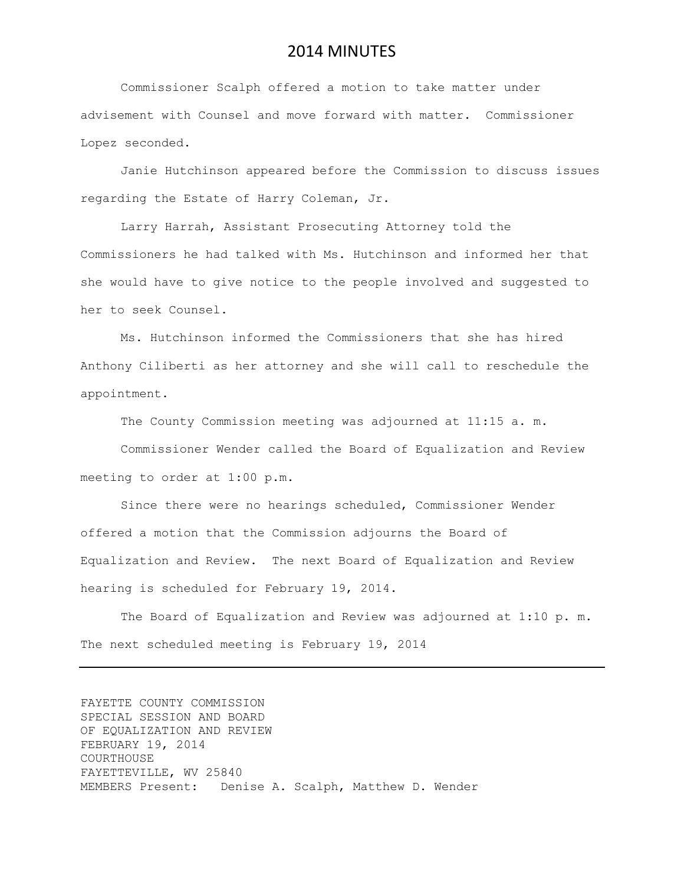Commissioner Scalph offered a motion to take matter under advisement with Counsel and move forward with matter. Commissioner Lopez seconded.

Janie Hutchinson appeared before the Commission to discuss issues regarding the Estate of Harry Coleman, Jr.

Larry Harrah, Assistant Prosecuting Attorney told the Commissioners he had talked with Ms. Hutchinson and informed her that she would have to give notice to the people involved and suggested to her to seek Counsel.

Ms. Hutchinson informed the Commissioners that she has hired Anthony Ciliberti as her attorney and she will call to reschedule the appointment.

The County Commission meeting was adjourned at 11:15 a. m.

Commissioner Wender called the Board of Equalization and Review meeting to order at 1:00 p.m.

Since there were no hearings scheduled, Commissioner Wender offered a motion that the Commission adjourns the Board of Equalization and Review. The next Board of Equalization and Review hearing is scheduled for February 19, 2014.

The Board of Equalization and Review was adjourned at 1:10 p. m. The next scheduled meeting is February 19, 2014

---

FAYETTE COUNTY COMMISSION
SPECIAL SESSION AND BOARD
OF EQUALIZATION AND REVIEW
FEBRUARY 19, 2014
COURTHOUSE
FAYETTEVILLE, WV 25840
MEMBERS Present: Denise A. Scalph, Matthew D. Wender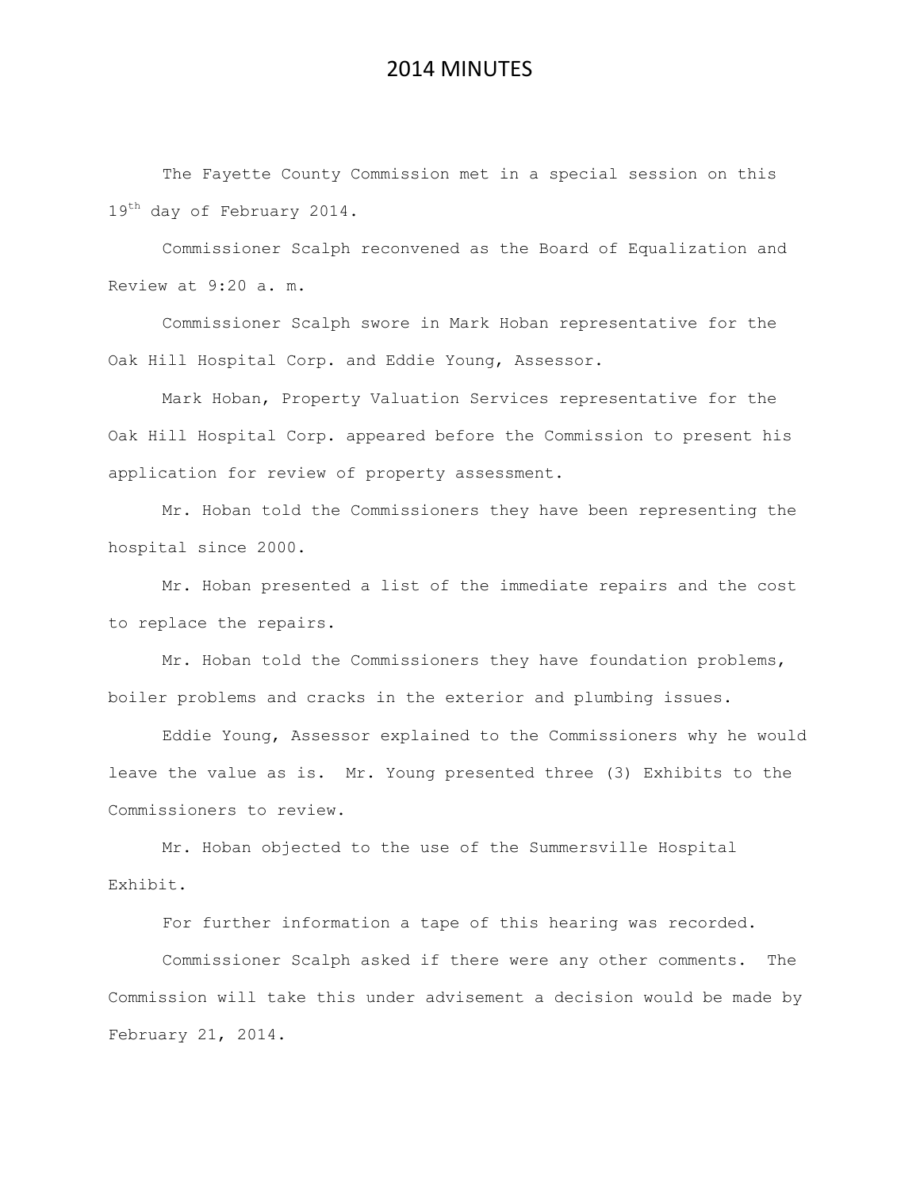The Fayette County Commission met in a special session on this 19th day of February 2014.

Commissioner Scalph reconvened as the Board of Equalization and Review at 9:20 a. m.

Commissioner Scalph swore in Mark Hoban representative for the Oak Hill Hospital Corp. and Eddie Young, Assessor.

Mark Hoban, Property Valuation Services representative for the Oak Hill Hospital Corp. appeared before the Commission to present his application for review of property assessment.

Mr. Hoban told the Commissioners they have been representing the hospital since 2000.

Mr. Hoban presented a list of the immediate repairs and the cost to replace the repairs.

Mr. Hoban told the Commissioners they have foundation problems, boiler problems and cracks in the exterior and plumbing issues.

Eddie Young, Assessor explained to the Commissioners why he would leave the value as is. Mr. Young presented three (3) Exhibits to the Commissioners to review.

Mr. Hoban objected to the use of the Summersville Hospital Exhibit.

For further information a tape of this hearing was recorded.

Commissioner Scalph asked if there were any other comments. The Commission will take this under advisement a decision would be made by February 21, 2014.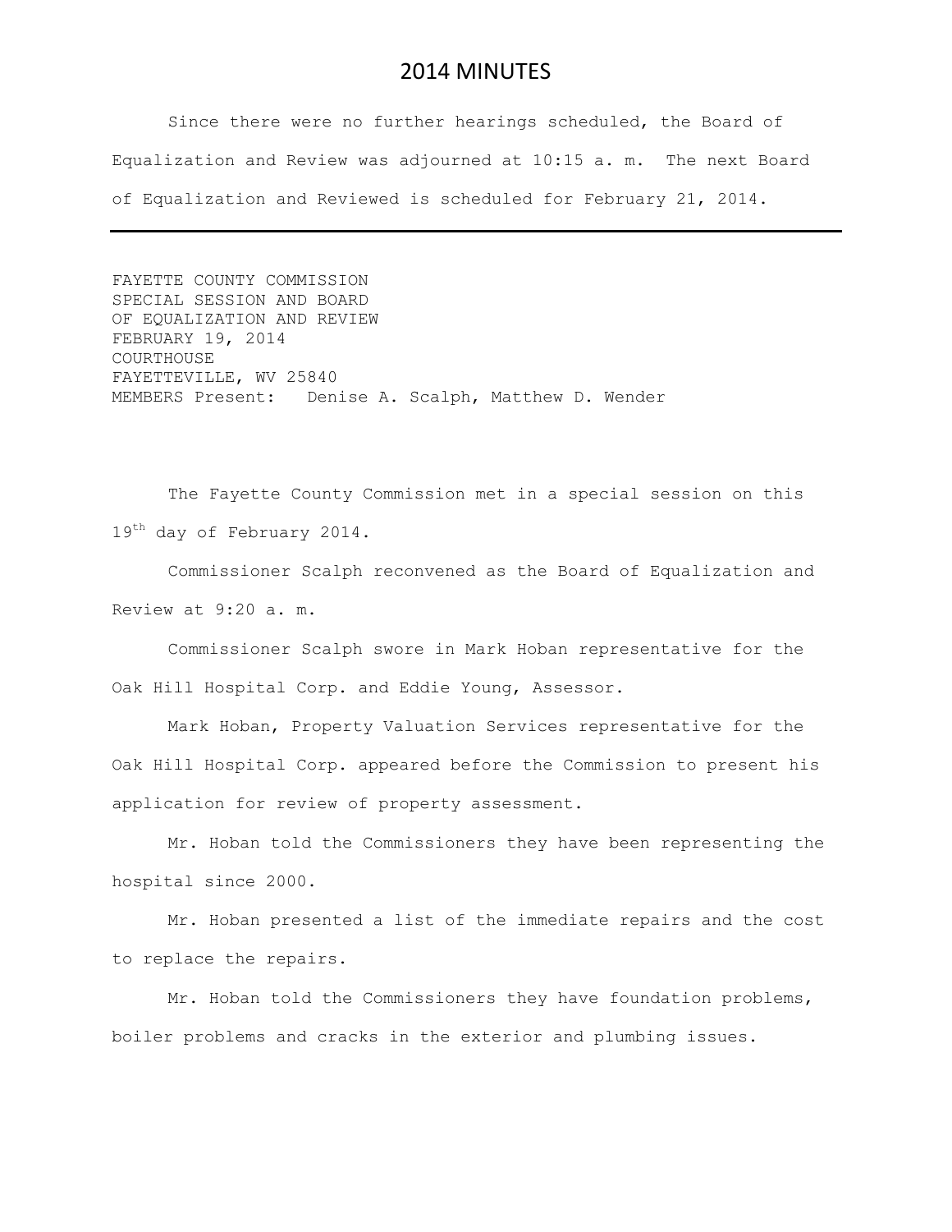Since there were no further hearings scheduled, the Board of Equalization and Review was adjourned at 10:15 a. m. The next Board of Equalization and Reviewed is scheduled for February 21, 2014.

---

FAYETTE COUNTY COMMISSION
SPECIAL SESSION AND BOARD
OF EQUALIZATION AND REVIEW
FEBRUARY 19, 2014
COURTHOUSE
FAYETTEVILLE, WV 25840
MEMBERS Present: Denise A. Scalph, Matthew D. Wender

The Fayette County Commission met in a special session on this 19th day of February 2014.

Commissioner Scalph reconvened as the Board of Equalization and Review at 9:20 a. m.

Commissioner Scalph swore in Mark Hoban representative for the Oak Hill Hospital Corp. and Eddie Young, Assessor.

Mark Hoban, Property Valuation Services representative for the Oak Hill Hospital Corp. appeared before the Commission to present his application for review of property assessment.

Mr. Hoban told the Commissioners they have been representing the hospital since 2000.

Mr. Hoban presented a list of the immediate repairs and the cost to replace the repairs.

Mr. Hoban told the Commissioners they have foundation problems, boiler problems and cracks in the exterior and plumbing issues.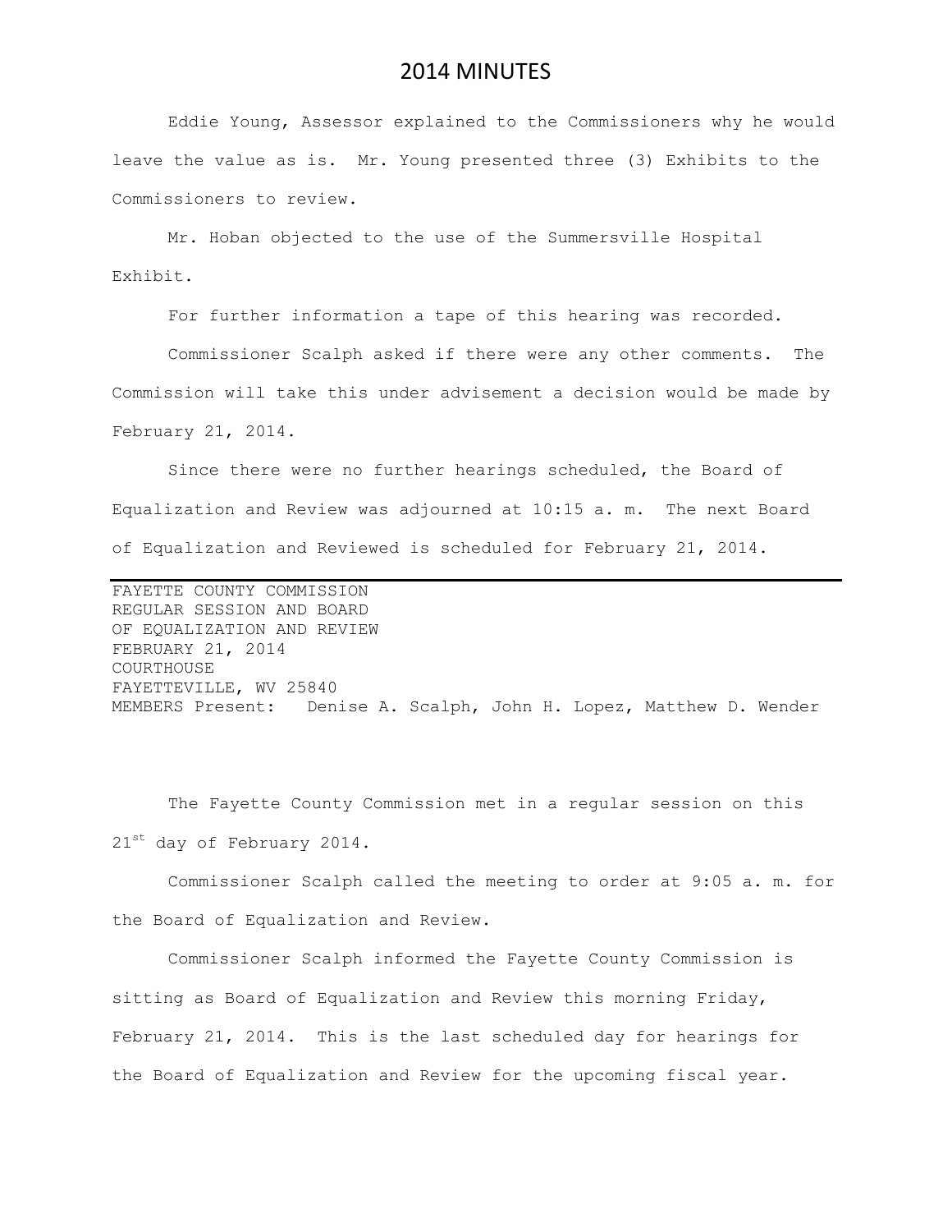Eddie Young, Assessor explained to the Commissioners why he would leave the value as is. Mr. Young presented three (3) Exhibits to the Commissioners to review.

Mr. Hoban objected to the use of the Summersville Hospital Exhibit.

For further information a tape of this hearing was recorded.

Commissioner Scalph asked if there were any other comments. The Commission will take this under advisement a decision would be made by February 21, 2014.

Since there were no further hearings scheduled, the Board of Equalization and Review was adjourned at 10:15 a. m. The next Board of Equalization and Reviewed is scheduled for February 21, 2014.

---

FAYETTE COUNTY COMMISSION
REGULAR SESSION AND BOARD
OF EQUALIZATION AND REVIEW
FEBRUARY 21, 2014
COURTHOUSE
FAYETTEVILLE, WV 25840
MEMBERS Present: Denise A. Scalph, John H. Lopez, Matthew D. Wender

The Fayette County Commission met in a regular session on this 21st day of February 2014.

Commissioner Scalph called the meeting to order at 9:05 a. m. for the Board of Equalization and Review.

Commissioner Scalph informed the Fayette County Commission is sitting as Board of Equalization and Review this morning Friday, February 21, 2014. This is the last scheduled day for hearings for the Board of Equalization and Review for the upcoming fiscal year.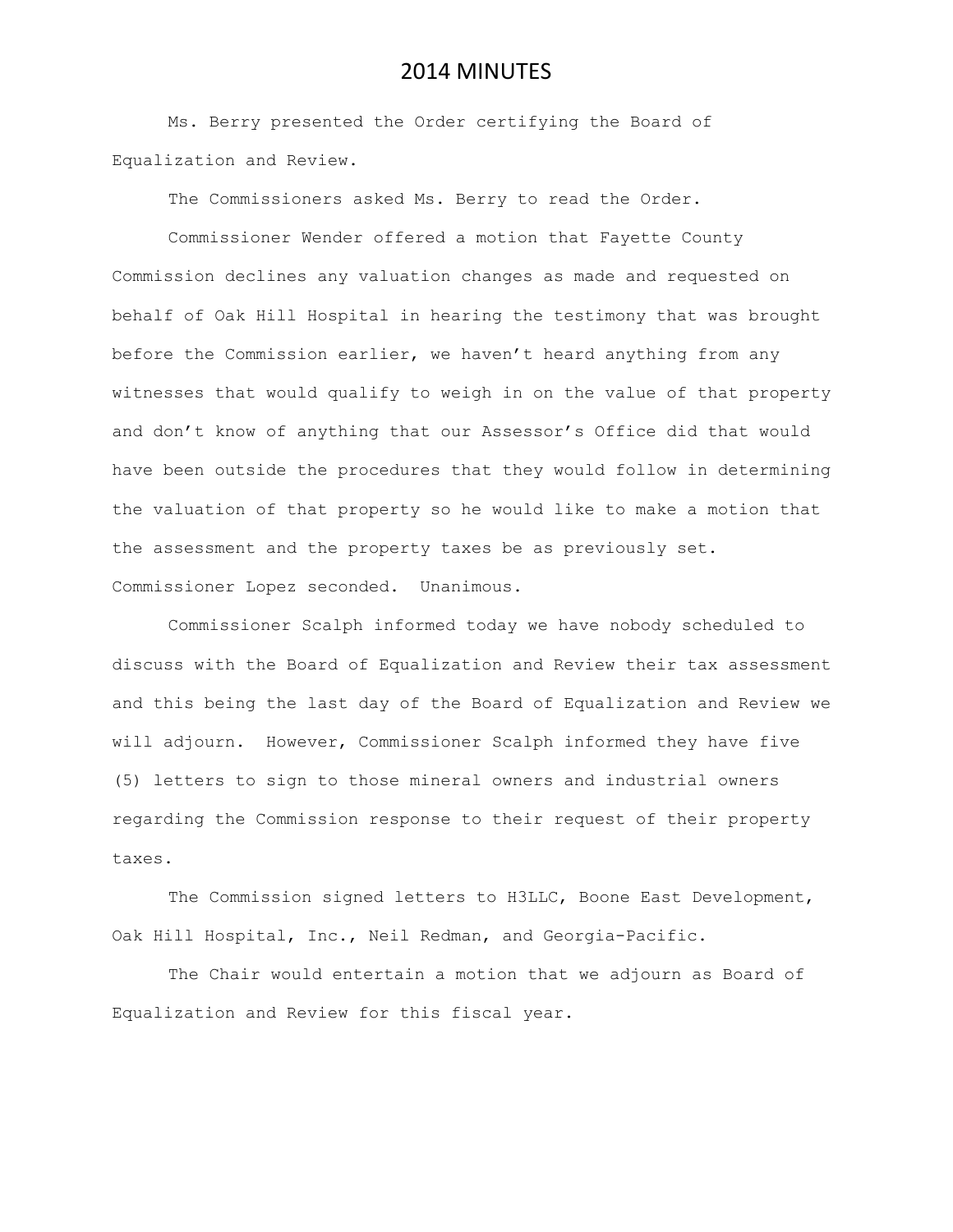# 2014 MINUTES

Ms. Berry presented the Order certifying the Board of Equalization and Review.

The Commissioners asked Ms. Berry to read the Order.

Commissioner Wender offered a motion that Fayette County Commission declines any valuation changes as made and requested on behalf of Oak Hill Hospital in hearing the testimony that was brought before the Commission earlier, we haven't heard anything from any witnesses that would qualify to weigh in on the value of that property and don't know of anything that our Assessor's Office did that would have been outside the procedures that they would follow in determining the valuation of that property so he would like to make a motion that the assessment and the property taxes be as previously set. Commissioner Lopez seconded. Unanimous.

Commissioner Scalph informed today we have nobody scheduled to discuss with the Board of Equalization and Review their tax assessment and this being the last day of the Board of Equalization and Review we will adjourn. However, Commissioner Scalph informed they have five (5) letters to sign to those mineral owners and industrial owners regarding the Commission response to their request of their property taxes.

The Commission signed letters to H3LLC, Boone East Development, Oak Hill Hospital, Inc., Neil Redman, and Georgia-Pacific.

The Chair would entertain a motion that we adjourn as Board of Equalization and Review for this fiscal year.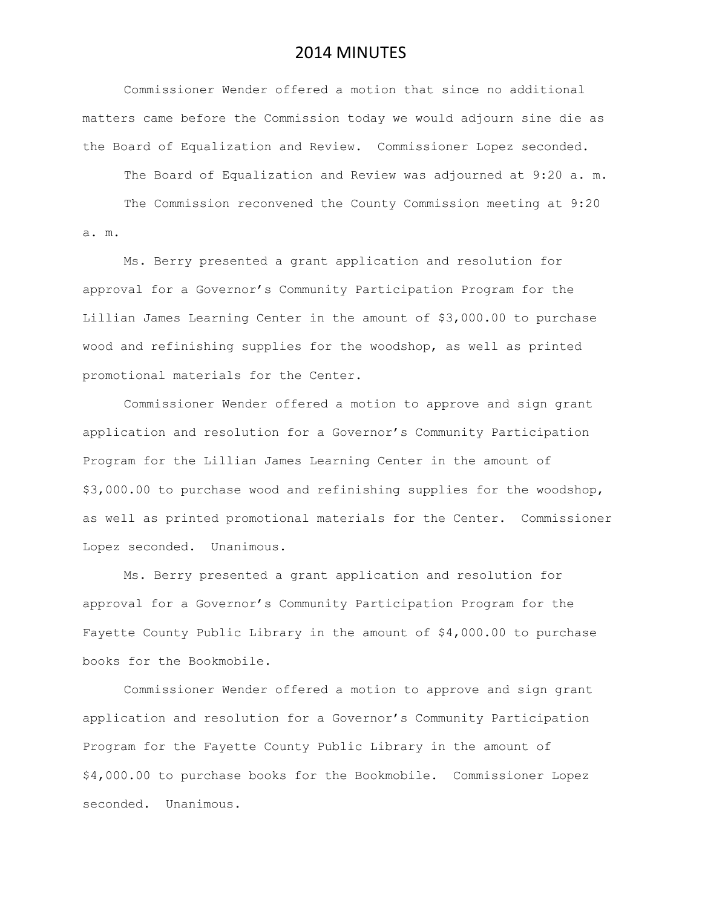Commissioner Wender offered a motion that since no additional matters came before the Commission today we would adjourn sine die as the Board of Equalization and Review. Commissioner Lopez seconded.

The Board of Equalization and Review was adjourned at 9:20 a. m.

The Commission reconvened the County Commission meeting at 9:20 a. m.

Ms. Berry presented a grant application and resolution for approval for a Governor's Community Participation Program for the Lillian James Learning Center in the amount of $3,000.00 to purchase wood and refinishing supplies for the woodshop, as well as printed promotional materials for the Center.

Commissioner Wender offered a motion to approve and sign grant application and resolution for a Governor's Community Participation Program for the Lillian James Learning Center in the amount of $3,000.00 to purchase wood and refinishing supplies for the woodshop, as well as printed promotional materials for the Center. Commissioner Lopez seconded. Unanimous.

Ms. Berry presented a grant application and resolution for approval for a Governor's Community Participation Program for the Fayette County Public Library in the amount of $4,000.00 to purchase books for the Bookmobile.

Commissioner Wender offered a motion to approve and sign grant application and resolution for a Governor's Community Participation Program for the Fayette County Public Library in the amount of $4,000.00 to purchase books for the Bookmobile. Commissioner Lopez seconded. Unanimous.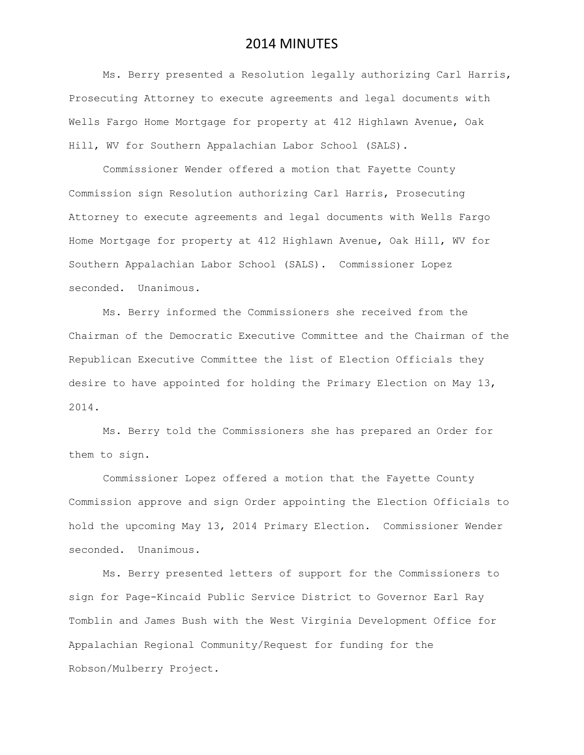# 2014 MINUTES

Ms. Berry presented a Resolution legally authorizing Carl Harris, Prosecuting Attorney to execute agreements and legal documents with Wells Fargo Home Mortgage for property at 412 Highlawn Avenue, Oak Hill, WV for Southern Appalachian Labor School (SALS).

Commissioner Wender offered a motion that Fayette County Commission sign Resolution authorizing Carl Harris, Prosecuting Attorney to execute agreements and legal documents with Wells Fargo Home Mortgage for property at 412 Highlawn Avenue, Oak Hill, WV for Southern Appalachian Labor School (SALS). Commissioner Lopez seconded. Unanimous.

Ms. Berry informed the Commissioners she received from the Chairman of the Democratic Executive Committee and the Chairman of the Republican Executive Committee the list of Election Officials they desire to have appointed for holding the Primary Election on May 13, 2014.

Ms. Berry told the Commissioners she has prepared an Order for them to sign.

Commissioner Lopez offered a motion that the Fayette County Commission approve and sign Order appointing the Election Officials to hold the upcoming May 13, 2014 Primary Election. Commissioner Wender seconded. Unanimous.

Ms. Berry presented letters of support for the Commissioners to sign for Page-Kincaid Public Service District to Governor Earl Ray Tomblin and James Bush with the West Virginia Development Office for Appalachian Regional Community/Request for funding for the Robson/Mulberry Project.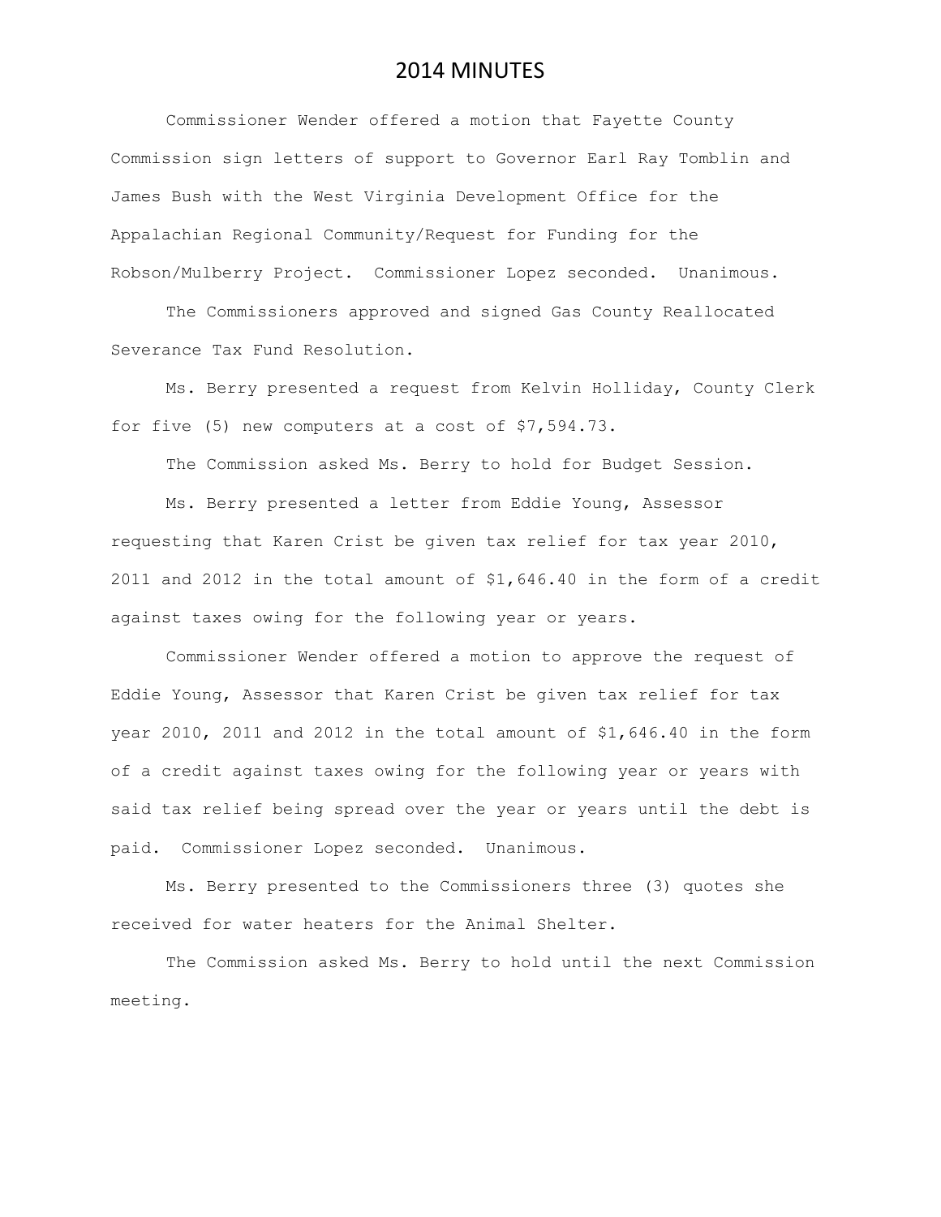# 2014 MINUTES

Commissioner Wender offered a motion that Fayette County Commission sign letters of support to Governor Earl Ray Tomblin and James Bush with the West Virginia Development Office for the Appalachian Regional Community/Request for Funding for the Robson/Mulberry Project. Commissioner Lopez seconded. Unanimous.

The Commissioners approved and signed Gas County Reallocated Severance Tax Fund Resolution.

Ms. Berry presented a request from Kelvin Holliday, County Clerk for five (5) new computers at a cost of $7,594.73.

The Commission asked Ms. Berry to hold for Budget Session.

Ms. Berry presented a letter from Eddie Young, Assessor requesting that Karen Crist be given tax relief for tax year 2010, 2011 and 2012 in the total amount of $1,646.40 in the form of a credit against taxes owing for the following year or years.

Commissioner Wender offered a motion to approve the request of Eddie Young, Assessor that Karen Crist be given tax relief for tax year 2010, 2011 and 2012 in the total amount of $1,646.40 in the form of a credit against taxes owing for the following year or years with said tax relief being spread over the year or years until the debt is paid. Commissioner Lopez seconded. Unanimous.

Ms. Berry presented to the Commissioners three (3) quotes she received for water heaters for the Animal Shelter.

The Commission asked Ms. Berry to hold until the next Commission meeting.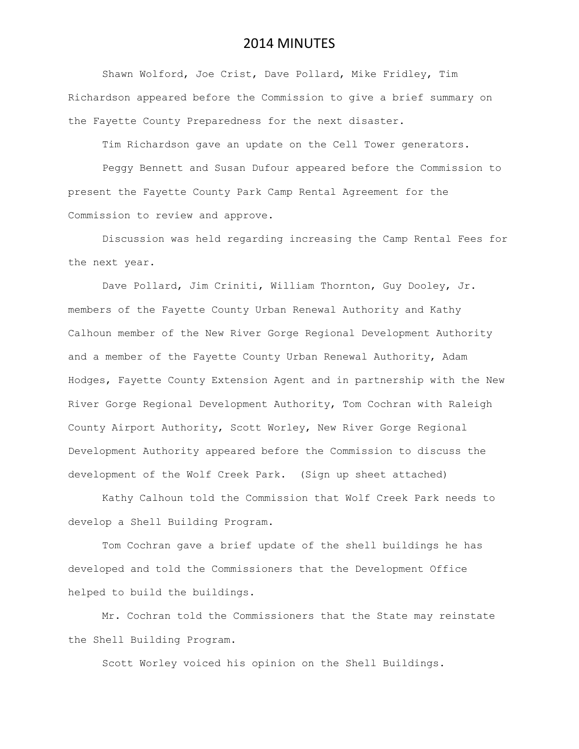Shawn Wolford, Joe Crist, Dave Pollard, Mike Fridley, Tim Richardson appeared before the Commission to give a brief summary on the Fayette County Preparedness for the next disaster.

Tim Richardson gave an update on the Cell Tower generators.

Peggy Bennett and Susan Dufour appeared before the Commission to present the Fayette County Park Camp Rental Agreement for the Commission to review and approve.

Discussion was held regarding increasing the Camp Rental Fees for the next year.

Dave Pollard, Jim Criniti, William Thornton, Guy Dooley, Jr. members of the Fayette County Urban Renewal Authority and Kathy Calhoun member of the New River Gorge Regional Development Authority and a member of the Fayette County Urban Renewal Authority, Adam Hodges, Fayette County Extension Agent and in partnership with the New River Gorge Regional Development Authority, Tom Cochran with Raleigh County Airport Authority, Scott Worley, New River Gorge Regional Development Authority appeared before the Commission to discuss the development of the Wolf Creek Park. (Sign up sheet attached)

Kathy Calhoun told the Commission that Wolf Creek Park needs to develop a Shell Building Program.

Tom Cochran gave a brief update of the shell buildings he has developed and told the Commissioners that the Development Office helped to build the buildings.

Mr. Cochran told the Commissioners that the State may reinstate the Shell Building Program.

Scott Worley voiced his opinion on the Shell Buildings.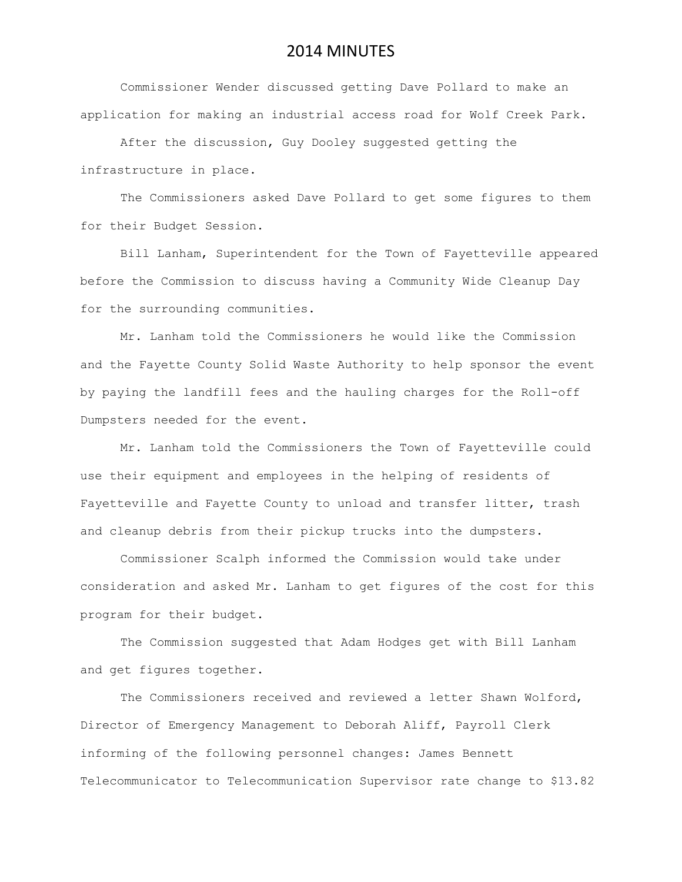Commissioner Wender discussed getting Dave Pollard to make an application for making an industrial access road for Wolf Creek Park.

After the discussion, Guy Dooley suggested getting the infrastructure in place.

The Commissioners asked Dave Pollard to get some figures to them for their Budget Session.

Bill Lanham, Superintendent for the Town of Fayetteville appeared before the Commission to discuss having a Community Wide Cleanup Day for the surrounding communities.

Mr. Lanham told the Commissioners he would like the Commission and the Fayette County Solid Waste Authority to help sponsor the event by paying the landfill fees and the hauling charges for the Roll-off Dumpsters needed for the event.

Mr. Lanham told the Commissioners the Town of Fayetteville could use their equipment and employees in the helping of residents of Fayetteville and Fayette County to unload and transfer litter, trash and cleanup debris from their pickup trucks into the dumpsters.

Commissioner Scalph informed the Commission would take under consideration and asked Mr. Lanham to get figures of the cost for this program for their budget.

The Commission suggested that Adam Hodges get with Bill Lanham and get figures together.

The Commissioners received and reviewed a letter Shawn Wolford, Director of Emergency Management to Deborah Aliff, Payroll Clerk informing of the following personnel changes: James Bennett Telecommunicator to Telecommunication Supervisor rate change to $13.82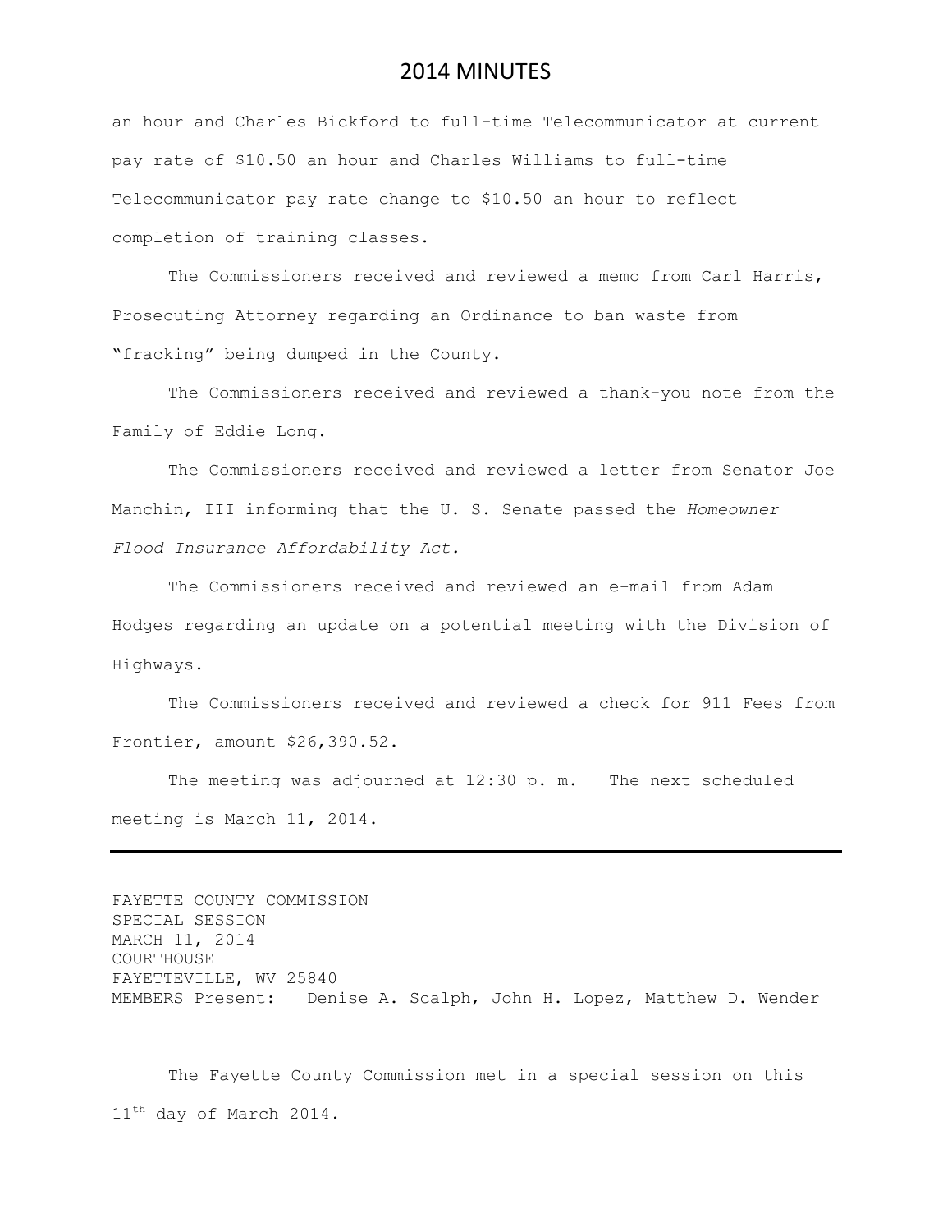an hour and Charles Bickford to full-time Telecommunicator at current pay rate of $10.50 an hour and Charles Williams to full-time Telecommunicator pay rate change to $10.50 an hour to reflect completion of training classes.

The Commissioners received and reviewed a memo from Carl Harris, Prosecuting Attorney regarding an Ordinance to ban waste from "fracking" being dumped in the County.

The Commissioners received and reviewed a thank-you note from the Family of Eddie Long.

The Commissioners received and reviewed a letter from Senator Joe Manchin, III informing that the U. S. Senate passed the *Homeowner Flood Insurance Affordability Act.*

The Commissioners received and reviewed an e-mail from Adam Hodges regarding an update on a potential meeting with the Division of Highways.

The Commissioners received and reviewed a check for 911 Fees from Frontier, amount $26,390.52.

The meeting was adjourned at 12:30 p. m. The next scheduled meeting is March 11, 2014.

---

FAYETTE COUNTY COMMISSION
SPECIAL SESSION
MARCH 11, 2014
COURTHOUSE
FAYETTEVILLE, WV 25840
MEMBERS Present: Denise A. Scalph, John H. Lopez, Matthew D. Wender

The Fayette County Commission met in a special session on this 11th day of March 2014.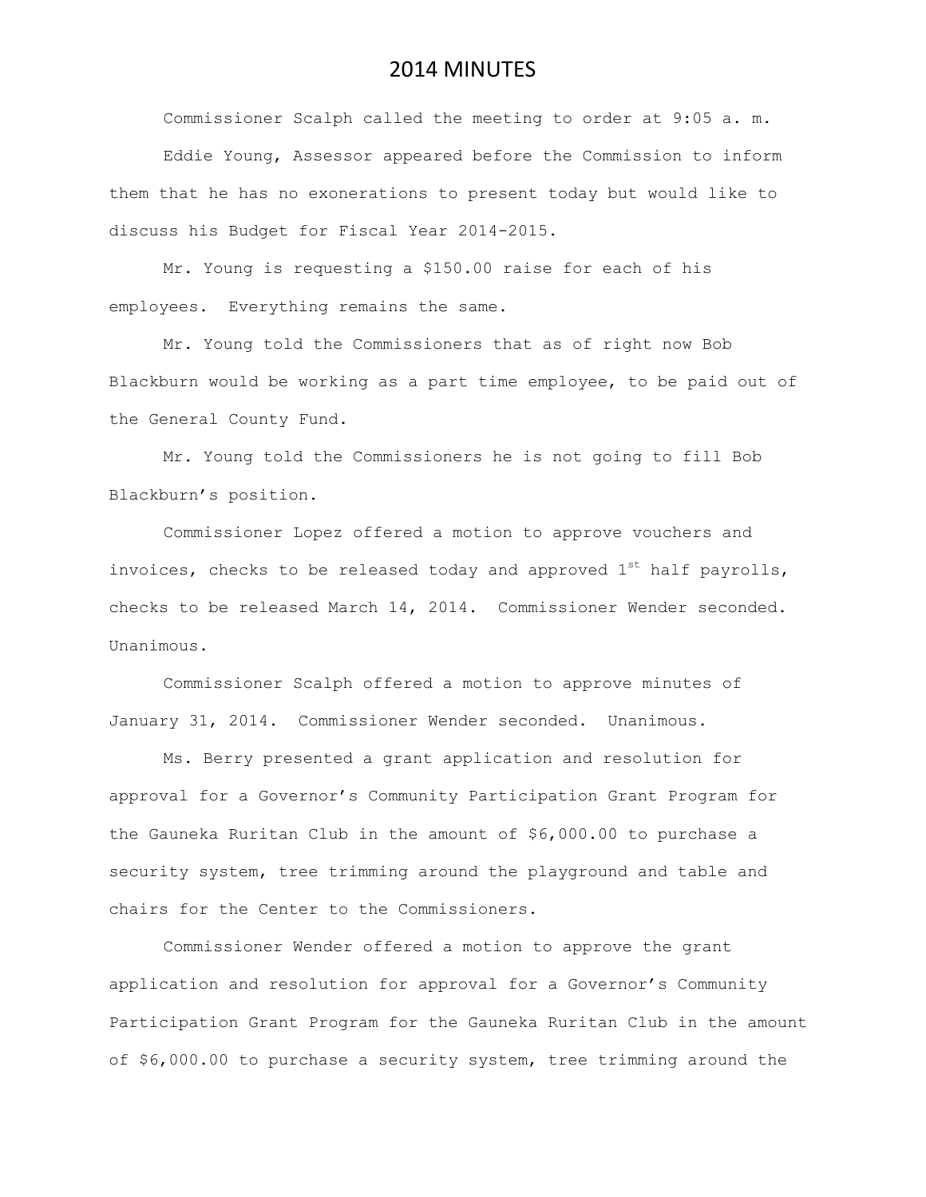Commissioner Scalph called the meeting to order at 9:05 a. m.

Eddie Young, Assessor appeared before the Commission to inform them that he has no exonerations to present today but would like to discuss his Budget for Fiscal Year 2014-2015.

Mr. Young is requesting a $150.00 raise for each of his employees. Everything remains the same.

Mr. Young told the Commissioners that as of right now Bob Blackburn would be working as a part time employee, to be paid out of the General County Fund.

Mr. Young told the Commissioners he is not going to fill Bob Blackburn's position.

Commissioner Lopez offered a motion to approve vouchers and invoices, checks to be released today and approved 1st half payrolls, checks to be released March 14, 2014. Commissioner Wender seconded. Unanimous.

Commissioner Scalph offered a motion to approve minutes of January 31, 2014. Commissioner Wender seconded. Unanimous.

Ms. Berry presented a grant application and resolution for approval for a Governor's Community Participation Grant Program for the Gauneka Ruritan Club in the amount of $6,000.00 to purchase a security system, tree trimming around the playground and table and chairs for the Center to the Commissioners.

Commissioner Wender offered a motion to approve the grant application and resolution for approval for a Governor's Community Participation Grant Program for the Gauneka Ruritan Club in the amount of $6,000.00 to purchase a security system, tree trimming around the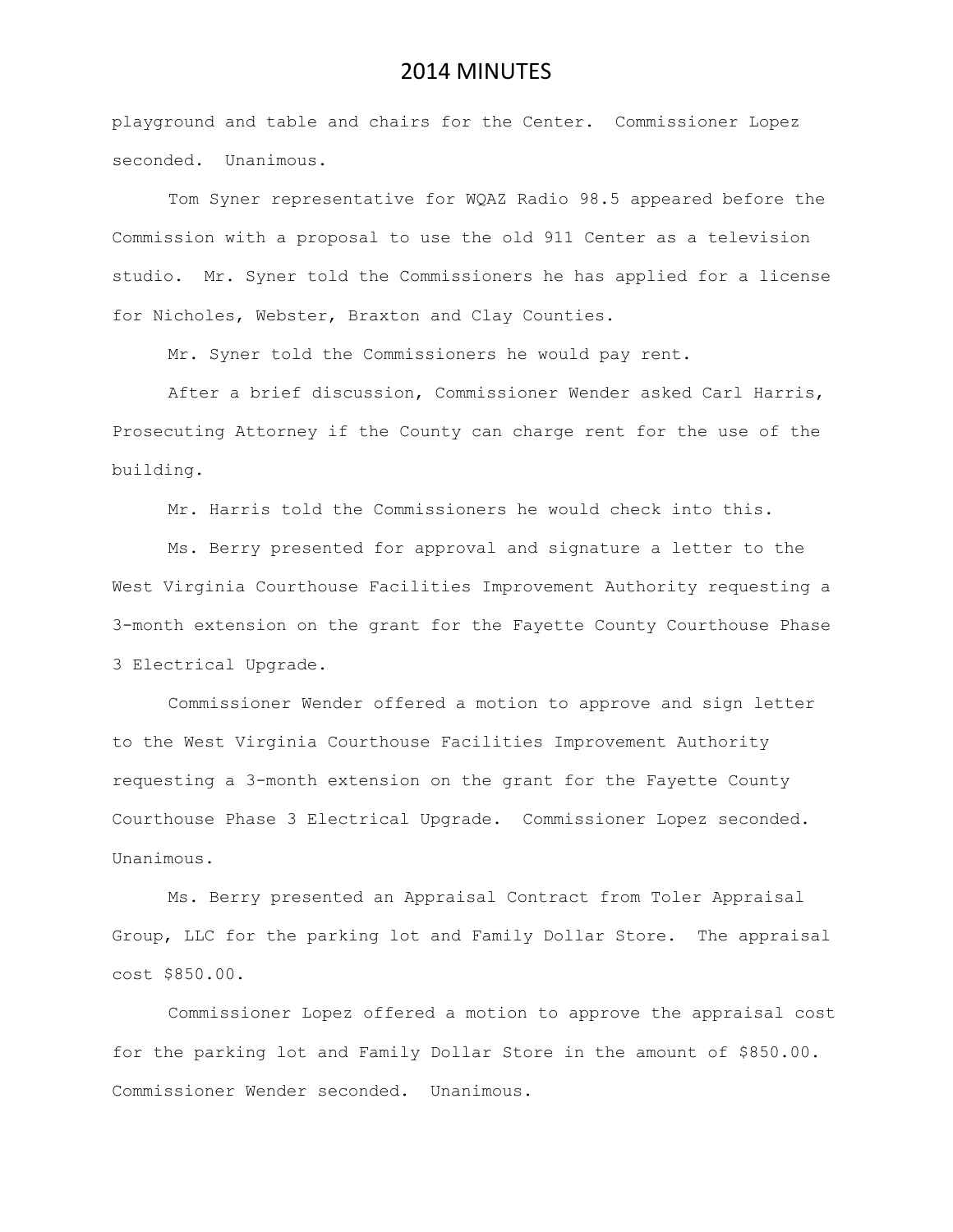playground and table and chairs for the Center. Commissioner Lopez seconded. Unanimous.

Tom Syner representative for WQAZ Radio 98.5 appeared before the Commission with a proposal to use the old 911 Center as a television studio. Mr. Syner told the Commissioners he has applied for a license for Nicholes, Webster, Braxton and Clay Counties.

Mr. Syner told the Commissioners he would pay rent.

After a brief discussion, Commissioner Wender asked Carl Harris, Prosecuting Attorney if the County can charge rent for the use of the building.

Mr. Harris told the Commissioners he would check into this.

Ms. Berry presented for approval and signature a letter to the West Virginia Courthouse Facilities Improvement Authority requesting a 3-month extension on the grant for the Fayette County Courthouse Phase 3 Electrical Upgrade.

Commissioner Wender offered a motion to approve and sign letter to the West Virginia Courthouse Facilities Improvement Authority requesting a 3-month extension on the grant for the Fayette County Courthouse Phase 3 Electrical Upgrade. Commissioner Lopez seconded. Unanimous.

Ms. Berry presented an Appraisal Contract from Toler Appraisal Group, LLC for the parking lot and Family Dollar Store. The appraisal cost $850.00.

Commissioner Lopez offered a motion to approve the appraisal cost for the parking lot and Family Dollar Store in the amount of $850.00. Commissioner Wender seconded. Unanimous.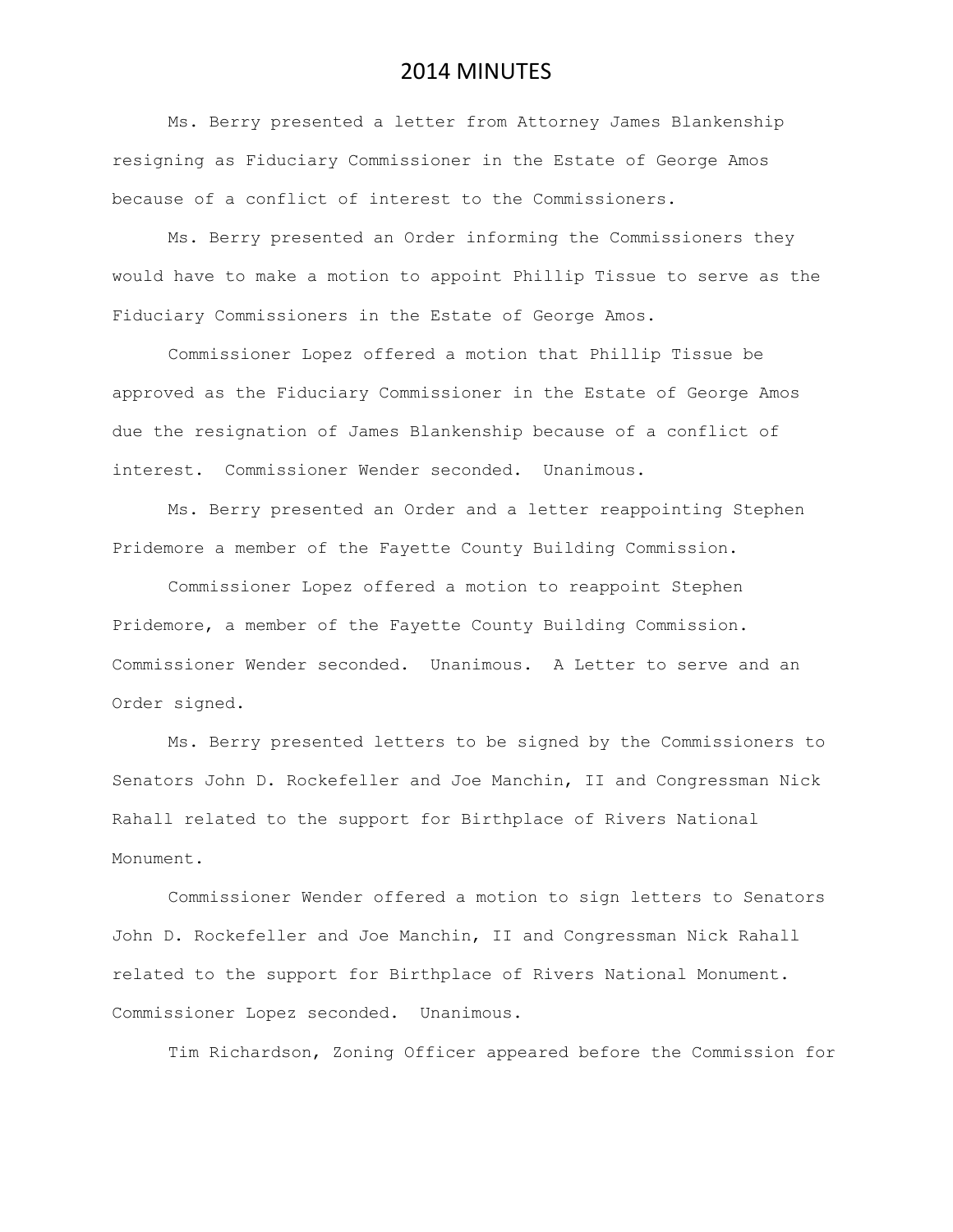Ms. Berry presented a letter from Attorney James Blankenship resigning as Fiduciary Commissioner in the Estate of George Amos because of a conflict of interest to the Commissioners.

Ms. Berry presented an Order informing the Commissioners they would have to make a motion to appoint Phillip Tissue to serve as the Fiduciary Commissioners in the Estate of George Amos.

Commissioner Lopez offered a motion that Phillip Tissue be approved as the Fiduciary Commissioner in the Estate of George Amos due the resignation of James Blankenship because of a conflict of interest. Commissioner Wender seconded. Unanimous.

Ms. Berry presented an Order and a letter reappointing Stephen Pridemore a member of the Fayette County Building Commission.

Commissioner Lopez offered a motion to reappoint Stephen Pridemore, a member of the Fayette County Building Commission. Commissioner Wender seconded. Unanimous. A Letter to serve and an Order signed.

Ms. Berry presented letters to be signed by the Commissioners to Senators John D. Rockefeller and Joe Manchin, II and Congressman Nick Rahall related to the support for Birthplace of Rivers National Monument.

Commissioner Wender offered a motion to sign letters to Senators John D. Rockefeller and Joe Manchin, II and Congressman Nick Rahall related to the support for Birthplace of Rivers National Monument. Commissioner Lopez seconded. Unanimous.

Tim Richardson, Zoning Officer appeared before the Commission for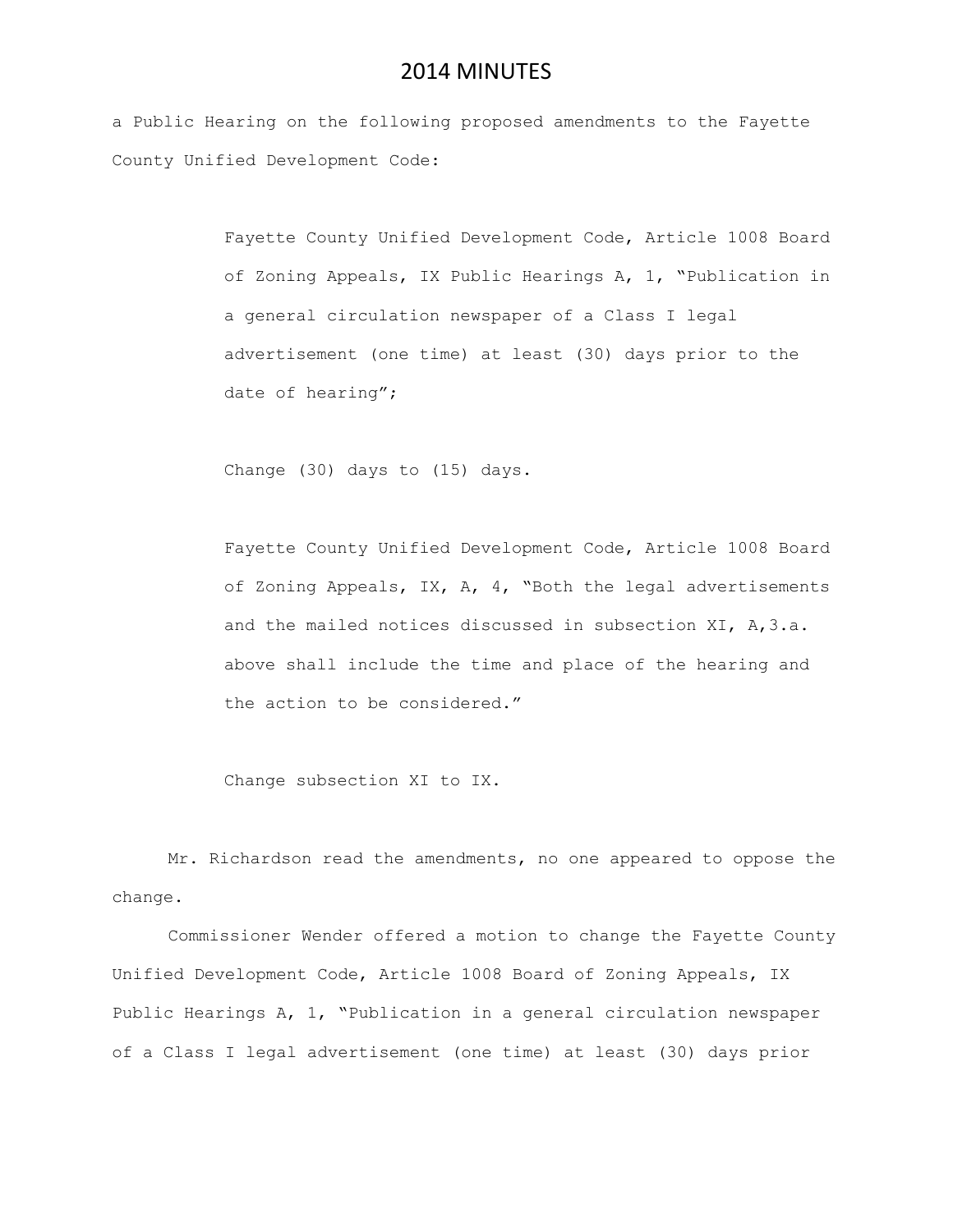a Public Hearing on the following proposed amendments to the Fayette County Unified Development Code:

> Fayette County Unified Development Code, Article 1008 Board of Zoning Appeals, IX Public Hearings A, 1, "Publication in a general circulation newspaper of a Class I legal advertisement (one time) at least (30) days prior to the date of hearing";
>
> Change (30) days to (15) days.
>
> Fayette County Unified Development Code, Article 1008 Board of Zoning Appeals, IX, A, 4, "Both the legal advertisements and the mailed notices discussed in subsection XI, A,3.a. above shall include the time and place of the hearing and the action to be considered."
>
> Change subsection XI to IX.

Mr. Richardson read the amendments, no one appeared to oppose the change.

Commissioner Wender offered a motion to change the Fayette County Unified Development Code, Article 1008 Board of Zoning Appeals, IX Public Hearings A, 1, "Publication in a general circulation newspaper of a Class I legal advertisement (one time) at least (30) days prior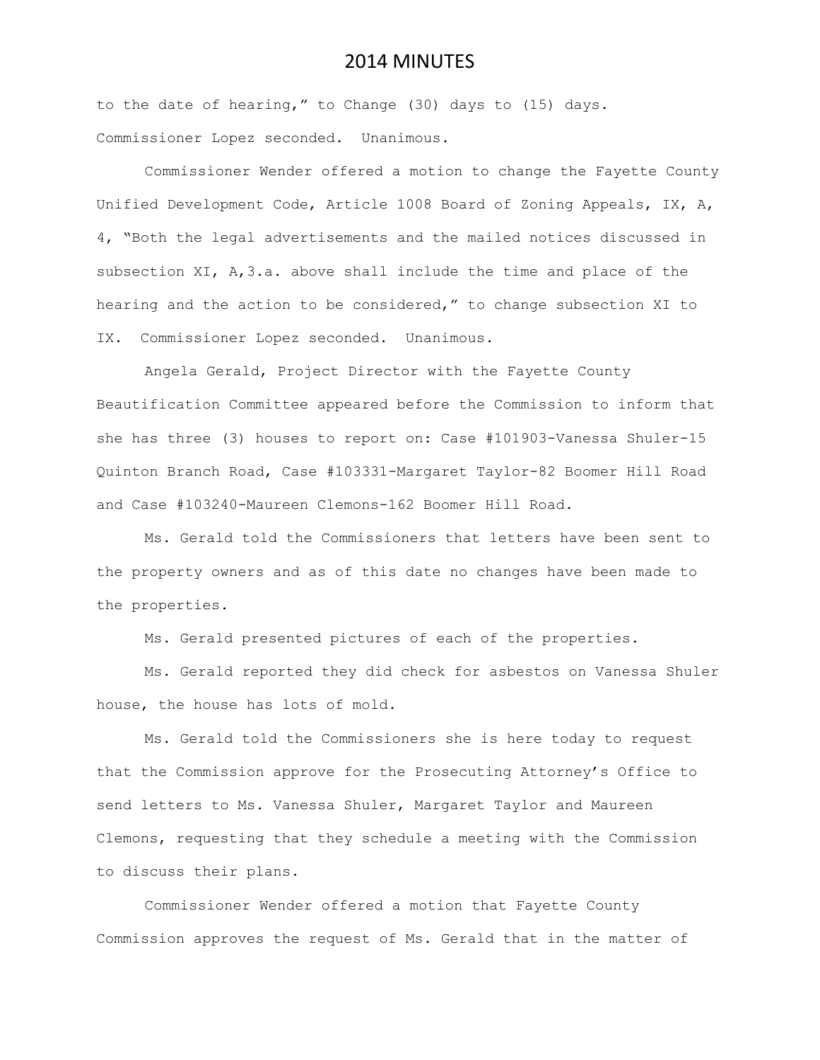to the date of hearing," to Change (30) days to (15) days. Commissioner Lopez seconded. Unanimous.

Commissioner Wender offered a motion to change the Fayette County Unified Development Code, Article 1008 Board of Zoning Appeals, IX, A, 4, "Both the legal advertisements and the mailed notices discussed in subsection XI, A,3.a. above shall include the time and place of the hearing and the action to be considered," to change subsection XI to IX. Commissioner Lopez seconded. Unanimous.

Angela Gerald, Project Director with the Fayette County Beautification Committee appeared before the Commission to inform that she has three (3) houses to report on: Case #101903-Vanessa Shuler-15 Quinton Branch Road, Case #103331-Margaret Taylor-82 Boomer Hill Road and Case #103240-Maureen Clemons-162 Boomer Hill Road.

Ms. Gerald told the Commissioners that letters have been sent to the property owners and as of this date no changes have been made to the properties.

Ms. Gerald presented pictures of each of the properties.

Ms. Gerald reported they did check for asbestos on Vanessa Shuler house, the house has lots of mold.

Ms. Gerald told the Commissioners she is here today to request that the Commission approve for the Prosecuting Attorney's Office to send letters to Ms. Vanessa Shuler, Margaret Taylor and Maureen Clemons, requesting that they schedule a meeting with the Commission to discuss their plans.

Commissioner Wender offered a motion that Fayette County Commission approves the request of Ms. Gerald that in the matter of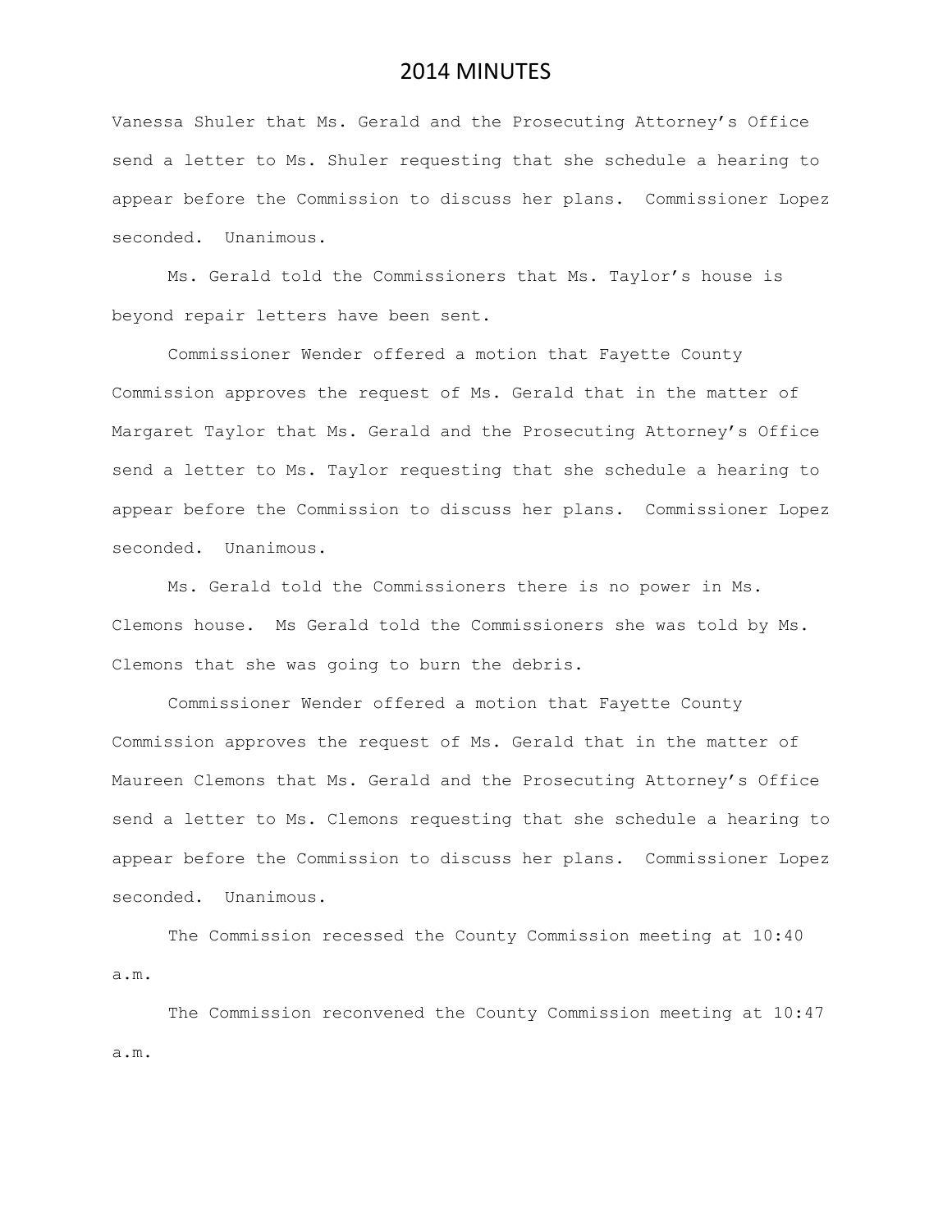Vanessa Shuler that Ms. Gerald and the Prosecuting Attorney's Office send a letter to Ms. Shuler requesting that she schedule a hearing to appear before the Commission to discuss her plans. Commissioner Lopez seconded. Unanimous.

Ms. Gerald told the Commissioners that Ms. Taylor's house is beyond repair letters have been sent.

Commissioner Wender offered a motion that Fayette County Commission approves the request of Ms. Gerald that in the matter of Margaret Taylor that Ms. Gerald and the Prosecuting Attorney's Office send a letter to Ms. Taylor requesting that she schedule a hearing to appear before the Commission to discuss her plans. Commissioner Lopez seconded. Unanimous.

Ms. Gerald told the Commissioners there is no power in Ms. Clemons house. Ms Gerald told the Commissioners she was told by Ms. Clemons that she was going to burn the debris.

Commissioner Wender offered a motion that Fayette County Commission approves the request of Ms. Gerald that in the matter of Maureen Clemons that Ms. Gerald and the Prosecuting Attorney's Office send a letter to Ms. Clemons requesting that she schedule a hearing to appear before the Commission to discuss her plans. Commissioner Lopez seconded. Unanimous.

The Commission recessed the County Commission meeting at 10:40 a.m.

The Commission reconvened the County Commission meeting at 10:47 a.m.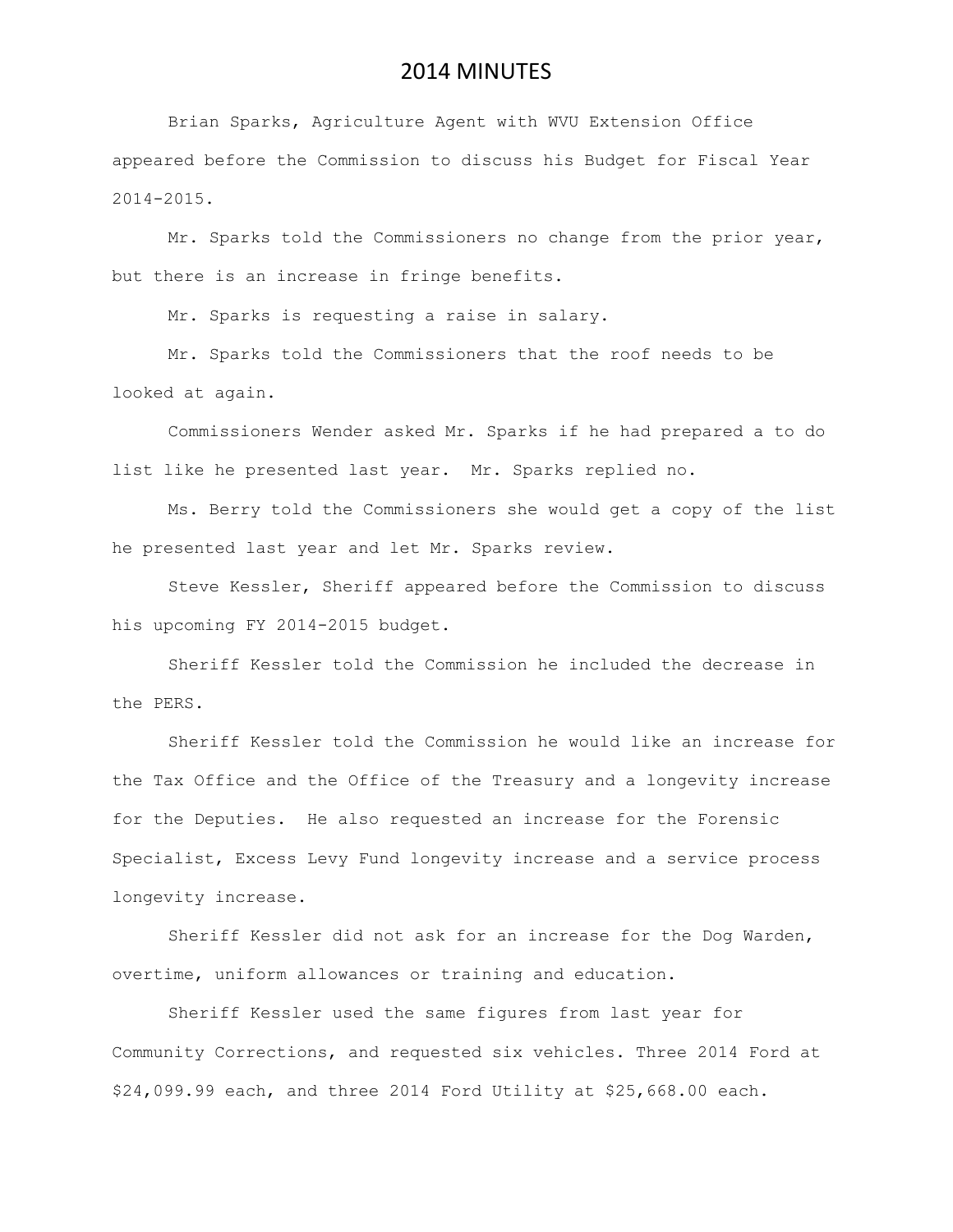Brian Sparks, Agriculture Agent with WVU Extension Office appeared before the Commission to discuss his Budget for Fiscal Year 2014-2015.

Mr. Sparks told the Commissioners no change from the prior year, but there is an increase in fringe benefits.

Mr. Sparks is requesting a raise in salary.

Mr. Sparks told the Commissioners that the roof needs to be looked at again.

Commissioners Wender asked Mr. Sparks if he had prepared a to do list like he presented last year. Mr. Sparks replied no.

Ms. Berry told the Commissioners she would get a copy of the list he presented last year and let Mr. Sparks review.

Steve Kessler, Sheriff appeared before the Commission to discuss his upcoming FY 2014-2015 budget.

Sheriff Kessler told the Commission he included the decrease in the PERS.

Sheriff Kessler told the Commission he would like an increase for the Tax Office and the Office of the Treasury and a longevity increase for the Deputies. He also requested an increase for the Forensic Specialist, Excess Levy Fund longevity increase and a service process longevity increase.

Sheriff Kessler did not ask for an increase for the Dog Warden, overtime, uniform allowances or training and education.

Sheriff Kessler used the same figures from last year for Community Corrections, and requested six vehicles. Three 2014 Ford at $24,099.99 each, and three 2014 Ford Utility at $25,668.00 each.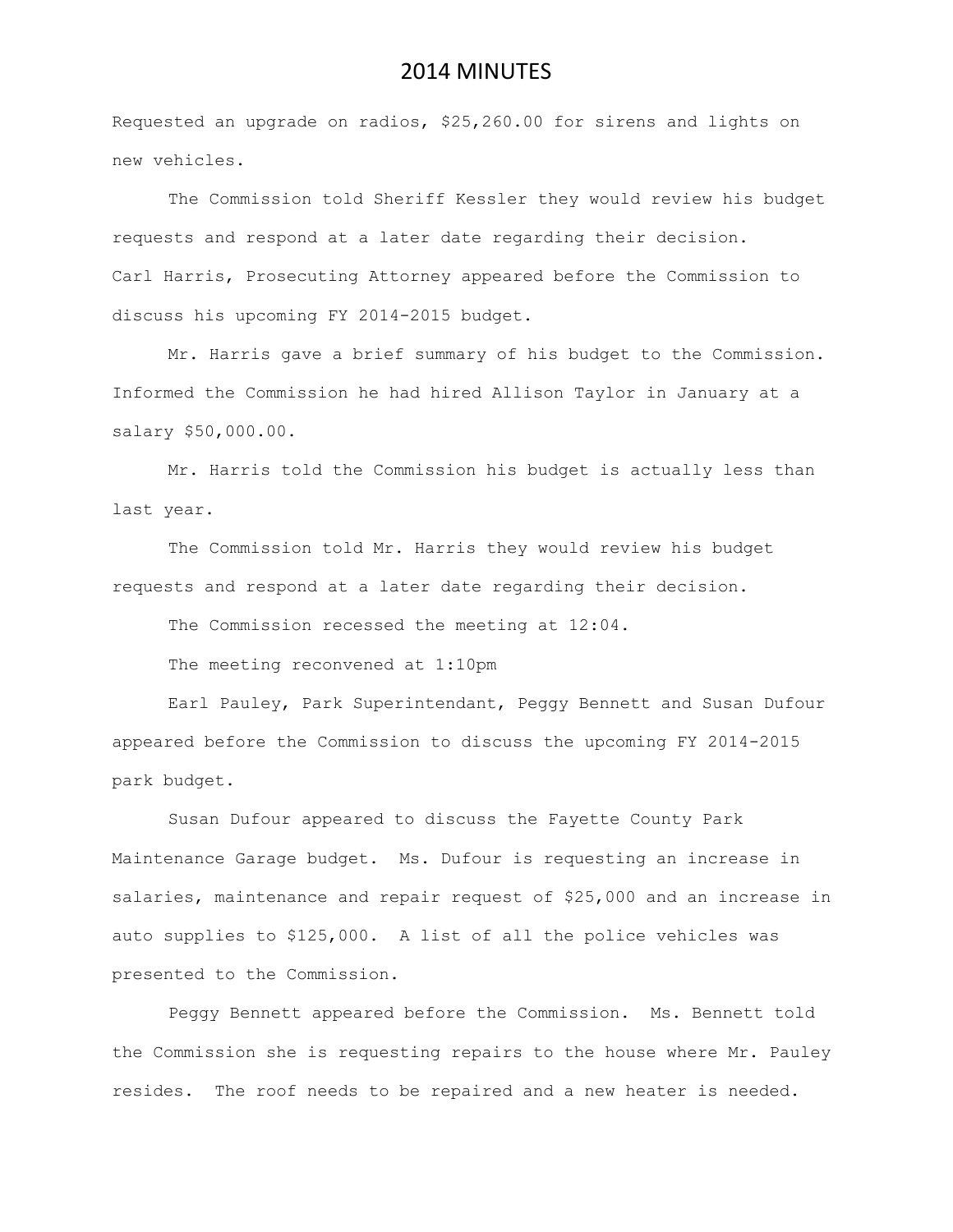Requested an upgrade on radios, $25,260.00 for sirens and lights on new vehicles.

The Commission told Sheriff Kessler they would review his budget requests and respond at a later date regarding their decision.

Carl Harris, Prosecuting Attorney appeared before the Commission to discuss his upcoming FY 2014-2015 budget.

Mr. Harris gave a brief summary of his budget to the Commission. Informed the Commission he had hired Allison Taylor in January at a salary $50,000.00.

Mr. Harris told the Commission his budget is actually less than last year.

The Commission told Mr. Harris they would review his budget requests and respond at a later date regarding their decision.

The Commission recessed the meeting at 12:04.

The meeting reconvened at 1:10pm

Earl Pauley, Park Superintendant, Peggy Bennett and Susan Dufour appeared before the Commission to discuss the upcoming FY 2014-2015 park budget.

Susan Dufour appeared to discuss the Fayette County Park Maintenance Garage budget. Ms. Dufour is requesting an increase in salaries, maintenance and repair request of $25,000 and an increase in auto supplies to $125,000. A list of all the police vehicles was presented to the Commission.

Peggy Bennett appeared before the Commission. Ms. Bennett told the Commission she is requesting repairs to the house where Mr. Pauley resides. The roof needs to be repaired and a new heater is needed.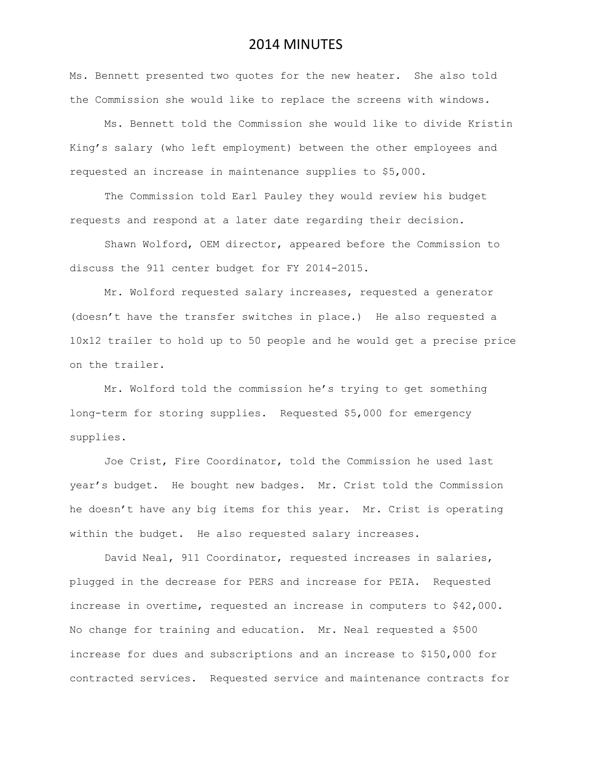Ms. Bennett presented two quotes for the new heater. She also told the Commission she would like to replace the screens with windows.

Ms. Bennett told the Commission she would like to divide Kristin King's salary (who left employment) between the other employees and requested an increase in maintenance supplies to $5,000.

The Commission told Earl Pauley they would review his budget requests and respond at a later date regarding their decision.

Shawn Wolford, OEM director, appeared before the Commission to discuss the 911 center budget for FY 2014-2015.

Mr. Wolford requested salary increases, requested a generator (doesn't have the transfer switches in place.) He also requested a 10x12 trailer to hold up to 50 people and he would get a precise price on the trailer.

Mr. Wolford told the commission he's trying to get something long-term for storing supplies. Requested $5,000 for emergency supplies.

Joe Crist, Fire Coordinator, told the Commission he used last year's budget. He bought new badges. Mr. Crist told the Commission he doesn't have any big items for this year. Mr. Crist is operating within the budget. He also requested salary increases.

David Neal, 911 Coordinator, requested increases in salaries, plugged in the decrease for PERS and increase for PEIA. Requested increase in overtime, requested an increase in computers to $42,000. No change for training and education. Mr. Neal requested a $500 increase for dues and subscriptions and an increase to $150,000 for contracted services. Requested service and maintenance contracts for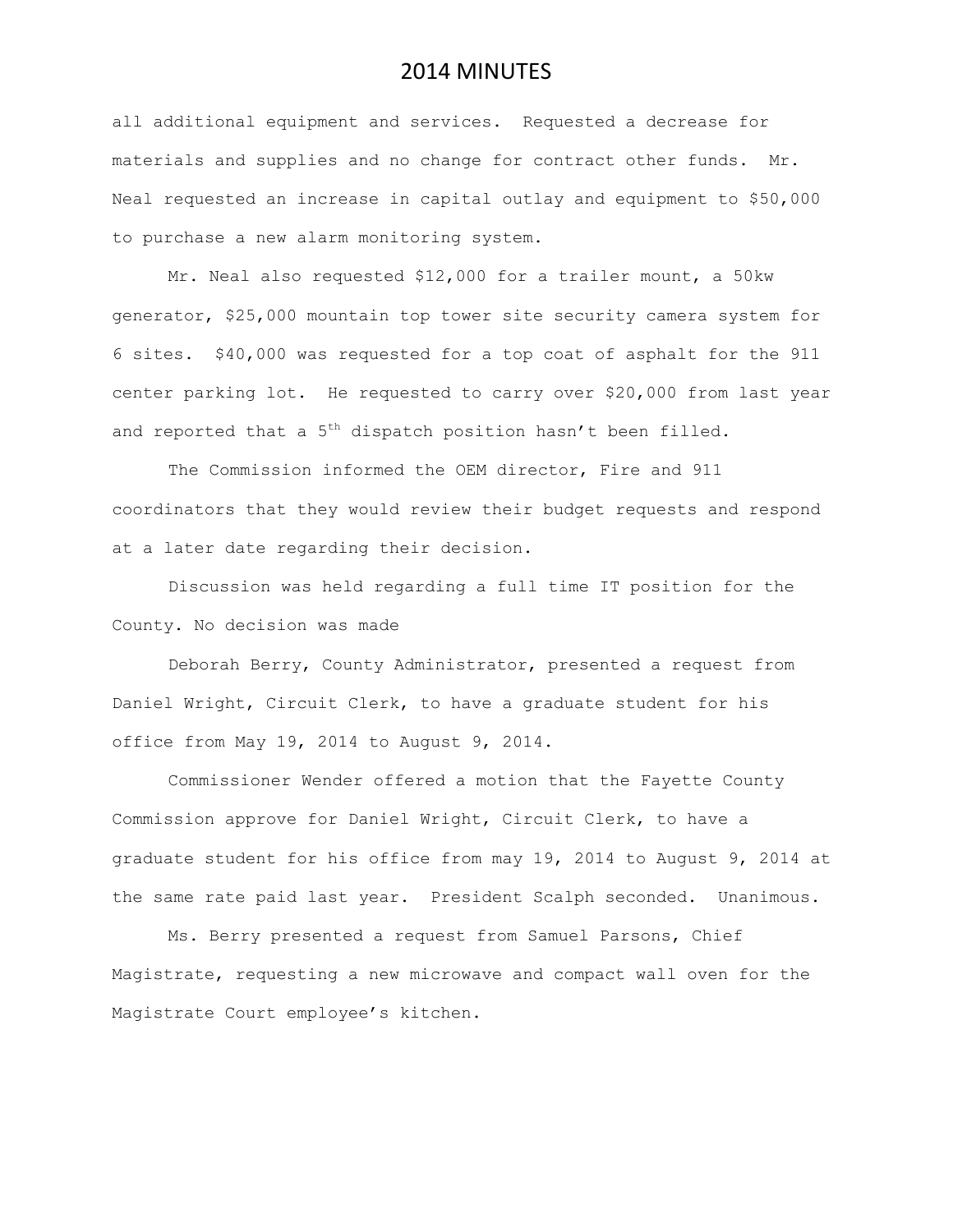all additional equipment and services. Requested a decrease for materials and supplies and no change for contract other funds. Mr. Neal requested an increase in capital outlay and equipment to $50,000 to purchase a new alarm monitoring system.

Mr. Neal also requested $12,000 for a trailer mount, a 50kw generator, $25,000 mountain top tower site security camera system for 6 sites. $40,000 was requested for a top coat of asphalt for the 911 center parking lot. He requested to carry over $20,000 from last year and reported that a 5th dispatch position hasn't been filled.

The Commission informed the OEM director, Fire and 911 coordinators that they would review their budget requests and respond at a later date regarding their decision.

Discussion was held regarding a full time IT position for the County. No decision was made

Deborah Berry, County Administrator, presented a request from Daniel Wright, Circuit Clerk, to have a graduate student for his office from May 19, 2014 to August 9, 2014.

Commissioner Wender offered a motion that the Fayette County Commission approve for Daniel Wright, Circuit Clerk, to have a graduate student for his office from may 19, 2014 to August 9, 2014 at the same rate paid last year. President Scalph seconded. Unanimous.

Ms. Berry presented a request from Samuel Parsons, Chief Magistrate, requesting a new microwave and compact wall oven for the Magistrate Court employee's kitchen.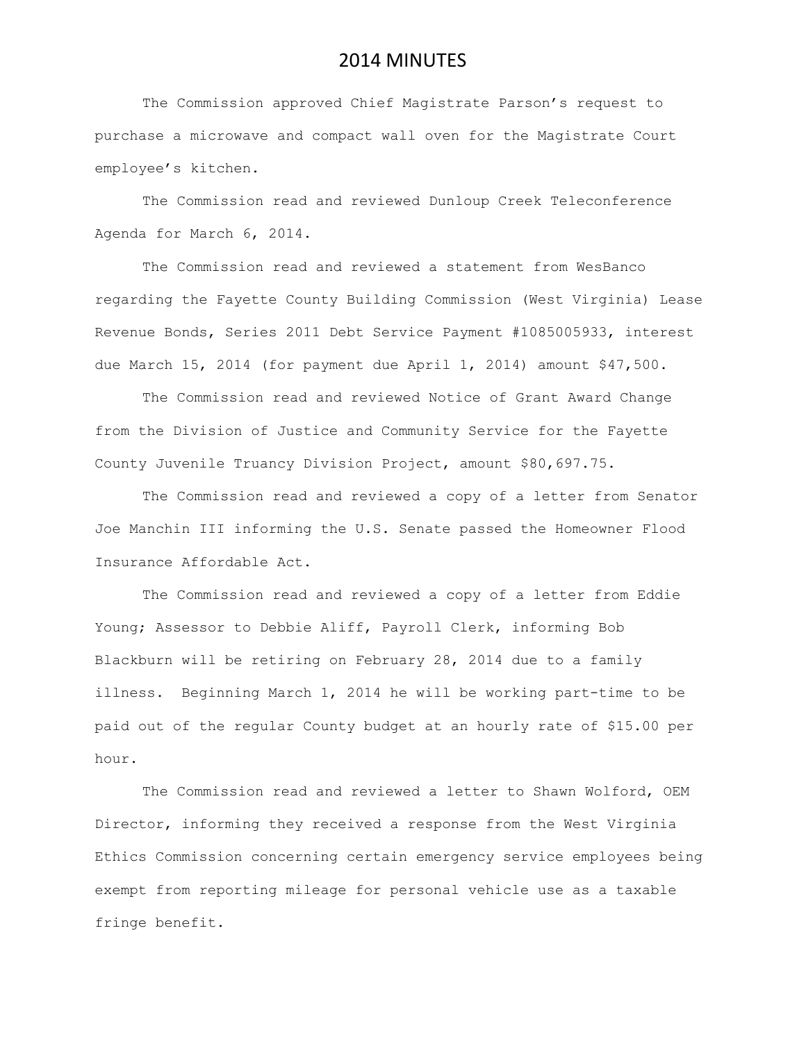# 2014 MINUTES

The Commission approved Chief Magistrate Parson's request to purchase a microwave and compact wall oven for the Magistrate Court employee's kitchen.

The Commission read and reviewed Dunloup Creek Teleconference Agenda for March 6, 2014.

The Commission read and reviewed a statement from WesBanco regarding the Fayette County Building Commission (West Virginia) Lease Revenue Bonds, Series 2011 Debt Service Payment #1085005933, interest due March 15, 2014 (for payment due April 1, 2014) amount $47,500.

The Commission read and reviewed Notice of Grant Award Change from the Division of Justice and Community Service for the Fayette County Juvenile Truancy Division Project, amount $80,697.75.

The Commission read and reviewed a copy of a letter from Senator Joe Manchin III informing the U.S. Senate passed the Homeowner Flood Insurance Affordable Act.

The Commission read and reviewed a copy of a letter from Eddie Young; Assessor to Debbie Aliff, Payroll Clerk, informing Bob Blackburn will be retiring on February 28, 2014 due to a family illness. Beginning March 1, 2014 he will be working part-time to be paid out of the regular County budget at an hourly rate of $15.00 per hour.

The Commission read and reviewed a letter to Shawn Wolford, OEM Director, informing they received a response from the West Virginia Ethics Commission concerning certain emergency service employees being exempt from reporting mileage for personal vehicle use as a taxable fringe benefit.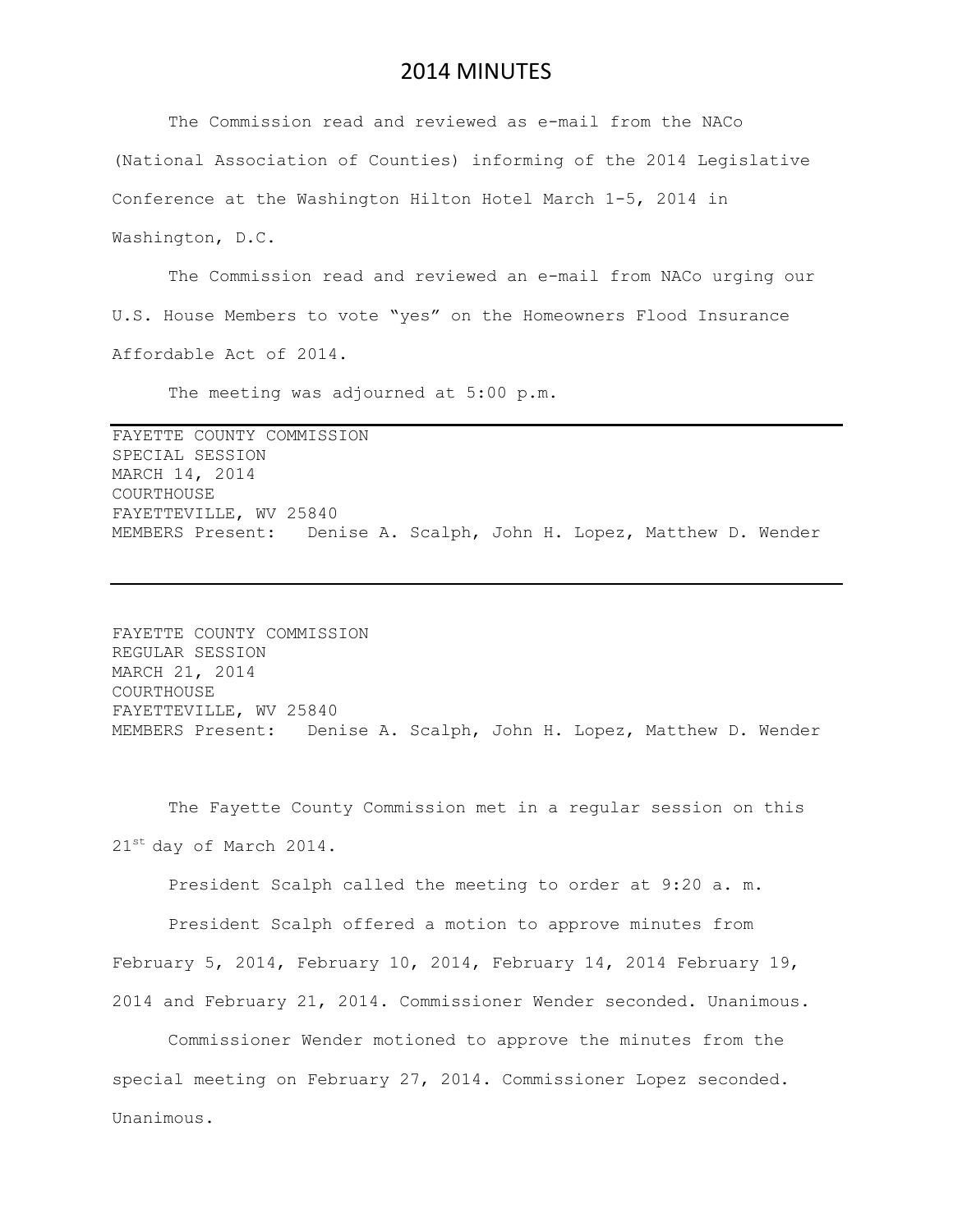The Commission read and reviewed as e-mail from the NACo (National Association of Counties) informing of the 2014 Legislative Conference at the Washington Hilton Hotel March 1-5, 2014 in Washington, D.C.

The Commission read and reviewed an e-mail from NACo urging our U.S. House Members to vote "yes" on the Homeowners Flood Insurance Affordable Act of 2014.

The meeting was adjourned at 5:00 p.m.

---

FAYETTE COUNTY COMMISSION
SPECIAL SESSION
MARCH 14, 2014
COURTHOUSE
FAYETTEVILLE, WV 25840
MEMBERS Present: Denise A. Scalph, John H. Lopez, Matthew D. Wender

---

FAYETTE COUNTY COMMISSION
REGULAR SESSION
MARCH 21, 2014
COURTHOUSE
FAYETTEVILLE, WV 25840
MEMBERS Present: Denise A. Scalph, John H. Lopez, Matthew D. Wender

The Fayette County Commission met in a regular session on this 21st day of March 2014.

President Scalph called the meeting to order at 9:20 a. m.

President Scalph offered a motion to approve minutes from February 5, 2014, February 10, 2014, February 14, 2014 February 19, 2014 and February 21, 2014. Commissioner Wender seconded. Unanimous.

Commissioner Wender motioned to approve the minutes from the special meeting on February 27, 2014. Commissioner Lopez seconded. Unanimous.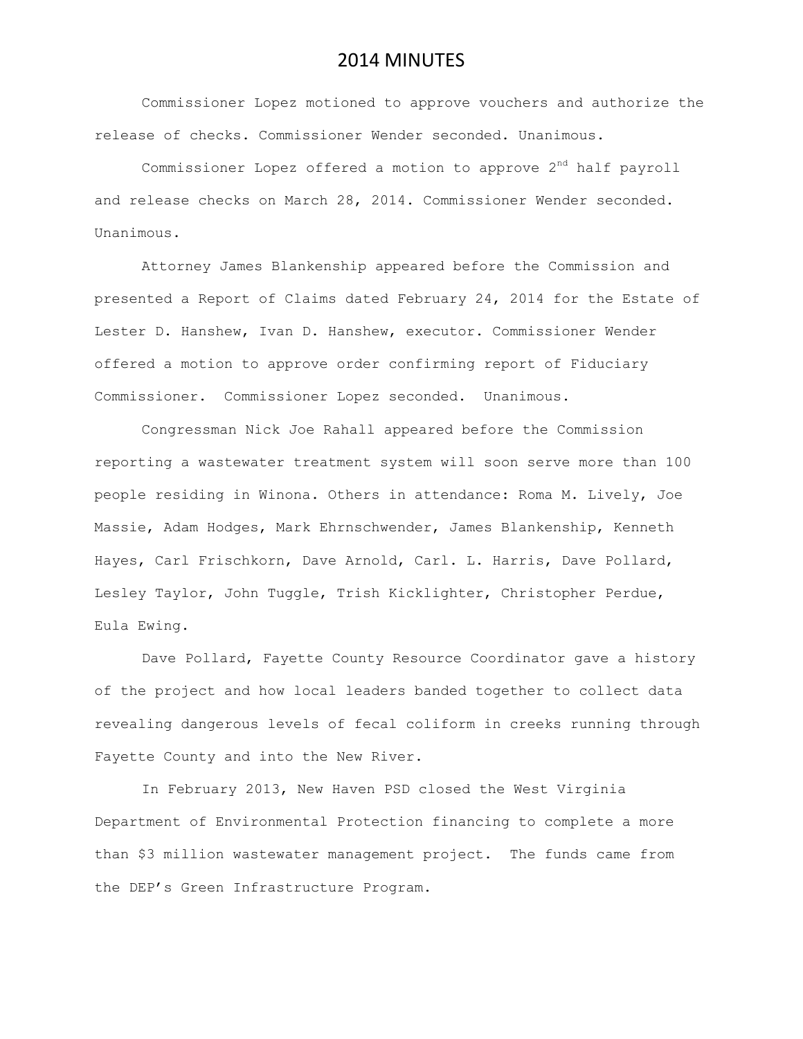Commissioner Lopez motioned to approve vouchers and authorize the release of checks. Commissioner Wender seconded. Unanimous.

Commissioner Lopez offered a motion to approve 2nd half payroll and release checks on March 28, 2014. Commissioner Wender seconded. Unanimous.

Attorney James Blankenship appeared before the Commission and presented a Report of Claims dated February 24, 2014 for the Estate of Lester D. Hanshew, Ivan D. Hanshew, executor. Commissioner Wender offered a motion to approve order confirming report of Fiduciary Commissioner. Commissioner Lopez seconded. Unanimous.

Congressman Nick Joe Rahall appeared before the Commission reporting a wastewater treatment system will soon serve more than 100 people residing in Winona. Others in attendance: Roma M. Lively, Joe Massie, Adam Hodges, Mark Ehrnschwender, James Blankenship, Kenneth Hayes, Carl Frischkorn, Dave Arnold, Carl. L. Harris, Dave Pollard, Lesley Taylor, John Tuggle, Trish Kicklighter, Christopher Perdue, Eula Ewing.

Dave Pollard, Fayette County Resource Coordinator gave a history of the project and how local leaders banded together to collect data revealing dangerous levels of fecal coliform in creeks running through Fayette County and into the New River.

In February 2013, New Haven PSD closed the West Virginia Department of Environmental Protection financing to complete a more than $3 million wastewater management project. The funds came from the DEP's Green Infrastructure Program.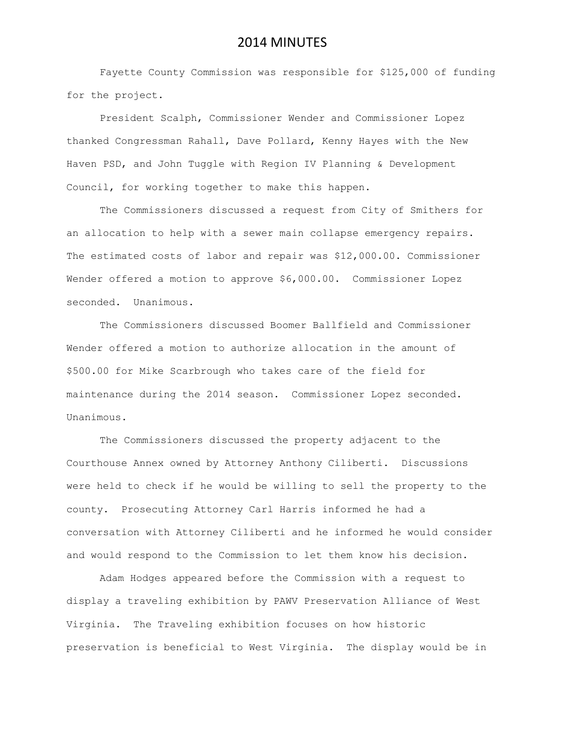Fayette County Commission was responsible for $125,000 of funding for the project.

President Scalph, Commissioner Wender and Commissioner Lopez thanked Congressman Rahall, Dave Pollard, Kenny Hayes with the New Haven PSD, and John Tuggle with Region IV Planning & Development Council, for working together to make this happen.

The Commissioners discussed a request from City of Smithers for an allocation to help with a sewer main collapse emergency repairs. The estimated costs of labor and repair was $12,000.00. Commissioner Wender offered a motion to approve $6,000.00. Commissioner Lopez seconded. Unanimous.

The Commissioners discussed Boomer Ballfield and Commissioner Wender offered a motion to authorize allocation in the amount of $500.00 for Mike Scarbrough who takes care of the field for maintenance during the 2014 season. Commissioner Lopez seconded. Unanimous.

The Commissioners discussed the property adjacent to the Courthouse Annex owned by Attorney Anthony Ciliberti. Discussions were held to check if he would be willing to sell the property to the county. Prosecuting Attorney Carl Harris informed he had a conversation with Attorney Ciliberti and he informed he would consider and would respond to the Commission to let them know his decision.

Adam Hodges appeared before the Commission with a request to display a traveling exhibition by PAWV Preservation Alliance of West Virginia. The Traveling exhibition focuses on how historic preservation is beneficial to West Virginia. The display would be in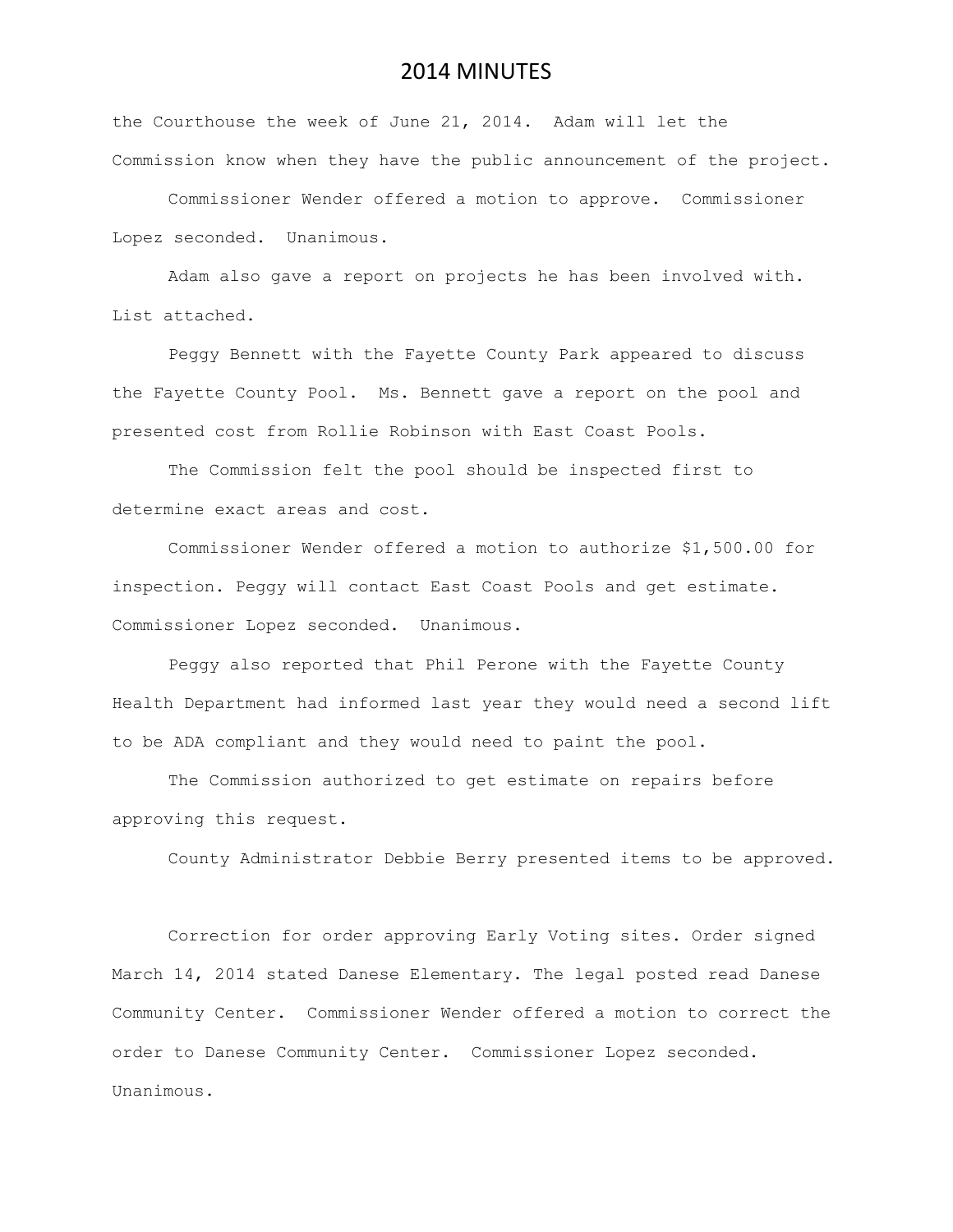the Courthouse the week of June 21, 2014. Adam will let the Commission know when they have the public announcement of the project.

Commissioner Wender offered a motion to approve. Commissioner Lopez seconded. Unanimous.

Adam also gave a report on projects he has been involved with. List attached.

Peggy Bennett with the Fayette County Park appeared to discuss the Fayette County Pool. Ms. Bennett gave a report on the pool and presented cost from Rollie Robinson with East Coast Pools.

The Commission felt the pool should be inspected first to determine exact areas and cost.

Commissioner Wender offered a motion to authorize $1,500.00 for inspection. Peggy will contact East Coast Pools and get estimate. Commissioner Lopez seconded. Unanimous.

Peggy also reported that Phil Perone with the Fayette County Health Department had informed last year they would need a second lift to be ADA compliant and they would need to paint the pool.

The Commission authorized to get estimate on repairs before approving this request.

County Administrator Debbie Berry presented items to be approved.

Correction for order approving Early Voting sites. Order signed March 14, 2014 stated Danese Elementary. The legal posted read Danese Community Center. Commissioner Wender offered a motion to correct the order to Danese Community Center. Commissioner Lopez seconded. Unanimous.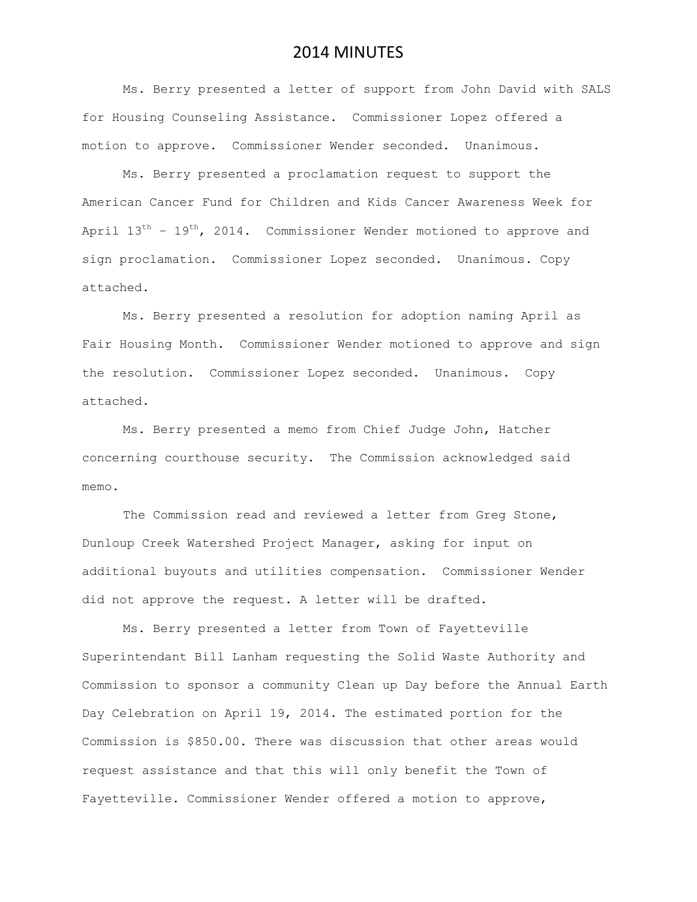# 2014 MINUTES

Ms. Berry presented a letter of support from John David with SALS for Housing Counseling Assistance. Commissioner Lopez offered a motion to approve. Commissioner Wender seconded. Unanimous.

Ms. Berry presented a proclamation request to support the American Cancer Fund for Children and Kids Cancer Awareness Week for April 13th – 19th, 2014. Commissioner Wender motioned to approve and sign proclamation. Commissioner Lopez seconded. Unanimous. Copy attached.

Ms. Berry presented a resolution for adoption naming April as Fair Housing Month. Commissioner Wender motioned to approve and sign the resolution. Commissioner Lopez seconded. Unanimous. Copy attached.

Ms. Berry presented a memo from Chief Judge John, Hatcher concerning courthouse security. The Commission acknowledged said memo.

The Commission read and reviewed a letter from Greg Stone, Dunloup Creek Watershed Project Manager, asking for input on additional buyouts and utilities compensation. Commissioner Wender did not approve the request. A letter will be drafted.

Ms. Berry presented a letter from Town of Fayetteville Superintendant Bill Lanham requesting the Solid Waste Authority and Commission to sponsor a community Clean up Day before the Annual Earth Day Celebration on April 19, 2014. The estimated portion for the Commission is $850.00. There was discussion that other areas would request assistance and that this will only benefit the Town of Fayetteville. Commissioner Wender offered a motion to approve,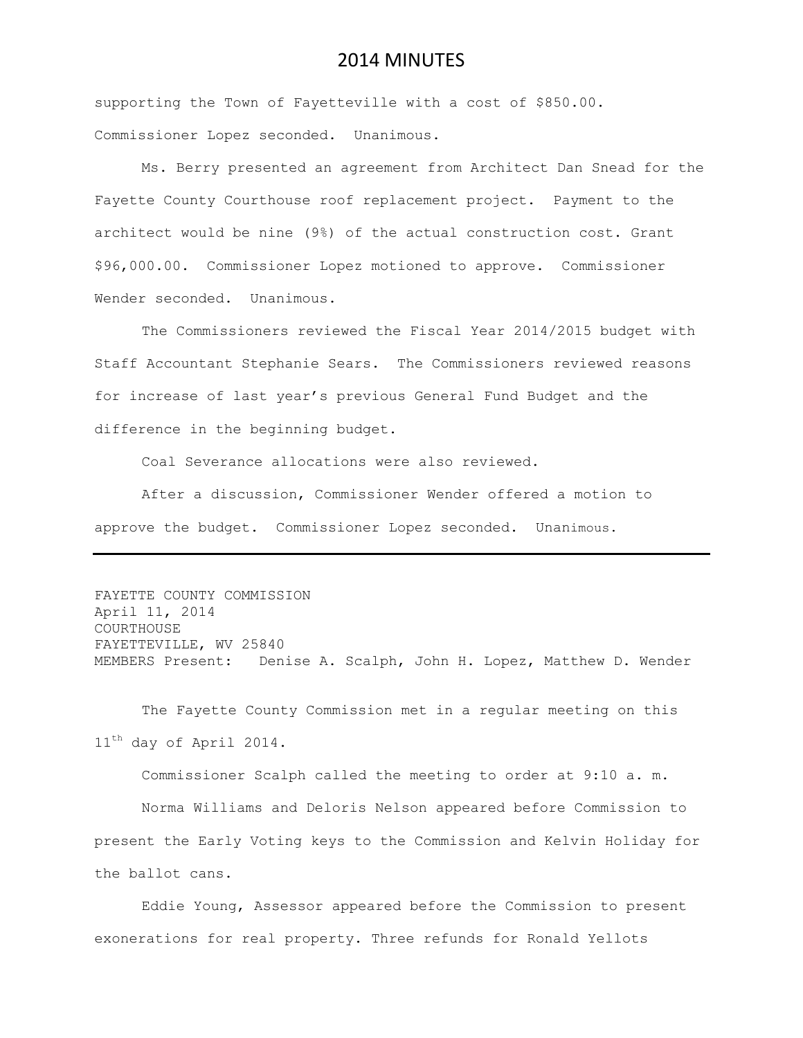supporting the Town of Fayetteville with a cost of $850.00. Commissioner Lopez seconded. Unanimous.

Ms. Berry presented an agreement from Architect Dan Snead for the Fayette County Courthouse roof replacement project. Payment to the architect would be nine (9%) of the actual construction cost. Grant $96,000.00. Commissioner Lopez motioned to approve. Commissioner Wender seconded. Unanimous.

The Commissioners reviewed the Fiscal Year 2014/2015 budget with Staff Accountant Stephanie Sears. The Commissioners reviewed reasons for increase of last year's previous General Fund Budget and the difference in the beginning budget.

Coal Severance allocations were also reviewed.

After a discussion, Commissioner Wender offered a motion to approve the budget. Commissioner Lopez seconded. Unanimous.

---

FAYETTE COUNTY COMMISSION
April 11, 2014
COURTHOUSE
FAYETTEVILLE, WV 25840
MEMBERS Present: Denise A. Scalph, John H. Lopez, Matthew D. Wender

The Fayette County Commission met in a regular meeting on this 11th day of April 2014.

Commissioner Scalph called the meeting to order at 9:10 a. m.

Norma Williams and Deloris Nelson appeared before Commission to present the Early Voting keys to the Commission and Kelvin Holiday for the ballot cans.

Eddie Young, Assessor appeared before the Commission to present exonerations for real property. Three refunds for Ronald Yellots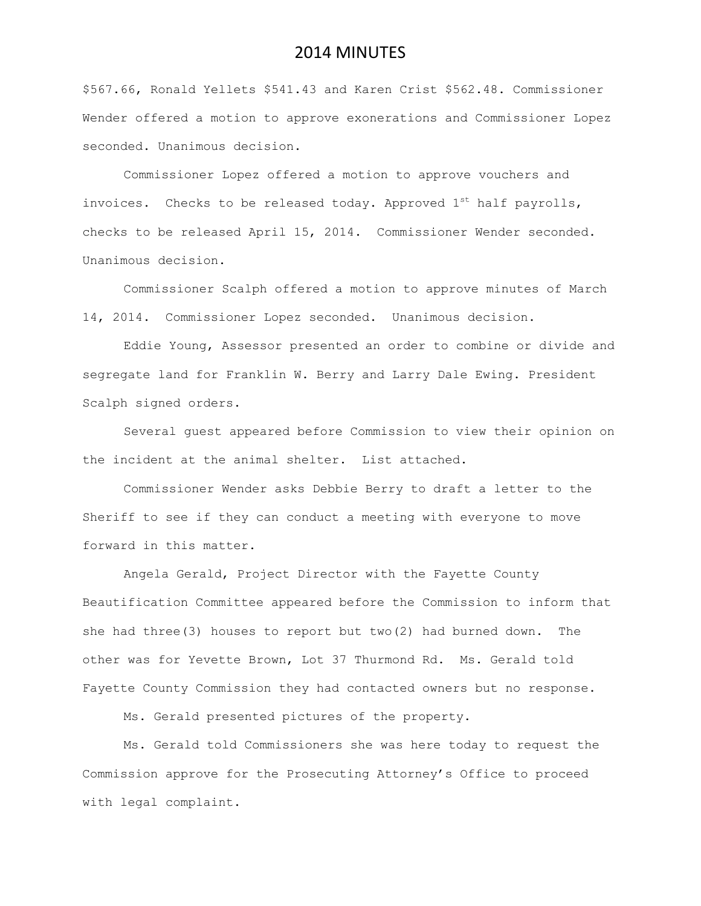$567.66, Ronald Yellets $541.43 and Karen Crist $562.48. Commissioner Wender offered a motion to approve exonerations and Commissioner Lopez seconded. Unanimous decision.

Commissioner Lopez offered a motion to approve vouchers and invoices. Checks to be released today. Approved 1st half payrolls, checks to be released April 15, 2014. Commissioner Wender seconded. Unanimous decision.

Commissioner Scalph offered a motion to approve minutes of March 14, 2014. Commissioner Lopez seconded. Unanimous decision.

Eddie Young, Assessor presented an order to combine or divide and segregate land for Franklin W. Berry and Larry Dale Ewing. President Scalph signed orders.

Several guest appeared before Commission to view their opinion on the incident at the animal shelter. List attached.

Commissioner Wender asks Debbie Berry to draft a letter to the Sheriff to see if they can conduct a meeting with everyone to move forward in this matter.

Angela Gerald, Project Director with the Fayette County Beautification Committee appeared before the Commission to inform that she had three(3) houses to report but two(2) had burned down. The other was for Yevette Brown, Lot 37 Thurmond Rd. Ms. Gerald told Fayette County Commission they had contacted owners but no response.

Ms. Gerald presented pictures of the property.

Ms. Gerald told Commissioners she was here today to request the Commission approve for the Prosecuting Attorney's Office to proceed with legal complaint.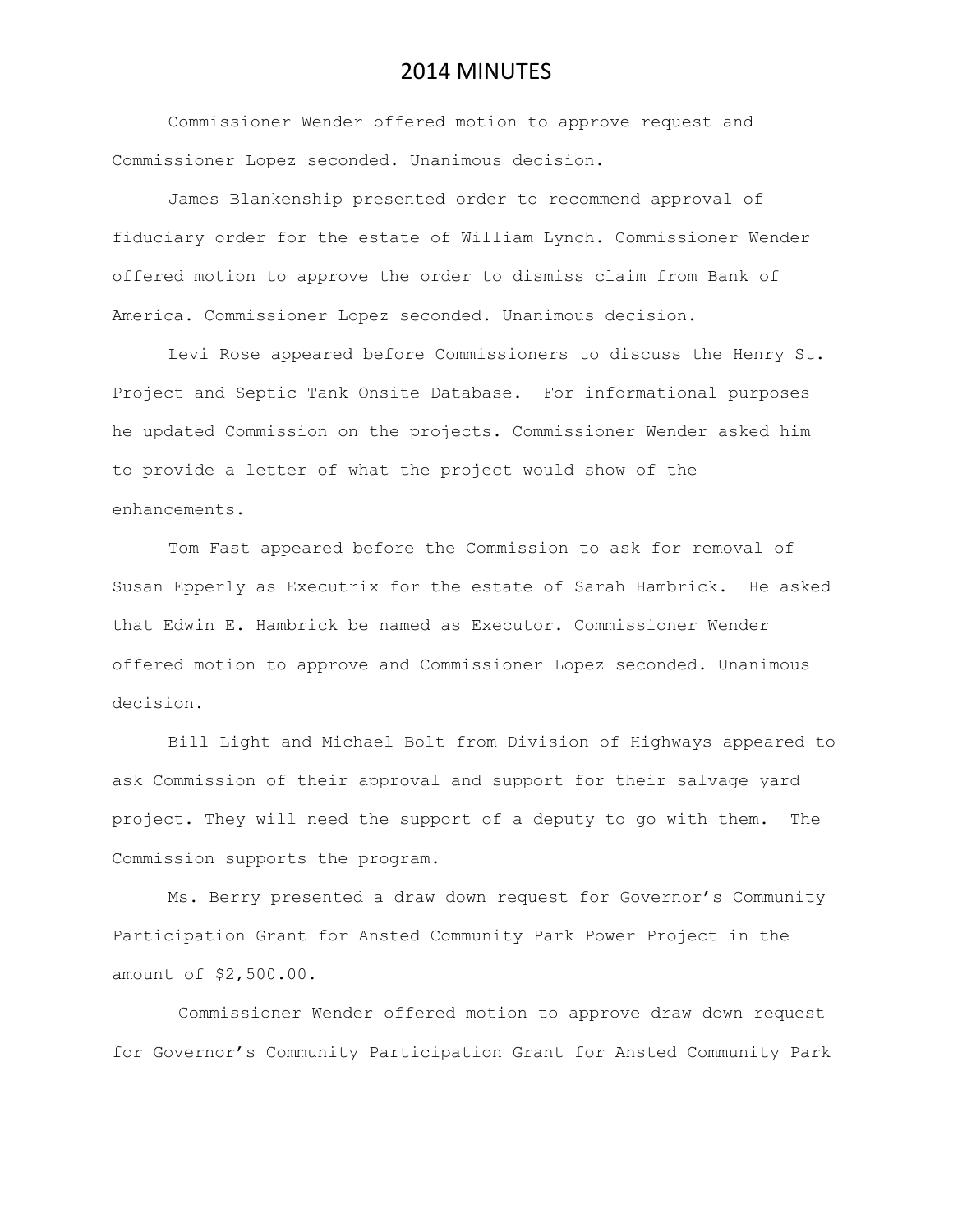Commissioner Wender offered motion to approve request and Commissioner Lopez seconded. Unanimous decision.

James Blankenship presented order to recommend approval of fiduciary order for the estate of William Lynch. Commissioner Wender offered motion to approve the order to dismiss claim from Bank of America. Commissioner Lopez seconded. Unanimous decision.

Levi Rose appeared before Commissioners to discuss the Henry St. Project and Septic Tank Onsite Database. For informational purposes he updated Commission on the projects. Commissioner Wender asked him to provide a letter of what the project would show of the enhancements.

Tom Fast appeared before the Commission to ask for removal of Susan Epperly as Executrix for the estate of Sarah Hambrick. He asked that Edwin E. Hambrick be named as Executor. Commissioner Wender offered motion to approve and Commissioner Lopez seconded. Unanimous decision.

Bill Light and Michael Bolt from Division of Highways appeared to ask Commission of their approval and support for their salvage yard project. They will need the support of a deputy to go with them. The Commission supports the program.

Ms. Berry presented a draw down request for Governor's Community Participation Grant for Ansted Community Park Power Project in the amount of $2,500.00.

Commissioner Wender offered motion to approve draw down request for Governor's Community Participation Grant for Ansted Community Park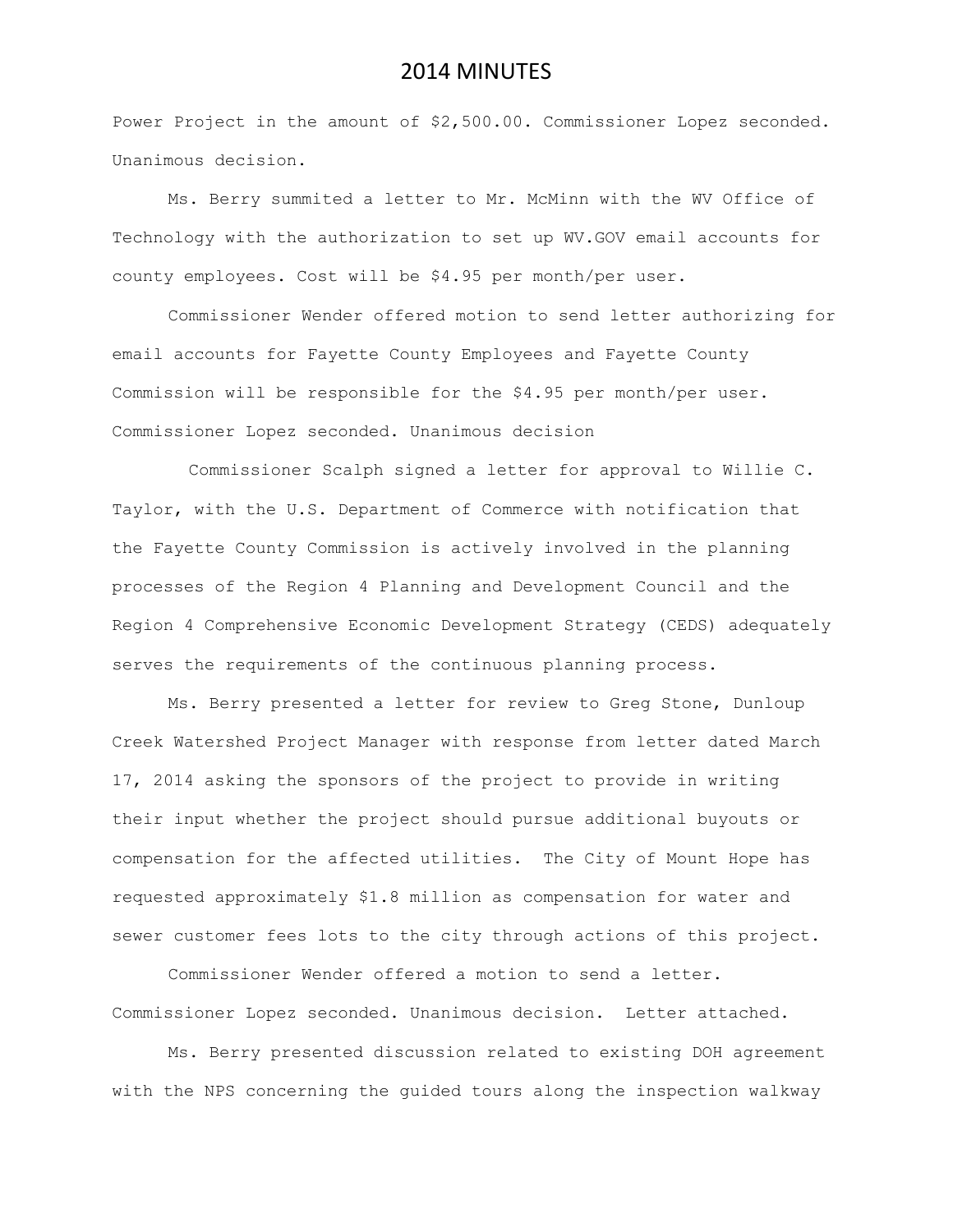Power Project in the amount of $2,500.00. Commissioner Lopez seconded. Unanimous decision.

Ms. Berry summited a letter to Mr. McMinn with the WV Office of Technology with the authorization to set up WV.GOV email accounts for county employees. Cost will be $4.95 per month/per user.

Commissioner Wender offered motion to send letter authorizing for email accounts for Fayette County Employees and Fayette County Commission will be responsible for the $4.95 per month/per user. Commissioner Lopez seconded. Unanimous decision

Commissioner Scalph signed a letter for approval to Willie C. Taylor, with the U.S. Department of Commerce with notification that the Fayette County Commission is actively involved in the planning processes of the Region 4 Planning and Development Council and the Region 4 Comprehensive Economic Development Strategy (CEDS) adequately serves the requirements of the continuous planning process.

Ms. Berry presented a letter for review to Greg Stone, Dunloup Creek Watershed Project Manager with response from letter dated March 17, 2014 asking the sponsors of the project to provide in writing their input whether the project should pursue additional buyouts or compensation for the affected utilities. The City of Mount Hope has requested approximately $1.8 million as compensation for water and sewer customer fees lots to the city through actions of this project.

Commissioner Wender offered a motion to send a letter. Commissioner Lopez seconded. Unanimous decision. Letter attached.

Ms. Berry presented discussion related to existing DOH agreement with the NPS concerning the guided tours along the inspection walkway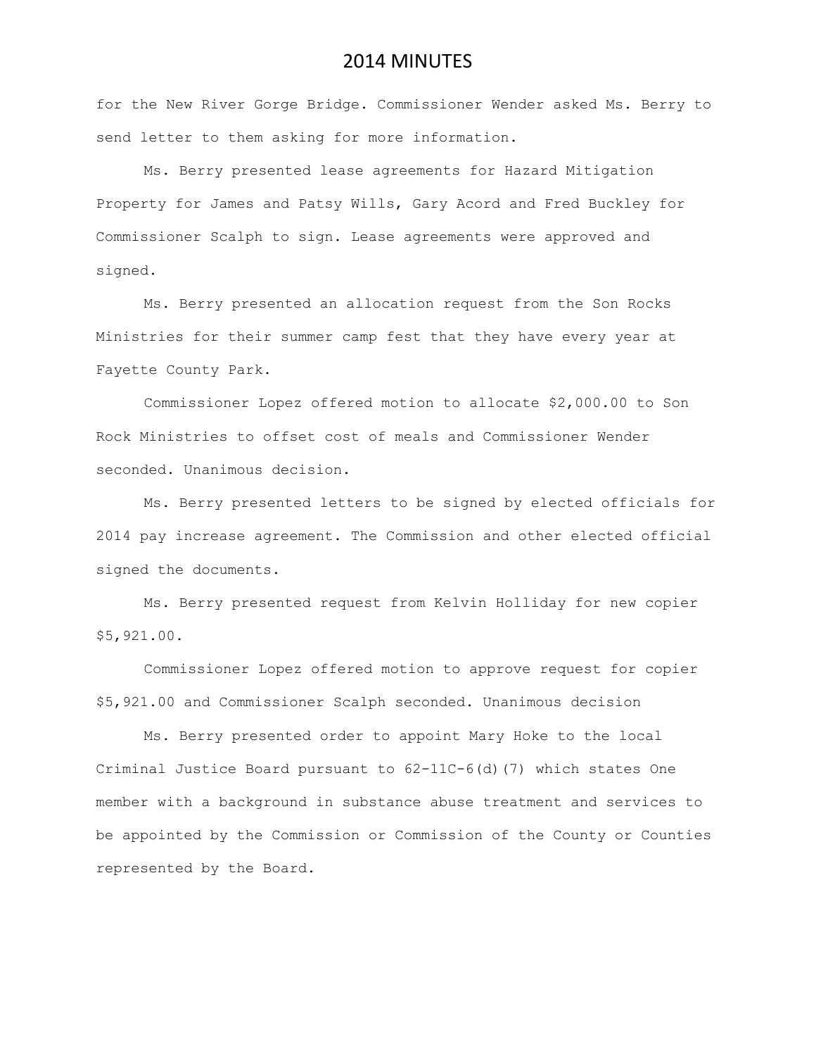for the New River Gorge Bridge. Commissioner Wender asked Ms. Berry to send letter to them asking for more information.

Ms. Berry presented lease agreements for Hazard Mitigation Property for James and Patsy Wills, Gary Acord and Fred Buckley for Commissioner Scalph to sign. Lease agreements were approved and signed.

Ms. Berry presented an allocation request from the Son Rocks Ministries for their summer camp fest that they have every year at Fayette County Park.

Commissioner Lopez offered motion to allocate $2,000.00 to Son Rock Ministries to offset cost of meals and Commissioner Wender seconded. Unanimous decision.

Ms. Berry presented letters to be signed by elected officials for 2014 pay increase agreement. The Commission and other elected official signed the documents.

Ms. Berry presented request from Kelvin Holliday for new copier $5,921.00.

Commissioner Lopez offered motion to approve request for copier $5,921.00 and Commissioner Scalph seconded. Unanimous decision

Ms. Berry presented order to appoint Mary Hoke to the local Criminal Justice Board pursuant to 62-11C-6(d)(7) which states One member with a background in substance abuse treatment and services to be appointed by the Commission or Commission of the County or Counties represented by the Board.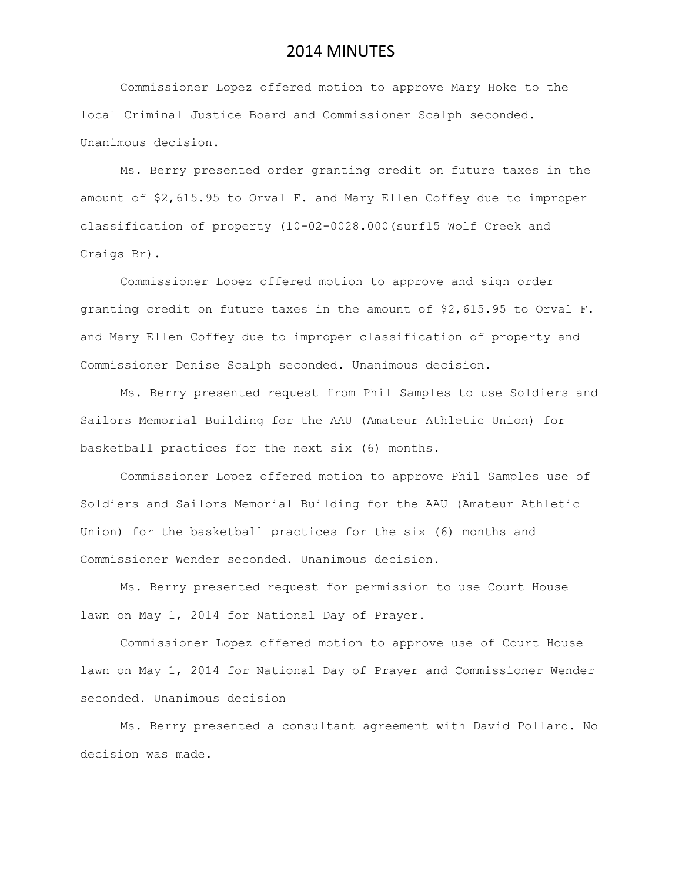# 2014 MINUTES

Commissioner Lopez offered motion to approve Mary Hoke to the local Criminal Justice Board and Commissioner Scalph seconded. Unanimous decision.

Ms. Berry presented order granting credit on future taxes in the amount of $2,615.95 to Orval F. and Mary Ellen Coffey due to improper classification of property (10-02-0028.000(surf15 Wolf Creek and Craigs Br).

Commissioner Lopez offered motion to approve and sign order granting credit on future taxes in the amount of $2,615.95 to Orval F. and Mary Ellen Coffey due to improper classification of property and Commissioner Denise Scalph seconded. Unanimous decision.

Ms. Berry presented request from Phil Samples to use Soldiers and Sailors Memorial Building for the AAU (Amateur Athletic Union) for basketball practices for the next six (6) months.

Commissioner Lopez offered motion to approve Phil Samples use of Soldiers and Sailors Memorial Building for the AAU (Amateur Athletic Union) for the basketball practices for the six (6) months and Commissioner Wender seconded. Unanimous decision.

Ms. Berry presented request for permission to use Court House lawn on May 1, 2014 for National Day of Prayer.

Commissioner Lopez offered motion to approve use of Court House lawn on May 1, 2014 for National Day of Prayer and Commissioner Wender seconded. Unanimous decision

Ms. Berry presented a consultant agreement with David Pollard. No decision was made.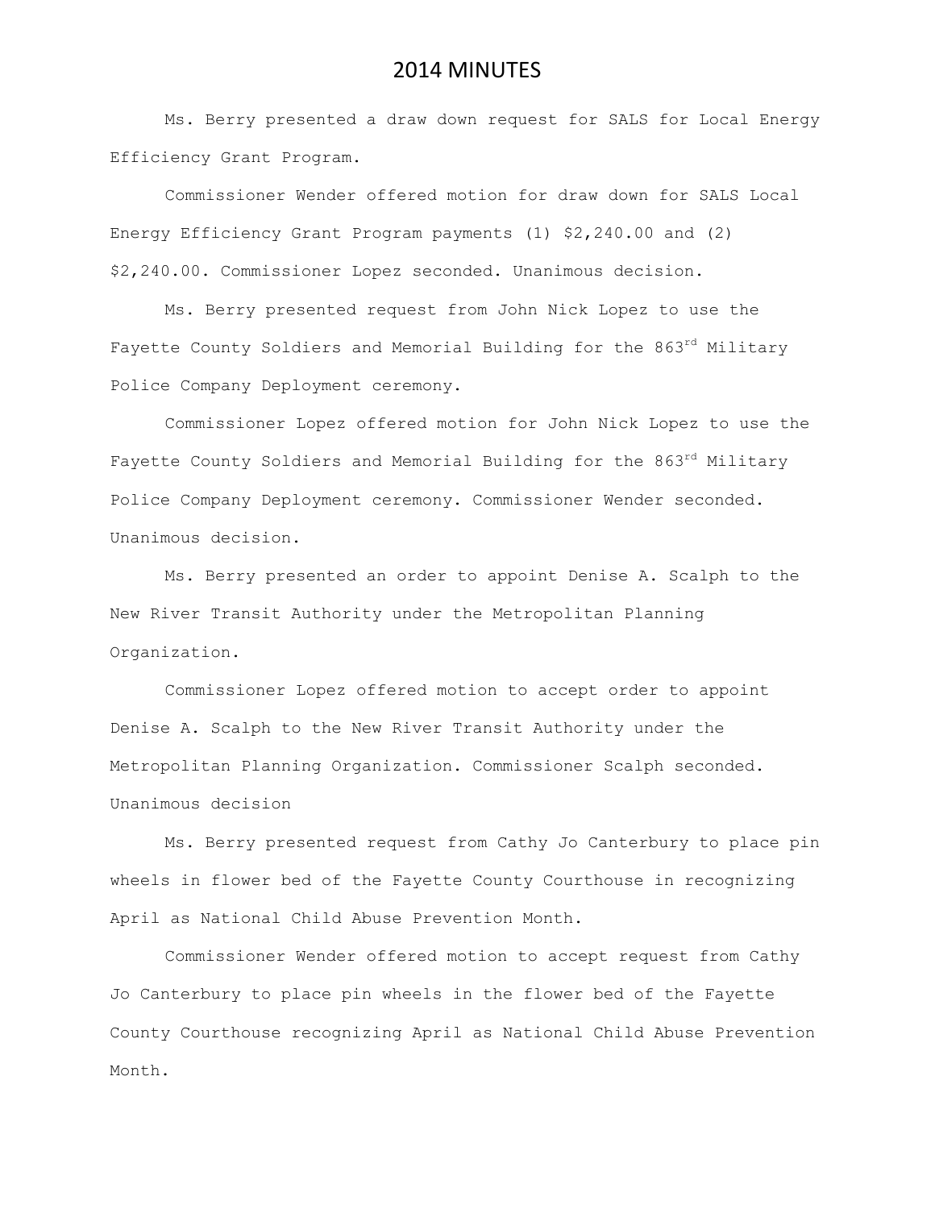Ms. Berry presented a draw down request for SALS for Local Energy Efficiency Grant Program.

Commissioner Wender offered motion for draw down for SALS Local Energy Efficiency Grant Program payments (1) $2,240.00 and (2) $2,240.00. Commissioner Lopez seconded. Unanimous decision.

Ms. Berry presented request from John Nick Lopez to use the Fayette County Soldiers and Memorial Building for the 863rd Military Police Company Deployment ceremony.

Commissioner Lopez offered motion for John Nick Lopez to use the Fayette County Soldiers and Memorial Building for the 863rd Military Police Company Deployment ceremony. Commissioner Wender seconded. Unanimous decision.

Ms. Berry presented an order to appoint Denise A. Scalph to the New River Transit Authority under the Metropolitan Planning Organization.

Commissioner Lopez offered motion to accept order to appoint Denise A. Scalph to the New River Transit Authority under the Metropolitan Planning Organization. Commissioner Scalph seconded. Unanimous decision

Ms. Berry presented request from Cathy Jo Canterbury to place pin wheels in flower bed of the Fayette County Courthouse in recognizing April as National Child Abuse Prevention Month.

Commissioner Wender offered motion to accept request from Cathy Jo Canterbury to place pin wheels in the flower bed of the Fayette County Courthouse recognizing April as National Child Abuse Prevention Month.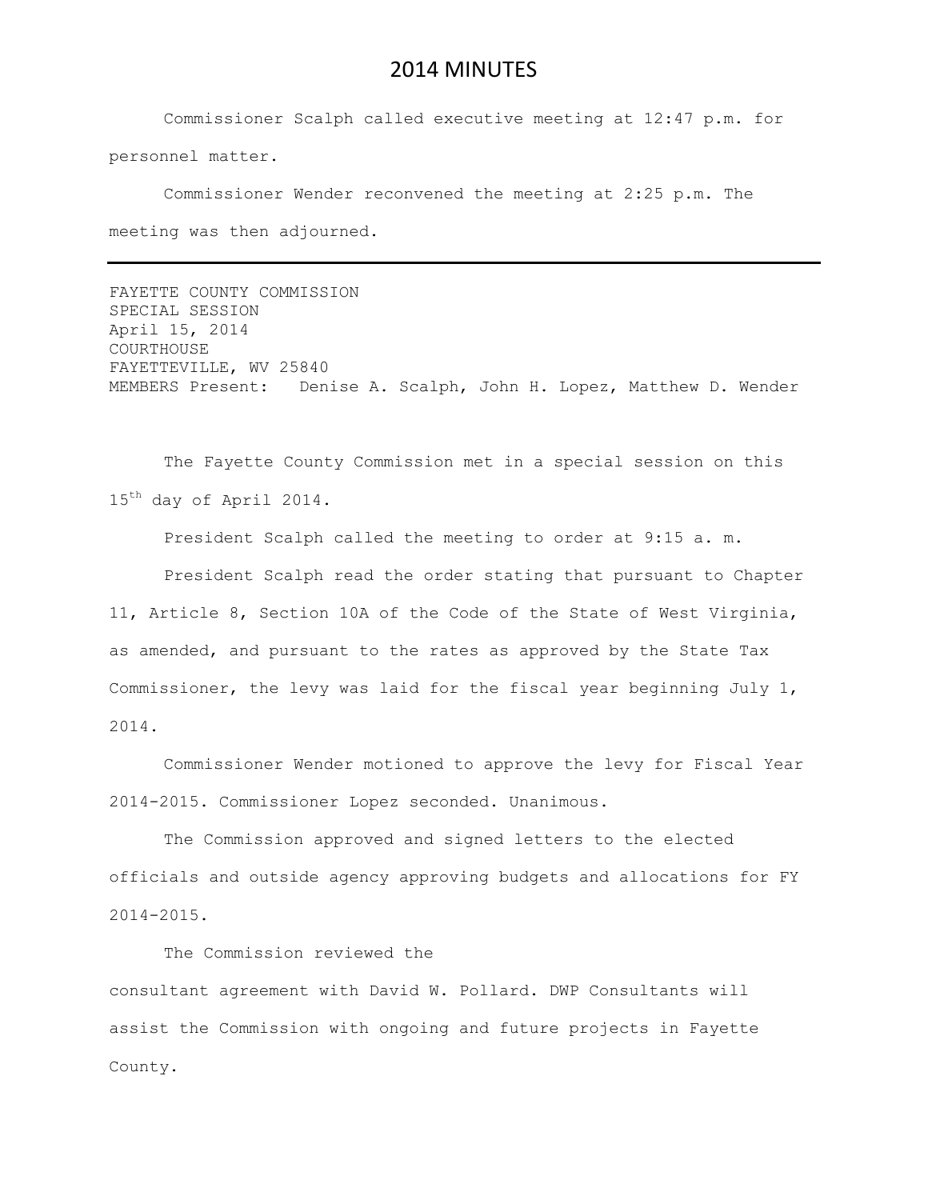Commissioner Scalph called executive meeting at 12:47 p.m. for personnel matter.

Commissioner Wender reconvened the meeting at 2:25 p.m. The meeting was then adjourned.

---

FAYETTE COUNTY COMMISSION
SPECIAL SESSION
April 15, 2014
COURTHOUSE
FAYETTEVILLE, WV 25840
MEMBERS Present: Denise A. Scalph, John H. Lopez, Matthew D. Wender

The Fayette County Commission met in a special session on this 15th day of April 2014.

President Scalph called the meeting to order at 9:15 a. m.

President Scalph read the order stating that pursuant to Chapter 11, Article 8, Section 10A of the Code of the State of West Virginia, as amended, and pursuant to the rates as approved by the State Tax Commissioner, the levy was laid for the fiscal year beginning July 1, 2014.

Commissioner Wender motioned to approve the levy for Fiscal Year 2014-2015. Commissioner Lopez seconded. Unanimous.

The Commission approved and signed letters to the elected officials and outside agency approving budgets and allocations for FY 2014-2015.

The Commission reviewed the consultant agreement with David W. Pollard. DWP Consultants will assist the Commission with ongoing and future projects in Fayette County.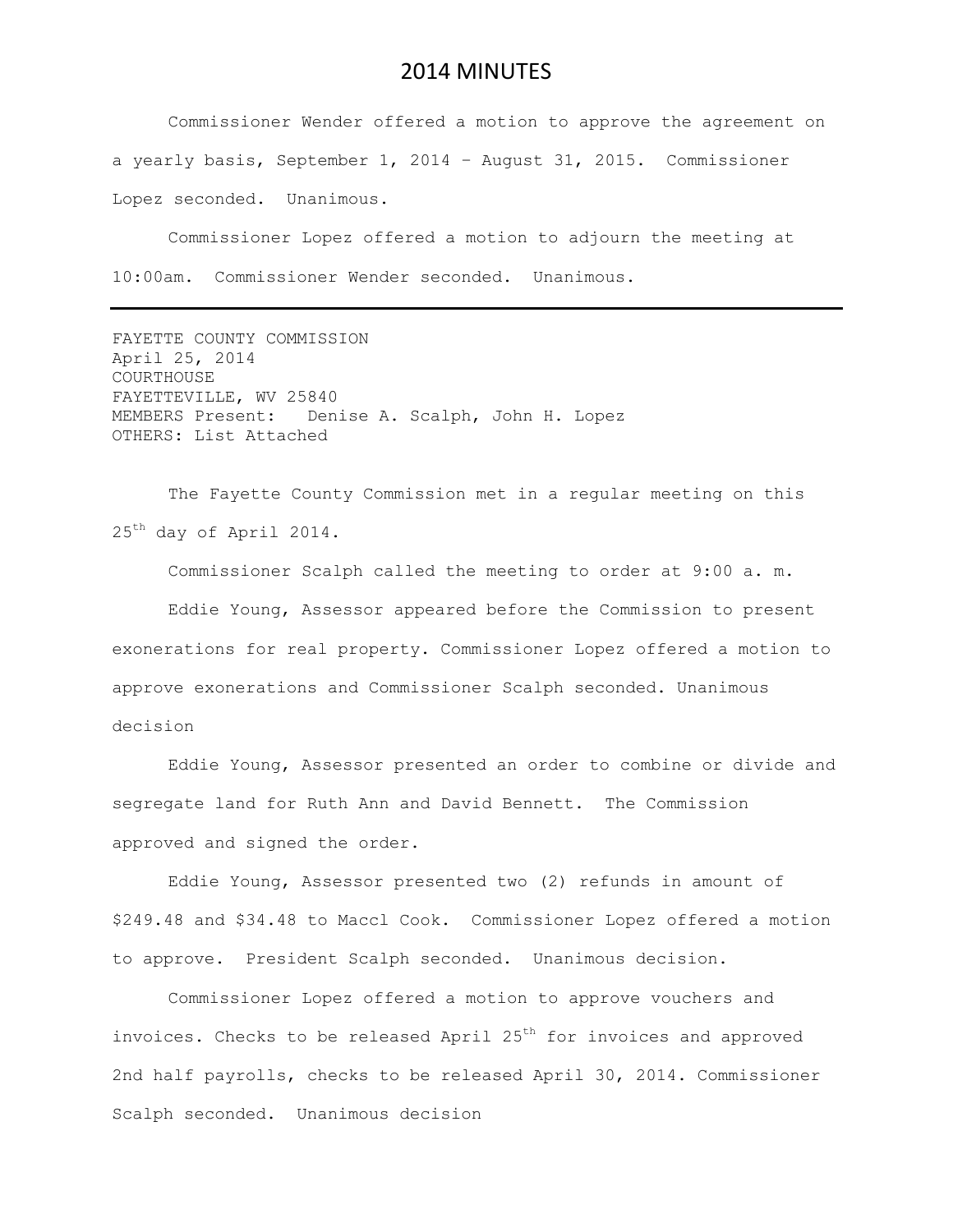Commissioner Wender offered a motion to approve the agreement on a yearly basis, September 1, 2014 – August 31, 2015. Commissioner Lopez seconded. Unanimous.

Commissioner Lopez offered a motion to adjourn the meeting at 10:00am. Commissioner Wender seconded. Unanimous.

---

FAYETTE COUNTY COMMISSION
April 25, 2014
COURTHOUSE
FAYETTEVILLE, WV 25840
MEMBERS Present: Denise A. Scalph, John H. Lopez
OTHERS: List Attached

The Fayette County Commission met in a regular meeting on this 25th day of April 2014.

Commissioner Scalph called the meeting to order at 9:00 a. m.

Eddie Young, Assessor appeared before the Commission to present exonerations for real property. Commissioner Lopez offered a motion to approve exonerations and Commissioner Scalph seconded. Unanimous decision

Eddie Young, Assessor presented an order to combine or divide and segregate land for Ruth Ann and David Bennett. The Commission approved and signed the order.

Eddie Young, Assessor presented two (2) refunds in amount of $249.48 and $34.48 to Maccl Cook. Commissioner Lopez offered a motion to approve. President Scalph seconded. Unanimous decision.

Commissioner Lopez offered a motion to approve vouchers and invoices. Checks to be released April 25th for invoices and approved 2nd half payrolls, checks to be released April 30, 2014. Commissioner Scalph seconded. Unanimous decision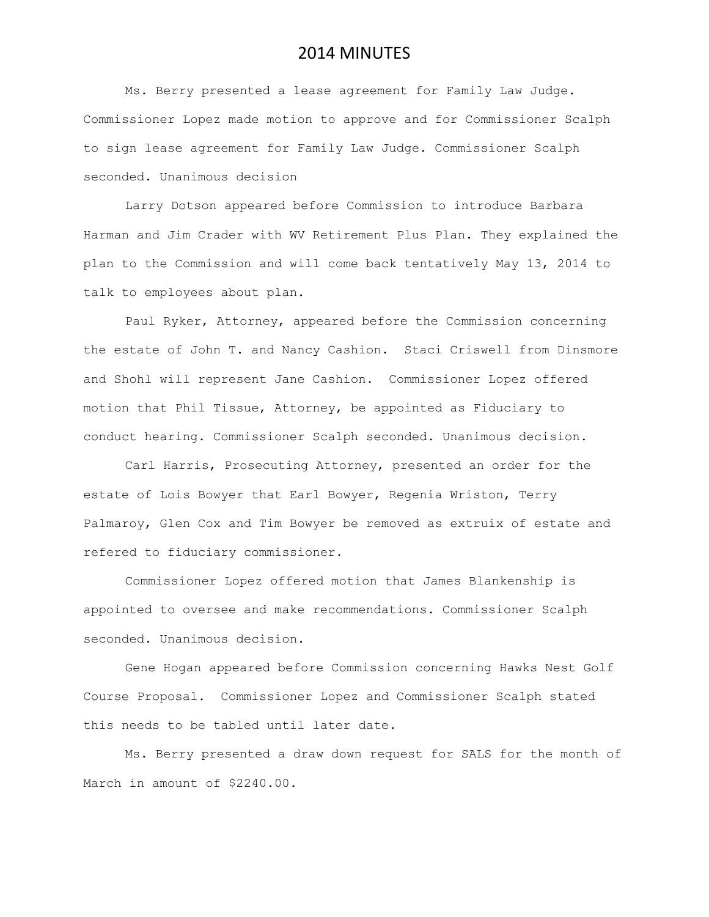# 2014 MINUTES

Ms. Berry presented a lease agreement for Family Law Judge. Commissioner Lopez made motion to approve and for Commissioner Scalph to sign lease agreement for Family Law Judge. Commissioner Scalph seconded. Unanimous decision

Larry Dotson appeared before Commission to introduce Barbara Harman and Jim Crader with WV Retirement Plus Plan. They explained the plan to the Commission and will come back tentatively May 13, 2014 to talk to employees about plan.

Paul Ryker, Attorney, appeared before the Commission concerning the estate of John T. and Nancy Cashion. Staci Criswell from Dinsmore and Shohl will represent Jane Cashion. Commissioner Lopez offered motion that Phil Tissue, Attorney, be appointed as Fiduciary to conduct hearing. Commissioner Scalph seconded. Unanimous decision.

Carl Harris, Prosecuting Attorney, presented an order for the estate of Lois Bowyer that Earl Bowyer, Regenia Wriston, Terry Palmaroy, Glen Cox and Tim Bowyer be removed as extruix of estate and refered to fiduciary commissioner.

Commissioner Lopez offered motion that James Blankenship is appointed to oversee and make recommendations. Commissioner Scalph seconded. Unanimous decision.

Gene Hogan appeared before Commission concerning Hawks Nest Golf Course Proposal. Commissioner Lopez and Commissioner Scalph stated this needs to be tabled until later date.

Ms. Berry presented a draw down request for SALS for the month of March in amount of $2240.00.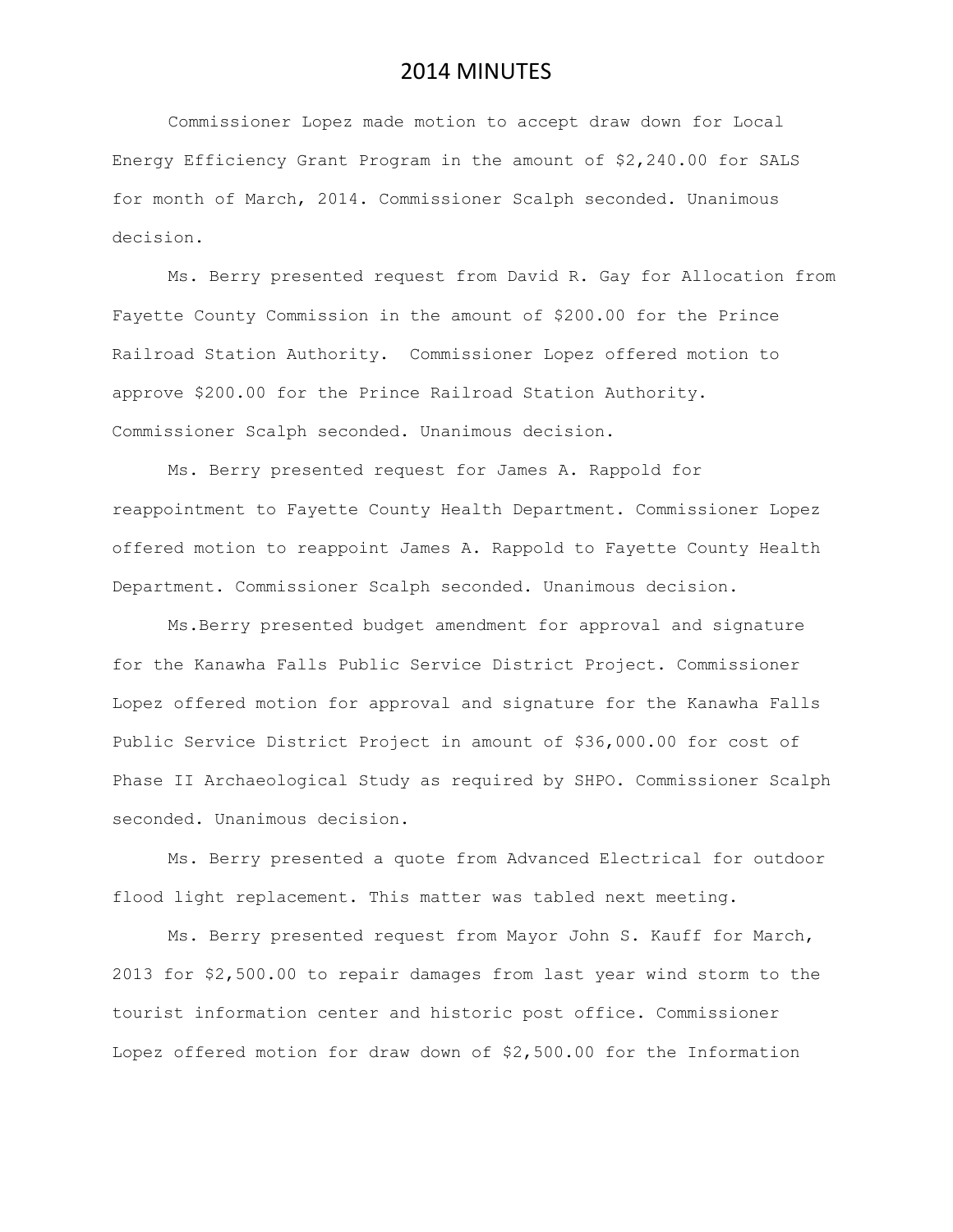# 2014 MINUTES

Commissioner Lopez made motion to accept draw down for Local Energy Efficiency Grant Program in the amount of $2,240.00 for SALS for month of March, 2014. Commissioner Scalph seconded. Unanimous decision.

Ms. Berry presented request from David R. Gay for Allocation from Fayette County Commission in the amount of $200.00 for the Prince Railroad Station Authority. Commissioner Lopez offered motion to approve $200.00 for the Prince Railroad Station Authority. Commissioner Scalph seconded. Unanimous decision.

Ms. Berry presented request for James A. Rappold for reappointment to Fayette County Health Department. Commissioner Lopez offered motion to reappoint James A. Rappold to Fayette County Health Department. Commissioner Scalph seconded. Unanimous decision.

Ms.Berry presented budget amendment for approval and signature for the Kanawha Falls Public Service District Project. Commissioner Lopez offered motion for approval and signature for the Kanawha Falls Public Service District Project in amount of $36,000.00 for cost of Phase II Archaeological Study as required by SHPO. Commissioner Scalph seconded. Unanimous decision.

Ms. Berry presented a quote from Advanced Electrical for outdoor flood light replacement. This matter was tabled next meeting.

Ms. Berry presented request from Mayor John S. Kauff for March, 2013 for $2,500.00 to repair damages from last year wind storm to the tourist information center and historic post office. Commissioner Lopez offered motion for draw down of $2,500.00 for the Information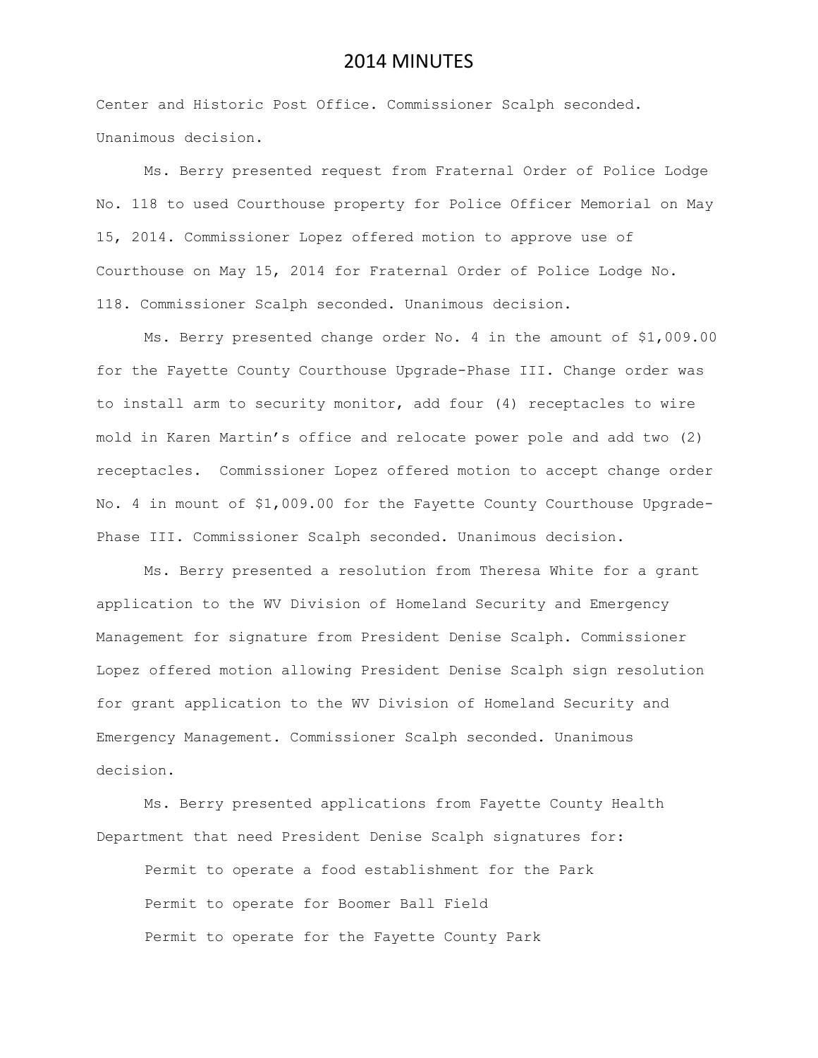Center and Historic Post Office. Commissioner Scalph seconded. Unanimous decision.

Ms. Berry presented request from Fraternal Order of Police Lodge No. 118 to used Courthouse property for Police Officer Memorial on May 15, 2014. Commissioner Lopez offered motion to approve use of Courthouse on May 15, 2014 for Fraternal Order of Police Lodge No. 118. Commissioner Scalph seconded. Unanimous decision.

Ms. Berry presented change order No. 4 in the amount of $1,009.00 for the Fayette County Courthouse Upgrade-Phase III. Change order was to install arm to security monitor, add four (4) receptacles to wire mold in Karen Martin's office and relocate power pole and add two (2) receptacles. Commissioner Lopez offered motion to accept change order No. 4 in mount of $1,009.00 for the Fayette County Courthouse Upgrade-Phase III. Commissioner Scalph seconded. Unanimous decision.

Ms. Berry presented a resolution from Theresa White for a grant application to the WV Division of Homeland Security and Emergency Management for signature from President Denise Scalph. Commissioner Lopez offered motion allowing President Denise Scalph sign resolution for grant application to the WV Division of Homeland Security and Emergency Management. Commissioner Scalph seconded. Unanimous decision.

Ms. Berry presented applications from Fayette County Health Department that need President Denise Scalph signatures for:

Permit to operate a food establishment for the Park

Permit to operate for Boomer Ball Field

Permit to operate for the Fayette County Park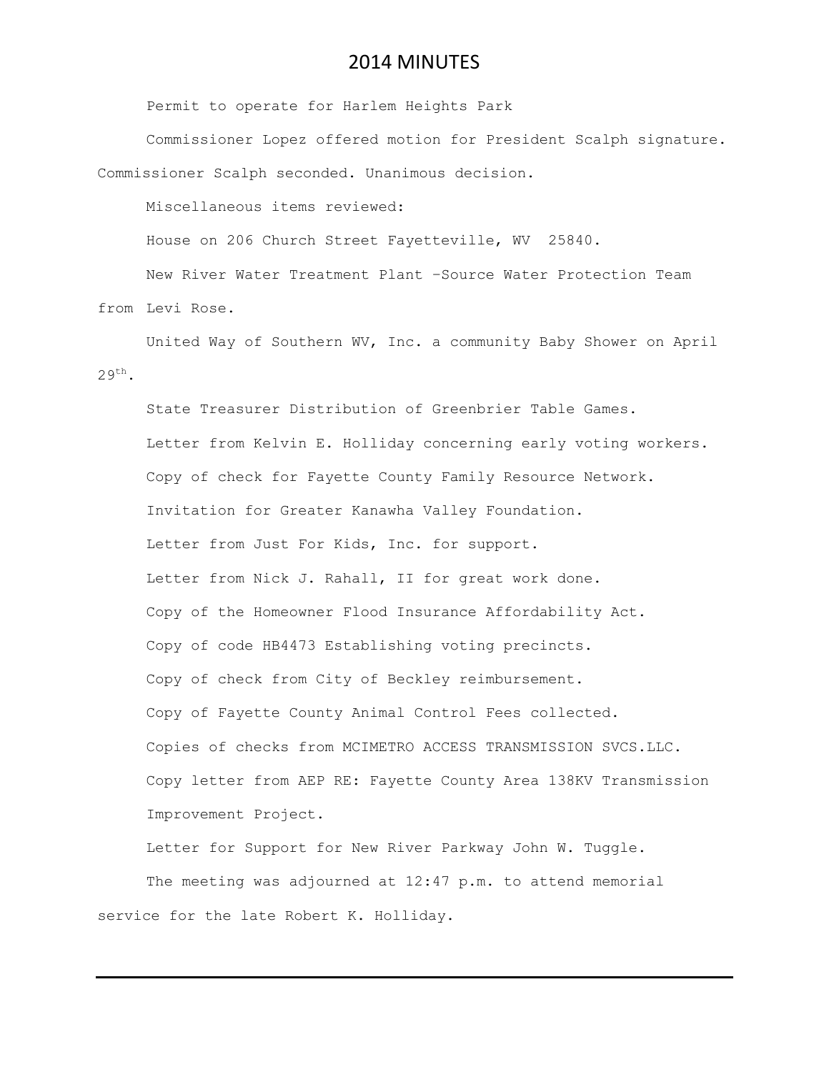Permit to operate for Harlem Heights Park

Commissioner Lopez offered motion for President Scalph signature. Commissioner Scalph seconded. Unanimous decision.

Miscellaneous items reviewed:

House on 206 Church Street Fayetteville, WV 25840.

New River Water Treatment Plant –Source Water Protection Team from Levi Rose.

United Way of Southern WV, Inc. a community Baby Shower on April 29th.

State Treasurer Distribution of Greenbrier Table Games.

Letter from Kelvin E. Holliday concerning early voting workers.

Copy of check for Fayette County Family Resource Network.

Invitation for Greater Kanawha Valley Foundation.

Letter from Just For Kids, Inc. for support.

Letter from Nick J. Rahall, II for great work done.

Copy of the Homeowner Flood Insurance Affordability Act.

Copy of code HB4473 Establishing voting precincts.

Copy of check from City of Beckley reimbursement.

Copy of Fayette County Animal Control Fees collected.

Copies of checks from MCIMETRO ACCESS TRANSMISSION SVCS.LLC.

Copy letter from AEP RE: Fayette County Area 138KV Transmission Improvement Project.

Letter for Support for New River Parkway John W. Tuggle.

The meeting was adjourned at 12:47 p.m. to attend memorial service for the late Robert K. Holliday.

---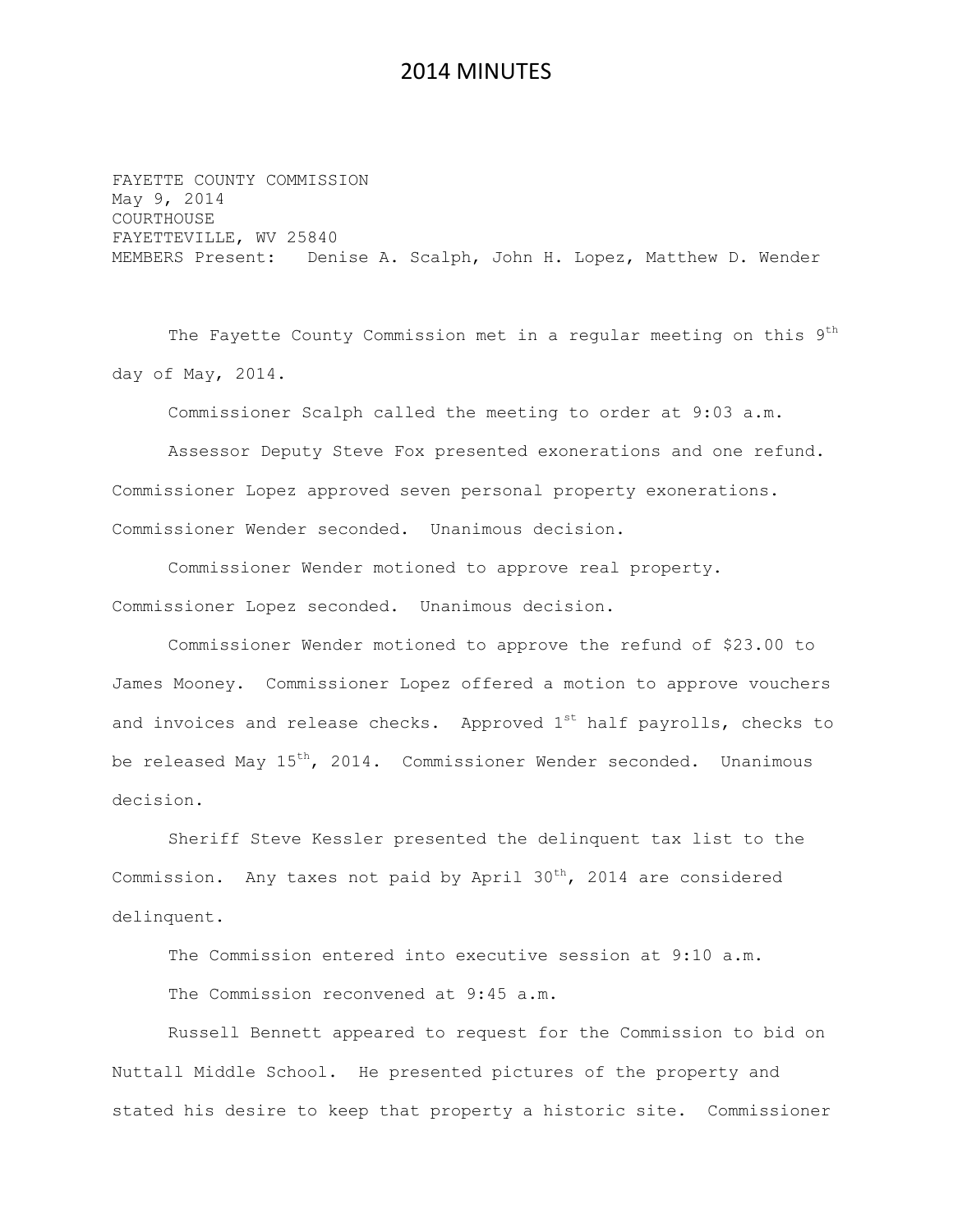# 2014 MINUTES

FAYETTE COUNTY COMMISSION
May 9, 2014
COURTHOUSE
FAYETTEVILLE, WV 25840
MEMBERS Present: Denise A. Scalph, John H. Lopez, Matthew D. Wender

The Fayette County Commission met in a regular meeting on this 9th day of May, 2014.

Commissioner Scalph called the meeting to order at 9:03 a.m.

Assessor Deputy Steve Fox presented exonerations and one refund. Commissioner Lopez approved seven personal property exonerations. Commissioner Wender seconded. Unanimous decision.

Commissioner Wender motioned to approve real property. Commissioner Lopez seconded. Unanimous decision.

Commissioner Wender motioned to approve the refund of $23.00 to James Mooney. Commissioner Lopez offered a motion to approve vouchers and invoices and release checks. Approved 1st half payrolls, checks to be released May 15th, 2014. Commissioner Wender seconded. Unanimous decision.

Sheriff Steve Kessler presented the delinquent tax list to the Commission. Any taxes not paid by April 30th, 2014 are considered delinquent.

The Commission entered into executive session at 9:10 a.m.

The Commission reconvened at 9:45 a.m.

Russell Bennett appeared to request for the Commission to bid on Nuttall Middle School. He presented pictures of the property and stated his desire to keep that property a historic site. Commissioner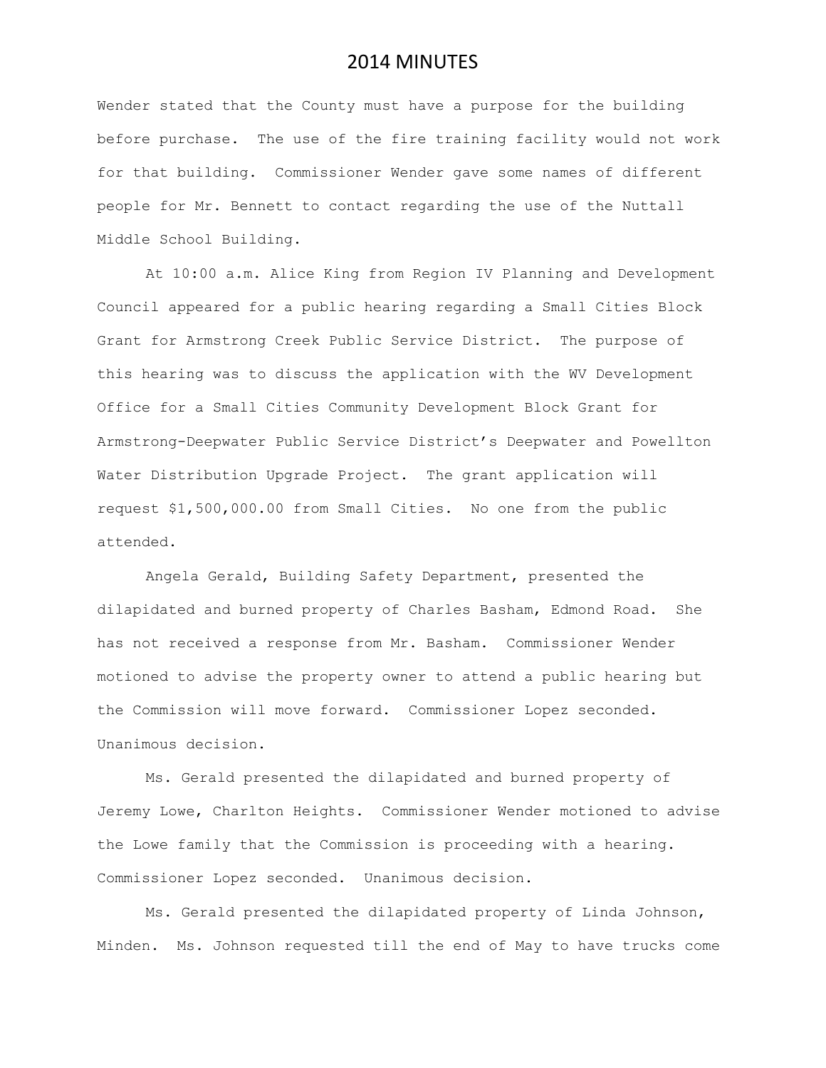Wender stated that the County must have a purpose for the building before purchase. The use of the fire training facility would not work for that building. Commissioner Wender gave some names of different people for Mr. Bennett to contact regarding the use of the Nuttall Middle School Building.

At 10:00 a.m. Alice King from Region IV Planning and Development Council appeared for a public hearing regarding a Small Cities Block Grant for Armstrong Creek Public Service District. The purpose of this hearing was to discuss the application with the WV Development Office for a Small Cities Community Development Block Grant for Armstrong-Deepwater Public Service District's Deepwater and Powellton Water Distribution Upgrade Project. The grant application will request $1,500,000.00 from Small Cities. No one from the public attended.

Angela Gerald, Building Safety Department, presented the dilapidated and burned property of Charles Basham, Edmond Road. She has not received a response from Mr. Basham. Commissioner Wender motioned to advise the property owner to attend a public hearing but the Commission will move forward. Commissioner Lopez seconded. Unanimous decision.

Ms. Gerald presented the dilapidated and burned property of Jeremy Lowe, Charlton Heights. Commissioner Wender motioned to advise the Lowe family that the Commission is proceeding with a hearing. Commissioner Lopez seconded. Unanimous decision.

Ms. Gerald presented the dilapidated property of Linda Johnson, Minden. Ms. Johnson requested till the end of May to have trucks come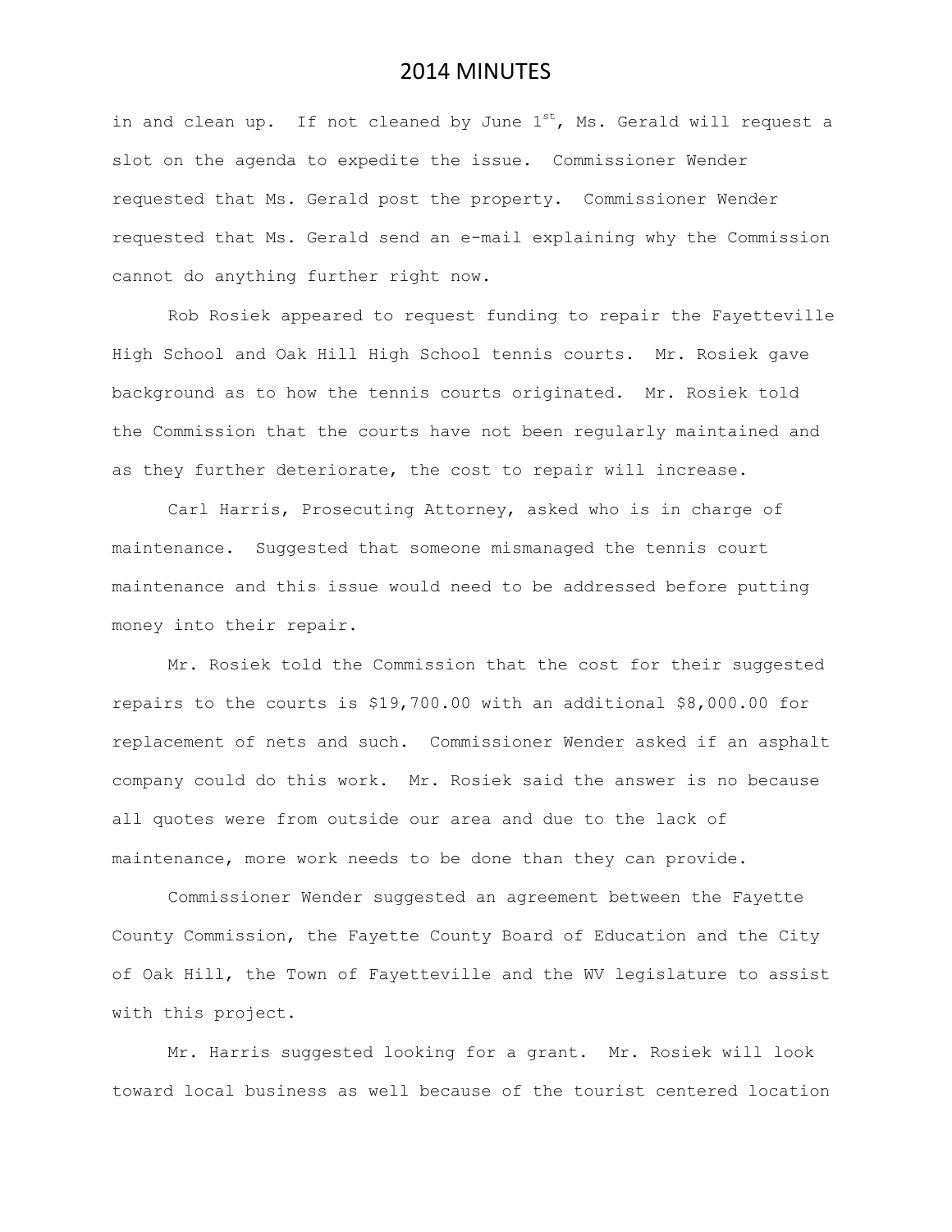in and clean up. If not cleaned by June 1st, Ms. Gerald will request a slot on the agenda to expedite the issue. Commissioner Wender requested that Ms. Gerald post the property. Commissioner Wender requested that Ms. Gerald send an e-mail explaining why the Commission cannot do anything further right now.

Rob Rosiek appeared to request funding to repair the Fayetteville High School and Oak Hill High School tennis courts. Mr. Rosiek gave background as to how the tennis courts originated. Mr. Rosiek told the Commission that the courts have not been regularly maintained and as they further deteriorate, the cost to repair will increase.

Carl Harris, Prosecuting Attorney, asked who is in charge of maintenance. Suggested that someone mismanaged the tennis court maintenance and this issue would need to be addressed before putting money into their repair.

Mr. Rosiek told the Commission that the cost for their suggested repairs to the courts is $19,700.00 with an additional $8,000.00 for replacement of nets and such. Commissioner Wender asked if an asphalt company could do this work. Mr. Rosiek said the answer is no because all quotes were from outside our area and due to the lack of maintenance, more work needs to be done than they can provide.

Commissioner Wender suggested an agreement between the Fayette County Commission, the Fayette County Board of Education and the City of Oak Hill, the Town of Fayetteville and the WV legislature to assist with this project.

Mr. Harris suggested looking for a grant. Mr. Rosiek will look toward local business as well because of the tourist centered location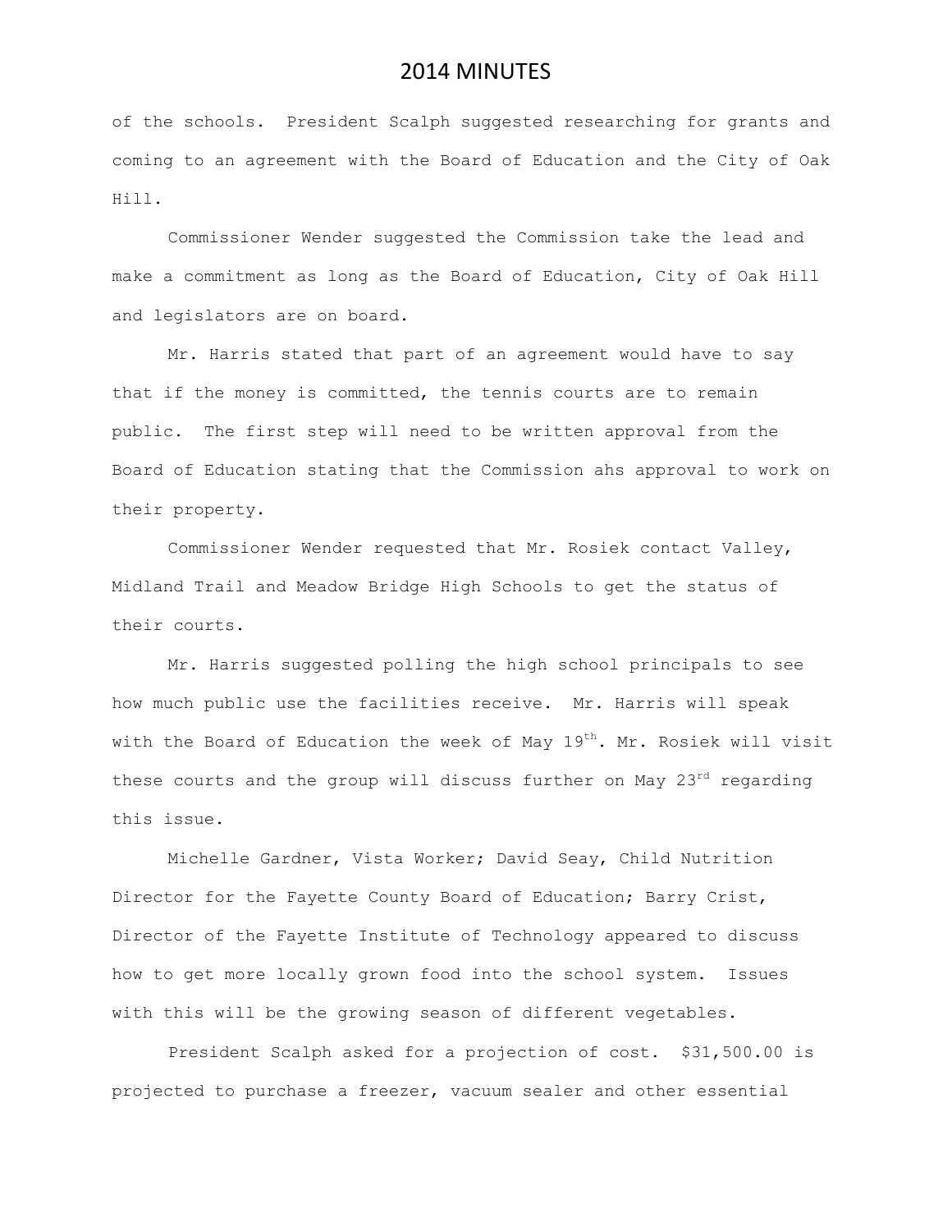of the schools. President Scalph suggested researching for grants and coming to an agreement with the Board of Education and the City of Oak Hill.

Commissioner Wender suggested the Commission take the lead and make a commitment as long as the Board of Education, City of Oak Hill and legislators are on board.

Mr. Harris stated that part of an agreement would have to say that if the money is committed, the tennis courts are to remain public. The first step will need to be written approval from the Board of Education stating that the Commission ahs approval to work on their property.

Commissioner Wender requested that Mr. Rosiek contact Valley, Midland Trail and Meadow Bridge High Schools to get the status of their courts.

Mr. Harris suggested polling the high school principals to see how much public use the facilities receive. Mr. Harris will speak with the Board of Education the week of May 19th. Mr. Rosiek will visit these courts and the group will discuss further on May 23rd regarding this issue.

Michelle Gardner, Vista Worker; David Seay, Child Nutrition Director for the Fayette County Board of Education; Barry Crist, Director of the Fayette Institute of Technology appeared to discuss how to get more locally grown food into the school system. Issues with this will be the growing season of different vegetables.

President Scalph asked for a projection of cost. $31,500.00 is projected to purchase a freezer, vacuum sealer and other essential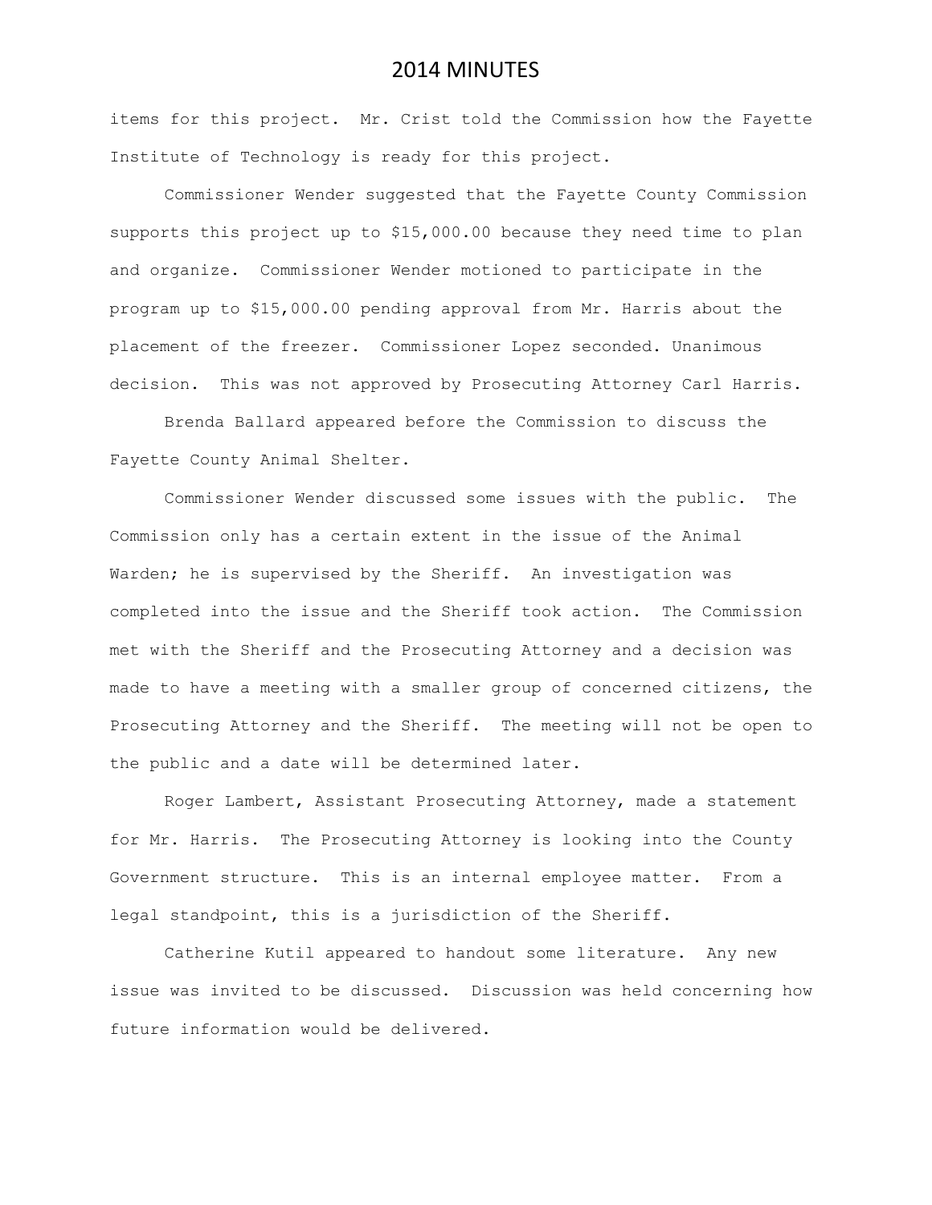items for this project. Mr. Crist told the Commission how the Fayette Institute of Technology is ready for this project.

Commissioner Wender suggested that the Fayette County Commission supports this project up to $15,000.00 because they need time to plan and organize. Commissioner Wender motioned to participate in the program up to $15,000.00 pending approval from Mr. Harris about the placement of the freezer. Commissioner Lopez seconded. Unanimous decision. This was not approved by Prosecuting Attorney Carl Harris.

Brenda Ballard appeared before the Commission to discuss the Fayette County Animal Shelter.

Commissioner Wender discussed some issues with the public. The Commission only has a certain extent in the issue of the Animal Warden; he is supervised by the Sheriff. An investigation was completed into the issue and the Sheriff took action. The Commission met with the Sheriff and the Prosecuting Attorney and a decision was made to have a meeting with a smaller group of concerned citizens, the Prosecuting Attorney and the Sheriff. The meeting will not be open to the public and a date will be determined later.

Roger Lambert, Assistant Prosecuting Attorney, made a statement for Mr. Harris. The Prosecuting Attorney is looking into the County Government structure. This is an internal employee matter. From a legal standpoint, this is a jurisdiction of the Sheriff.

Catherine Kutil appeared to handout some literature. Any new issue was invited to be discussed. Discussion was held concerning how future information would be delivered.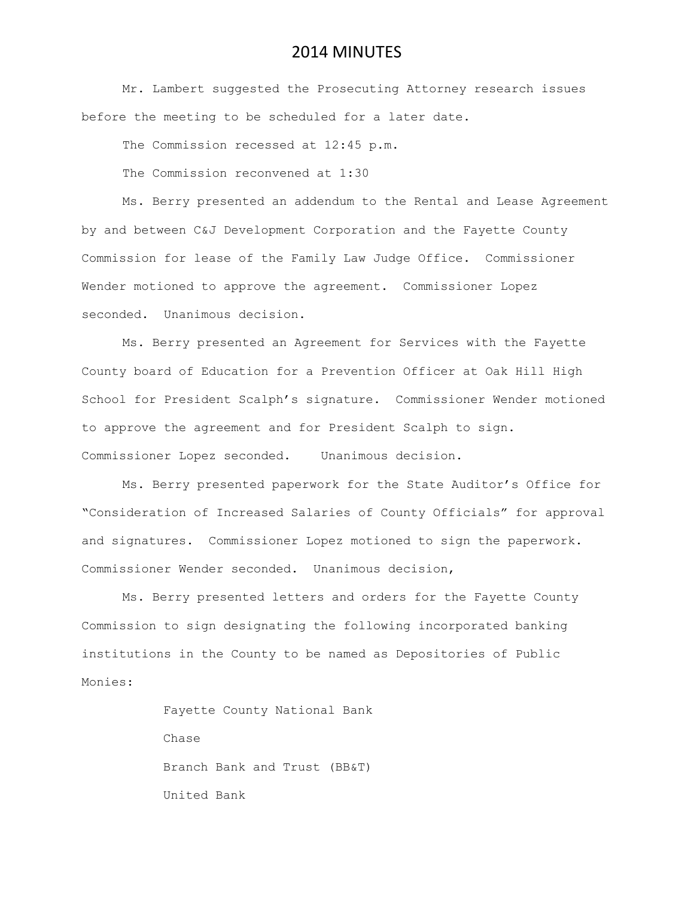# 2014 MINUTES

Mr. Lambert suggested the Prosecuting Attorney research issues before the meeting to be scheduled for a later date.

The Commission recessed at 12:45 p.m.

The Commission reconvened at 1:30

Ms. Berry presented an addendum to the Rental and Lease Agreement by and between C&J Development Corporation and the Fayette County Commission for lease of the Family Law Judge Office. Commissioner Wender motioned to approve the agreement. Commissioner Lopez seconded. Unanimous decision.

Ms. Berry presented an Agreement for Services with the Fayette County board of Education for a Prevention Officer at Oak Hill High School for President Scalph's signature. Commissioner Wender motioned to approve the agreement and for President Scalph to sign. Commissioner Lopez seconded. Unanimous decision.

Ms. Berry presented paperwork for the State Auditor's Office for "Consideration of Increased Salaries of County Officials" for approval and signatures. Commissioner Lopez motioned to sign the paperwork. Commissioner Wender seconded. Unanimous decision,

Ms. Berry presented letters and orders for the Fayette County Commission to sign designating the following incorporated banking institutions in the County to be named as Depositories of Public Monies:

Fayette County National Bank

Chase

Branch Bank and Trust (BB&T)

United Bank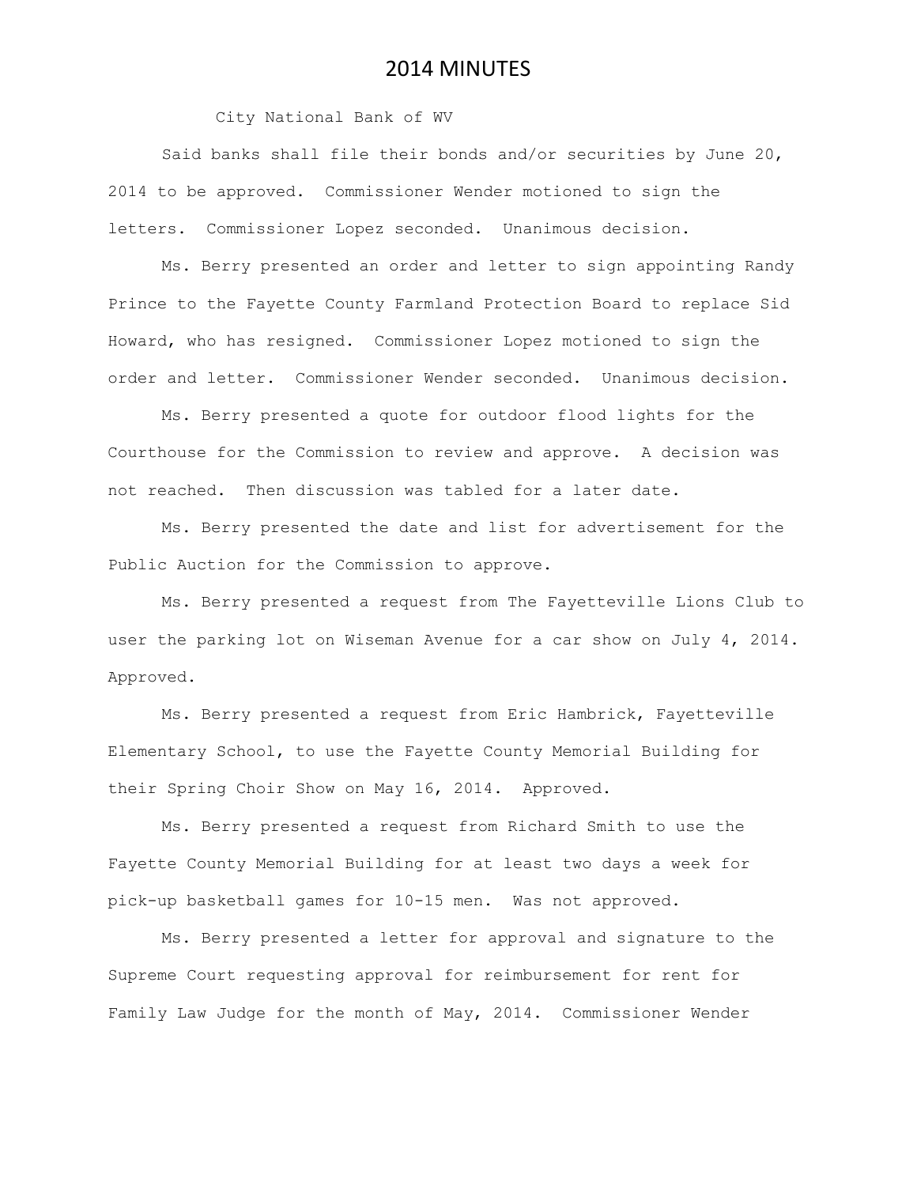City National Bank of WV

Said banks shall file their bonds and/or securities by June 20, 2014 to be approved. Commissioner Wender motioned to sign the letters. Commissioner Lopez seconded. Unanimous decision.

Ms. Berry presented an order and letter to sign appointing Randy Prince to the Fayette County Farmland Protection Board to replace Sid Howard, who has resigned. Commissioner Lopez motioned to sign the order and letter. Commissioner Wender seconded. Unanimous decision.

Ms. Berry presented a quote for outdoor flood lights for the Courthouse for the Commission to review and approve. A decision was not reached. Then discussion was tabled for a later date.

Ms. Berry presented the date and list for advertisement for the Public Auction for the Commission to approve.

Ms. Berry presented a request from The Fayetteville Lions Club to user the parking lot on Wiseman Avenue for a car show on July 4, 2014. Approved.

Ms. Berry presented a request from Eric Hambrick, Fayetteville Elementary School, to use the Fayette County Memorial Building for their Spring Choir Show on May 16, 2014. Approved.

Ms. Berry presented a request from Richard Smith to use the Fayette County Memorial Building for at least two days a week for pick-up basketball games for 10-15 men. Was not approved.

Ms. Berry presented a letter for approval and signature to the Supreme Court requesting approval for reimbursement for rent for Family Law Judge for the month of May, 2014. Commissioner Wender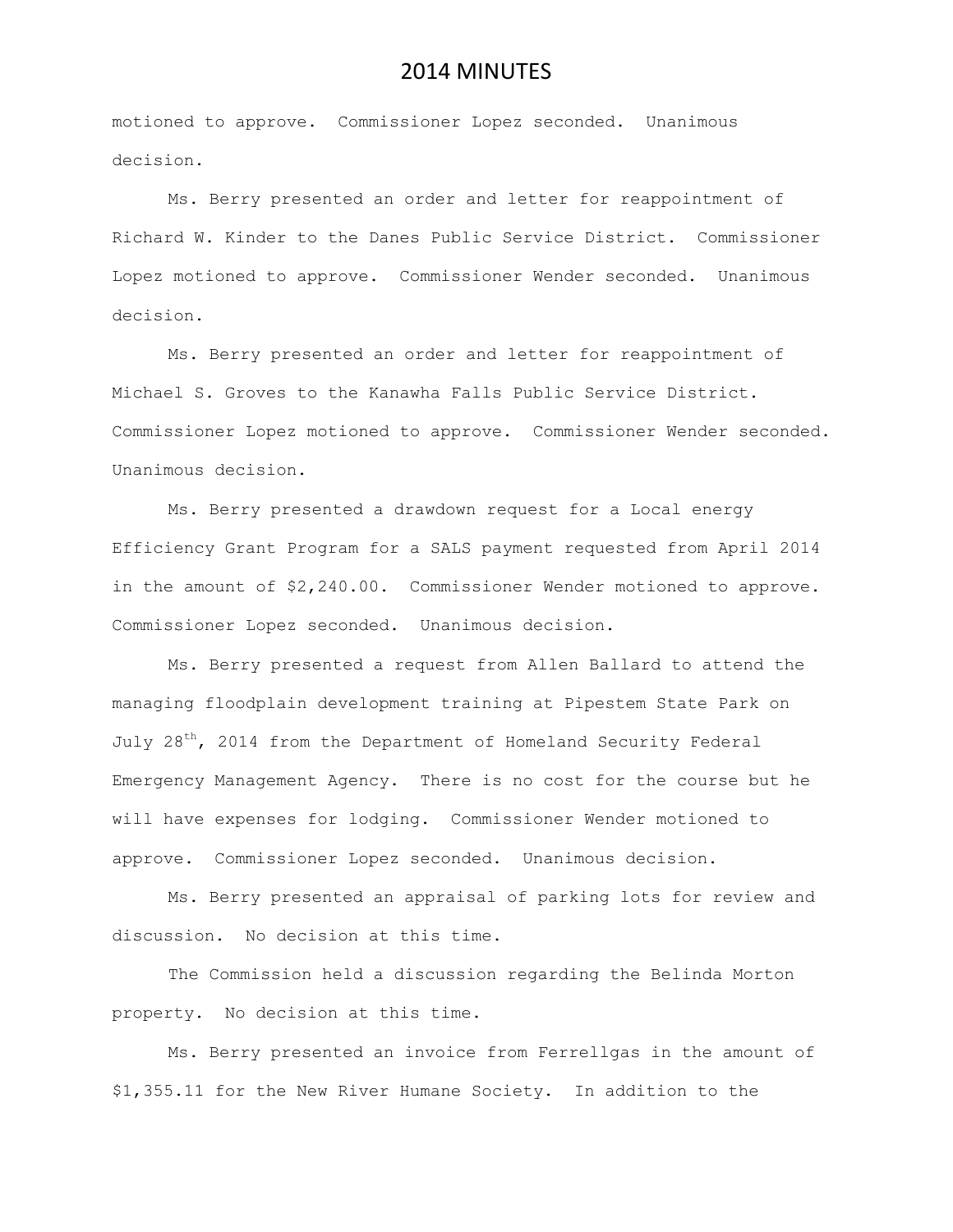motioned to approve. Commissioner Lopez seconded. Unanimous decision.

Ms. Berry presented an order and letter for reappointment of Richard W. Kinder to the Danes Public Service District. Commissioner Lopez motioned to approve. Commissioner Wender seconded. Unanimous decision.

Ms. Berry presented an order and letter for reappointment of Michael S. Groves to the Kanawha Falls Public Service District. Commissioner Lopez motioned to approve. Commissioner Wender seconded. Unanimous decision.

Ms. Berry presented a drawdown request for a Local energy Efficiency Grant Program for a SALS payment requested from April 2014 in the amount of $2,240.00. Commissioner Wender motioned to approve. Commissioner Lopez seconded. Unanimous decision.

Ms. Berry presented a request from Allen Ballard to attend the managing floodplain development training at Pipestem State Park on July 28th, 2014 from the Department of Homeland Security Federal Emergency Management Agency. There is no cost for the course but he will have expenses for lodging. Commissioner Wender motioned to approve. Commissioner Lopez seconded. Unanimous decision.

Ms. Berry presented an appraisal of parking lots for review and discussion. No decision at this time.

The Commission held a discussion regarding the Belinda Morton property. No decision at this time.

Ms. Berry presented an invoice from Ferrellgas in the amount of $1,355.11 for the New River Humane Society. In addition to the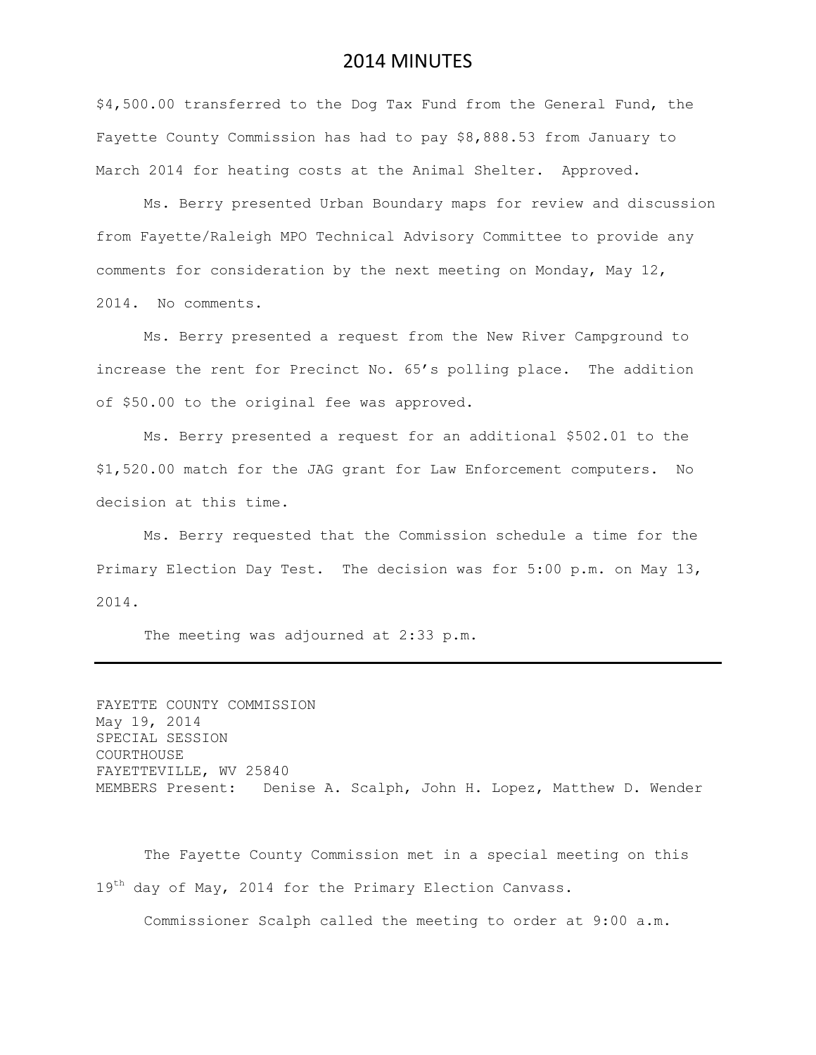$4,500.00 transferred to the Dog Tax Fund from the General Fund, the Fayette County Commission has had to pay $8,888.53 from January to March 2014 for heating costs at the Animal Shelter. Approved.

Ms. Berry presented Urban Boundary maps for review and discussion from Fayette/Raleigh MPO Technical Advisory Committee to provide any comments for consideration by the next meeting on Monday, May 12, 2014. No comments.

Ms. Berry presented a request from the New River Campground to increase the rent for Precinct No. 65's polling place. The addition of $50.00 to the original fee was approved.

Ms. Berry presented a request for an additional $502.01 to the $1,520.00 match for the JAG grant for Law Enforcement computers. No decision at this time.

Ms. Berry requested that the Commission schedule a time for the Primary Election Day Test. The decision was for 5:00 p.m. on May 13, 2014.

The meeting was adjourned at 2:33 p.m.

---

FAYETTE COUNTY COMMISSION
May 19, 2014
SPECIAL SESSION
COURTHOUSE
FAYETTEVILLE, WV 25840
MEMBERS Present: Denise A. Scalph, John H. Lopez, Matthew D. Wender

The Fayette County Commission met in a special meeting on this 19th day of May, 2014 for the Primary Election Canvass.

Commissioner Scalph called the meeting to order at 9:00 a.m.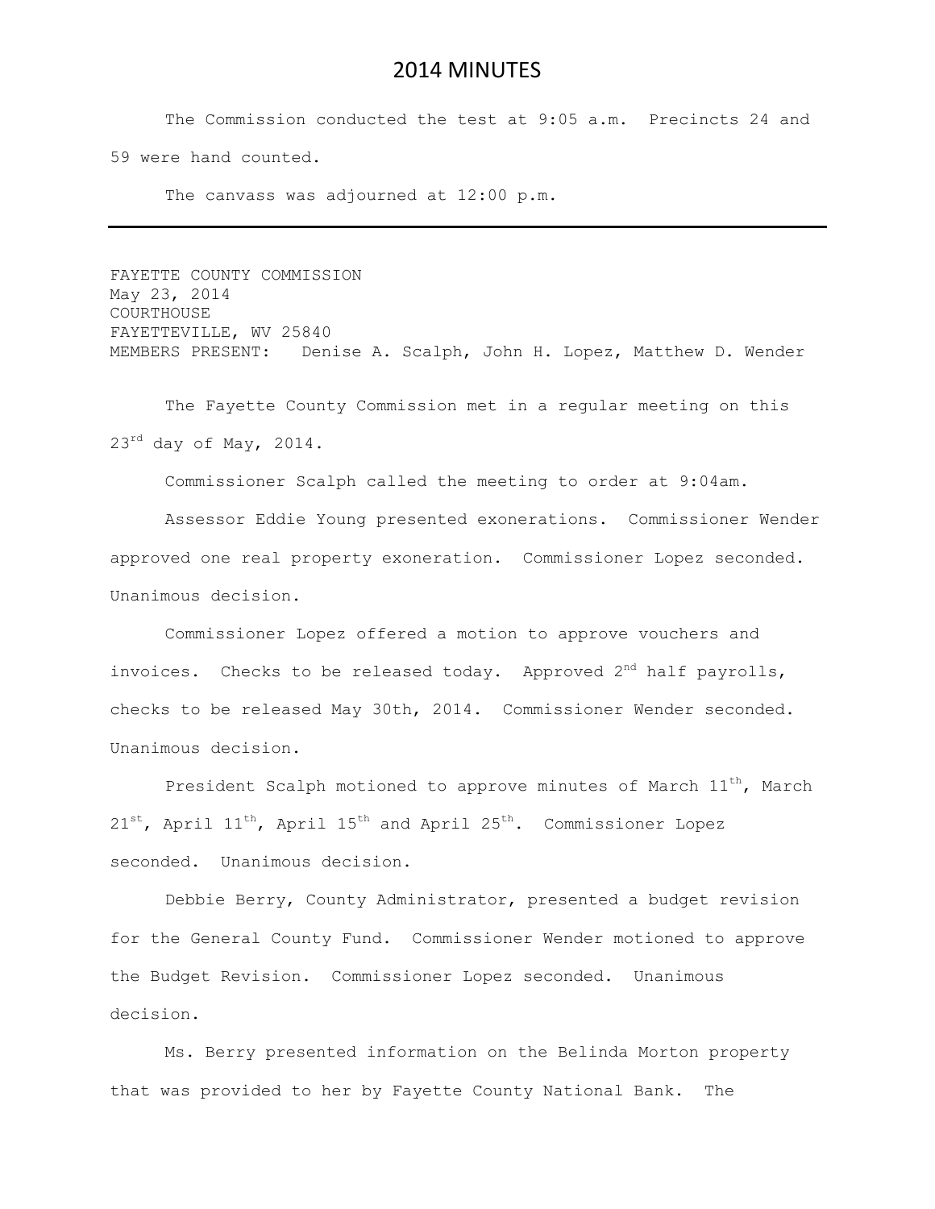The Commission conducted the test at 9:05 a.m. Precincts 24 and 59 were hand counted.

The canvass was adjourned at 12:00 p.m.

---

FAYETTE COUNTY COMMISSION
May 23, 2014
COURTHOUSE
FAYETTEVILLE, WV 25840
MEMBERS PRESENT: Denise A. Scalph, John H. Lopez, Matthew D. Wender

The Fayette County Commission met in a regular meeting on this 23rd day of May, 2014.

Commissioner Scalph called the meeting to order at 9:04am.

Assessor Eddie Young presented exonerations. Commissioner Wender approved one real property exoneration. Commissioner Lopez seconded. Unanimous decision.

Commissioner Lopez offered a motion to approve vouchers and invoices. Checks to be released today. Approved 2nd half payrolls, checks to be released May 30th, 2014. Commissioner Wender seconded. Unanimous decision.

President Scalph motioned to approve minutes of March 11th, March 21st, April 11th, April 15th and April 25th. Commissioner Lopez seconded. Unanimous decision.

Debbie Berry, County Administrator, presented a budget revision for the General County Fund. Commissioner Wender motioned to approve the Budget Revision. Commissioner Lopez seconded. Unanimous decision.

Ms. Berry presented information on the Belinda Morton property that was provided to her by Fayette County National Bank. The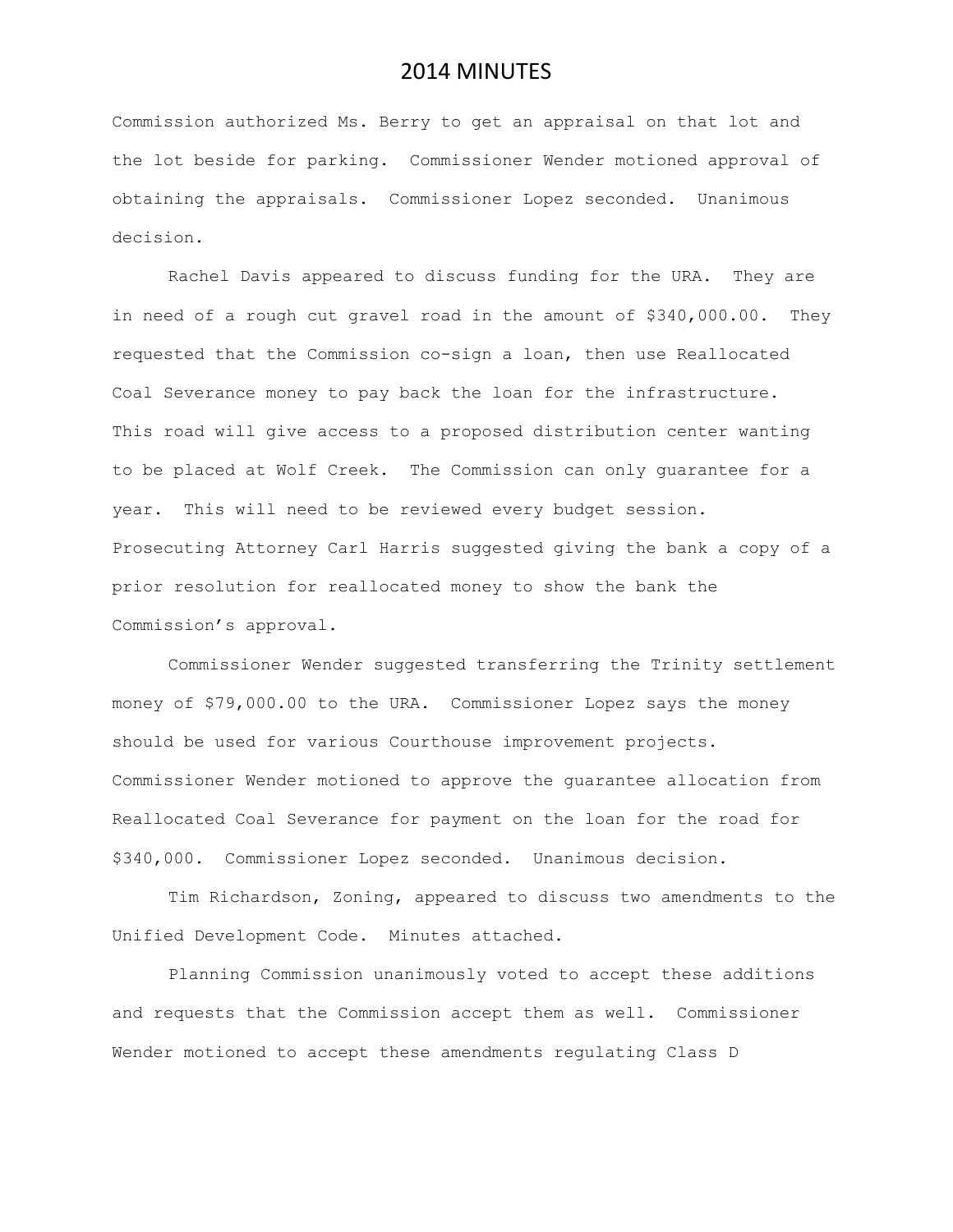Commission authorized Ms. Berry to get an appraisal on that lot and the lot beside for parking. Commissioner Wender motioned approval of obtaining the appraisals. Commissioner Lopez seconded. Unanimous decision.

Rachel Davis appeared to discuss funding for the URA. They are in need of a rough cut gravel road in the amount of $340,000.00. They requested that the Commission co-sign a loan, then use Reallocated Coal Severance money to pay back the loan for the infrastructure. This road will give access to a proposed distribution center wanting to be placed at Wolf Creek. The Commission can only guarantee for a year. This will need to be reviewed every budget session. Prosecuting Attorney Carl Harris suggested giving the bank a copy of a prior resolution for reallocated money to show the bank the Commission's approval.

Commissioner Wender suggested transferring the Trinity settlement money of $79,000.00 to the URA. Commissioner Lopez says the money should be used for various Courthouse improvement projects. Commissioner Wender motioned to approve the guarantee allocation from Reallocated Coal Severance for payment on the loan for the road for $340,000. Commissioner Lopez seconded. Unanimous decision.

Tim Richardson, Zoning, appeared to discuss two amendments to the Unified Development Code. Minutes attached.

Planning Commission unanimously voted to accept these additions and requests that the Commission accept them as well. Commissioner Wender motioned to accept these amendments regulating Class D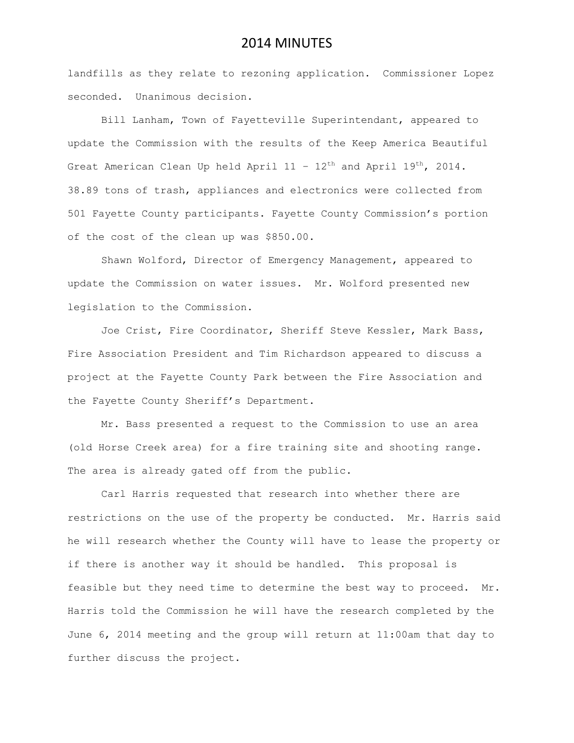landfills as they relate to rezoning application. Commissioner Lopez seconded. Unanimous decision.

Bill Lanham, Town of Fayetteville Superintendant, appeared to update the Commission with the results of the Keep America Beautiful Great American Clean Up held April 11 – 12th and April 19th, 2014. 38.89 tons of trash, appliances and electronics were collected from 501 Fayette County participants. Fayette County Commission's portion of the cost of the clean up was $850.00.

Shawn Wolford, Director of Emergency Management, appeared to update the Commission on water issues. Mr. Wolford presented new legislation to the Commission.

Joe Crist, Fire Coordinator, Sheriff Steve Kessler, Mark Bass, Fire Association President and Tim Richardson appeared to discuss a project at the Fayette County Park between the Fire Association and the Fayette County Sheriff's Department.

Mr. Bass presented a request to the Commission to use an area (old Horse Creek area) for a fire training site and shooting range. The area is already gated off from the public.

Carl Harris requested that research into whether there are restrictions on the use of the property be conducted. Mr. Harris said he will research whether the County will have to lease the property or if there is another way it should be handled. This proposal is feasible but they need time to determine the best way to proceed. Mr. Harris told the Commission he will have the research completed by the June 6, 2014 meeting and the group will return at 11:00am that day to further discuss the project.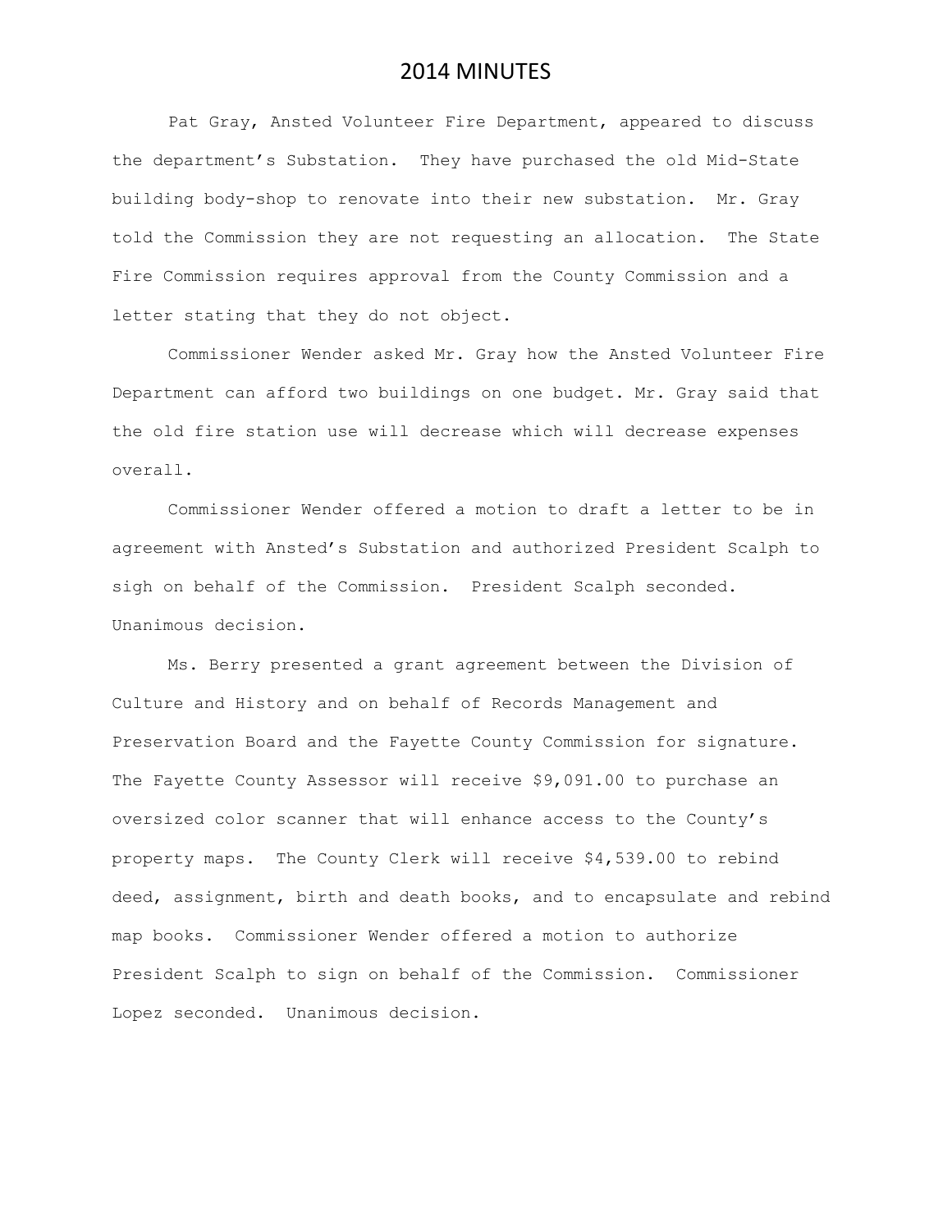# 2014 MINUTES

Pat Gray, Ansted Volunteer Fire Department, appeared to discuss the department's Substation. They have purchased the old Mid-State building body-shop to renovate into their new substation. Mr. Gray told the Commission they are not requesting an allocation. The State Fire Commission requires approval from the County Commission and a letter stating that they do not object.

Commissioner Wender asked Mr. Gray how the Ansted Volunteer Fire Department can afford two buildings on one budget. Mr. Gray said that the old fire station use will decrease which will decrease expenses overall.

Commissioner Wender offered a motion to draft a letter to be in agreement with Ansted's Substation and authorized President Scalph to sigh on behalf of the Commission. President Scalph seconded. Unanimous decision.

Ms. Berry presented a grant agreement between the Division of Culture and History and on behalf of Records Management and Preservation Board and the Fayette County Commission for signature. The Fayette County Assessor will receive $9,091.00 to purchase an oversized color scanner that will enhance access to the County's property maps. The County Clerk will receive $4,539.00 to rebind deed, assignment, birth and death books, and to encapsulate and rebind map books. Commissioner Wender offered a motion to authorize President Scalph to sign on behalf of the Commission. Commissioner Lopez seconded. Unanimous decision.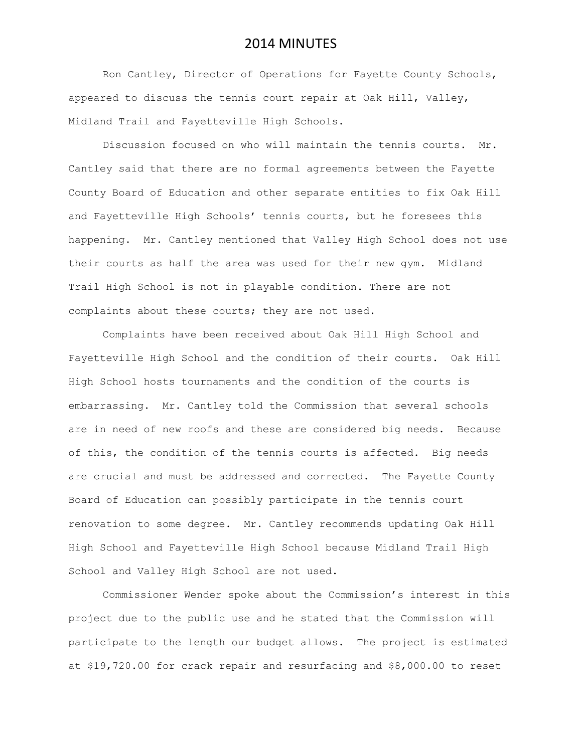Ron Cantley, Director of Operations for Fayette County Schools, appeared to discuss the tennis court repair at Oak Hill, Valley, Midland Trail and Fayetteville High Schools.

Discussion focused on who will maintain the tennis courts. Mr. Cantley said that there are no formal agreements between the Fayette County Board of Education and other separate entities to fix Oak Hill and Fayetteville High Schools' tennis courts, but he foresees this happening. Mr. Cantley mentioned that Valley High School does not use their courts as half the area was used for their new gym. Midland Trail High School is not in playable condition. There are not complaints about these courts; they are not used.

Complaints have been received about Oak Hill High School and Fayetteville High School and the condition of their courts. Oak Hill High School hosts tournaments and the condition of the courts is embarrassing. Mr. Cantley told the Commission that several schools are in need of new roofs and these are considered big needs. Because of this, the condition of the tennis courts is affected. Big needs are crucial and must be addressed and corrected. The Fayette County Board of Education can possibly participate in the tennis court renovation to some degree. Mr. Cantley recommends updating Oak Hill High School and Fayetteville High School because Midland Trail High School and Valley High School are not used.

Commissioner Wender spoke about the Commission's interest in this project due to the public use and he stated that the Commission will participate to the length our budget allows. The project is estimated at $19,720.00 for crack repair and resurfacing and $8,000.00 to reset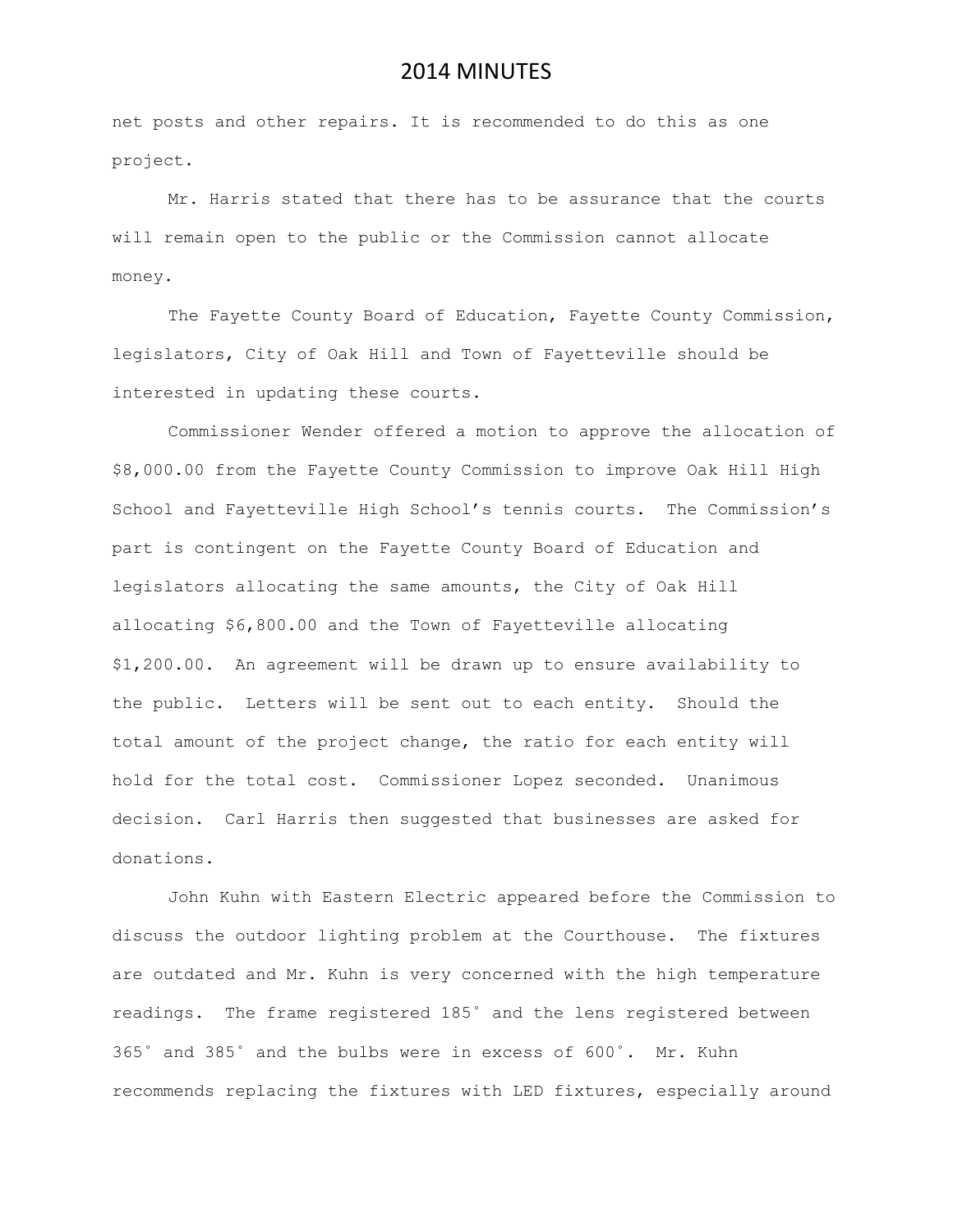net posts and other repairs. It is recommended to do this as one project.

Mr. Harris stated that there has to be assurance that the courts will remain open to the public or the Commission cannot allocate money.

The Fayette County Board of Education, Fayette County Commission, legislators, City of Oak Hill and Town of Fayetteville should be interested in updating these courts.

Commissioner Wender offered a motion to approve the allocation of $8,000.00 from the Fayette County Commission to improve Oak Hill High School and Fayetteville High School's tennis courts. The Commission's part is contingent on the Fayette County Board of Education and legislators allocating the same amounts, the City of Oak Hill allocating $6,800.00 and the Town of Fayetteville allocating $1,200.00. An agreement will be drawn up to ensure availability to the public. Letters will be sent out to each entity. Should the total amount of the project change, the ratio for each entity will hold for the total cost. Commissioner Lopez seconded. Unanimous decision. Carl Harris then suggested that businesses are asked for donations.

John Kuhn with Eastern Electric appeared before the Commission to discuss the outdoor lighting problem at the Courthouse. The fixtures are outdated and Mr. Kuhn is very concerned with the high temperature readings. The frame registered 185˚ and the lens registered between 365˚ and 385˚ and the bulbs were in excess of 600˚. Mr. Kuhn recommends replacing the fixtures with LED fixtures, especially around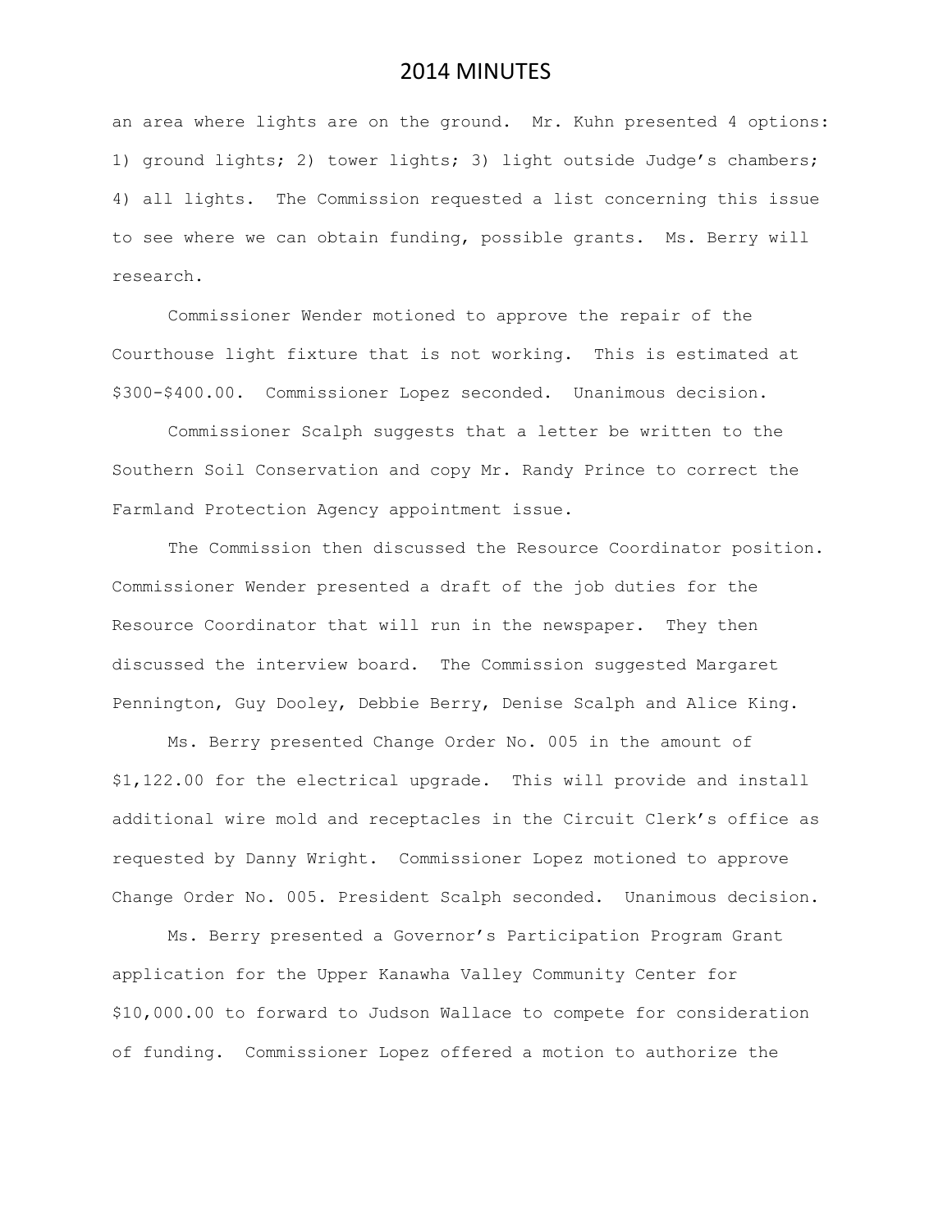an area where lights are on the ground. Mr. Kuhn presented 4 options: 1) ground lights; 2) tower lights; 3) light outside Judge's chambers; 4) all lights. The Commission requested a list concerning this issue to see where we can obtain funding, possible grants. Ms. Berry will research.

Commissioner Wender motioned to approve the repair of the Courthouse light fixture that is not working. This is estimated at $300-$400.00. Commissioner Lopez seconded. Unanimous decision.

Commissioner Scalph suggests that a letter be written to the Southern Soil Conservation and copy Mr. Randy Prince to correct the Farmland Protection Agency appointment issue.

The Commission then discussed the Resource Coordinator position. Commissioner Wender presented a draft of the job duties for the Resource Coordinator that will run in the newspaper. They then discussed the interview board. The Commission suggested Margaret Pennington, Guy Dooley, Debbie Berry, Denise Scalph and Alice King.

Ms. Berry presented Change Order No. 005 in the amount of $1,122.00 for the electrical upgrade. This will provide and install additional wire mold and receptacles in the Circuit Clerk's office as requested by Danny Wright. Commissioner Lopez motioned to approve Change Order No. 005. President Scalph seconded. Unanimous decision.

Ms. Berry presented a Governor's Participation Program Grant application for the Upper Kanawha Valley Community Center for $10,000.00 to forward to Judson Wallace to compete for consideration of funding. Commissioner Lopez offered a motion to authorize the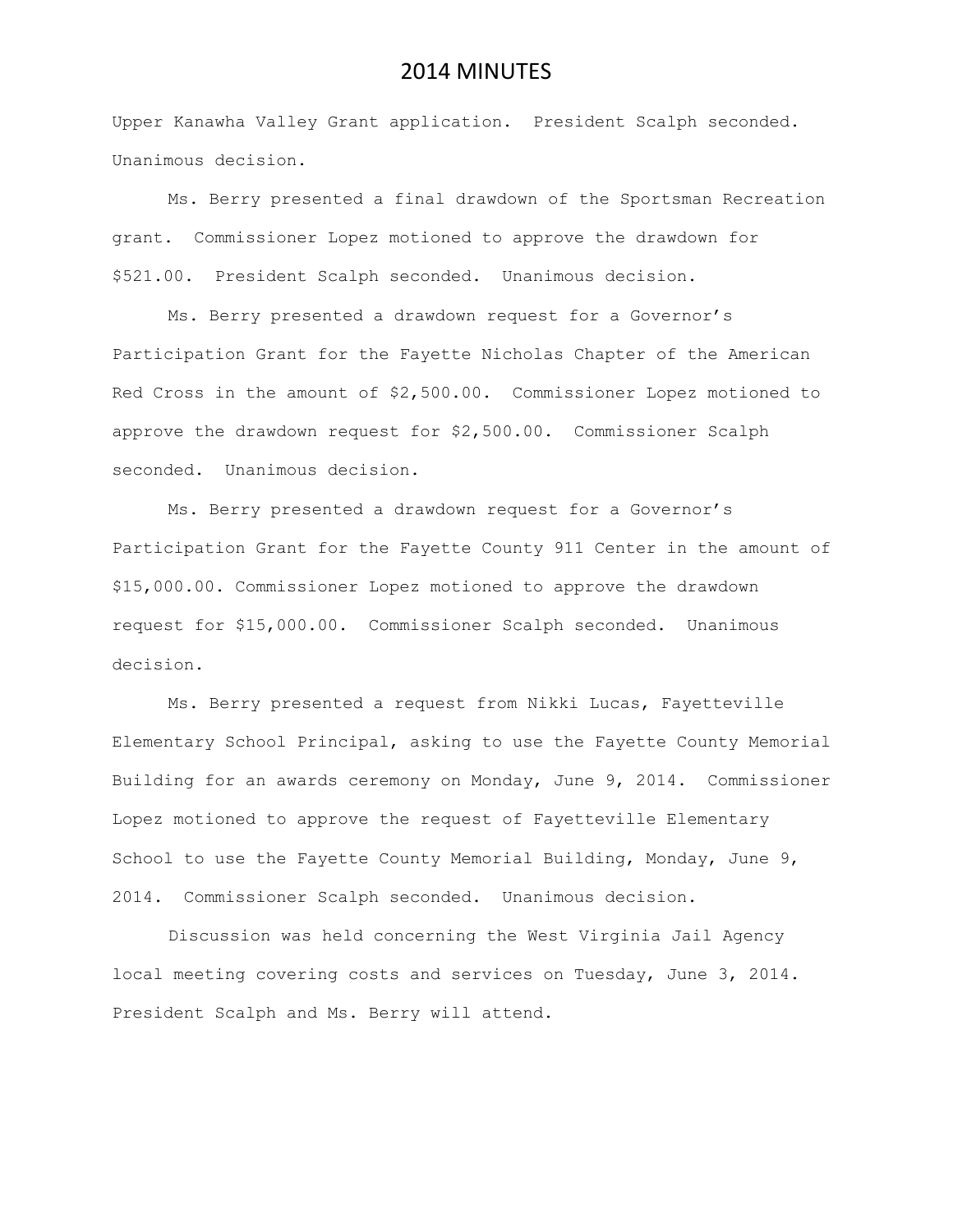Upper Kanawha Valley Grant application. President Scalph seconded. Unanimous decision.

Ms. Berry presented a final drawdown of the Sportsman Recreation grant. Commissioner Lopez motioned to approve the drawdown for $521.00. President Scalph seconded. Unanimous decision.

Ms. Berry presented a drawdown request for a Governor's Participation Grant for the Fayette Nicholas Chapter of the American Red Cross in the amount of $2,500.00. Commissioner Lopez motioned to approve the drawdown request for $2,500.00. Commissioner Scalph seconded. Unanimous decision.

Ms. Berry presented a drawdown request for a Governor's Participation Grant for the Fayette County 911 Center in the amount of $15,000.00. Commissioner Lopez motioned to approve the drawdown request for $15,000.00. Commissioner Scalph seconded. Unanimous decision.

Ms. Berry presented a request from Nikki Lucas, Fayetteville Elementary School Principal, asking to use the Fayette County Memorial Building for an awards ceremony on Monday, June 9, 2014. Commissioner Lopez motioned to approve the request of Fayetteville Elementary School to use the Fayette County Memorial Building, Monday, June 9, 2014. Commissioner Scalph seconded. Unanimous decision.

Discussion was held concerning the West Virginia Jail Agency local meeting covering costs and services on Tuesday, June 3, 2014. President Scalph and Ms. Berry will attend.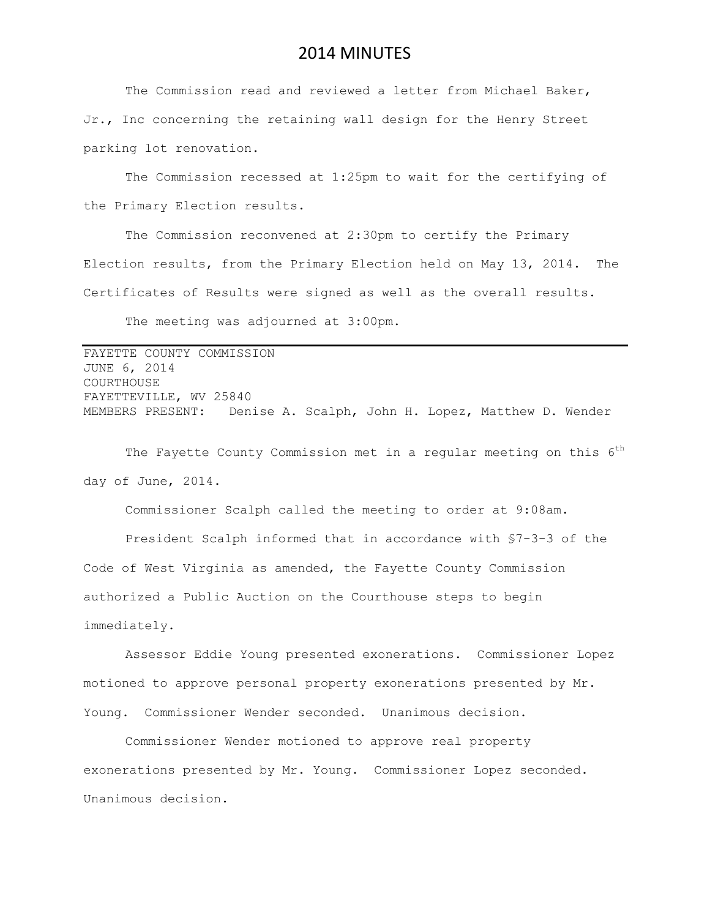The Commission read and reviewed a letter from Michael Baker, Jr., Inc concerning the retaining wall design for the Henry Street parking lot renovation.

The Commission recessed at 1:25pm to wait for the certifying of the Primary Election results.

The Commission reconvened at 2:30pm to certify the Primary Election results, from the Primary Election held on May 13, 2014. The Certificates of Results were signed as well as the overall results.

The meeting was adjourned at 3:00pm.

---

FAYETTE COUNTY COMMISSION
JUNE 6, 2014
COURTHOUSE
FAYETTEVILLE, WV 25840
MEMBERS PRESENT: Denise A. Scalph, John H. Lopez, Matthew D. Wender

The Fayette County Commission met in a regular meeting on this 6th day of June, 2014.

Commissioner Scalph called the meeting to order at 9:08am.

President Scalph informed that in accordance with §7-3-3 of the Code of West Virginia as amended, the Fayette County Commission authorized a Public Auction on the Courthouse steps to begin immediately.

Assessor Eddie Young presented exonerations. Commissioner Lopez motioned to approve personal property exonerations presented by Mr. Young. Commissioner Wender seconded. Unanimous decision.

Commissioner Wender motioned to approve real property exonerations presented by Mr. Young. Commissioner Lopez seconded. Unanimous decision.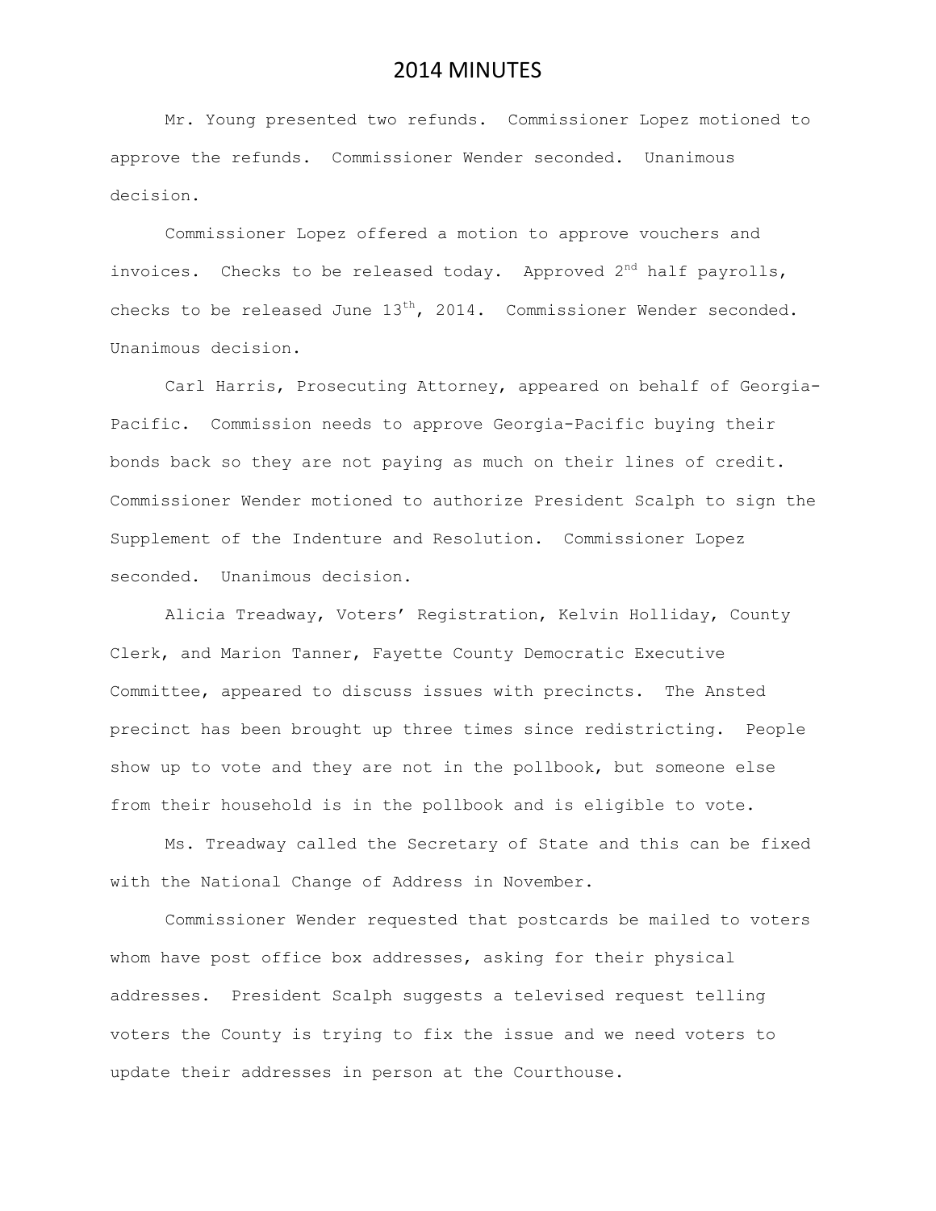Mr. Young presented two refunds. Commissioner Lopez motioned to approve the refunds. Commissioner Wender seconded. Unanimous decision.

Commissioner Lopez offered a motion to approve vouchers and invoices. Checks to be released today. Approved 2nd half payrolls, checks to be released June 13th, 2014. Commissioner Wender seconded. Unanimous decision.

Carl Harris, Prosecuting Attorney, appeared on behalf of Georgia-Pacific. Commission needs to approve Georgia-Pacific buying their bonds back so they are not paying as much on their lines of credit. Commissioner Wender motioned to authorize President Scalph to sign the Supplement of the Indenture and Resolution. Commissioner Lopez seconded. Unanimous decision.

Alicia Treadway, Voters' Registration, Kelvin Holliday, County Clerk, and Marion Tanner, Fayette County Democratic Executive Committee, appeared to discuss issues with precincts. The Ansted precinct has been brought up three times since redistricting. People show up to vote and they are not in the pollbook, but someone else from their household is in the pollbook and is eligible to vote.

Ms. Treadway called the Secretary of State and this can be fixed with the National Change of Address in November.

Commissioner Wender requested that postcards be mailed to voters whom have post office box addresses, asking for their physical addresses. President Scalph suggests a televised request telling voters the County is trying to fix the issue and we need voters to update their addresses in person at the Courthouse.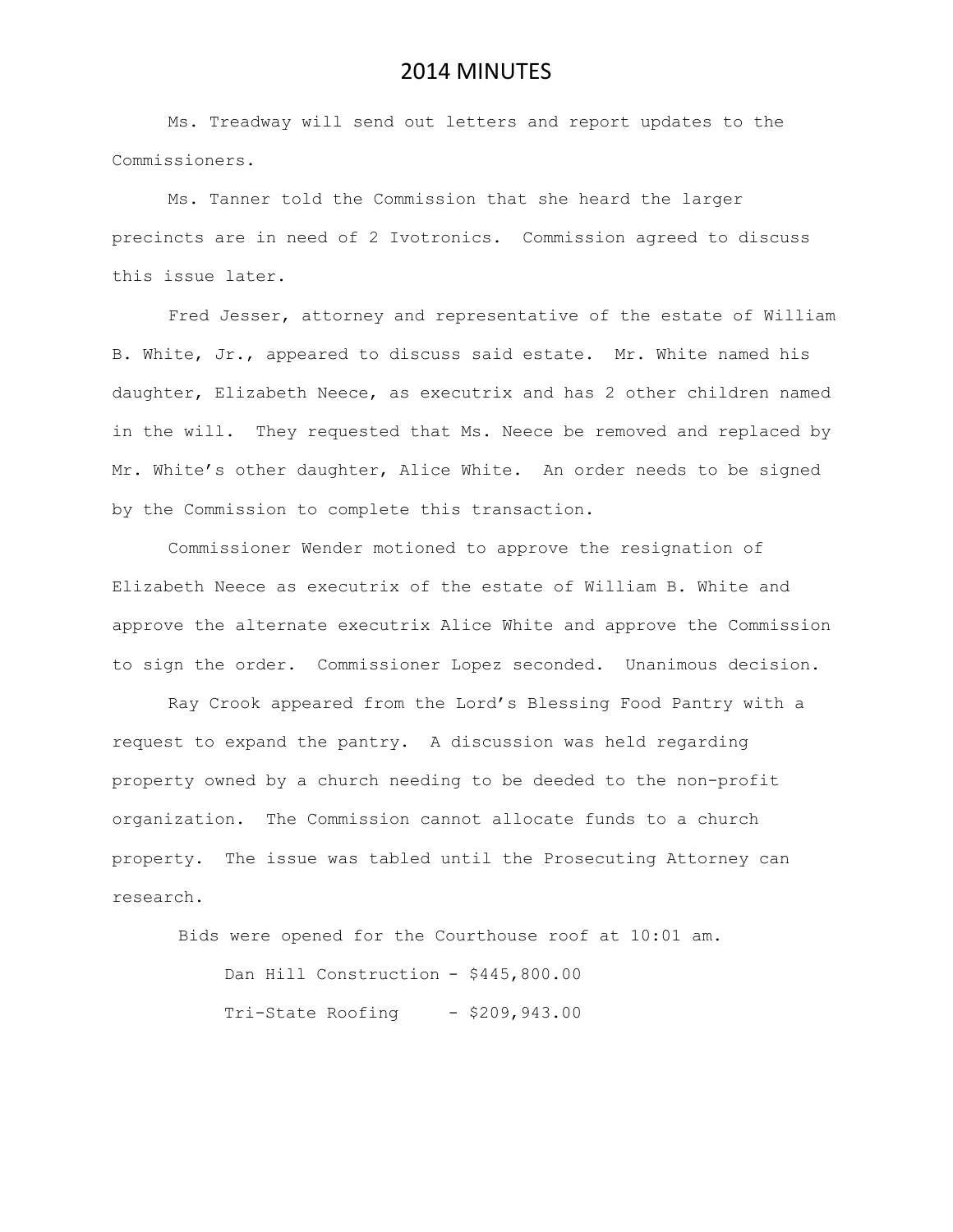Ms. Treadway will send out letters and report updates to the Commissioners.

Ms. Tanner told the Commission that she heard the larger precincts are in need of 2 Ivotronics. Commission agreed to discuss this issue later.

Fred Jesser, attorney and representative of the estate of William B. White, Jr., appeared to discuss said estate. Mr. White named his daughter, Elizabeth Neece, as executrix and has 2 other children named in the will. They requested that Ms. Neece be removed and replaced by Mr. White's other daughter, Alice White. An order needs to be signed by the Commission to complete this transaction.

Commissioner Wender motioned to approve the resignation of Elizabeth Neece as executrix of the estate of William B. White and approve the alternate executrix Alice White and approve the Commission to sign the order. Commissioner Lopez seconded. Unanimous decision.

Ray Crook appeared from the Lord's Blessing Food Pantry with a request to expand the pantry. A discussion was held regarding property owned by a church needing to be deeded to the non-profit organization. The Commission cannot allocate funds to a church property. The issue was tabled until the Prosecuting Attorney can research.

Bids were opened for the Courthouse roof at 10:01 am.

Dan Hill Construction - $445,800.00

Tri-State Roofing - $209,943.00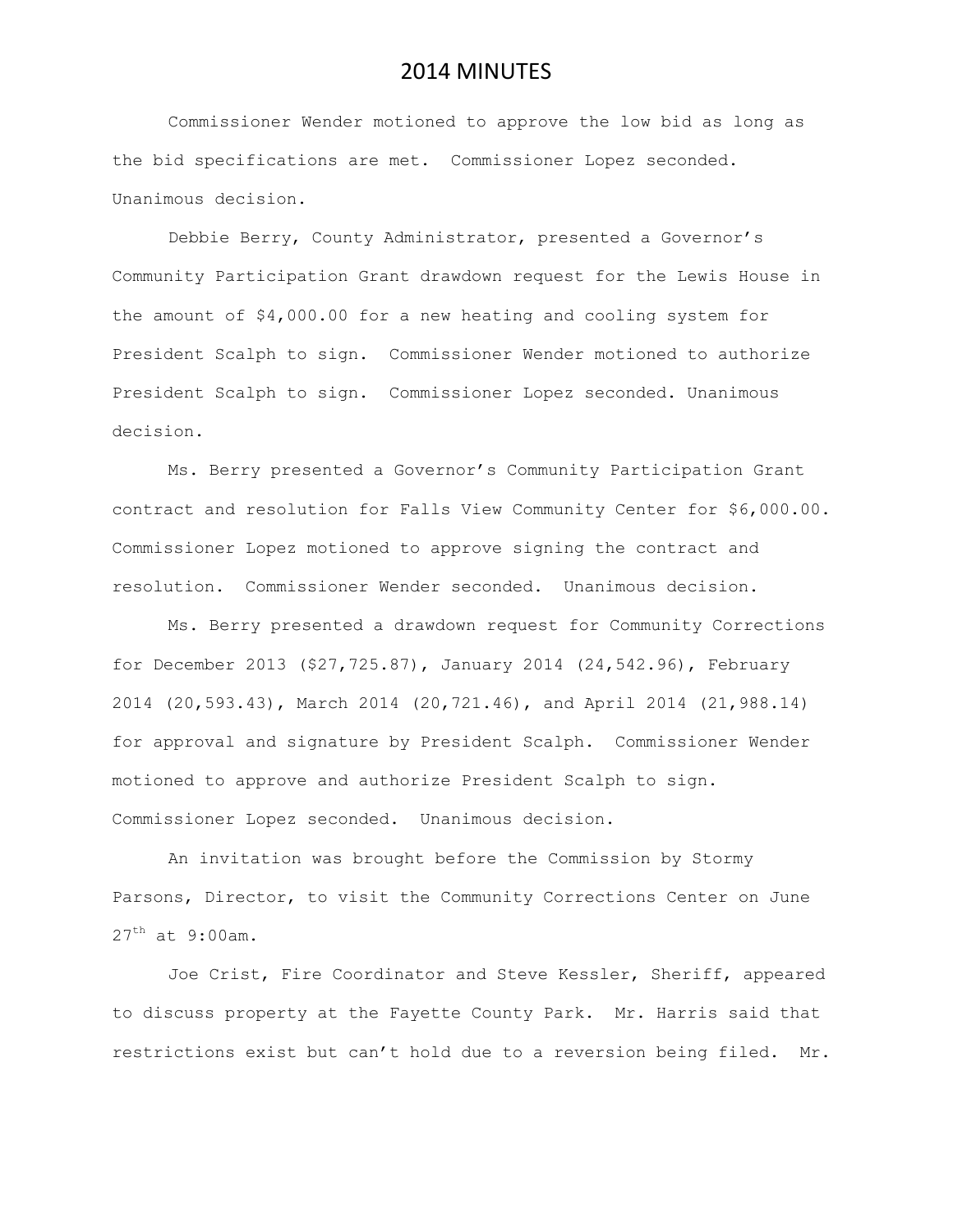Commissioner Wender motioned to approve the low bid as long as the bid specifications are met. Commissioner Lopez seconded. Unanimous decision.

Debbie Berry, County Administrator, presented a Governor's Community Participation Grant drawdown request for the Lewis House in the amount of $4,000.00 for a new heating and cooling system for President Scalph to sign. Commissioner Wender motioned to authorize President Scalph to sign. Commissioner Lopez seconded. Unanimous decision.

Ms. Berry presented a Governor's Community Participation Grant contract and resolution for Falls View Community Center for $6,000.00. Commissioner Lopez motioned to approve signing the contract and resolution. Commissioner Wender seconded. Unanimous decision.

Ms. Berry presented a drawdown request for Community Corrections for December 2013 ($27,725.87), January 2014 (24,542.96), February 2014 (20,593.43), March 2014 (20,721.46), and April 2014 (21,988.14) for approval and signature by President Scalph. Commissioner Wender motioned to approve and authorize President Scalph to sign. Commissioner Lopez seconded. Unanimous decision.

An invitation was brought before the Commission by Stormy Parsons, Director, to visit the Community Corrections Center on June 27th at 9:00am.

Joe Crist, Fire Coordinator and Steve Kessler, Sheriff, appeared to discuss property at the Fayette County Park. Mr. Harris said that restrictions exist but can't hold due to a reversion being filed. Mr.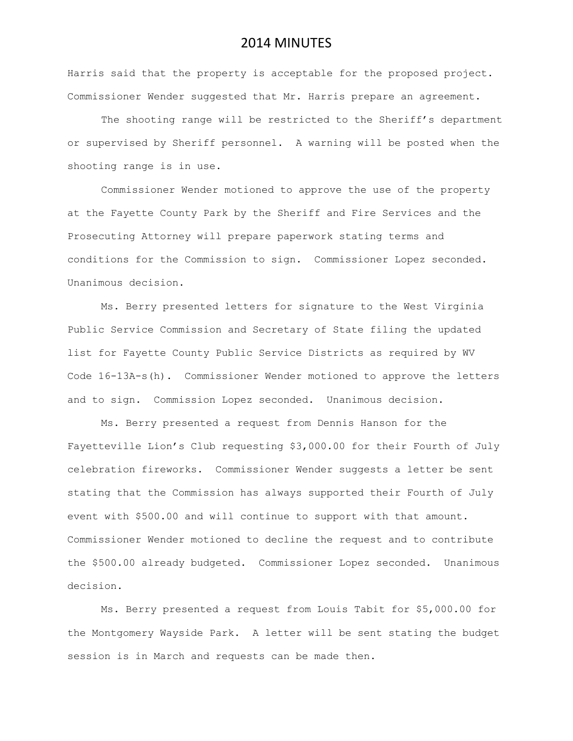Harris said that the property is acceptable for the proposed project. Commissioner Wender suggested that Mr. Harris prepare an agreement.

The shooting range will be restricted to the Sheriff's department or supervised by Sheriff personnel. A warning will be posted when the shooting range is in use.

Commissioner Wender motioned to approve the use of the property at the Fayette County Park by the Sheriff and Fire Services and the Prosecuting Attorney will prepare paperwork stating terms and conditions for the Commission to sign. Commissioner Lopez seconded. Unanimous decision.

Ms. Berry presented letters for signature to the West Virginia Public Service Commission and Secretary of State filing the updated list for Fayette County Public Service Districts as required by WV Code 16-13A-s(h). Commissioner Wender motioned to approve the letters and to sign. Commission Lopez seconded. Unanimous decision.

Ms. Berry presented a request from Dennis Hanson for the Fayetteville Lion's Club requesting $3,000.00 for their Fourth of July celebration fireworks. Commissioner Wender suggests a letter be sent stating that the Commission has always supported their Fourth of July event with $500.00 and will continue to support with that amount. Commissioner Wender motioned to decline the request and to contribute the $500.00 already budgeted. Commissioner Lopez seconded. Unanimous decision.

Ms. Berry presented a request from Louis Tabit for $5,000.00 for the Montgomery Wayside Park. A letter will be sent stating the budget session is in March and requests can be made then.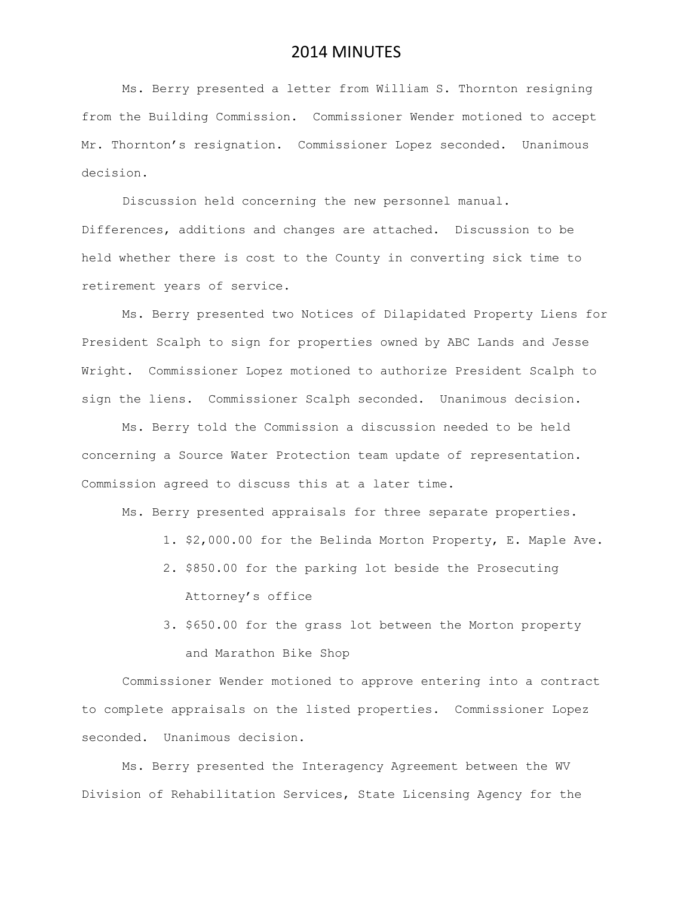# 2014 MINUTES

Ms. Berry presented a letter from William S. Thornton resigning from the Building Commission. Commissioner Wender motioned to accept Mr. Thornton's resignation. Commissioner Lopez seconded. Unanimous decision.

Discussion held concerning the new personnel manual. Differences, additions and changes are attached. Discussion to be held whether there is cost to the County in converting sick time to retirement years of service.

Ms. Berry presented two Notices of Dilapidated Property Liens for President Scalph to sign for properties owned by ABC Lands and Jesse Wright. Commissioner Lopez motioned to authorize President Scalph to sign the liens. Commissioner Scalph seconded. Unanimous decision.

Ms. Berry told the Commission a discussion needed to be held concerning a Source Water Protection team update of representation. Commission agreed to discuss this at a later time.

Ms. Berry presented appraisals for three separate properties.

1. $2,000.00 for the Belinda Morton Property, E. Maple Ave.
2. $850.00 for the parking lot beside the Prosecuting Attorney's office
3. $650.00 for the grass lot between the Morton property and Marathon Bike Shop

Commissioner Wender motioned to approve entering into a contract to complete appraisals on the listed properties. Commissioner Lopez seconded. Unanimous decision.

Ms. Berry presented the Interagency Agreement between the WV Division of Rehabilitation Services, State Licensing Agency for the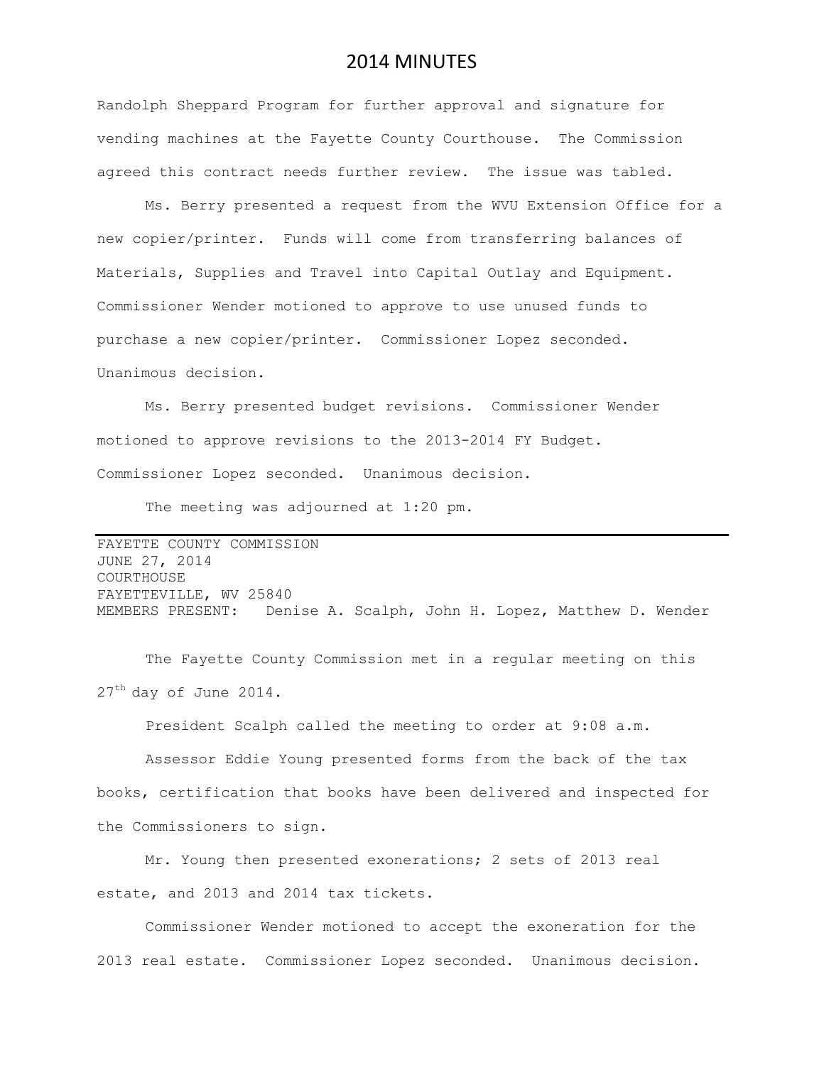Randolph Sheppard Program for further approval and signature for vending machines at the Fayette County Courthouse. The Commission agreed this contract needs further review. The issue was tabled.

Ms. Berry presented a request from the WVU Extension Office for a new copier/printer. Funds will come from transferring balances of Materials, Supplies and Travel into Capital Outlay and Equipment. Commissioner Wender motioned to approve to use unused funds to purchase a new copier/printer. Commissioner Lopez seconded. Unanimous decision.

Ms. Berry presented budget revisions. Commissioner Wender motioned to approve revisions to the 2013-2014 FY Budget. Commissioner Lopez seconded. Unanimous decision.

The meeting was adjourned at 1:20 pm.

---

FAYETTE COUNTY COMMISSION
JUNE 27, 2014
COURTHOUSE
FAYETTEVILLE, WV 25840
MEMBERS PRESENT: Denise A. Scalph, John H. Lopez, Matthew D. Wender

The Fayette County Commission met in a regular meeting on this 27th day of June 2014.

President Scalph called the meeting to order at 9:08 a.m.

Assessor Eddie Young presented forms from the back of the tax books, certification that books have been delivered and inspected for the Commissioners to sign.

Mr. Young then presented exonerations; 2 sets of 2013 real estate, and 2013 and 2014 tax tickets.

Commissioner Wender motioned to accept the exoneration for the 2013 real estate. Commissioner Lopez seconded. Unanimous decision.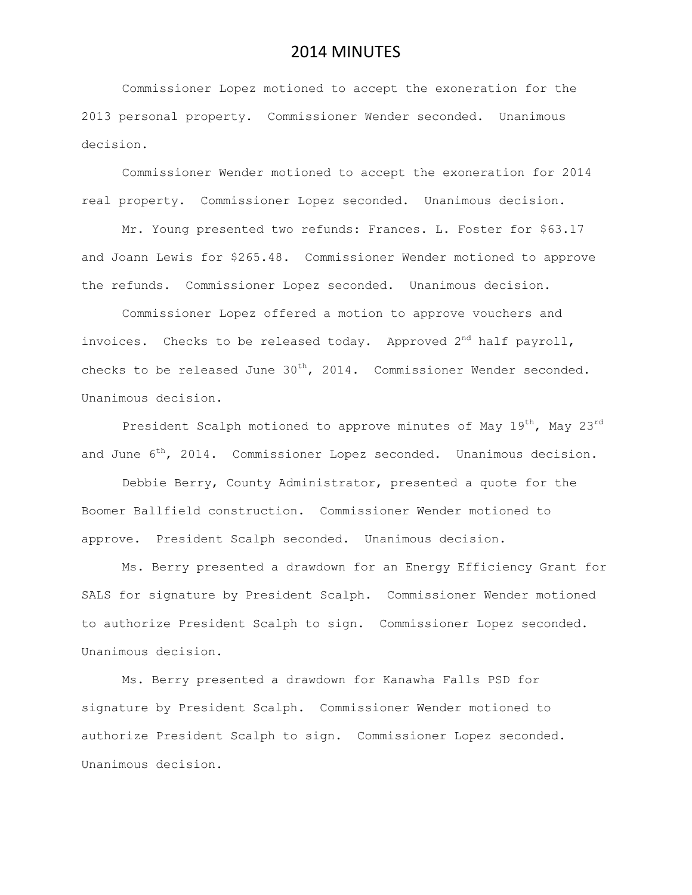# 2014 MINUTES

Commissioner Lopez motioned to accept the exoneration for the 2013 personal property. Commissioner Wender seconded. Unanimous decision.

Commissioner Wender motioned to accept the exoneration for 2014 real property. Commissioner Lopez seconded. Unanimous decision.

Mr. Young presented two refunds: Frances. L. Foster for $63.17 and Joann Lewis for $265.48. Commissioner Wender motioned to approve the refunds. Commissioner Lopez seconded. Unanimous decision.

Commissioner Lopez offered a motion to approve vouchers and invoices. Checks to be released today. Approved 2nd half payroll, checks to be released June 30th, 2014. Commissioner Wender seconded. Unanimous decision.

President Scalph motioned to approve minutes of May 19th, May 23rd and June 6th, 2014. Commissioner Lopez seconded. Unanimous decision.

Debbie Berry, County Administrator, presented a quote for the Boomer Ballfield construction. Commissioner Wender motioned to approve. President Scalph seconded. Unanimous decision.

Ms. Berry presented a drawdown for an Energy Efficiency Grant for SALS for signature by President Scalph. Commissioner Wender motioned to authorize President Scalph to sign. Commissioner Lopez seconded. Unanimous decision.

Ms. Berry presented a drawdown for Kanawha Falls PSD for signature by President Scalph. Commissioner Wender motioned to authorize President Scalph to sign. Commissioner Lopez seconded. Unanimous decision.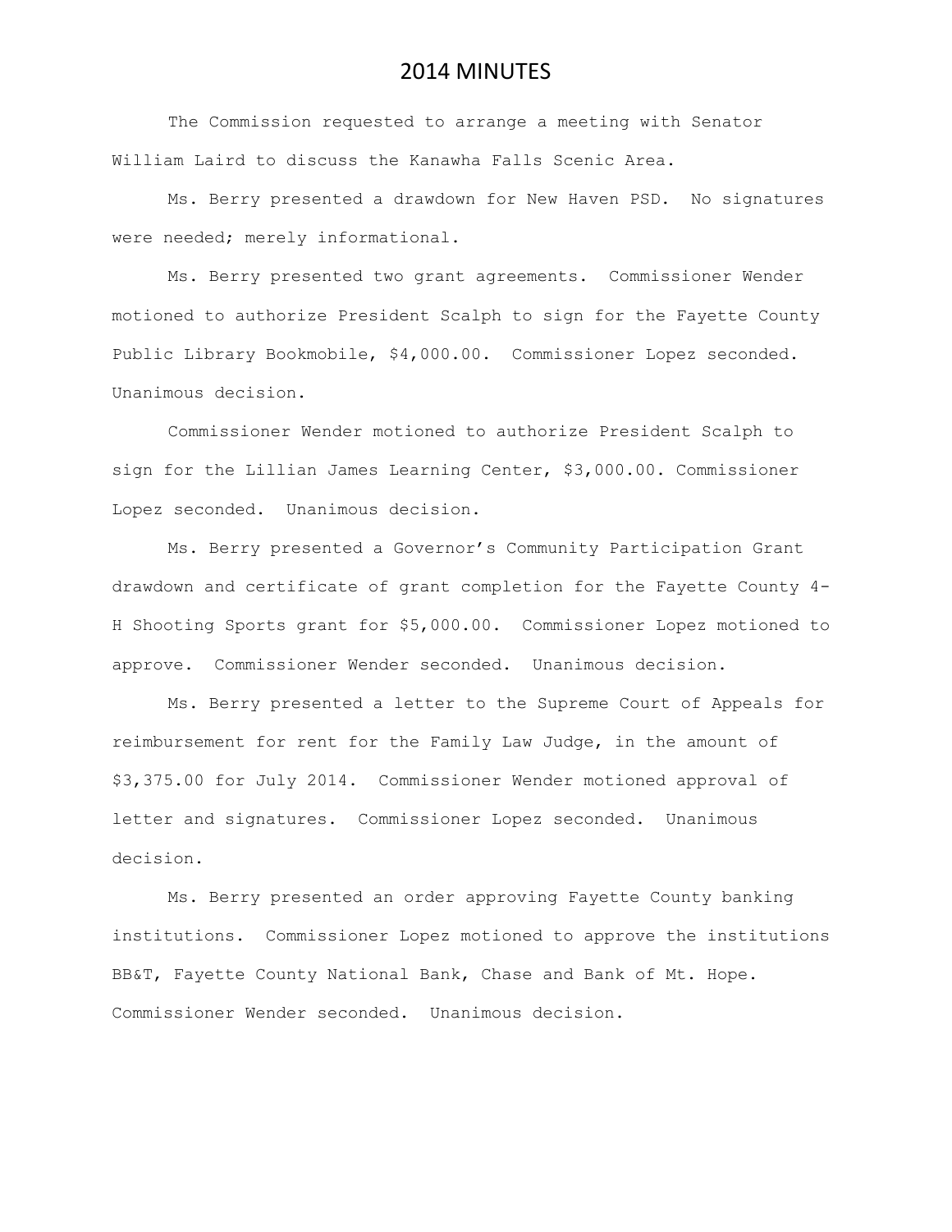# 2014 MINUTES

The Commission requested to arrange a meeting with Senator William Laird to discuss the Kanawha Falls Scenic Area.

Ms. Berry presented a drawdown for New Haven PSD. No signatures were needed; merely informational.

Ms. Berry presented two grant agreements. Commissioner Wender motioned to authorize President Scalph to sign for the Fayette County Public Library Bookmobile, $4,000.00. Commissioner Lopez seconded. Unanimous decision.

Commissioner Wender motioned to authorize President Scalph to sign for the Lillian James Learning Center, $3,000.00. Commissioner Lopez seconded. Unanimous decision.

Ms. Berry presented a Governor's Community Participation Grant drawdown and certificate of grant completion for the Fayette County 4-H Shooting Sports grant for $5,000.00. Commissioner Lopez motioned to approve. Commissioner Wender seconded. Unanimous decision.

Ms. Berry presented a letter to the Supreme Court of Appeals for reimbursement for rent for the Family Law Judge, in the amount of $3,375.00 for July 2014. Commissioner Wender motioned approval of letter and signatures. Commissioner Lopez seconded. Unanimous decision.

Ms. Berry presented an order approving Fayette County banking institutions. Commissioner Lopez motioned to approve the institutions BB&T, Fayette County National Bank, Chase and Bank of Mt. Hope. Commissioner Wender seconded. Unanimous decision.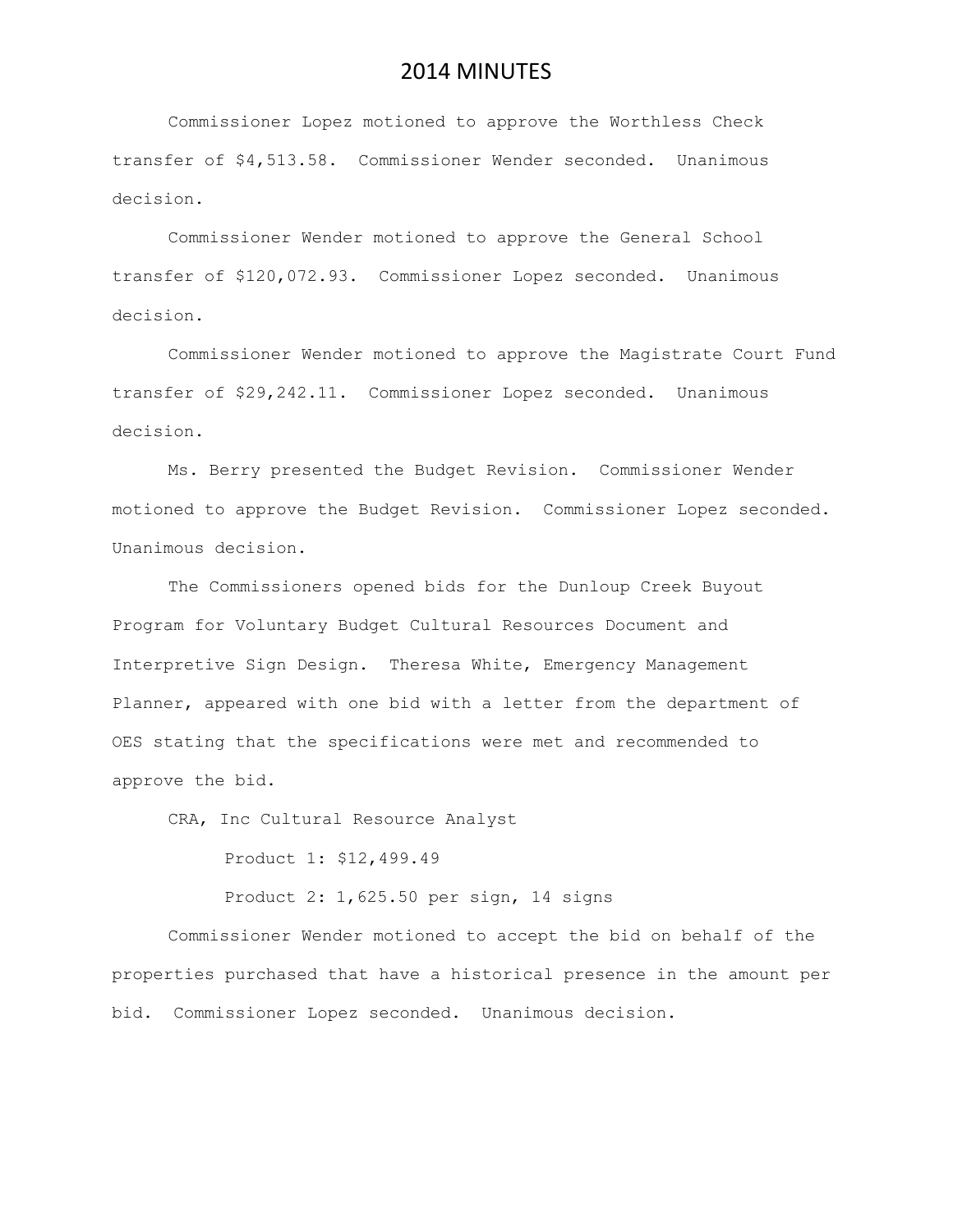# 2014 MINUTES

Commissioner Lopez motioned to approve the Worthless Check transfer of $4,513.58. Commissioner Wender seconded. Unanimous decision.

Commissioner Wender motioned to approve the General School transfer of $120,072.93. Commissioner Lopez seconded. Unanimous decision.

Commissioner Wender motioned to approve the Magistrate Court Fund transfer of $29,242.11. Commissioner Lopez seconded. Unanimous decision.

Ms. Berry presented the Budget Revision. Commissioner Wender motioned to approve the Budget Revision. Commissioner Lopez seconded. Unanimous decision.

The Commissioners opened bids for the Dunloup Creek Buyout Program for Voluntary Budget Cultural Resources Document and Interpretive Sign Design. Theresa White, Emergency Management Planner, appeared with one bid with a letter from the department of OES stating that the specifications were met and recommended to approve the bid.

CRA, Inc Cultural Resource Analyst

Product 1: $12,499.49

Product 2: 1,625.50 per sign, 14 signs

Commissioner Wender motioned to accept the bid on behalf of the properties purchased that have a historical presence in the amount per bid. Commissioner Lopez seconded. Unanimous decision.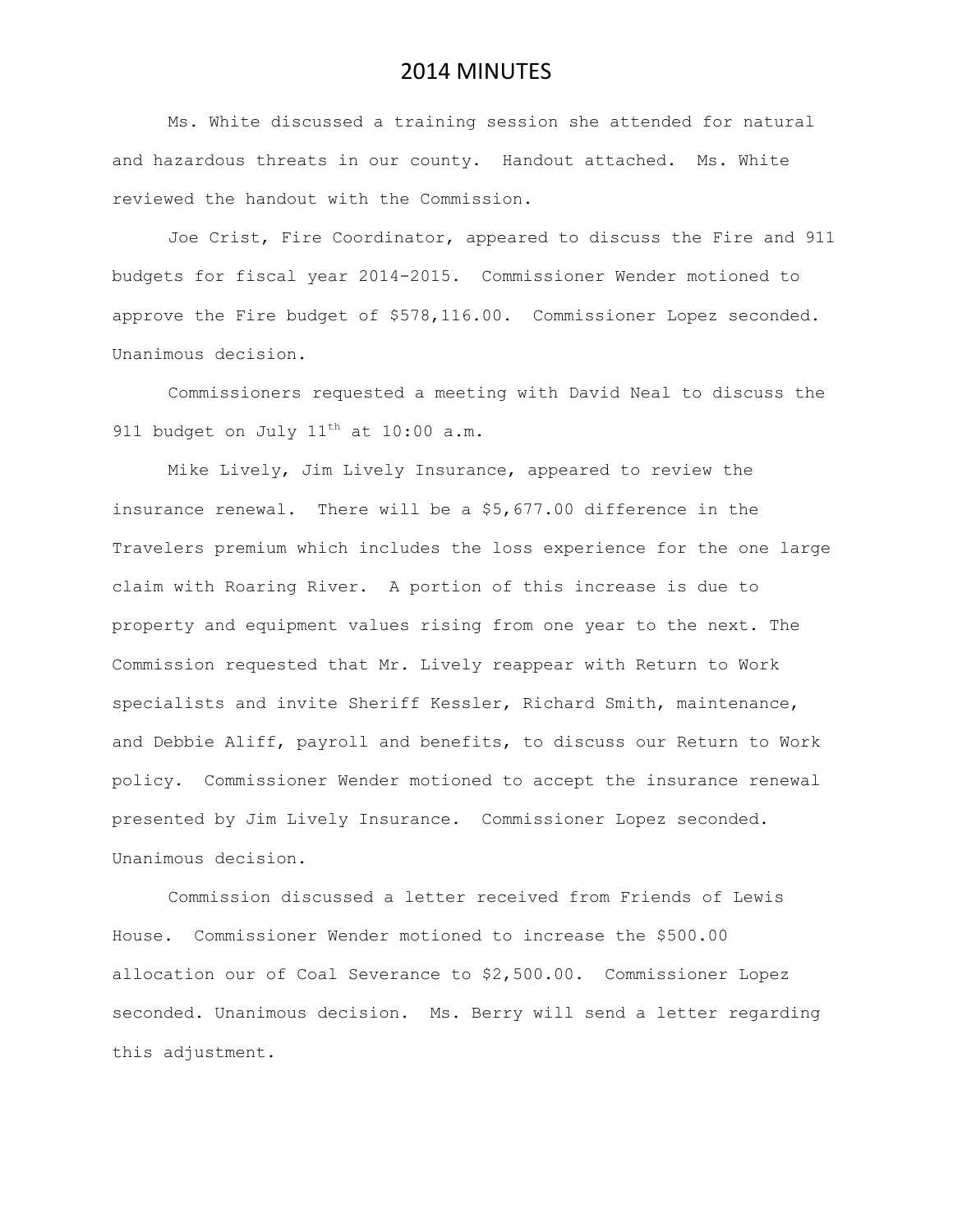Ms. White discussed a training session she attended for natural and hazardous threats in our county. Handout attached. Ms. White reviewed the handout with the Commission.

Joe Crist, Fire Coordinator, appeared to discuss the Fire and 911 budgets for fiscal year 2014-2015. Commissioner Wender motioned to approve the Fire budget of $578,116.00. Commissioner Lopez seconded. Unanimous decision.

Commissioners requested a meeting with David Neal to discuss the 911 budget on July 11th at 10:00 a.m.

Mike Lively, Jim Lively Insurance, appeared to review the insurance renewal. There will be a $5,677.00 difference in the Travelers premium which includes the loss experience for the one large claim with Roaring River. A portion of this increase is due to property and equipment values rising from one year to the next. The Commission requested that Mr. Lively reappear with Return to Work specialists and invite Sheriff Kessler, Richard Smith, maintenance, and Debbie Aliff, payroll and benefits, to discuss our Return to Work policy. Commissioner Wender motioned to accept the insurance renewal presented by Jim Lively Insurance. Commissioner Lopez seconded. Unanimous decision.

Commission discussed a letter received from Friends of Lewis House. Commissioner Wender motioned to increase the $500.00 allocation our of Coal Severance to $2,500.00. Commissioner Lopez seconded. Unanimous decision. Ms. Berry will send a letter regarding this adjustment.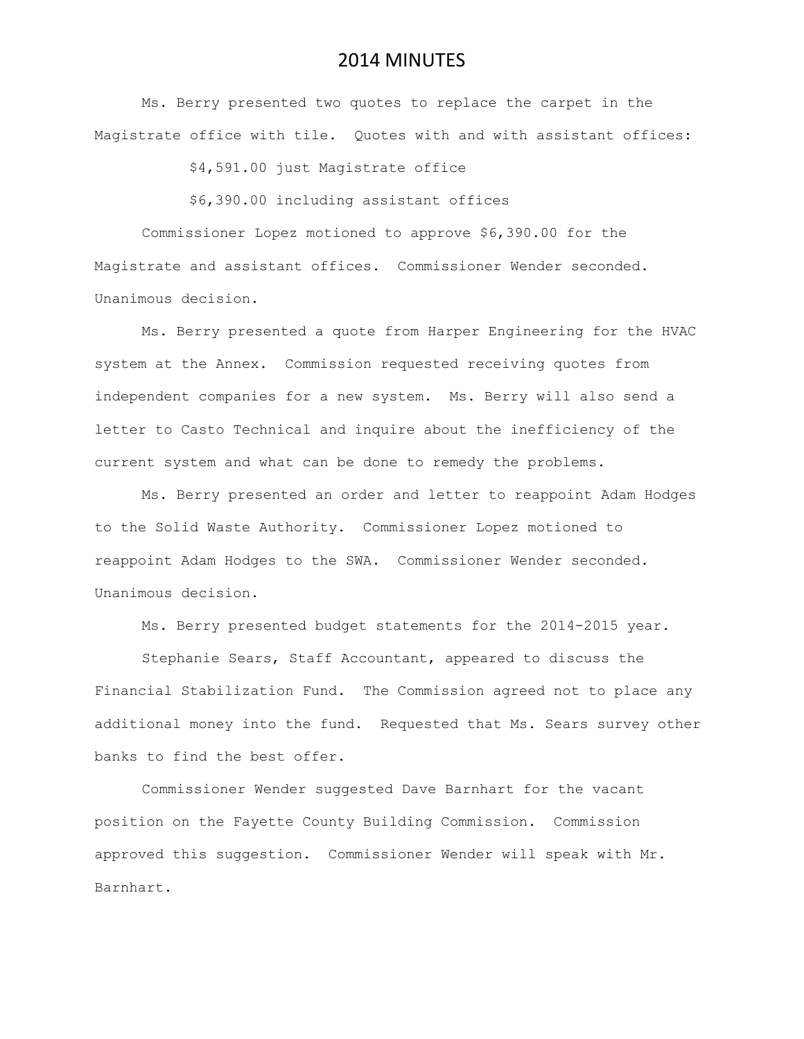Ms. Berry presented two quotes to replace the carpet in the Magistrate office with tile. Quotes with and with assistant offices:

$4,591.00 just Magistrate office

$6,390.00 including assistant offices

Commissioner Lopez motioned to approve $6,390.00 for the Magistrate and assistant offices. Commissioner Wender seconded. Unanimous decision.

Ms. Berry presented a quote from Harper Engineering for the HVAC system at the Annex. Commission requested receiving quotes from independent companies for a new system. Ms. Berry will also send a letter to Casto Technical and inquire about the inefficiency of the current system and what can be done to remedy the problems.

Ms. Berry presented an order and letter to reappoint Adam Hodges to the Solid Waste Authority. Commissioner Lopez motioned to reappoint Adam Hodges to the SWA. Commissioner Wender seconded. Unanimous decision.

Ms. Berry presented budget statements for the 2014-2015 year.

Stephanie Sears, Staff Accountant, appeared to discuss the Financial Stabilization Fund. The Commission agreed not to place any additional money into the fund. Requested that Ms. Sears survey other banks to find the best offer.

Commissioner Wender suggested Dave Barnhart for the vacant position on the Fayette County Building Commission. Commission approved this suggestion. Commissioner Wender will speak with Mr. Barnhart.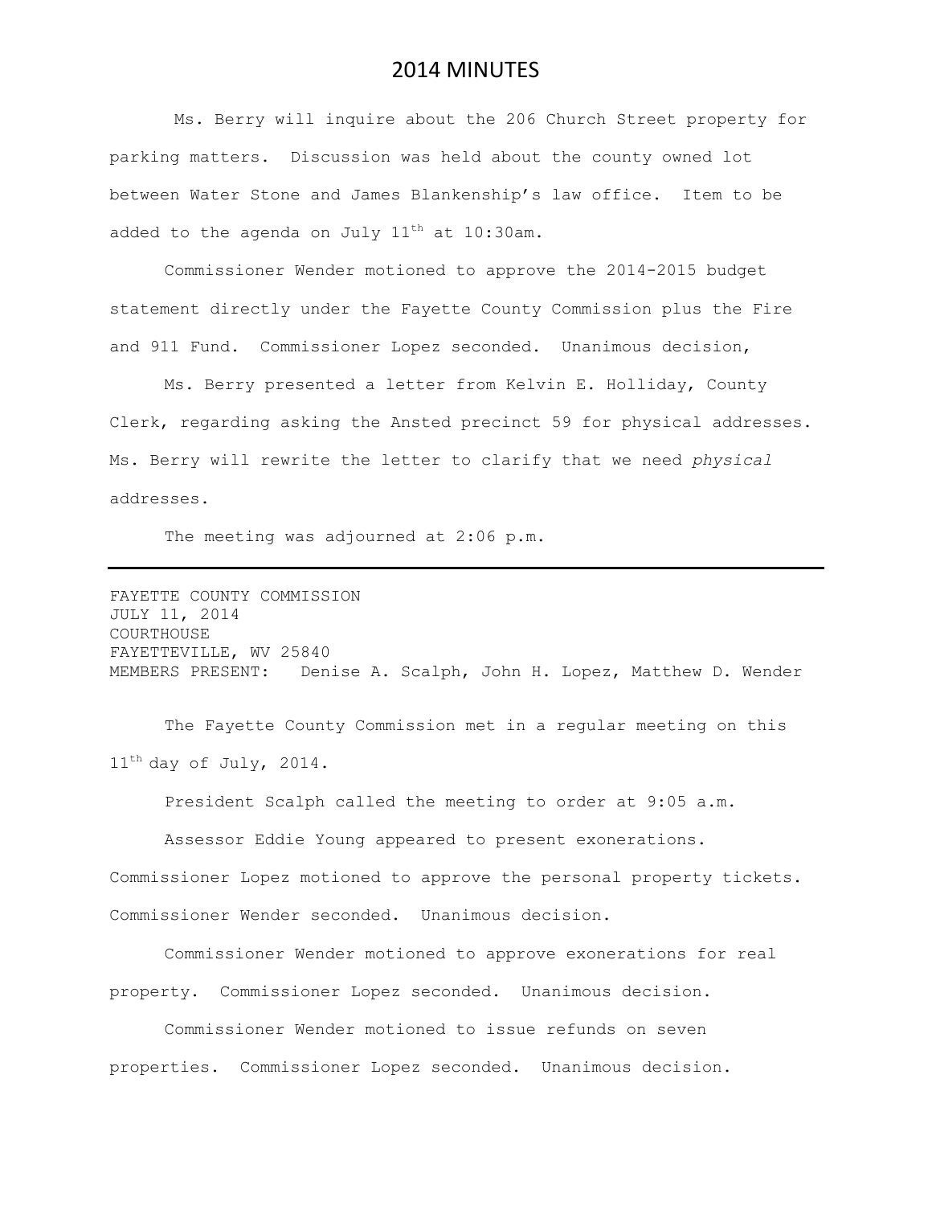Ms. Berry will inquire about the 206 Church Street property for parking matters. Discussion was held about the county owned lot between Water Stone and James Blankenship's law office. Item to be added to the agenda on July 11th at 10:30am.

Commissioner Wender motioned to approve the 2014-2015 budget statement directly under the Fayette County Commission plus the Fire and 911 Fund. Commissioner Lopez seconded. Unanimous decision,

Ms. Berry presented a letter from Kelvin E. Holliday, County Clerk, regarding asking the Ansted precinct 59 for physical addresses. Ms. Berry will rewrite the letter to clarify that we need *physical* addresses.

The meeting was adjourned at 2:06 p.m.

---

FAYETTE COUNTY COMMISSION
JULY 11, 2014
COURTHOUSE
FAYETTEVILLE, WV 25840
MEMBERS PRESENT: Denise A. Scalph, John H. Lopez, Matthew D. Wender

The Fayette County Commission met in a regular meeting on this 11th day of July, 2014.

President Scalph called the meeting to order at 9:05 a.m.

Assessor Eddie Young appeared to present exonerations. Commissioner Lopez motioned to approve the personal property tickets. Commissioner Wender seconded. Unanimous decision.

Commissioner Wender motioned to approve exonerations for real property. Commissioner Lopez seconded. Unanimous decision.

Commissioner Wender motioned to issue refunds on seven properties. Commissioner Lopez seconded. Unanimous decision.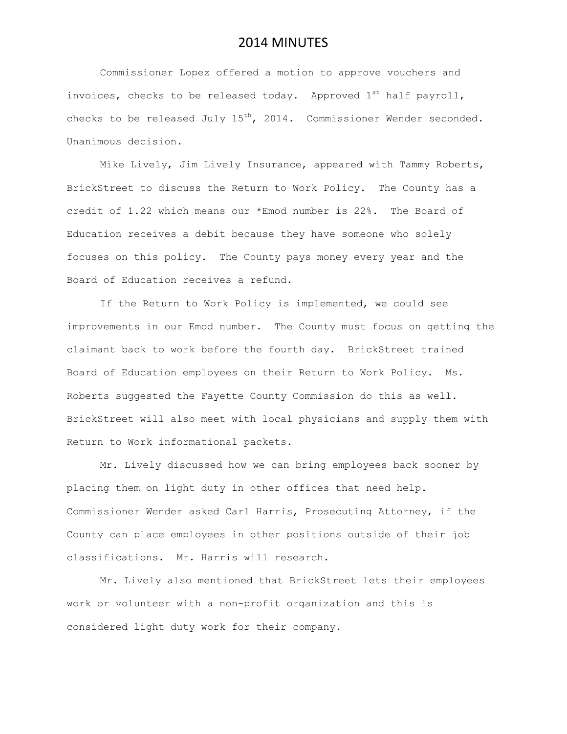Commissioner Lopez offered a motion to approve vouchers and invoices, checks to be released today. Approved 1st half payroll, checks to be released July 15th, 2014. Commissioner Wender seconded. Unanimous decision.

Mike Lively, Jim Lively Insurance, appeared with Tammy Roberts, BrickStreet to discuss the Return to Work Policy. The County has a credit of 1.22 which means our *Emod number is 22%. The Board of Education receives a debit because they have someone who solely focuses on this policy. The County pays money every year and the Board of Education receives a refund.

If the Return to Work Policy is implemented, we could see improvements in our Emod number. The County must focus on getting the claimant back to work before the fourth day. BrickStreet trained Board of Education employees on their Return to Work Policy. Ms. Roberts suggested the Fayette County Commission do this as well. BrickStreet will also meet with local physicians and supply them with Return to Work informational packets.

Mr. Lively discussed how we can bring employees back sooner by placing them on light duty in other offices that need help. Commissioner Wender asked Carl Harris, Prosecuting Attorney, if the County can place employees in other positions outside of their job classifications. Mr. Harris will research.

Mr. Lively also mentioned that BrickStreet lets their employees work or volunteer with a non-profit organization and this is considered light duty work for their company.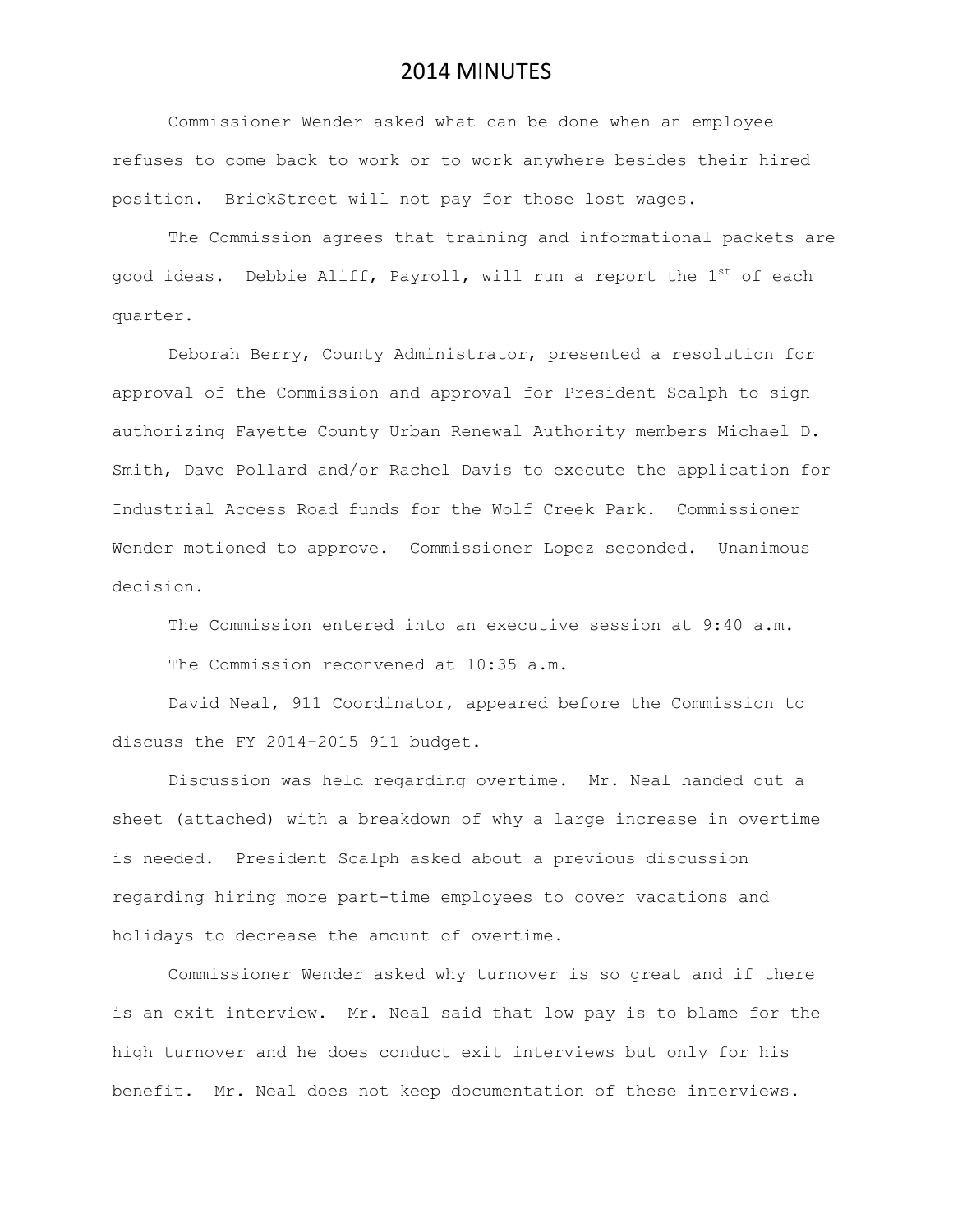Commissioner Wender asked what can be done when an employee refuses to come back to work or to work anywhere besides their hired position. BrickStreet will not pay for those lost wages.

The Commission agrees that training and informational packets are good ideas. Debbie Aliff, Payroll, will run a report the 1st of each quarter.

Deborah Berry, County Administrator, presented a resolution for approval of the Commission and approval for President Scalph to sign authorizing Fayette County Urban Renewal Authority members Michael D. Smith, Dave Pollard and/or Rachel Davis to execute the application for Industrial Access Road funds for the Wolf Creek Park. Commissioner Wender motioned to approve. Commissioner Lopez seconded. Unanimous decision.

The Commission entered into an executive session at 9:40 a.m.

The Commission reconvened at 10:35 a.m.

David Neal, 911 Coordinator, appeared before the Commission to discuss the FY 2014-2015 911 budget.

Discussion was held regarding overtime. Mr. Neal handed out a sheet (attached) with a breakdown of why a large increase in overtime is needed. President Scalph asked about a previous discussion regarding hiring more part-time employees to cover vacations and holidays to decrease the amount of overtime.

Commissioner Wender asked why turnover is so great and if there is an exit interview. Mr. Neal said that low pay is to blame for the high turnover and he does conduct exit interviews but only for his benefit. Mr. Neal does not keep documentation of these interviews.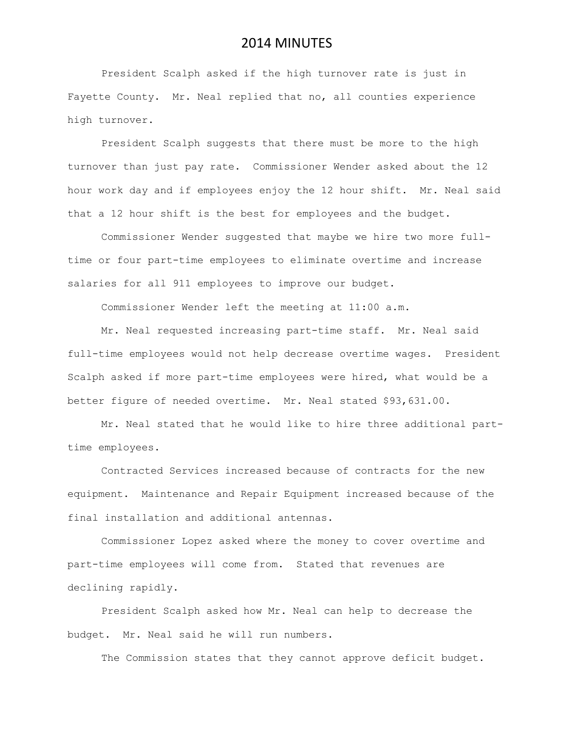President Scalph asked if the high turnover rate is just in Fayette County. Mr. Neal replied that no, all counties experience high turnover.

President Scalph suggests that there must be more to the high turnover than just pay rate. Commissioner Wender asked about the 12 hour work day and if employees enjoy the 12 hour shift. Mr. Neal said that a 12 hour shift is the best for employees and the budget.

Commissioner Wender suggested that maybe we hire two more full-time or four part-time employees to eliminate overtime and increase salaries for all 911 employees to improve our budget.

Commissioner Wender left the meeting at 11:00 a.m.

Mr. Neal requested increasing part-time staff. Mr. Neal said full-time employees would not help decrease overtime wages. President Scalph asked if more part-time employees were hired, what would be a better figure of needed overtime. Mr. Neal stated $93,631.00.

Mr. Neal stated that he would like to hire three additional part-time employees.

Contracted Services increased because of contracts for the new equipment. Maintenance and Repair Equipment increased because of the final installation and additional antennas.

Commissioner Lopez asked where the money to cover overtime and part-time employees will come from. Stated that revenues are declining rapidly.

President Scalph asked how Mr. Neal can help to decrease the budget. Mr. Neal said he will run numbers.

The Commission states that they cannot approve deficit budget.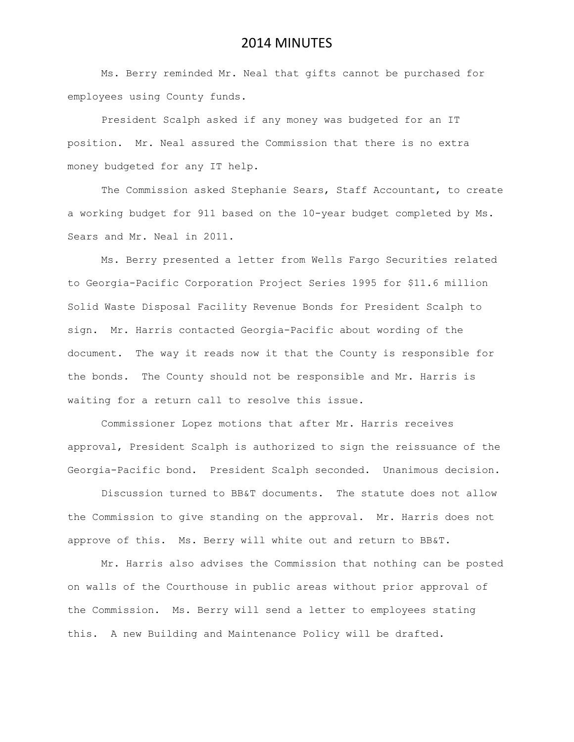Ms. Berry reminded Mr. Neal that gifts cannot be purchased for employees using County funds.

President Scalph asked if any money was budgeted for an IT position. Mr. Neal assured the Commission that there is no extra money budgeted for any IT help.

The Commission asked Stephanie Sears, Staff Accountant, to create a working budget for 911 based on the 10-year budget completed by Ms. Sears and Mr. Neal in 2011.

Ms. Berry presented a letter from Wells Fargo Securities related to Georgia-Pacific Corporation Project Series 1995 for $11.6 million Solid Waste Disposal Facility Revenue Bonds for President Scalph to sign. Mr. Harris contacted Georgia-Pacific about wording of the document. The way it reads now it that the County is responsible for the bonds. The County should not be responsible and Mr. Harris is waiting for a return call to resolve this issue.

Commissioner Lopez motions that after Mr. Harris receives approval, President Scalph is authorized to sign the reissuance of the Georgia-Pacific bond. President Scalph seconded. Unanimous decision.

Discussion turned to BB&T documents. The statute does not allow the Commission to give standing on the approval. Mr. Harris does not approve of this. Ms. Berry will white out and return to BB&T.

Mr. Harris also advises the Commission that nothing can be posted on walls of the Courthouse in public areas without prior approval of the Commission. Ms. Berry will send a letter to employees stating this. A new Building and Maintenance Policy will be drafted.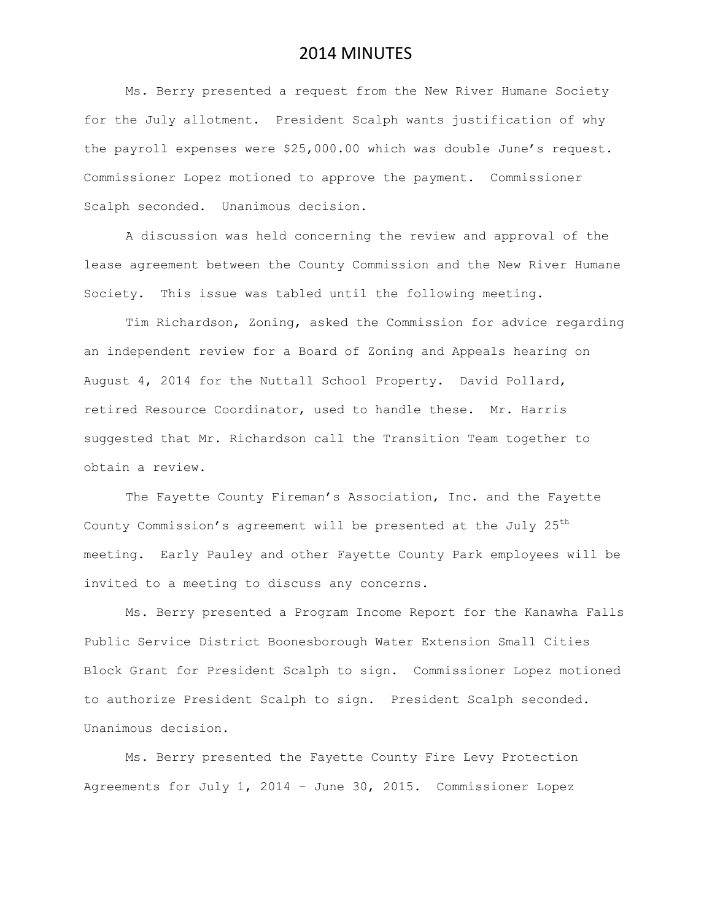# 2014 MINUTES

Ms. Berry presented a request from the New River Humane Society for the July allotment. President Scalph wants justification of why the payroll expenses were $25,000.00 which was double June's request. Commissioner Lopez motioned to approve the payment. Commissioner Scalph seconded. Unanimous decision.

A discussion was held concerning the review and approval of the lease agreement between the County Commission and the New River Humane Society. This issue was tabled until the following meeting.

Tim Richardson, Zoning, asked the Commission for advice regarding an independent review for a Board of Zoning and Appeals hearing on August 4, 2014 for the Nuttall School Property. David Pollard, retired Resource Coordinator, used to handle these. Mr. Harris suggested that Mr. Richardson call the Transition Team together to obtain a review.

The Fayette County Fireman's Association, Inc. and the Fayette County Commission's agreement will be presented at the July 25th meeting. Early Pauley and other Fayette County Park employees will be invited to a meeting to discuss any concerns.

Ms. Berry presented a Program Income Report for the Kanawha Falls Public Service District Boonesborough Water Extension Small Cities Block Grant for President Scalph to sign. Commissioner Lopez motioned to authorize President Scalph to sign. President Scalph seconded. Unanimous decision.

Ms. Berry presented the Fayette County Fire Levy Protection Agreements for July 1, 2014 – June 30, 2015. Commissioner Lopez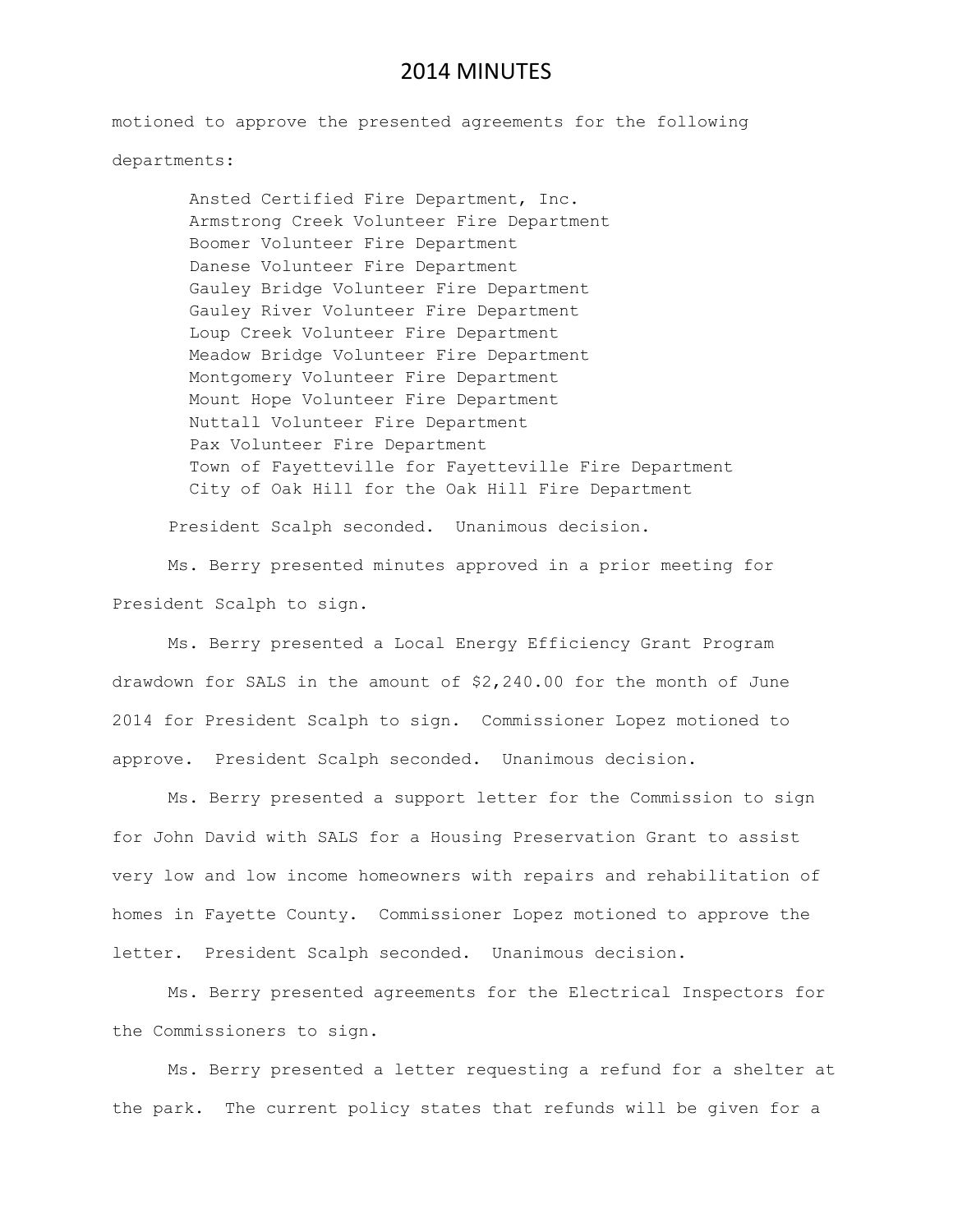motioned to approve the presented agreements for the following departments:

Ansted Certified Fire Department, Inc.
Armstrong Creek Volunteer Fire Department
Boomer Volunteer Fire Department
Danese Volunteer Fire Department
Gauley Bridge Volunteer Fire Department
Gauley River Volunteer Fire Department
Loup Creek Volunteer Fire Department
Meadow Bridge Volunteer Fire Department
Montgomery Volunteer Fire Department
Mount Hope Volunteer Fire Department
Nuttall Volunteer Fire Department
Pax Volunteer Fire Department
Town of Fayetteville for Fayetteville Fire Department
City of Oak Hill for the Oak Hill Fire Department

President Scalph seconded. Unanimous decision.

Ms. Berry presented minutes approved in a prior meeting for President Scalph to sign.

Ms. Berry presented a Local Energy Efficiency Grant Program drawdown for SALS in the amount of $2,240.00 for the month of June 2014 for President Scalph to sign. Commissioner Lopez motioned to approve. President Scalph seconded. Unanimous decision.

Ms. Berry presented a support letter for the Commission to sign for John David with SALS for a Housing Preservation Grant to assist very low and low income homeowners with repairs and rehabilitation of homes in Fayette County. Commissioner Lopez motioned to approve the letter. President Scalph seconded. Unanimous decision.

Ms. Berry presented agreements for the Electrical Inspectors for the Commissioners to sign.

Ms. Berry presented a letter requesting a refund for a shelter at the park. The current policy states that refunds will be given for a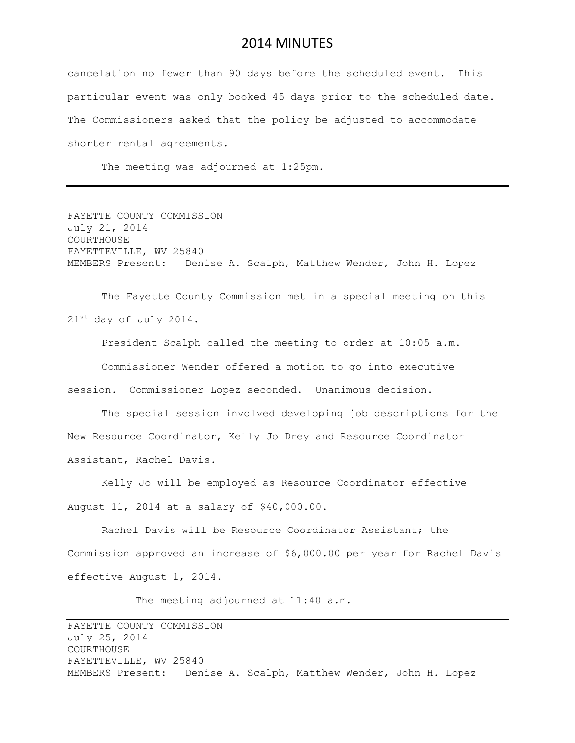cancelation no fewer than 90 days before the scheduled event. This particular event was only booked 45 days prior to the scheduled date. The Commissioners asked that the policy be adjusted to accommodate shorter rental agreements.

The meeting was adjourned at 1:25pm.

---

FAYETTE COUNTY COMMISSION
July 21, 2014
COURTHOUSE
FAYETTEVILLE, WV 25840
MEMBERS Present: Denise A. Scalph, Matthew Wender, John H. Lopez

The Fayette County Commission met in a special meeting on this 21st day of July 2014.

President Scalph called the meeting to order at 10:05 a.m.

Commissioner Wender offered a motion to go into executive session. Commissioner Lopez seconded. Unanimous decision.

The special session involved developing job descriptions for the New Resource Coordinator, Kelly Jo Drey and Resource Coordinator Assistant, Rachel Davis.

Kelly Jo will be employed as Resource Coordinator effective August 11, 2014 at a salary of $40,000.00.

Rachel Davis will be Resource Coordinator Assistant; the Commission approved an increase of $6,000.00 per year for Rachel Davis effective August 1, 2014.

The meeting adjourned at 11:40 a.m.

---

FAYETTE COUNTY COMMISSION
July 25, 2014
COURTHOUSE
FAYETTEVILLE, WV 25840
MEMBERS Present: Denise A. Scalph, Matthew Wender, John H. Lopez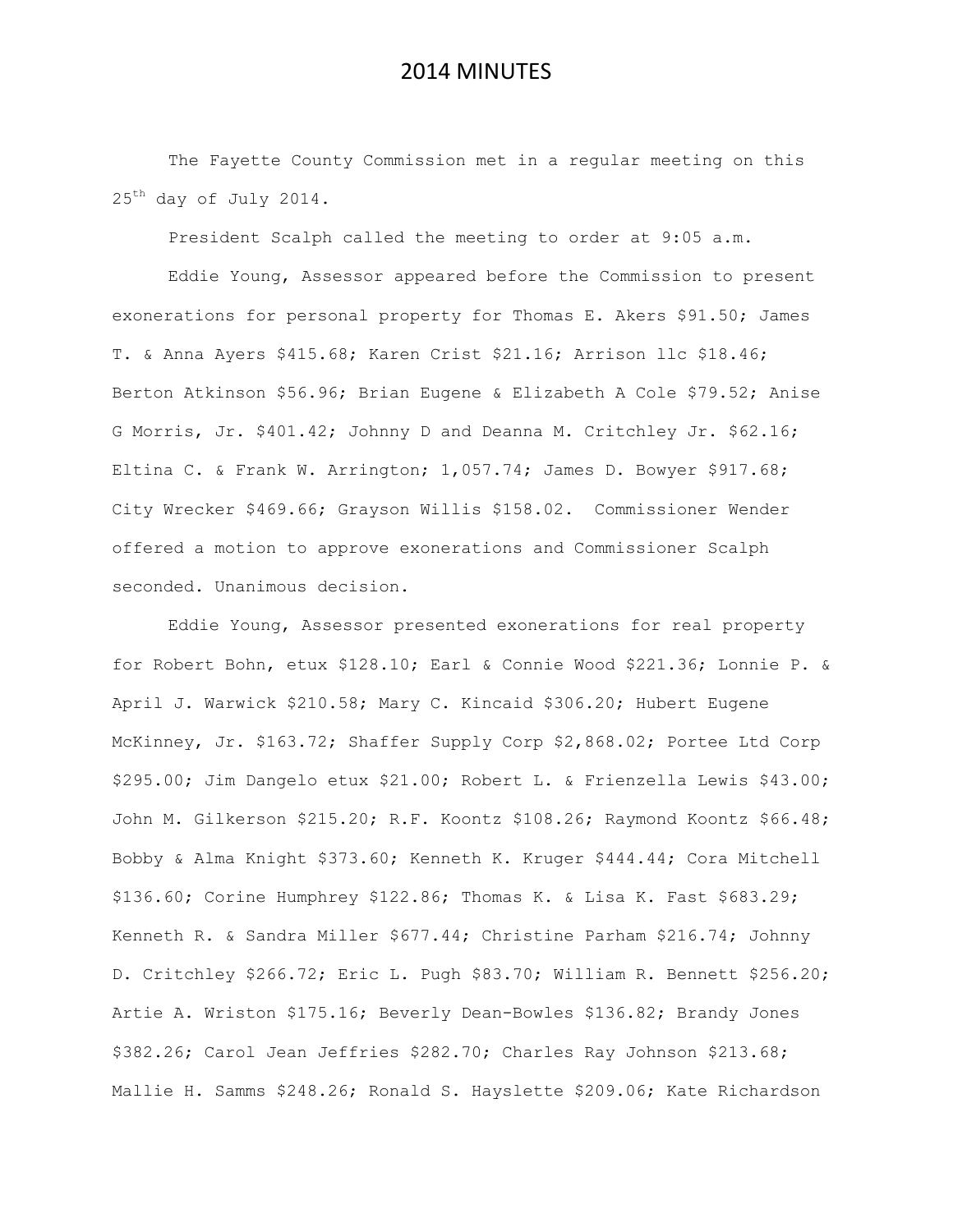# 2014 MINUTES

The Fayette County Commission met in a regular meeting on this 25th day of July 2014.

President Scalph called the meeting to order at 9:05 a.m.

Eddie Young, Assessor appeared before the Commission to present exonerations for personal property for Thomas E. Akers $91.50; James T. & Anna Ayers $415.68; Karen Crist $21.16; Arrison llc $18.46; Berton Atkinson $56.96; Brian Eugene & Elizabeth A Cole $79.52; Anise G Morris, Jr. $401.42; Johnny D and Deanna M. Critchley Jr. $62.16; Eltina C. & Frank W. Arrington; 1,057.74; James D. Bowyer $917.68; City Wrecker $469.66; Grayson Willis $158.02. Commissioner Wender offered a motion to approve exonerations and Commissioner Scalph seconded. Unanimous decision.

Eddie Young, Assessor presented exonerations for real property for Robert Bohn, etux $128.10; Earl & Connie Wood $221.36; Lonnie P. & April J. Warwick $210.58; Mary C. Kincaid $306.20; Hubert Eugene McKinney, Jr. $163.72; Shaffer Supply Corp $2,868.02; Portee Ltd Corp $295.00; Jim Dangelo etux $21.00; Robert L. & Frienzella Lewis $43.00; John M. Gilkerson $215.20; R.F. Koontz $108.26; Raymond Koontz $66.48; Bobby & Alma Knight $373.60; Kenneth K. Kruger $444.44; Cora Mitchell $136.60; Corine Humphrey $122.86; Thomas K. & Lisa K. Fast $683.29; Kenneth R. & Sandra Miller $677.44; Christine Parham $216.74; Johnny D. Critchley $266.72; Eric L. Pugh $83.70; William R. Bennett $256.20; Artie A. Wriston $175.16; Beverly Dean-Bowles $136.82; Brandy Jones $382.26; Carol Jean Jeffries $282.70; Charles Ray Johnson $213.68; Mallie H. Samms $248.26; Ronald S. Hayslette $209.06; Kate Richardson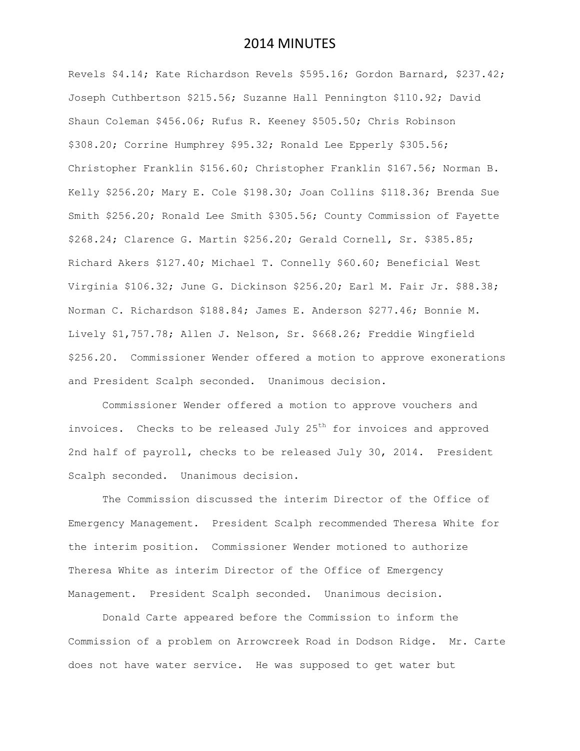Revels $4.14; Kate Richardson Revels $595.16; Gordon Barnard, $237.42; Joseph Cuthbertson $215.56; Suzanne Hall Pennington $110.92; David Shaun Coleman $456.06; Rufus R. Keeney $505.50; Chris Robinson $308.20; Corrine Humphrey $95.32; Ronald Lee Epperly $305.56; Christopher Franklin $156.60; Christopher Franklin $167.56; Norman B. Kelly $256.20; Mary E. Cole $198.30; Joan Collins $118.36; Brenda Sue Smith $256.20; Ronald Lee Smith $305.56; County Commission of Fayette $268.24; Clarence G. Martin $256.20; Gerald Cornell, Sr. $385.85; Richard Akers $127.40; Michael T. Connelly $60.60; Beneficial West Virginia $106.32; June G. Dickinson $256.20; Earl M. Fair Jr. $88.38; Norman C. Richardson $188.84; James E. Anderson $277.46; Bonnie M. Lively $1,757.78; Allen J. Nelson, Sr. $668.26; Freddie Wingfield $256.20. Commissioner Wender offered a motion to approve exonerations and President Scalph seconded. Unanimous decision.

Commissioner Wender offered a motion to approve vouchers and invoices. Checks to be released July 25th for invoices and approved 2nd half of payroll, checks to be released July 30, 2014. President Scalph seconded. Unanimous decision.

The Commission discussed the interim Director of the Office of Emergency Management. President Scalph recommended Theresa White for the interim position. Commissioner Wender motioned to authorize Theresa White as interim Director of the Office of Emergency Management. President Scalph seconded. Unanimous decision.

Donald Carte appeared before the Commission to inform the Commission of a problem on Arrowcreek Road in Dodson Ridge. Mr. Carte does not have water service. He was supposed to get water but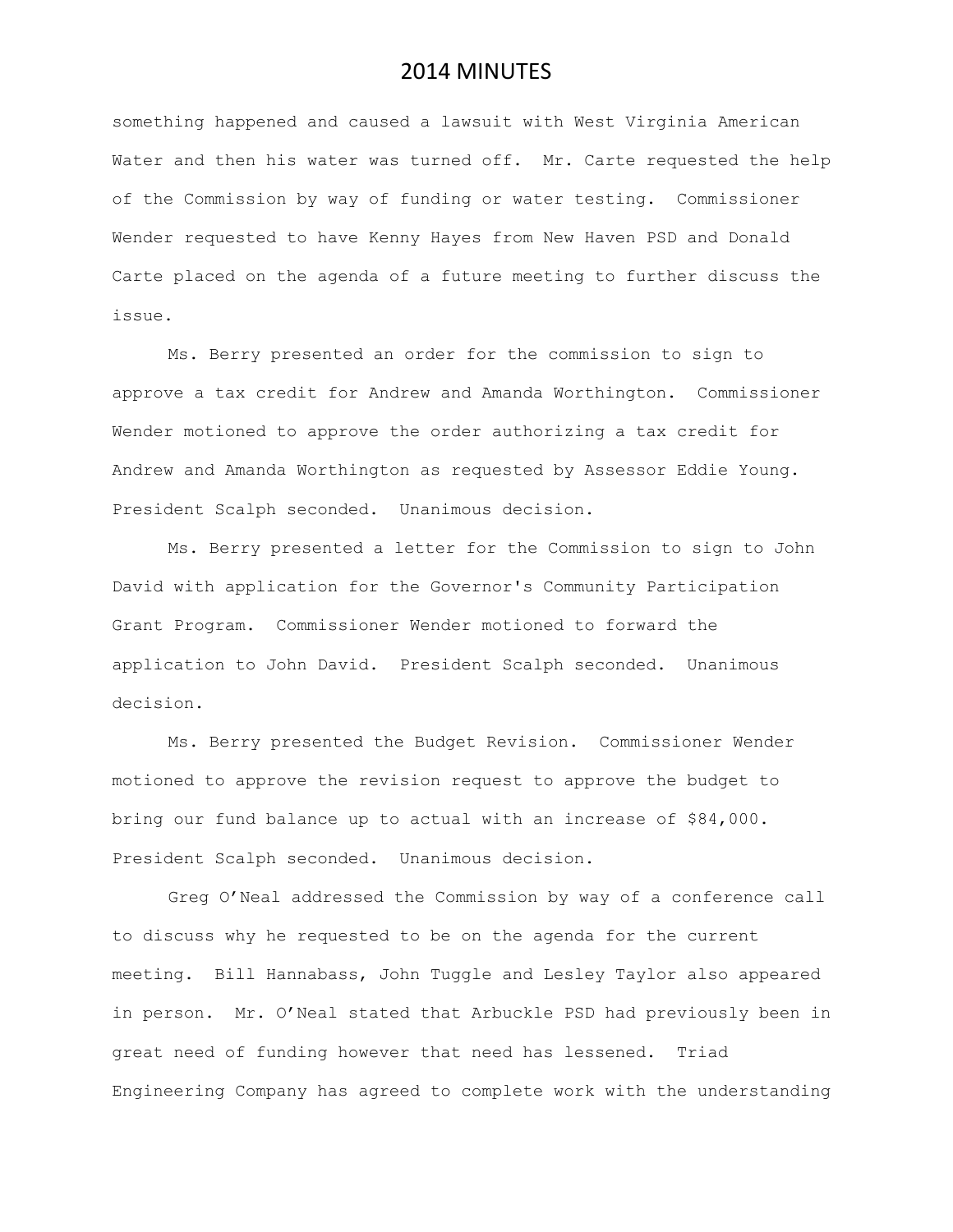something happened and caused a lawsuit with West Virginia American Water and then his water was turned off. Mr. Carte requested the help of the Commission by way of funding or water testing. Commissioner Wender requested to have Kenny Hayes from New Haven PSD and Donald Carte placed on the agenda of a future meeting to further discuss the issue.

Ms. Berry presented an order for the commission to sign to approve a tax credit for Andrew and Amanda Worthington. Commissioner Wender motioned to approve the order authorizing a tax credit for Andrew and Amanda Worthington as requested by Assessor Eddie Young. President Scalph seconded. Unanimous decision.

Ms. Berry presented a letter for the Commission to sign to John David with application for the Governor's Community Participation Grant Program. Commissioner Wender motioned to forward the application to John David. President Scalph seconded. Unanimous decision.

Ms. Berry presented the Budget Revision. Commissioner Wender motioned to approve the revision request to approve the budget to bring our fund balance up to actual with an increase of $84,000. President Scalph seconded. Unanimous decision.

Greg O'Neal addressed the Commission by way of a conference call to discuss why he requested to be on the agenda for the current meeting. Bill Hannabass, John Tuggle and Lesley Taylor also appeared in person. Mr. O'Neal stated that Arbuckle PSD had previously been in great need of funding however that need has lessened. Triad Engineering Company has agreed to complete work with the understanding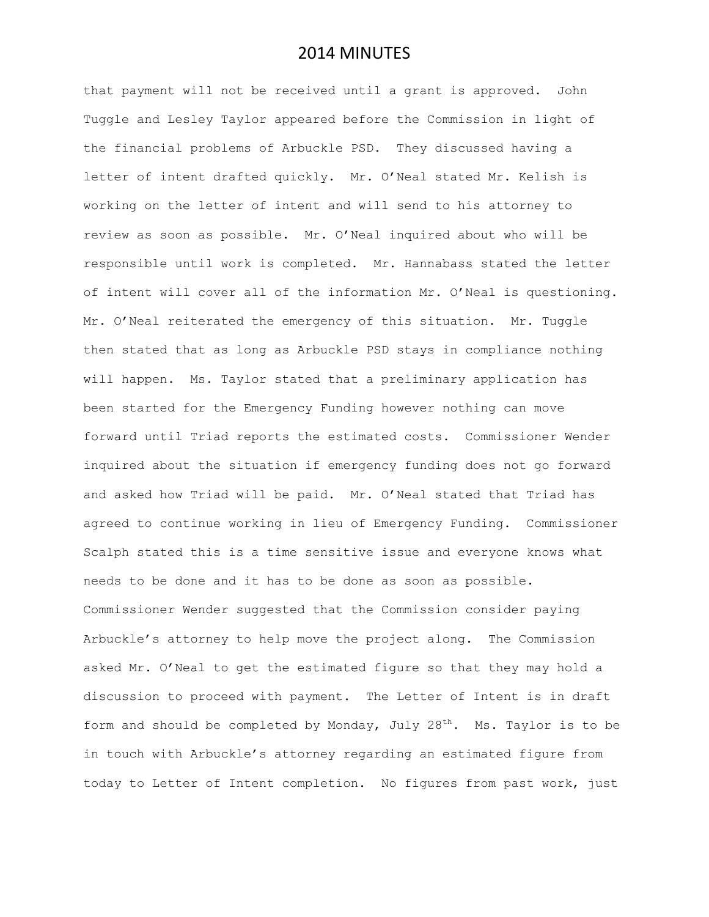that payment will not be received until a grant is approved. John Tuggle and Lesley Taylor appeared before the Commission in light of the financial problems of Arbuckle PSD. They discussed having a letter of intent drafted quickly. Mr. O'Neal stated Mr. Kelish is working on the letter of intent and will send to his attorney to review as soon as possible. Mr. O'Neal inquired about who will be responsible until work is completed. Mr. Hannabass stated the letter of intent will cover all of the information Mr. O'Neal is questioning. Mr. O'Neal reiterated the emergency of this situation. Mr. Tuggle then stated that as long as Arbuckle PSD stays in compliance nothing will happen. Ms. Taylor stated that a preliminary application has been started for the Emergency Funding however nothing can move forward until Triad reports the estimated costs. Commissioner Wender inquired about the situation if emergency funding does not go forward and asked how Triad will be paid. Mr. O'Neal stated that Triad has agreed to continue working in lieu of Emergency Funding. Commissioner Scalph stated this is a time sensitive issue and everyone knows what needs to be done and it has to be done as soon as possible. Commissioner Wender suggested that the Commission consider paying Arbuckle's attorney to help move the project along. The Commission asked Mr. O'Neal to get the estimated figure so that they may hold a discussion to proceed with payment. The Letter of Intent is in draft form and should be completed by Monday, July 28th. Ms. Taylor is to be in touch with Arbuckle's attorney regarding an estimated figure from today to Letter of Intent completion. No figures from past work, just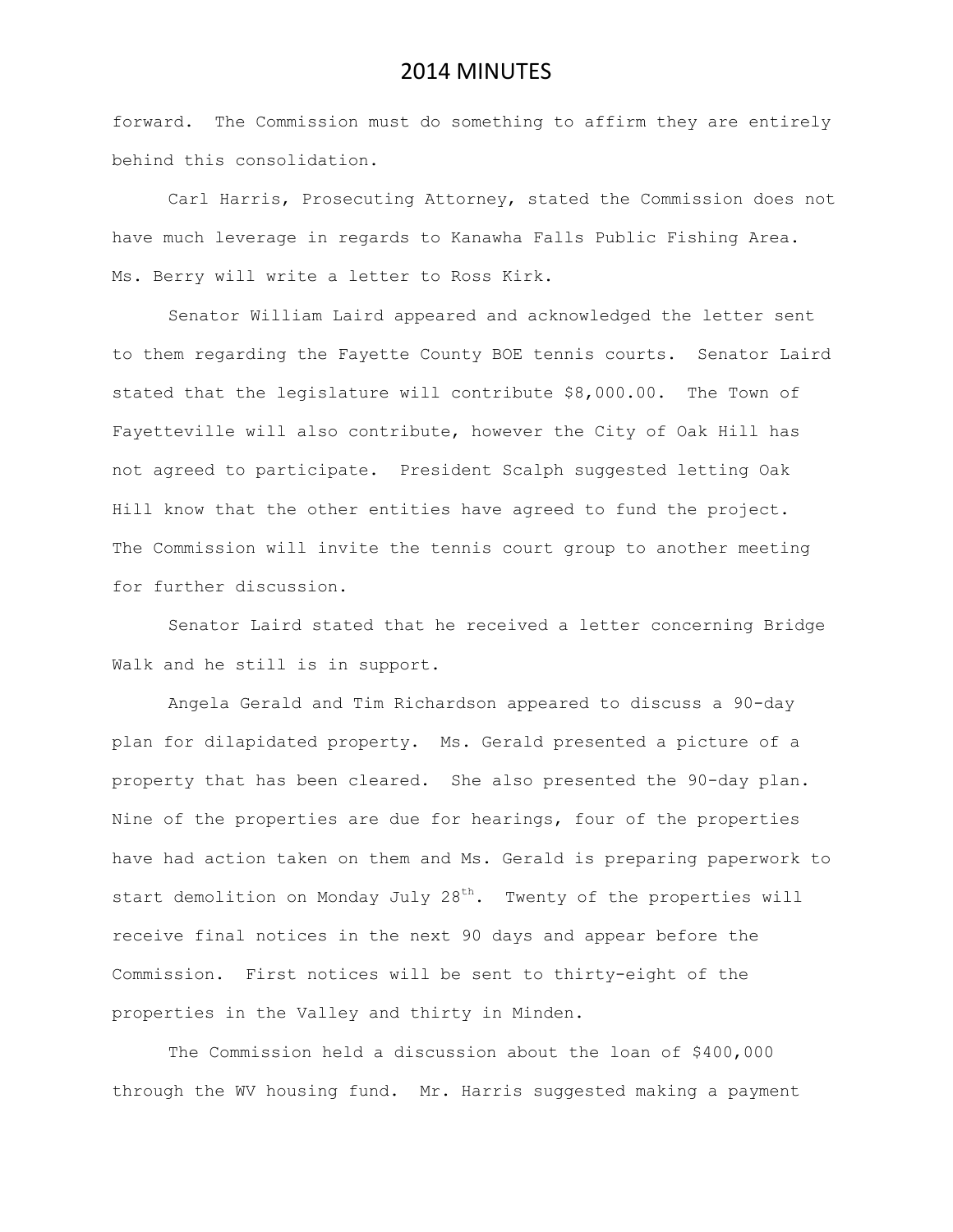forward. The Commission must do something to affirm they are entirely behind this consolidation.

Carl Harris, Prosecuting Attorney, stated the Commission does not have much leverage in regards to Kanawha Falls Public Fishing Area. Ms. Berry will write a letter to Ross Kirk.

Senator William Laird appeared and acknowledged the letter sent to them regarding the Fayette County BOE tennis courts. Senator Laird stated that the legislature will contribute $8,000.00. The Town of Fayetteville will also contribute, however the City of Oak Hill has not agreed to participate. President Scalph suggested letting Oak Hill know that the other entities have agreed to fund the project. The Commission will invite the tennis court group to another meeting for further discussion.

Senator Laird stated that he received a letter concerning Bridge Walk and he still is in support.

Angela Gerald and Tim Richardson appeared to discuss a 90-day plan for dilapidated property. Ms. Gerald presented a picture of a property that has been cleared. She also presented the 90-day plan. Nine of the properties are due for hearings, four of the properties have had action taken on them and Ms. Gerald is preparing paperwork to start demolition on Monday July 28th. Twenty of the properties will receive final notices in the next 90 days and appear before the Commission. First notices will be sent to thirty-eight of the properties in the Valley and thirty in Minden.

The Commission held a discussion about the loan of $400,000 through the WV housing fund. Mr. Harris suggested making a payment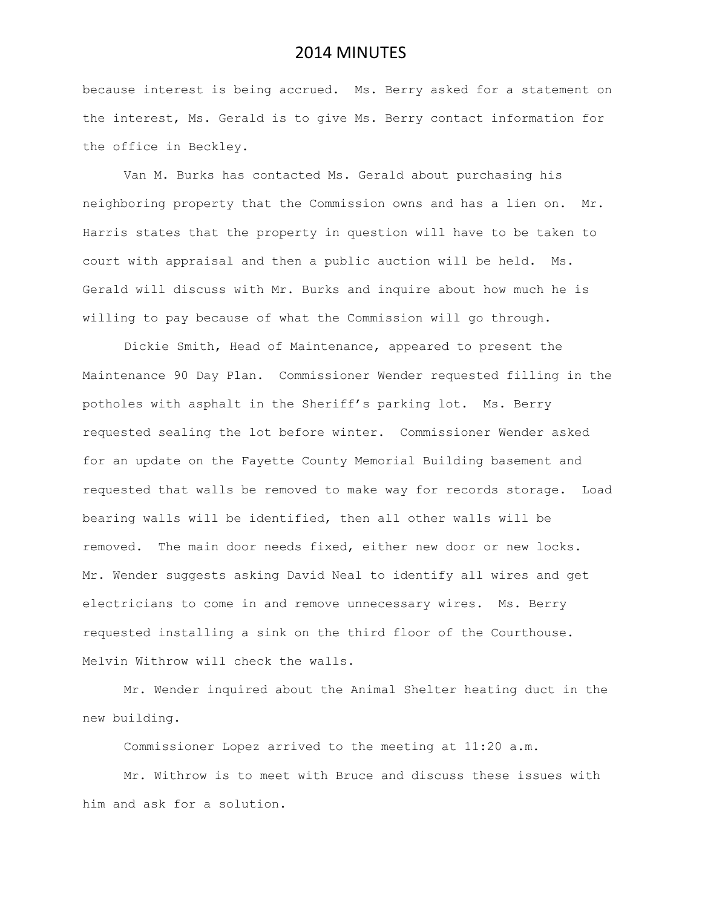because interest is being accrued. Ms. Berry asked for a statement on the interest, Ms. Gerald is to give Ms. Berry contact information for the office in Beckley.

Van M. Burks has contacted Ms. Gerald about purchasing his neighboring property that the Commission owns and has a lien on. Mr. Harris states that the property in question will have to be taken to court with appraisal and then a public auction will be held. Ms. Gerald will discuss with Mr. Burks and inquire about how much he is willing to pay because of what the Commission will go through.

Dickie Smith, Head of Maintenance, appeared to present the Maintenance 90 Day Plan. Commissioner Wender requested filling in the potholes with asphalt in the Sheriff's parking lot. Ms. Berry requested sealing the lot before winter. Commissioner Wender asked for an update on the Fayette County Memorial Building basement and requested that walls be removed to make way for records storage. Load bearing walls will be identified, then all other walls will be removed. The main door needs fixed, either new door or new locks. Mr. Wender suggests asking David Neal to identify all wires and get electricians to come in and remove unnecessary wires. Ms. Berry requested installing a sink on the third floor of the Courthouse. Melvin Withrow will check the walls.

Mr. Wender inquired about the Animal Shelter heating duct in the new building.

Commissioner Lopez arrived to the meeting at 11:20 a.m.

Mr. Withrow is to meet with Bruce and discuss these issues with him and ask for a solution.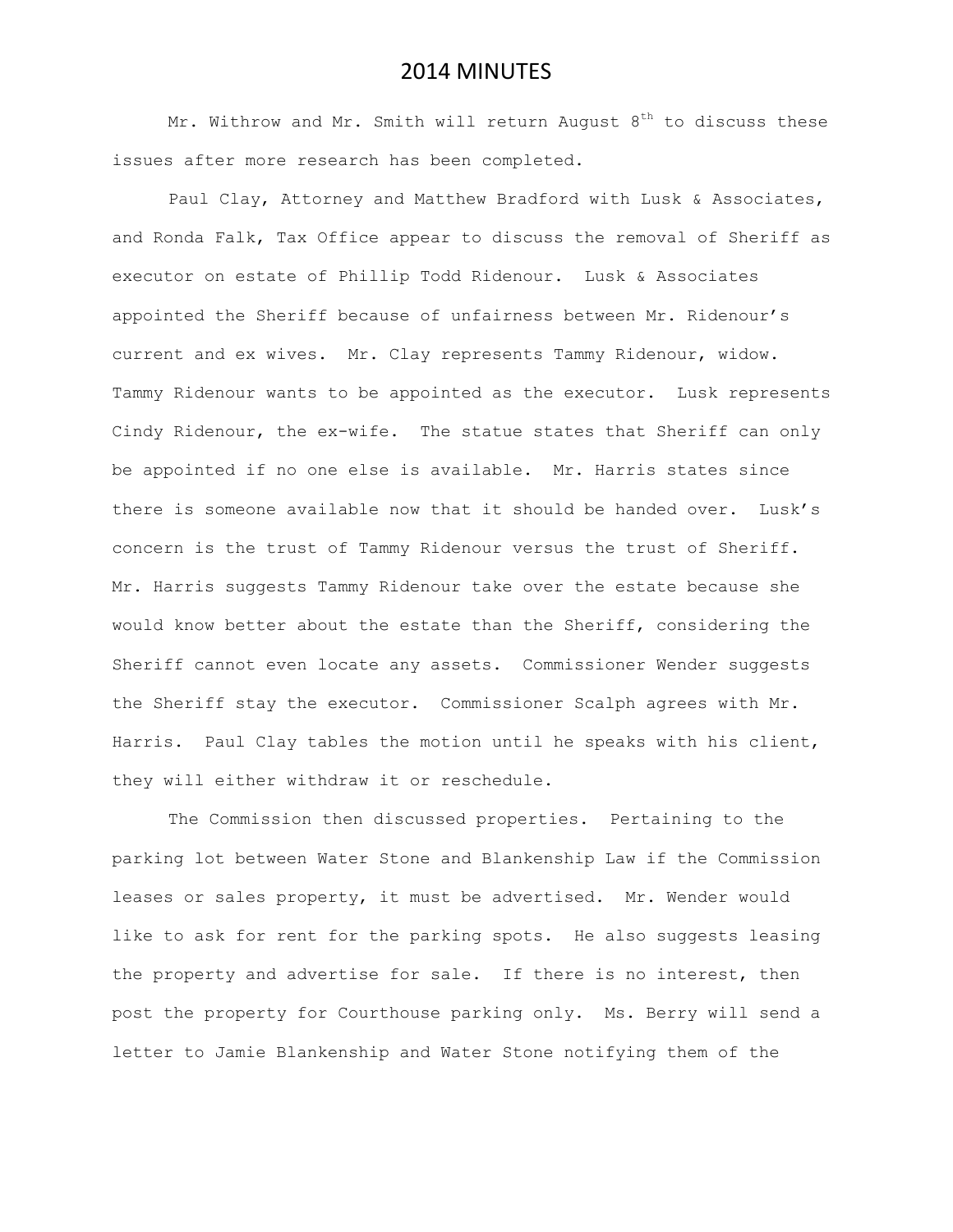Mr. Withrow and Mr. Smith will return August 8th to discuss these issues after more research has been completed.

Paul Clay, Attorney and Matthew Bradford with Lusk & Associates, and Ronda Falk, Tax Office appear to discuss the removal of Sheriff as executor on estate of Phillip Todd Ridenour. Lusk & Associates appointed the Sheriff because of unfairness between Mr. Ridenour's current and ex wives. Mr. Clay represents Tammy Ridenour, widow. Tammy Ridenour wants to be appointed as the executor. Lusk represents Cindy Ridenour, the ex-wife. The statue states that Sheriff can only be appointed if no one else is available. Mr. Harris states since there is someone available now that it should be handed over. Lusk's concern is the trust of Tammy Ridenour versus the trust of Sheriff. Mr. Harris suggests Tammy Ridenour take over the estate because she would know better about the estate than the Sheriff, considering the Sheriff cannot even locate any assets. Commissioner Wender suggests the Sheriff stay the executor. Commissioner Scalph agrees with Mr. Harris. Paul Clay tables the motion until he speaks with his client, they will either withdraw it or reschedule.

The Commission then discussed properties. Pertaining to the parking lot between Water Stone and Blankenship Law if the Commission leases or sales property, it must be advertised. Mr. Wender would like to ask for rent for the parking spots. He also suggests leasing the property and advertise for sale. If there is no interest, then post the property for Courthouse parking only. Ms. Berry will send a letter to Jamie Blankenship and Water Stone notifying them of the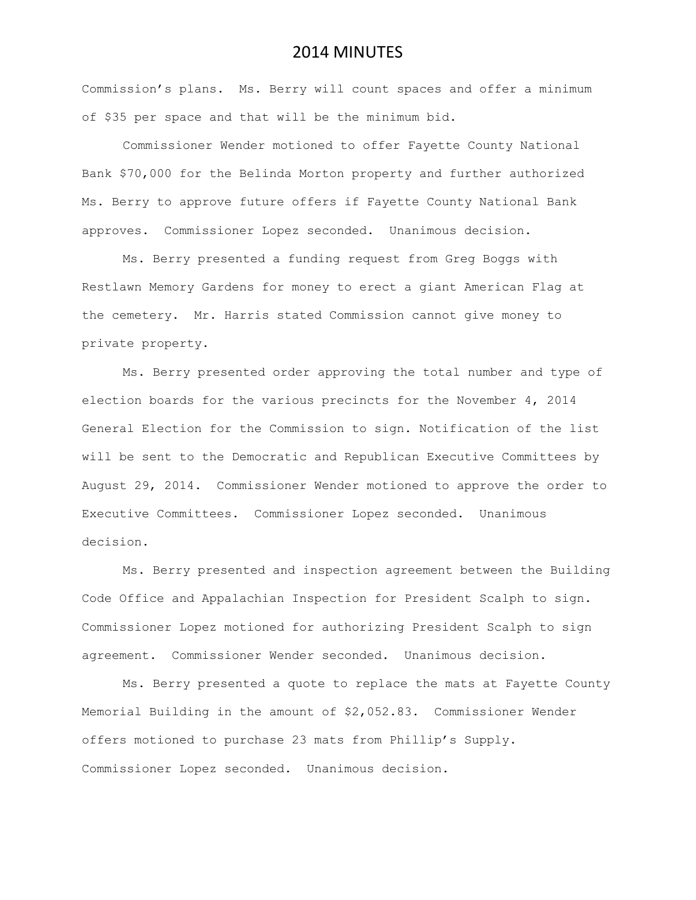Commission's plans. Ms. Berry will count spaces and offer a minimum of $35 per space and that will be the minimum bid.

Commissioner Wender motioned to offer Fayette County National Bank $70,000 for the Belinda Morton property and further authorized Ms. Berry to approve future offers if Fayette County National Bank approves. Commissioner Lopez seconded. Unanimous decision.

Ms. Berry presented a funding request from Greg Boggs with Restlawn Memory Gardens for money to erect a giant American Flag at the cemetery. Mr. Harris stated Commission cannot give money to private property.

Ms. Berry presented order approving the total number and type of election boards for the various precincts for the November 4, 2014 General Election for the Commission to sign. Notification of the list will be sent to the Democratic and Republican Executive Committees by August 29, 2014. Commissioner Wender motioned to approve the order to Executive Committees. Commissioner Lopez seconded. Unanimous decision.

Ms. Berry presented and inspection agreement between the Building Code Office and Appalachian Inspection for President Scalph to sign. Commissioner Lopez motioned for authorizing President Scalph to sign agreement. Commissioner Wender seconded. Unanimous decision.

Ms. Berry presented a quote to replace the mats at Fayette County Memorial Building in the amount of $2,052.83. Commissioner Wender offers motioned to purchase 23 mats from Phillip's Supply. Commissioner Lopez seconded. Unanimous decision.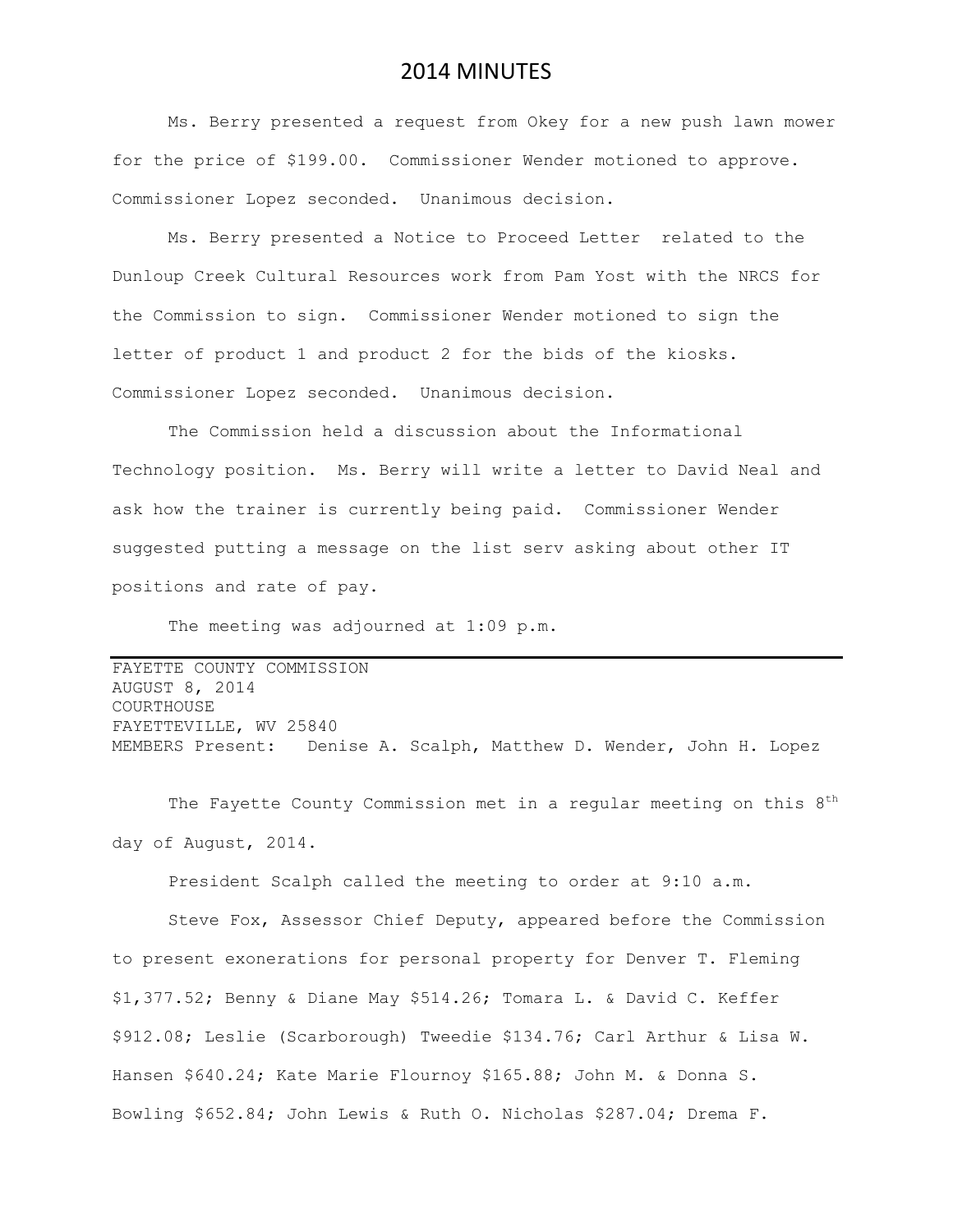Ms. Berry presented a request from Okey for a new push lawn mower for the price of $199.00. Commissioner Wender motioned to approve. Commissioner Lopez seconded. Unanimous decision.

Ms. Berry presented a Notice to Proceed Letter related to the Dunloup Creek Cultural Resources work from Pam Yost with the NRCS for the Commission to sign. Commissioner Wender motioned to sign the letter of product 1 and product 2 for the bids of the kiosks. Commissioner Lopez seconded. Unanimous decision.

The Commission held a discussion about the Informational Technology position. Ms. Berry will write a letter to David Neal and ask how the trainer is currently being paid. Commissioner Wender suggested putting a message on the list serv asking about other IT positions and rate of pay.

The meeting was adjourned at 1:09 p.m.

---

FAYETTE COUNTY COMMISSION
AUGUST 8, 2014
COURTHOUSE
FAYETTEVILLE, WV 25840
MEMBERS Present: Denise A. Scalph, Matthew D. Wender, John H. Lopez

The Fayette County Commission met in a regular meeting on this 8th day of August, 2014.

President Scalph called the meeting to order at 9:10 a.m.

Steve Fox, Assessor Chief Deputy, appeared before the Commission to present exonerations for personal property for Denver T. Fleming $1,377.52; Benny & Diane May $514.26; Tomara L. & David C. Keffer $912.08; Leslie (Scarborough) Tweedie $134.76; Carl Arthur & Lisa W. Hansen $640.24; Kate Marie Flournoy $165.88; John M. & Donna S. Bowling $652.84; John Lewis & Ruth O. Nicholas $287.04; Drema F.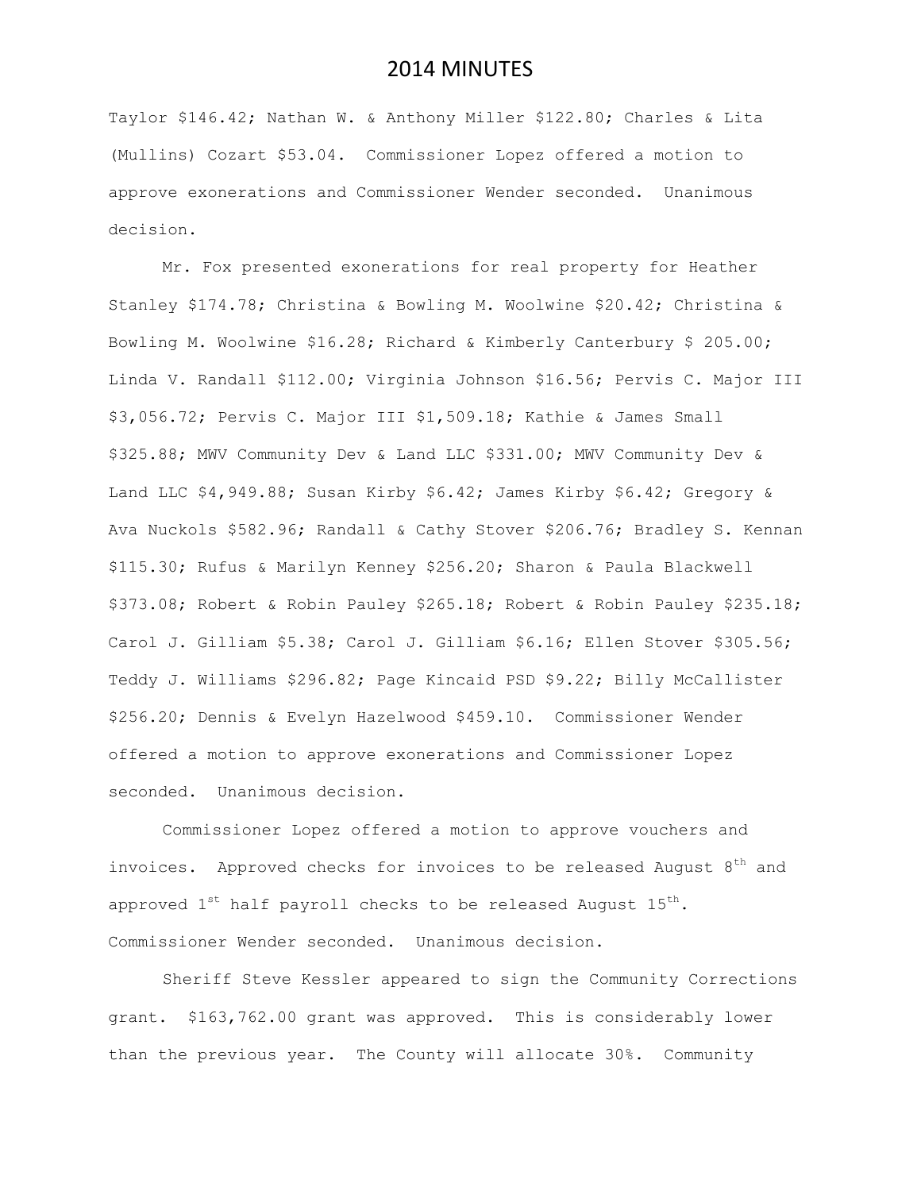Taylor $146.42; Nathan W. & Anthony Miller $122.80; Charles & Lita (Mullins) Cozart $53.04. Commissioner Lopez offered a motion to approve exonerations and Commissioner Wender seconded. Unanimous decision.

Mr. Fox presented exonerations for real property for Heather Stanley $174.78; Christina & Bowling M. Woolwine $20.42; Christina & Bowling M. Woolwine $16.28; Richard & Kimberly Canterbury $ 205.00; Linda V. Randall $112.00; Virginia Johnson $16.56; Pervis C. Major III $3,056.72; Pervis C. Major III $1,509.18; Kathie & James Small $325.88; MWV Community Dev & Land LLC $331.00; MWV Community Dev & Land LLC $4,949.88; Susan Kirby $6.42; James Kirby $6.42; Gregory & Ava Nuckols $582.96; Randall & Cathy Stover $206.76; Bradley S. Kennan $115.30; Rufus & Marilyn Kenney $256.20; Sharon & Paula Blackwell $373.08; Robert & Robin Pauley $265.18; Robert & Robin Pauley $235.18; Carol J. Gilliam $5.38; Carol J. Gilliam $6.16; Ellen Stover $305.56; Teddy J. Williams $296.82; Page Kincaid PSD $9.22; Billy McCallister $256.20; Dennis & Evelyn Hazelwood $459.10. Commissioner Wender offered a motion to approve exonerations and Commissioner Lopez seconded. Unanimous decision.

Commissioner Lopez offered a motion to approve vouchers and invoices. Approved checks for invoices to be released August 8th and approved 1st half payroll checks to be released August 15th. Commissioner Wender seconded. Unanimous decision.

Sheriff Steve Kessler appeared to sign the Community Corrections grant. $163,762.00 grant was approved. This is considerably lower than the previous year. The County will allocate 30%. Community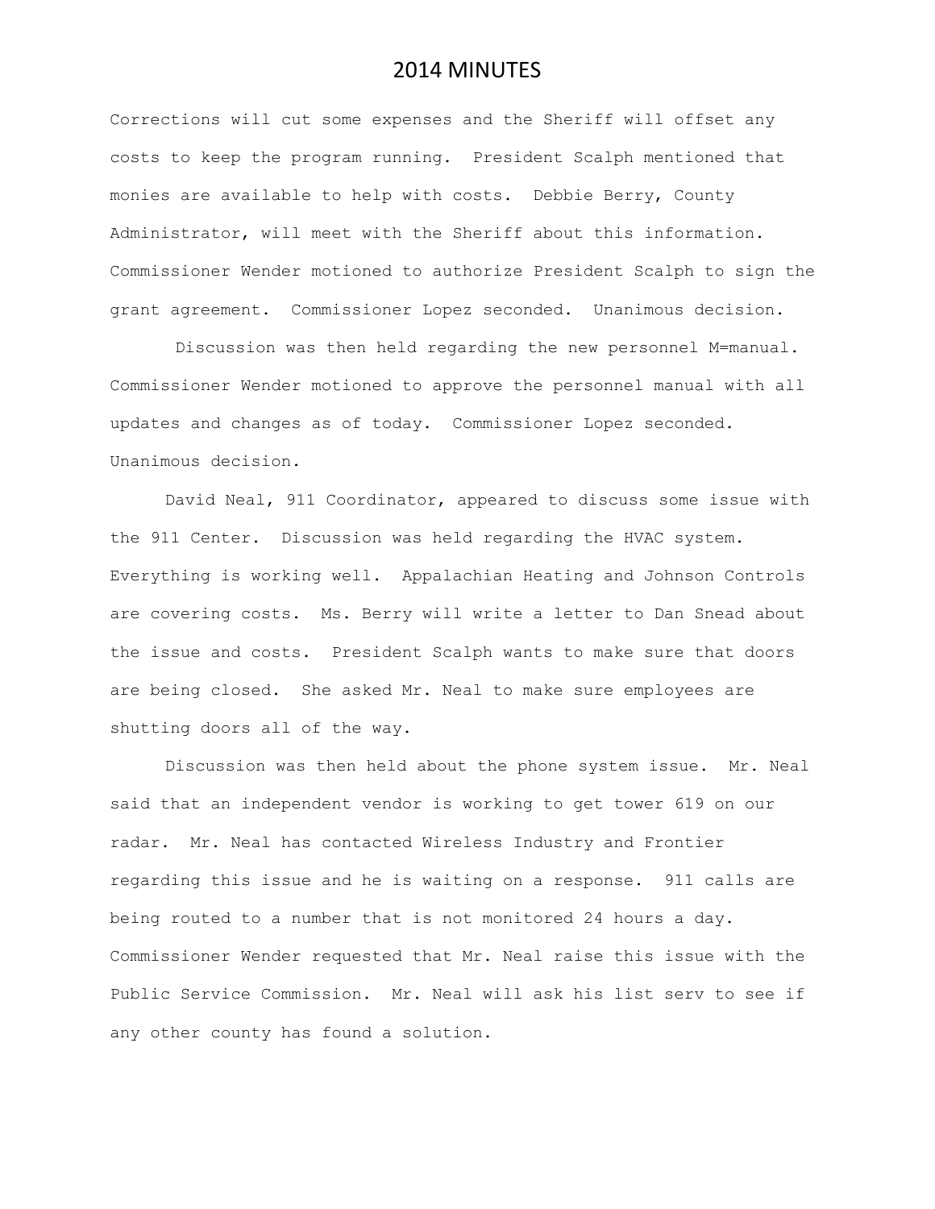Corrections will cut some expenses and the Sheriff will offset any costs to keep the program running. President Scalph mentioned that monies are available to help with costs. Debbie Berry, County Administrator, will meet with the Sheriff about this information. Commissioner Wender motioned to authorize President Scalph to sign the grant agreement. Commissioner Lopez seconded. Unanimous decision.

Discussion was then held regarding the new personnel M=manual. Commissioner Wender motioned to approve the personnel manual with all updates and changes as of today. Commissioner Lopez seconded. Unanimous decision.

David Neal, 911 Coordinator, appeared to discuss some issue with the 911 Center. Discussion was held regarding the HVAC system. Everything is working well. Appalachian Heating and Johnson Controls are covering costs. Ms. Berry will write a letter to Dan Snead about the issue and costs. President Scalph wants to make sure that doors are being closed. She asked Mr. Neal to make sure employees are shutting doors all of the way.

Discussion was then held about the phone system issue. Mr. Neal said that an independent vendor is working to get tower 619 on our radar. Mr. Neal has contacted Wireless Industry and Frontier regarding this issue and he is waiting on a response. 911 calls are being routed to a number that is not monitored 24 hours a day. Commissioner Wender requested that Mr. Neal raise this issue with the Public Service Commission. Mr. Neal will ask his list serv to see if any other county has found a solution.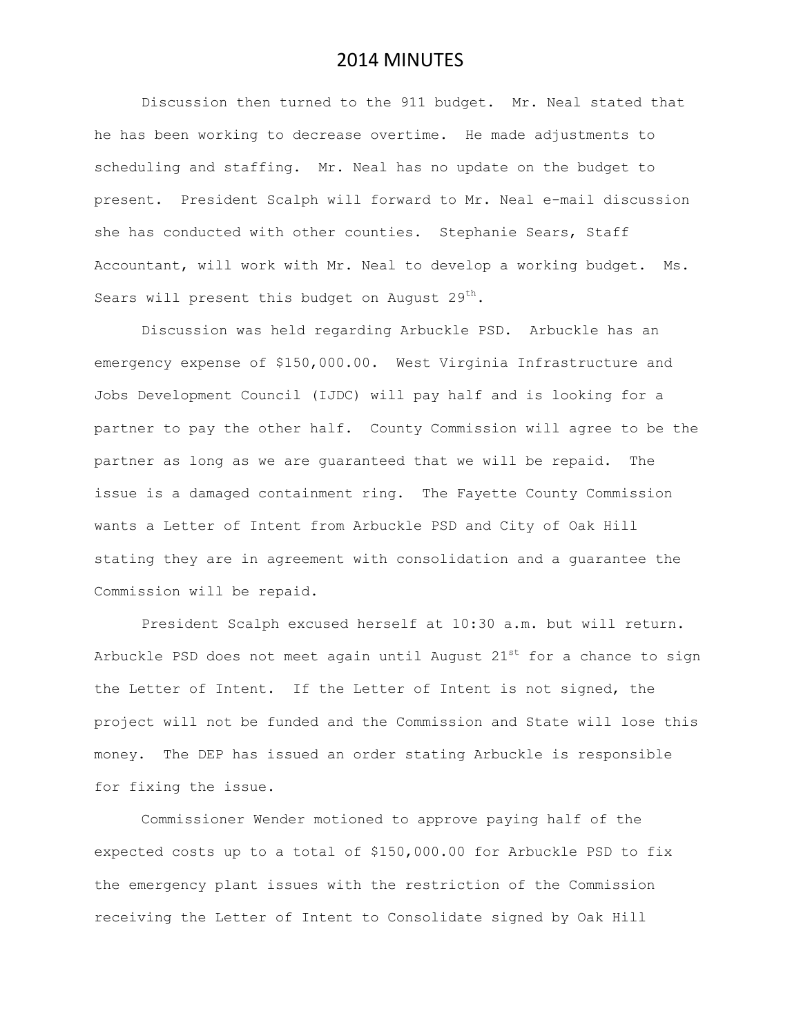Discussion then turned to the 911 budget. Mr. Neal stated that he has been working to decrease overtime. He made adjustments to scheduling and staffing. Mr. Neal has no update on the budget to present. President Scalph will forward to Mr. Neal e-mail discussion she has conducted with other counties. Stephanie Sears, Staff Accountant, will work with Mr. Neal to develop a working budget. Ms. Sears will present this budget on August 29th.

Discussion was held regarding Arbuckle PSD. Arbuckle has an emergency expense of $150,000.00. West Virginia Infrastructure and Jobs Development Council (IJDC) will pay half and is looking for a partner to pay the other half. County Commission will agree to be the partner as long as we are guaranteed that we will be repaid. The issue is a damaged containment ring. The Fayette County Commission wants a Letter of Intent from Arbuckle PSD and City of Oak Hill stating they are in agreement with consolidation and a guarantee the Commission will be repaid.

President Scalph excused herself at 10:30 a.m. but will return. Arbuckle PSD does not meet again until August 21st for a chance to sign the Letter of Intent. If the Letter of Intent is not signed, the project will not be funded and the Commission and State will lose this money. The DEP has issued an order stating Arbuckle is responsible for fixing the issue.

Commissioner Wender motioned to approve paying half of the expected costs up to a total of $150,000.00 for Arbuckle PSD to fix the emergency plant issues with the restriction of the Commission receiving the Letter of Intent to Consolidate signed by Oak Hill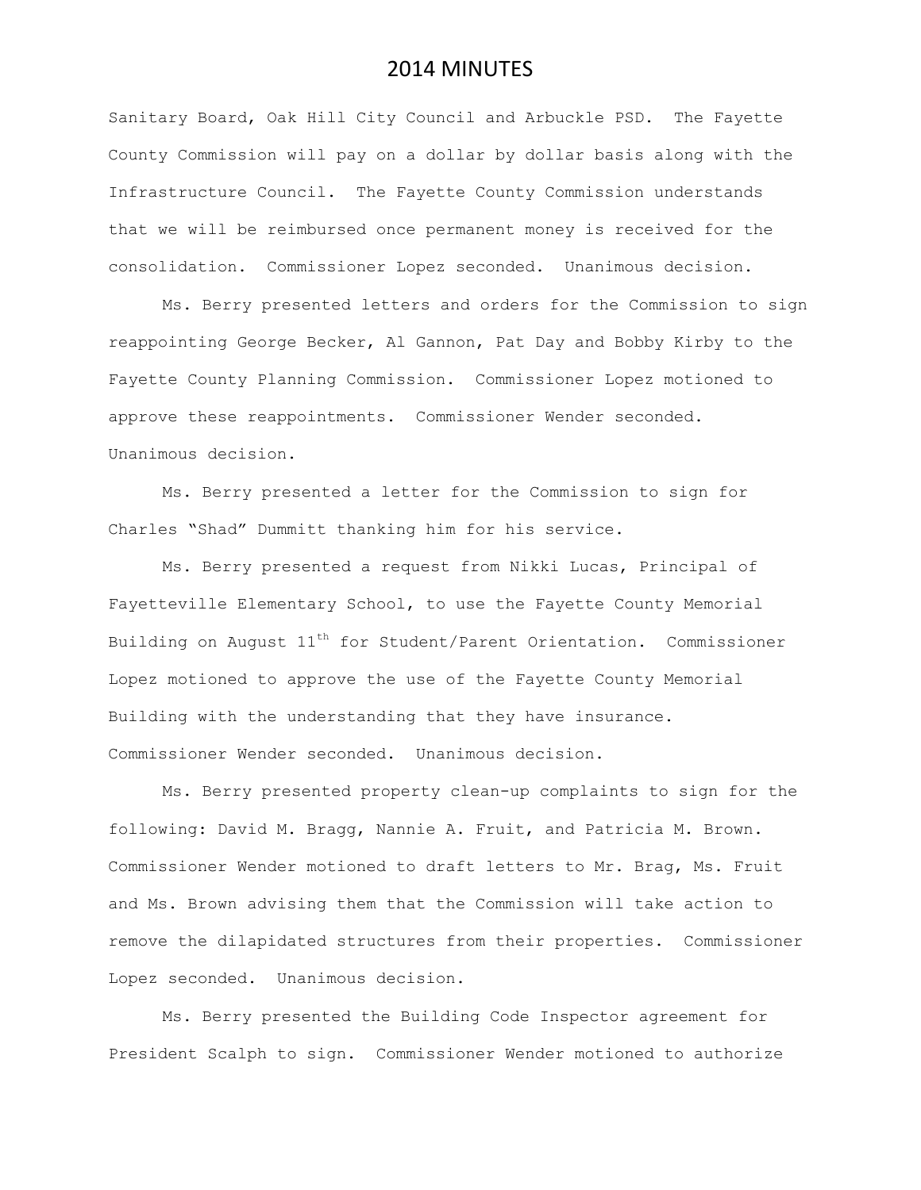Sanitary Board, Oak Hill City Council and Arbuckle PSD. The Fayette County Commission will pay on a dollar by dollar basis along with the Infrastructure Council. The Fayette County Commission understands that we will be reimbursed once permanent money is received for the consolidation. Commissioner Lopez seconded. Unanimous decision.

Ms. Berry presented letters and orders for the Commission to sign reappointing George Becker, Al Gannon, Pat Day and Bobby Kirby to the Fayette County Planning Commission. Commissioner Lopez motioned to approve these reappointments. Commissioner Wender seconded. Unanimous decision.

Ms. Berry presented a letter for the Commission to sign for Charles "Shad" Dummitt thanking him for his service.

Ms. Berry presented a request from Nikki Lucas, Principal of Fayetteville Elementary School, to use the Fayette County Memorial Building on August 11th for Student/Parent Orientation. Commissioner Lopez motioned to approve the use of the Fayette County Memorial Building with the understanding that they have insurance. Commissioner Wender seconded. Unanimous decision.

Ms. Berry presented property clean-up complaints to sign for the following: David M. Bragg, Nannie A. Fruit, and Patricia M. Brown. Commissioner Wender motioned to draft letters to Mr. Brag, Ms. Fruit and Ms. Brown advising them that the Commission will take action to remove the dilapidated structures from their properties. Commissioner Lopez seconded. Unanimous decision.

Ms. Berry presented the Building Code Inspector agreement for President Scalph to sign. Commissioner Wender motioned to authorize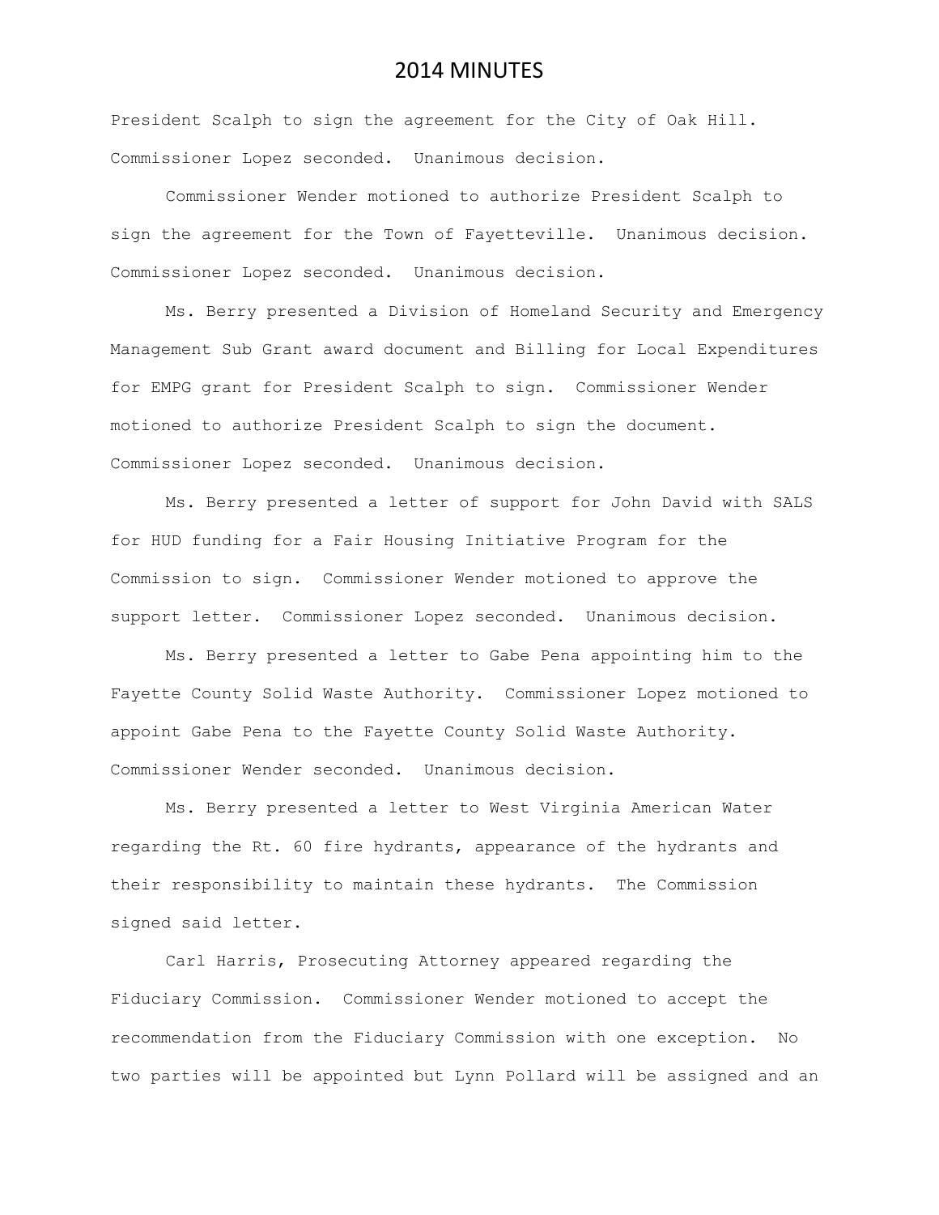President Scalph to sign the agreement for the City of Oak Hill. Commissioner Lopez seconded. Unanimous decision.

Commissioner Wender motioned to authorize President Scalph to sign the agreement for the Town of Fayetteville. Unanimous decision. Commissioner Lopez seconded. Unanimous decision.

Ms. Berry presented a Division of Homeland Security and Emergency Management Sub Grant award document and Billing for Local Expenditures for EMPG grant for President Scalph to sign. Commissioner Wender motioned to authorize President Scalph to sign the document. Commissioner Lopez seconded. Unanimous decision.

Ms. Berry presented a letter of support for John David with SALS for HUD funding for a Fair Housing Initiative Program for the Commission to sign. Commissioner Wender motioned to approve the support letter. Commissioner Lopez seconded. Unanimous decision.

Ms. Berry presented a letter to Gabe Pena appointing him to the Fayette County Solid Waste Authority. Commissioner Lopez motioned to appoint Gabe Pena to the Fayette County Solid Waste Authority. Commissioner Wender seconded. Unanimous decision.

Ms. Berry presented a letter to West Virginia American Water regarding the Rt. 60 fire hydrants, appearance of the hydrants and their responsibility to maintain these hydrants. The Commission signed said letter.

Carl Harris, Prosecuting Attorney appeared regarding the Fiduciary Commission. Commissioner Wender motioned to accept the recommendation from the Fiduciary Commission with one exception. No two parties will be appointed but Lynn Pollard will be assigned and an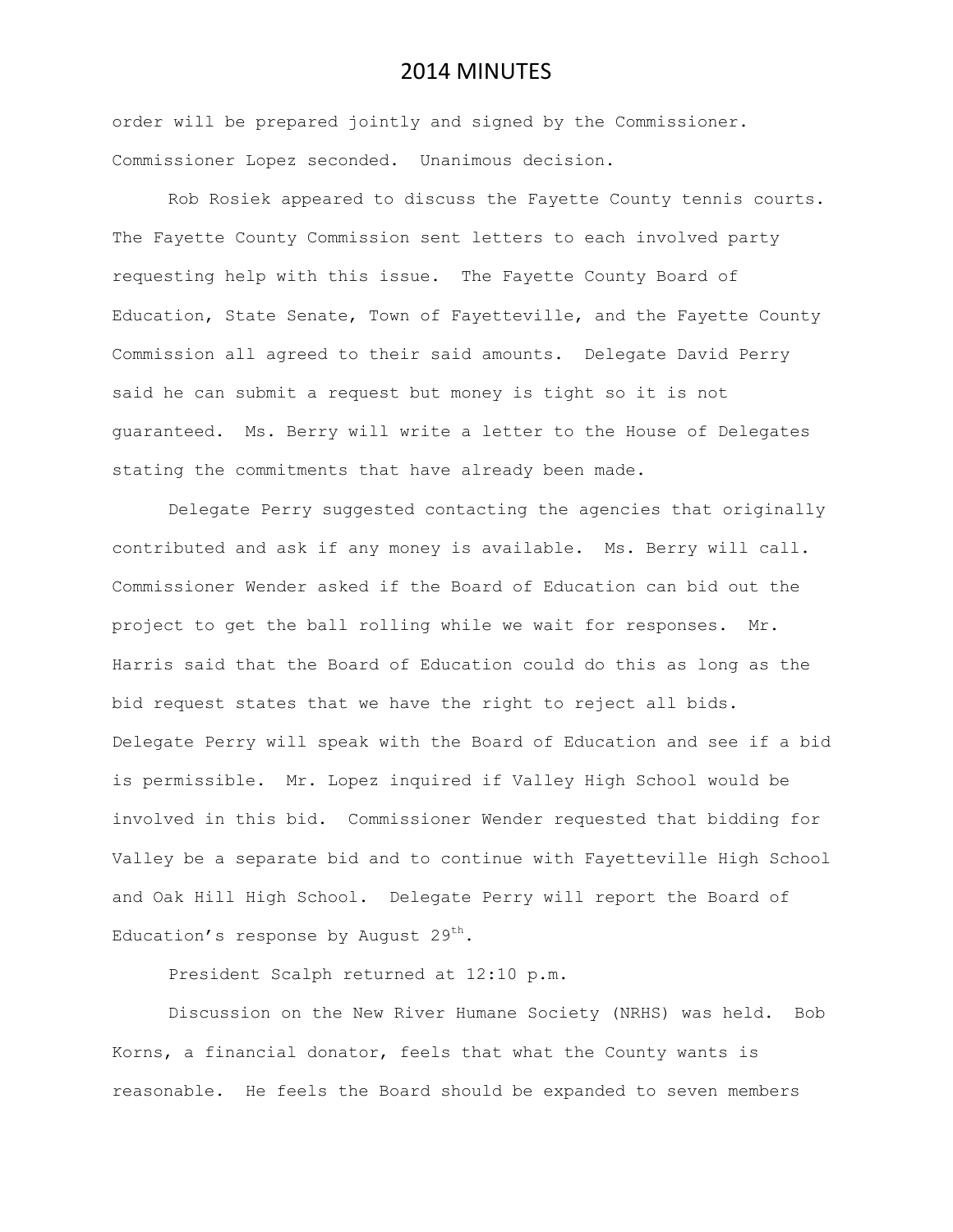order will be prepared jointly and signed by the Commissioner. Commissioner Lopez seconded. Unanimous decision.

Rob Rosiek appeared to discuss the Fayette County tennis courts. The Fayette County Commission sent letters to each involved party requesting help with this issue. The Fayette County Board of Education, State Senate, Town of Fayetteville, and the Fayette County Commission all agreed to their said amounts. Delegate David Perry said he can submit a request but money is tight so it is not guaranteed. Ms. Berry will write a letter to the House of Delegates stating the commitments that have already been made.

Delegate Perry suggested contacting the agencies that originally contributed and ask if any money is available. Ms. Berry will call. Commissioner Wender asked if the Board of Education can bid out the project to get the ball rolling while we wait for responses. Mr. Harris said that the Board of Education could do this as long as the bid request states that we have the right to reject all bids. Delegate Perry will speak with the Board of Education and see if a bid is permissible. Mr. Lopez inquired if Valley High School would be involved in this bid. Commissioner Wender requested that bidding for Valley be a separate bid and to continue with Fayetteville High School and Oak Hill High School. Delegate Perry will report the Board of Education's response by August 29th.

President Scalph returned at 12:10 p.m.

Discussion on the New River Humane Society (NRHS) was held. Bob Korns, a financial donator, feels that what the County wants is reasonable. He feels the Board should be expanded to seven members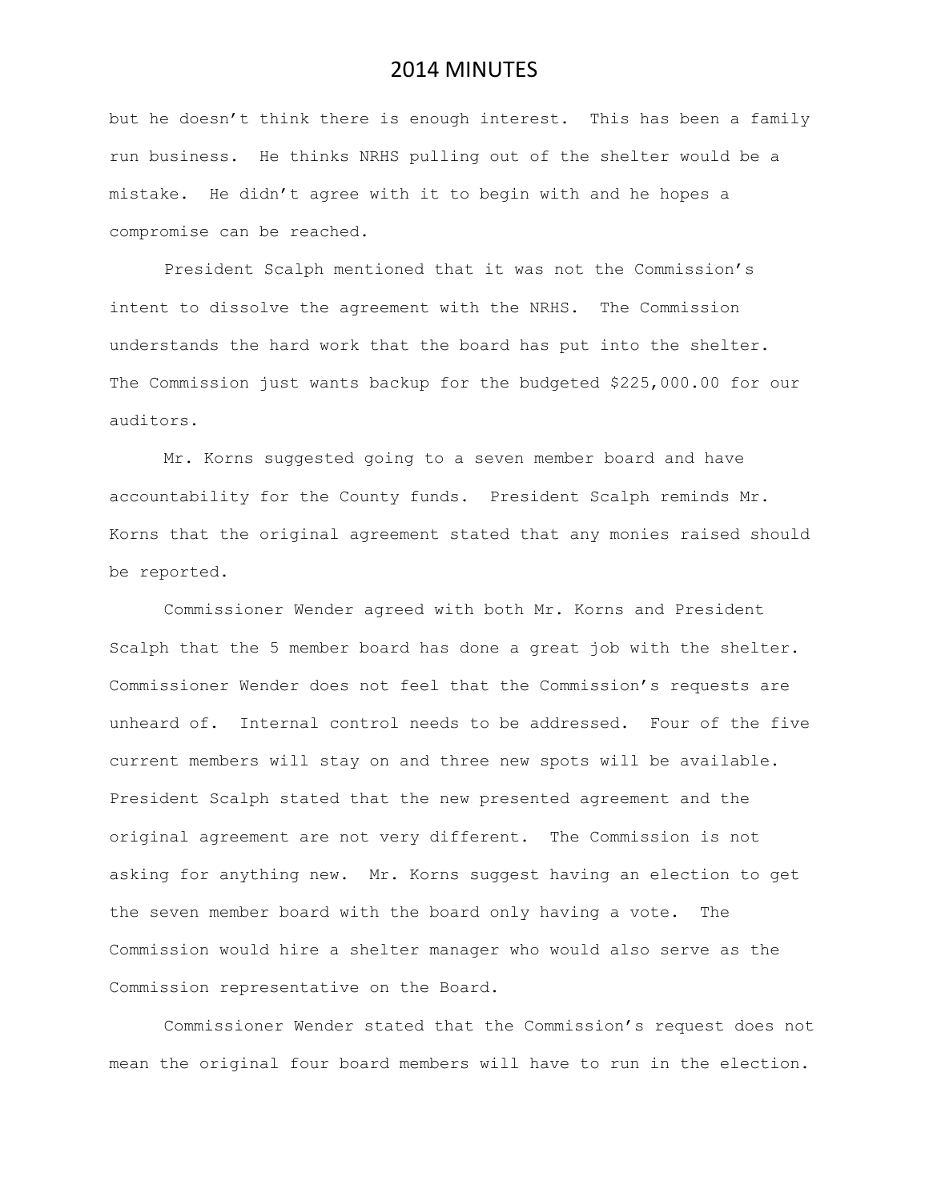but he doesn't think there is enough interest. This has been a family run business. He thinks NRHS pulling out of the shelter would be a mistake. He didn't agree with it to begin with and he hopes a compromise can be reached.

President Scalph mentioned that it was not the Commission's intent to dissolve the agreement with the NRHS. The Commission understands the hard work that the board has put into the shelter. The Commission just wants backup for the budgeted $225,000.00 for our auditors.

Mr. Korns suggested going to a seven member board and have accountability for the County funds. President Scalph reminds Mr. Korns that the original agreement stated that any monies raised should be reported.

Commissioner Wender agreed with both Mr. Korns and President Scalph that the 5 member board has done a great job with the shelter. Commissioner Wender does not feel that the Commission's requests are unheard of. Internal control needs to be addressed. Four of the five current members will stay on and three new spots will be available. President Scalph stated that the new presented agreement and the original agreement are not very different. The Commission is not asking for anything new. Mr. Korns suggest having an election to get the seven member board with the board only having a vote. The Commission would hire a shelter manager who would also serve as the Commission representative on the Board.

Commissioner Wender stated that the Commission's request does not mean the original four board members will have to run in the election.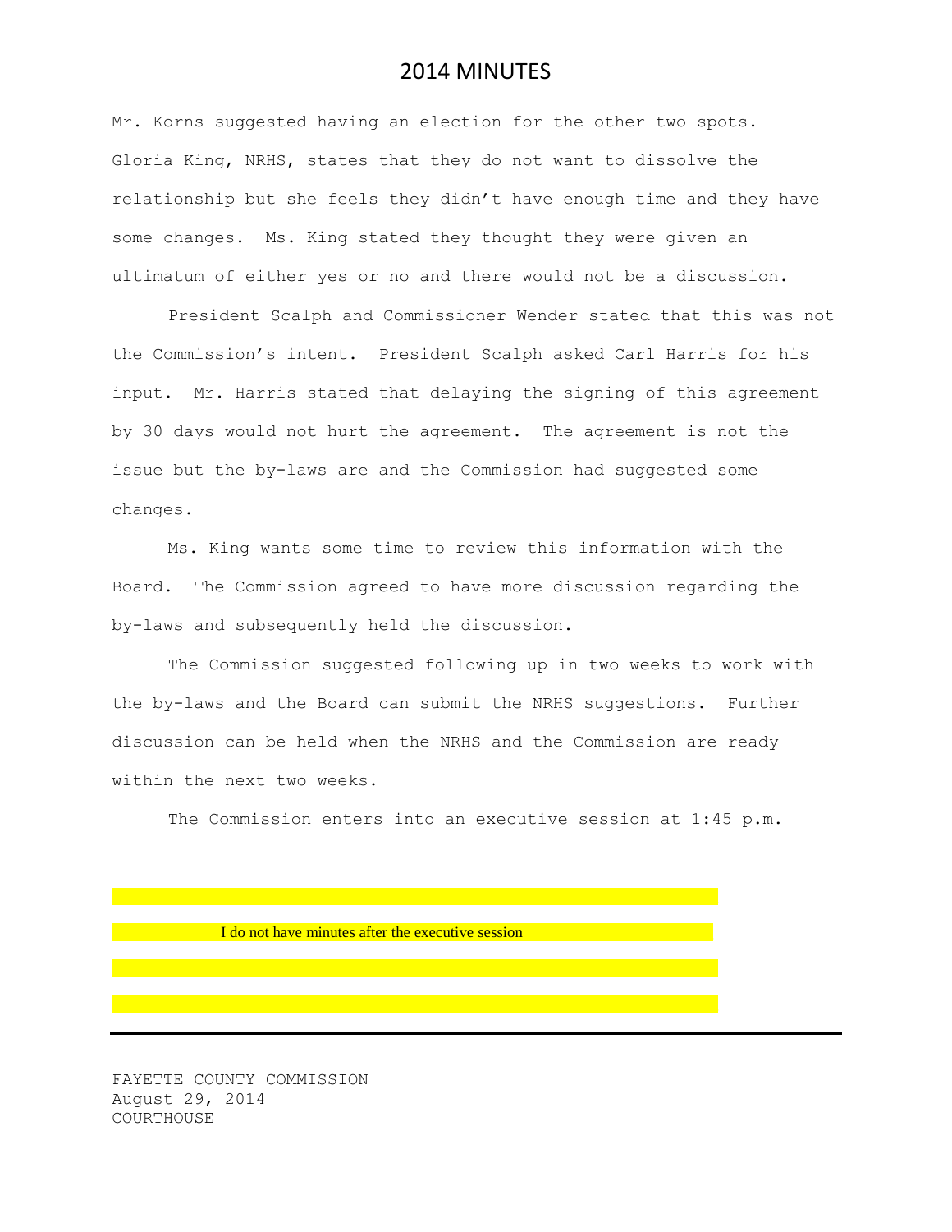Mr. Korns suggested having an election for the other two spots. Gloria King, NRHS, states that they do not want to dissolve the relationship but she feels they didn't have enough time and they have some changes. Ms. King stated they thought they were given an ultimatum of either yes or no and there would not be a discussion.

President Scalph and Commissioner Wender stated that this was not the Commission's intent. President Scalph asked Carl Harris for his input. Mr. Harris stated that delaying the signing of this agreement by 30 days would not hurt the agreement. The agreement is not the issue but the by-laws are and the Commission had suggested some changes.

Ms. King wants some time to review this information with the Board. The Commission agreed to have more discussion regarding the by-laws and subsequently held the discussion.

The Commission suggested following up in two weeks to work with the by-laws and the Board can submit the NRHS suggestions. Further discussion can be held when the NRHS and the Commission are ready within the next two weeks.

The Commission enters into an executive session at 1:45 p.m.

I do not have minutes after the executive session

---

FAYETTE COUNTY COMMISSION
August 29, 2014
COURTHOUSE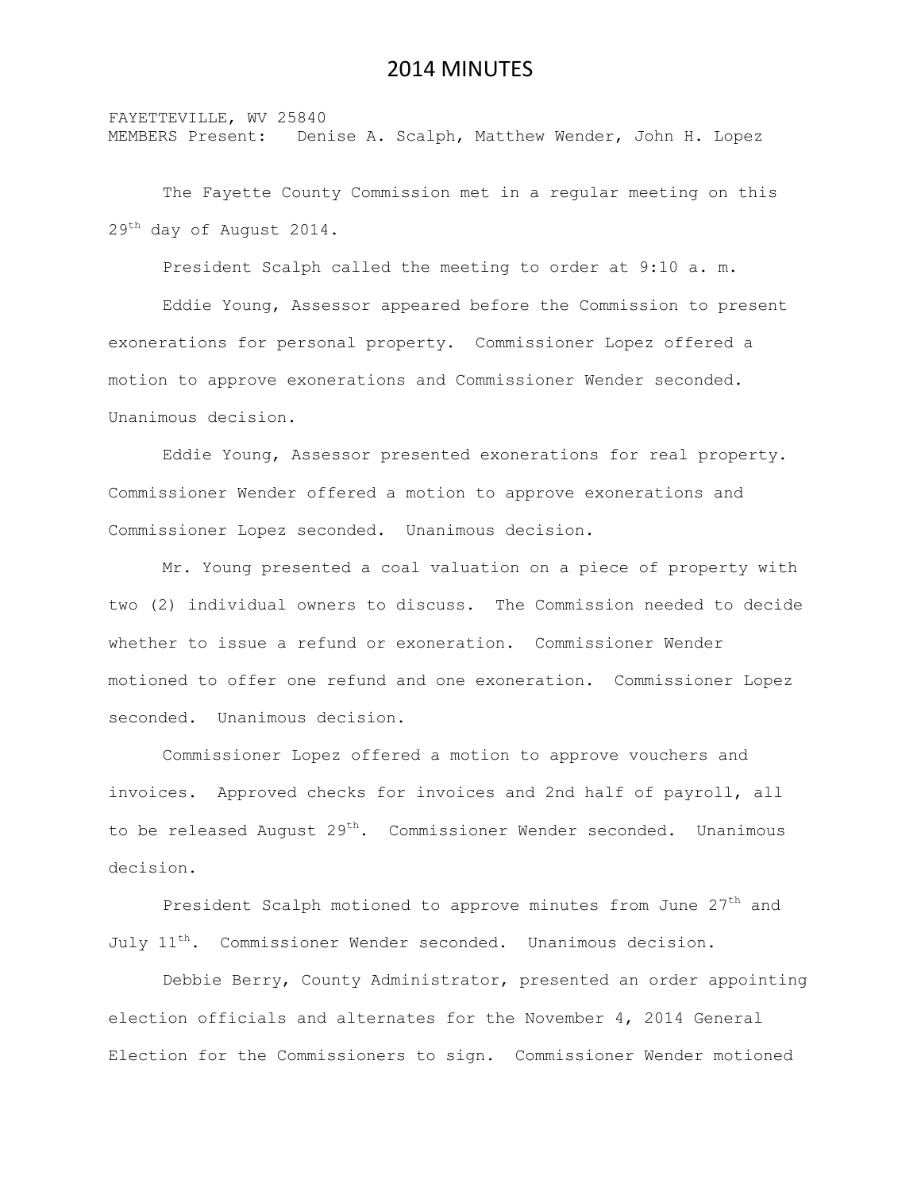# 2014 MINUTES

FAYETTEVILLE, WV 25840
MEMBERS Present: Denise A. Scalph, Matthew Wender, John H. Lopez

The Fayette County Commission met in a regular meeting on this 29th day of August 2014.

President Scalph called the meeting to order at 9:10 a. m.

Eddie Young, Assessor appeared before the Commission to present exonerations for personal property. Commissioner Lopez offered a motion to approve exonerations and Commissioner Wender seconded. Unanimous decision.

Eddie Young, Assessor presented exonerations for real property. Commissioner Wender offered a motion to approve exonerations and Commissioner Lopez seconded. Unanimous decision.

Mr. Young presented a coal valuation on a piece of property with two (2) individual owners to discuss. The Commission needed to decide whether to issue a refund or exoneration. Commissioner Wender motioned to offer one refund and one exoneration. Commissioner Lopez seconded. Unanimous decision.

Commissioner Lopez offered a motion to approve vouchers and invoices. Approved checks for invoices and 2nd half of payroll, all to be released August 29th. Commissioner Wender seconded. Unanimous decision.

President Scalph motioned to approve minutes from June 27th and July 11th. Commissioner Wender seconded. Unanimous decision.

Debbie Berry, County Administrator, presented an order appointing election officials and alternates for the November 4, 2014 General Election for the Commissioners to sign. Commissioner Wender motioned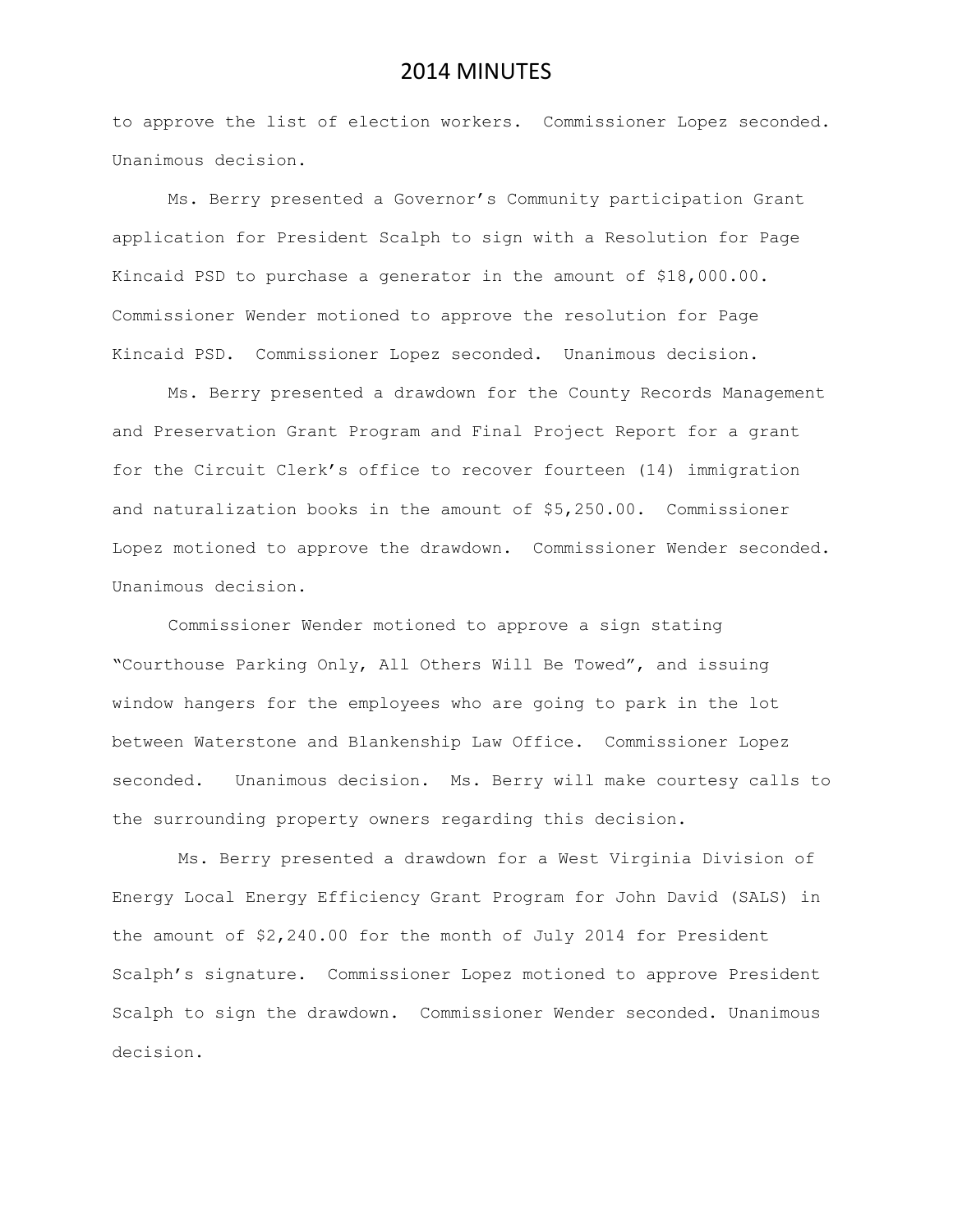to approve the list of election workers. Commissioner Lopez seconded. Unanimous decision.

Ms. Berry presented a Governor's Community participation Grant application for President Scalph to sign with a Resolution for Page Kincaid PSD to purchase a generator in the amount of $18,000.00. Commissioner Wender motioned to approve the resolution for Page Kincaid PSD. Commissioner Lopez seconded. Unanimous decision.

Ms. Berry presented a drawdown for the County Records Management and Preservation Grant Program and Final Project Report for a grant for the Circuit Clerk's office to recover fourteen (14) immigration and naturalization books in the amount of $5,250.00. Commissioner Lopez motioned to approve the drawdown. Commissioner Wender seconded. Unanimous decision.

Commissioner Wender motioned to approve a sign stating "Courthouse Parking Only, All Others Will Be Towed", and issuing window hangers for the employees who are going to park in the lot between Waterstone and Blankenship Law Office. Commissioner Lopez seconded. Unanimous decision. Ms. Berry will make courtesy calls to the surrounding property owners regarding this decision.

Ms. Berry presented a drawdown for a West Virginia Division of Energy Local Energy Efficiency Grant Program for John David (SALS) in the amount of $2,240.00 for the month of July 2014 for President Scalph's signature. Commissioner Lopez motioned to approve President Scalph to sign the drawdown. Commissioner Wender seconded. Unanimous decision.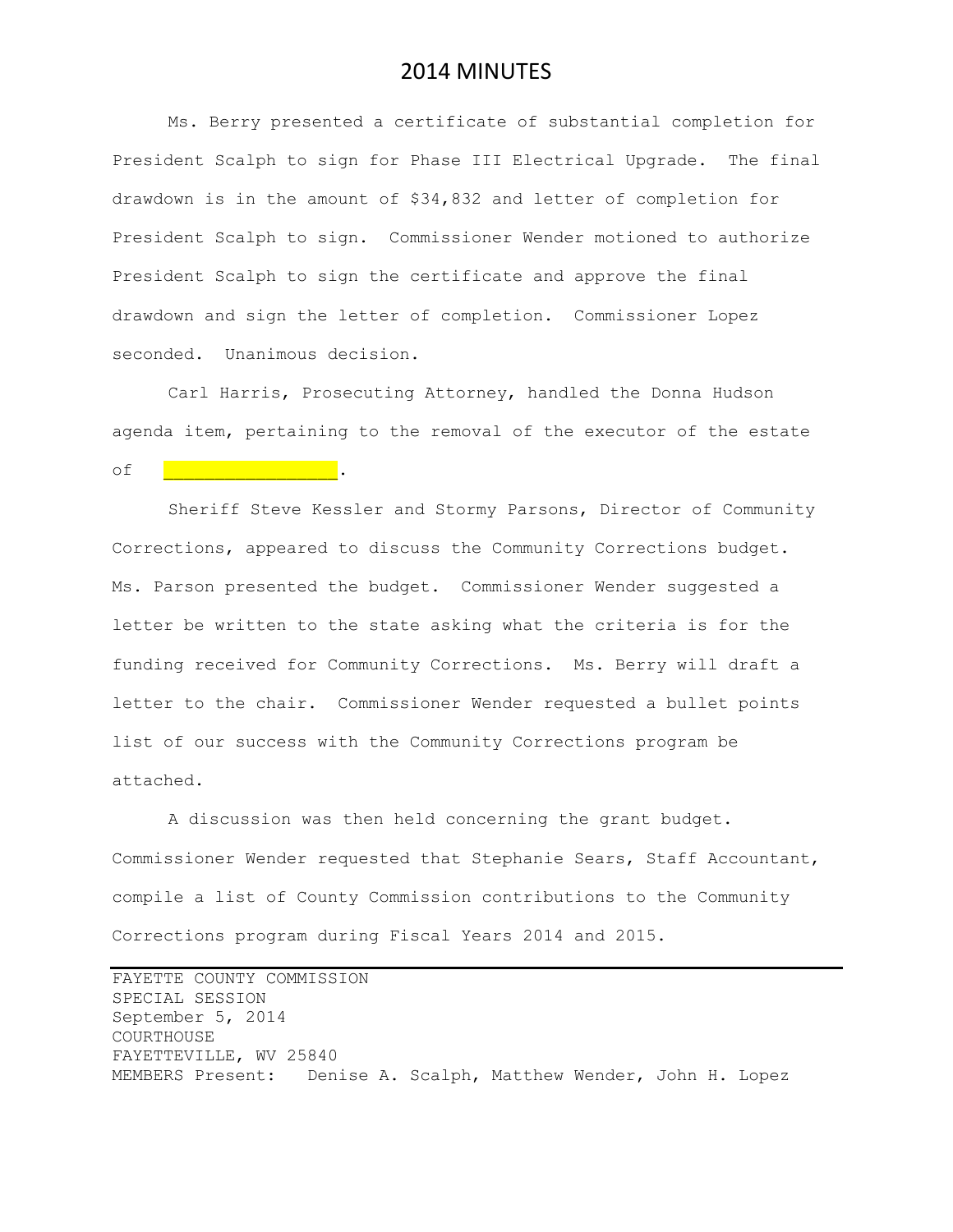Ms. Berry presented a certificate of substantial completion for President Scalph to sign for Phase III Electrical Upgrade. The final drawdown is in the amount of $34,832 and letter of completion for President Scalph to sign. Commissioner Wender motioned to authorize President Scalph to sign the certificate and approve the final drawdown and sign the letter of completion. Commissioner Lopez seconded. Unanimous decision.

Carl Harris, Prosecuting Attorney, handled the Donna Hudson agenda item, pertaining to the removal of the executor of the estate of ________________.

Sheriff Steve Kessler and Stormy Parsons, Director of Community Corrections, appeared to discuss the Community Corrections budget. Ms. Parson presented the budget. Commissioner Wender suggested a letter be written to the state asking what the criteria is for the funding received for Community Corrections. Ms. Berry will draft a letter to the chair. Commissioner Wender requested a bullet points list of our success with the Community Corrections program be attached.

A discussion was then held concerning the grant budget. Commissioner Wender requested that Stephanie Sears, Staff Accountant, compile a list of County Commission contributions to the Community Corrections program during Fiscal Years 2014 and 2015.

---

FAYETTE COUNTY COMMISSION
SPECIAL SESSION
September 5, 2014
COURTHOUSE
FAYETTEVILLE, WV 25840
MEMBERS Present: Denise A. Scalph, Matthew Wender, John H. Lopez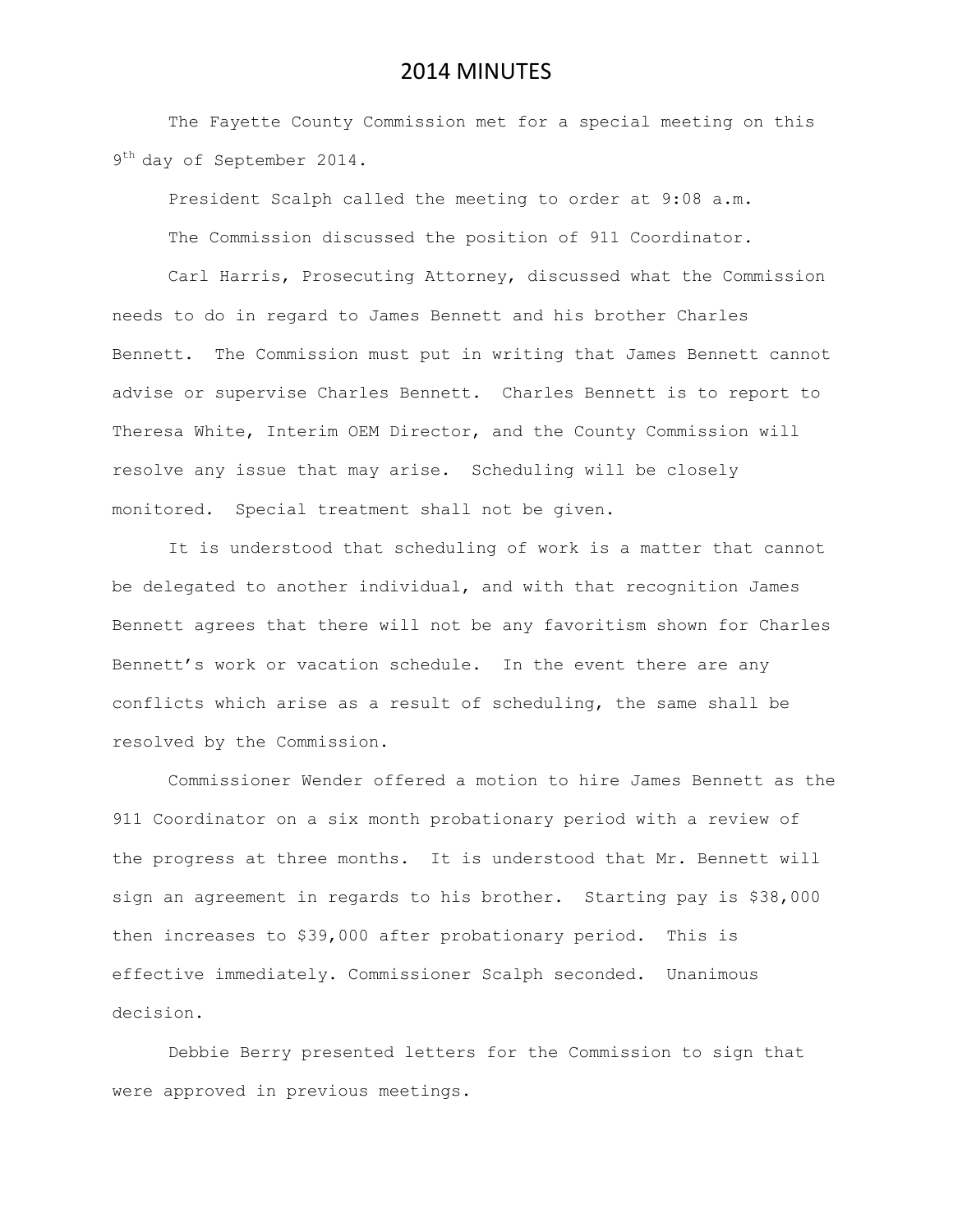# 2014 MINUTES

The Fayette County Commission met for a special meeting on this 9th day of September 2014.

President Scalph called the meeting to order at 9:08 a.m.

The Commission discussed the position of 911 Coordinator.

Carl Harris, Prosecuting Attorney, discussed what the Commission needs to do in regard to James Bennett and his brother Charles Bennett. The Commission must put in writing that James Bennett cannot advise or supervise Charles Bennett. Charles Bennett is to report to Theresa White, Interim OEM Director, and the County Commission will resolve any issue that may arise. Scheduling will be closely monitored. Special treatment shall not be given.

It is understood that scheduling of work is a matter that cannot be delegated to another individual, and with that recognition James Bennett agrees that there will not be any favoritism shown for Charles Bennett's work or vacation schedule. In the event there are any conflicts which arise as a result of scheduling, the same shall be resolved by the Commission.

Commissioner Wender offered a motion to hire James Bennett as the 911 Coordinator on a six month probationary period with a review of the progress at three months. It is understood that Mr. Bennett will sign an agreement in regards to his brother. Starting pay is $38,000 then increases to $39,000 after probationary period. This is effective immediately. Commissioner Scalph seconded. Unanimous decision.

Debbie Berry presented letters for the Commission to sign that were approved in previous meetings.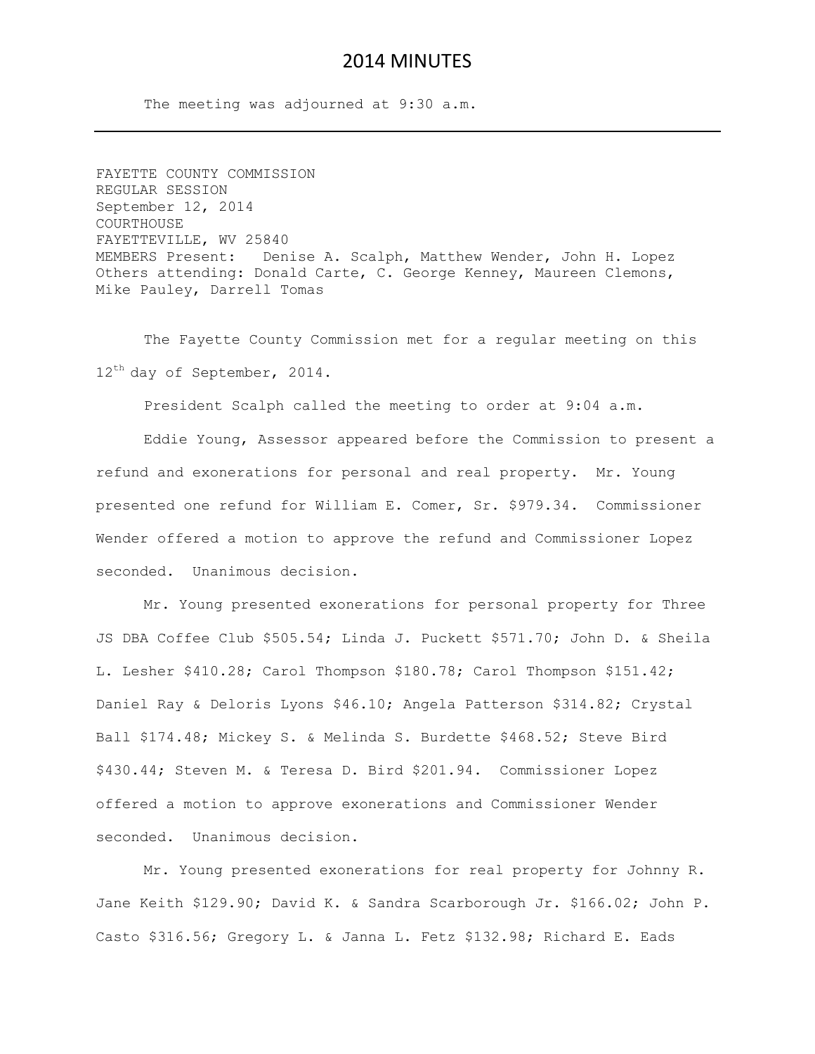The meeting was adjourned at 9:30 a.m.

---

FAYETTE COUNTY COMMISSION
REGULAR SESSION
September 12, 2014
COURTHOUSE
FAYETTEVILLE, WV 25840
MEMBERS Present: Denise A. Scalph, Matthew Wender, John H. Lopez
Others attending: Donald Carte, C. George Kenney, Maureen Clemons, Mike Pauley, Darrell Tomas

The Fayette County Commission met for a regular meeting on this 12th day of September, 2014.

President Scalph called the meeting to order at 9:04 a.m.

Eddie Young, Assessor appeared before the Commission to present a refund and exonerations for personal and real property. Mr. Young presented one refund for William E. Comer, Sr. $979.34. Commissioner Wender offered a motion to approve the refund and Commissioner Lopez seconded. Unanimous decision.

Mr. Young presented exonerations for personal property for Three JS DBA Coffee Club $505.54; Linda J. Puckett $571.70; John D. & Sheila L. Lesher $410.28; Carol Thompson $180.78; Carol Thompson $151.42; Daniel Ray & Deloris Lyons $46.10; Angela Patterson $314.82; Crystal Ball $174.48; Mickey S. & Melinda S. Burdette $468.52; Steve Bird $430.44; Steven M. & Teresa D. Bird $201.94. Commissioner Lopez offered a motion to approve exonerations and Commissioner Wender seconded. Unanimous decision.

Mr. Young presented exonerations for real property for Johnny R. Jane Keith $129.90; David K. & Sandra Scarborough Jr. $166.02; John P. Casto $316.56; Gregory L. & Janna L. Fetz $132.98; Richard E. Eads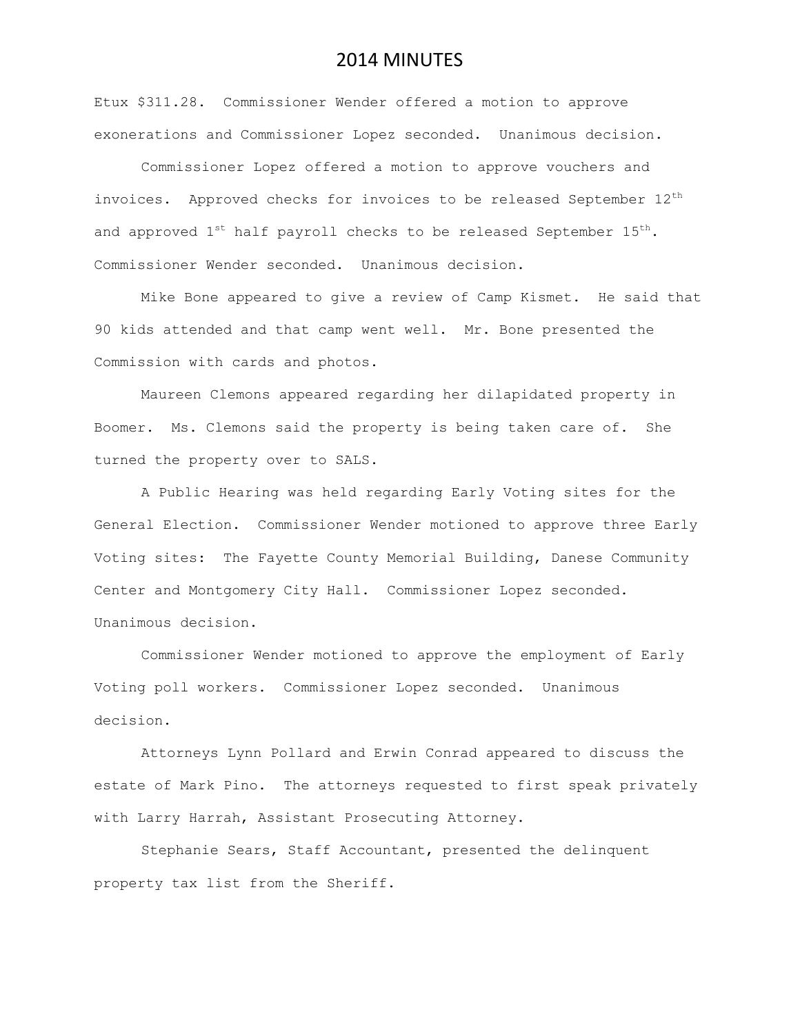Etux $311.28. Commissioner Wender offered a motion to approve exonerations and Commissioner Lopez seconded. Unanimous decision.

Commissioner Lopez offered a motion to approve vouchers and invoices. Approved checks for invoices to be released September 12th and approved 1st half payroll checks to be released September 15th. Commissioner Wender seconded. Unanimous decision.

Mike Bone appeared to give a review of Camp Kismet. He said that 90 kids attended and that camp went well. Mr. Bone presented the Commission with cards and photos.

Maureen Clemons appeared regarding her dilapidated property in Boomer. Ms. Clemons said the property is being taken care of. She turned the property over to SALS.

A Public Hearing was held regarding Early Voting sites for the General Election. Commissioner Wender motioned to approve three Early Voting sites: The Fayette County Memorial Building, Danese Community Center and Montgomery City Hall. Commissioner Lopez seconded. Unanimous decision.

Commissioner Wender motioned to approve the employment of Early Voting poll workers. Commissioner Lopez seconded. Unanimous decision.

Attorneys Lynn Pollard and Erwin Conrad appeared to discuss the estate of Mark Pino. The attorneys requested to first speak privately with Larry Harrah, Assistant Prosecuting Attorney.

Stephanie Sears, Staff Accountant, presented the delinquent property tax list from the Sheriff.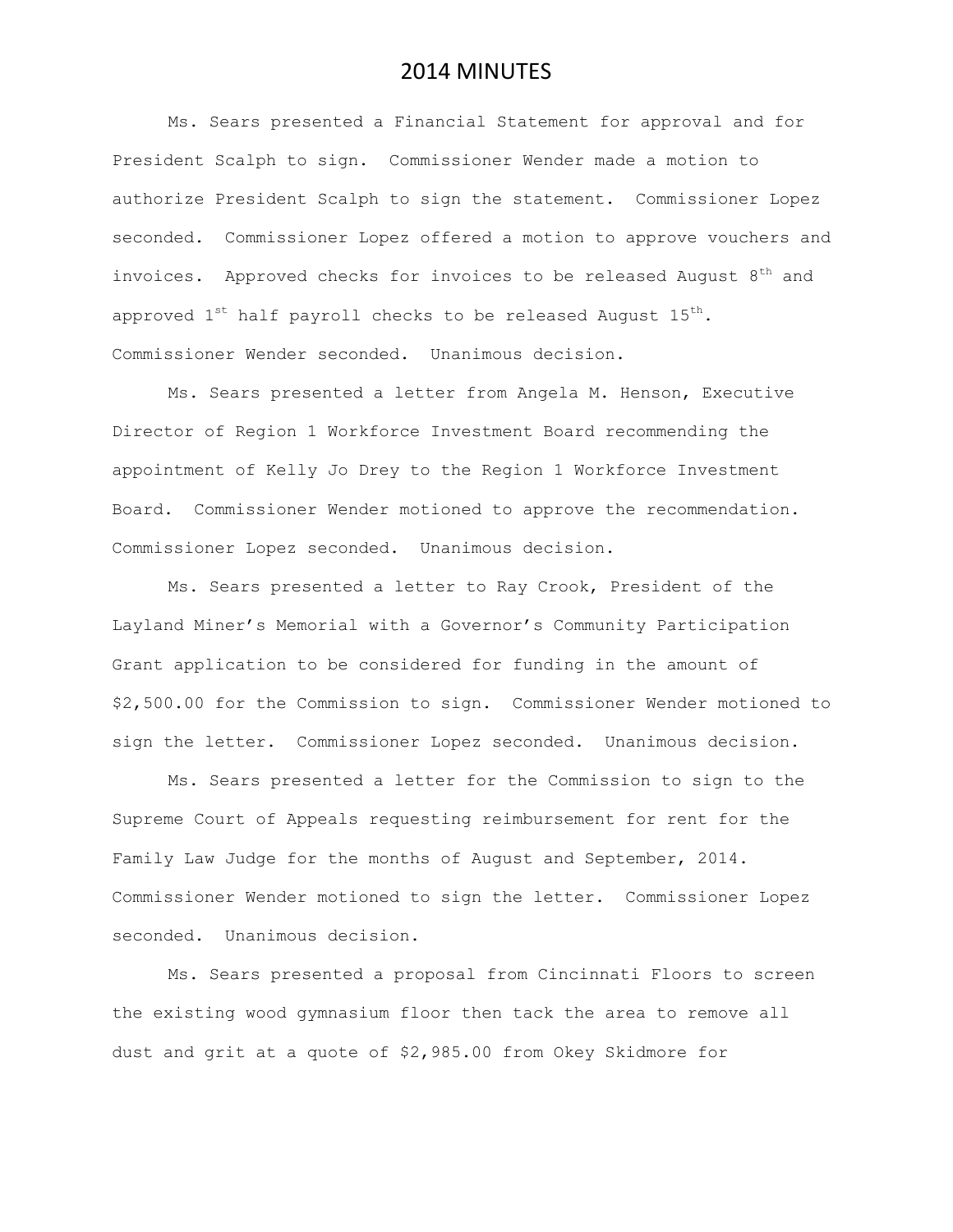# 2014 MINUTES

Ms. Sears presented a Financial Statement for approval and for President Scalph to sign. Commissioner Wender made a motion to authorize President Scalph to sign the statement. Commissioner Lopez seconded. Commissioner Lopez offered a motion to approve vouchers and invoices. Approved checks for invoices to be released August 8th and approved 1st half payroll checks to be released August 15th. Commissioner Wender seconded. Unanimous decision.

Ms. Sears presented a letter from Angela M. Henson, Executive Director of Region 1 Workforce Investment Board recommending the appointment of Kelly Jo Drey to the Region 1 Workforce Investment Board. Commissioner Wender motioned to approve the recommendation. Commissioner Lopez seconded. Unanimous decision.

Ms. Sears presented a letter to Ray Crook, President of the Layland Miner's Memorial with a Governor's Community Participation Grant application to be considered for funding in the amount of $2,500.00 for the Commission to sign. Commissioner Wender motioned to sign the letter. Commissioner Lopez seconded. Unanimous decision.

Ms. Sears presented a letter for the Commission to sign to the Supreme Court of Appeals requesting reimbursement for rent for the Family Law Judge for the months of August and September, 2014. Commissioner Wender motioned to sign the letter. Commissioner Lopez seconded. Unanimous decision.

Ms. Sears presented a proposal from Cincinnati Floors to screen the existing wood gymnasium floor then tack the area to remove all dust and grit at a quote of $2,985.00 from Okey Skidmore for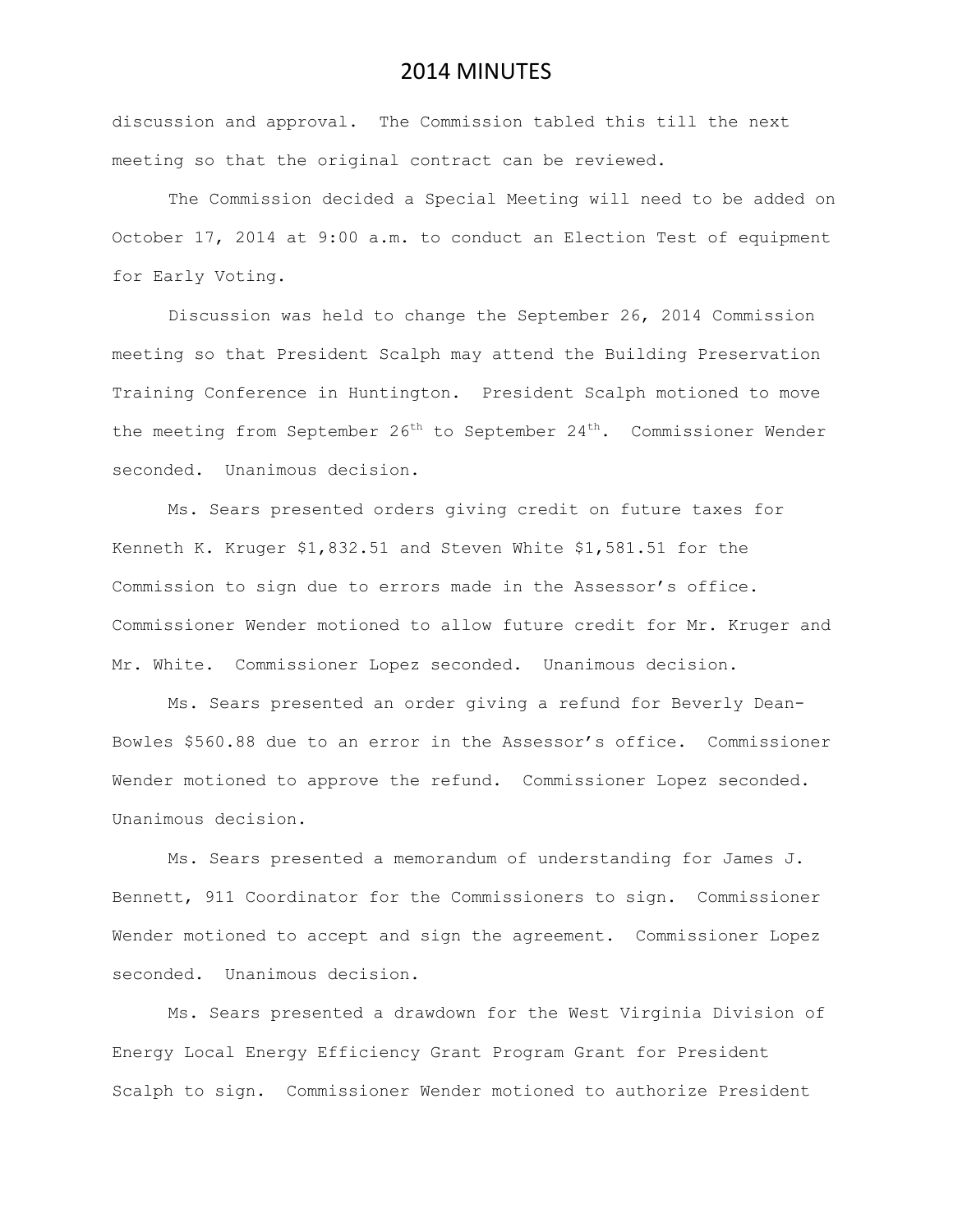discussion and approval. The Commission tabled this till the next meeting so that the original contract can be reviewed.

The Commission decided a Special Meeting will need to be added on October 17, 2014 at 9:00 a.m. to conduct an Election Test of equipment for Early Voting.

Discussion was held to change the September 26, 2014 Commission meeting so that President Scalph may attend the Building Preservation Training Conference in Huntington. President Scalph motioned to move the meeting from September 26th to September 24th. Commissioner Wender seconded. Unanimous decision.

Ms. Sears presented orders giving credit on future taxes for Kenneth K. Kruger $1,832.51 and Steven White $1,581.51 for the Commission to sign due to errors made in the Assessor's office. Commissioner Wender motioned to allow future credit for Mr. Kruger and Mr. White. Commissioner Lopez seconded. Unanimous decision.

Ms. Sears presented an order giving a refund for Beverly Dean-Bowles $560.88 due to an error in the Assessor's office. Commissioner Wender motioned to approve the refund. Commissioner Lopez seconded. Unanimous decision.

Ms. Sears presented a memorandum of understanding for James J. Bennett, 911 Coordinator for the Commissioners to sign. Commissioner Wender motioned to accept and sign the agreement. Commissioner Lopez seconded. Unanimous decision.

Ms. Sears presented a drawdown for the West Virginia Division of Energy Local Energy Efficiency Grant Program Grant for President Scalph to sign. Commissioner Wender motioned to authorize President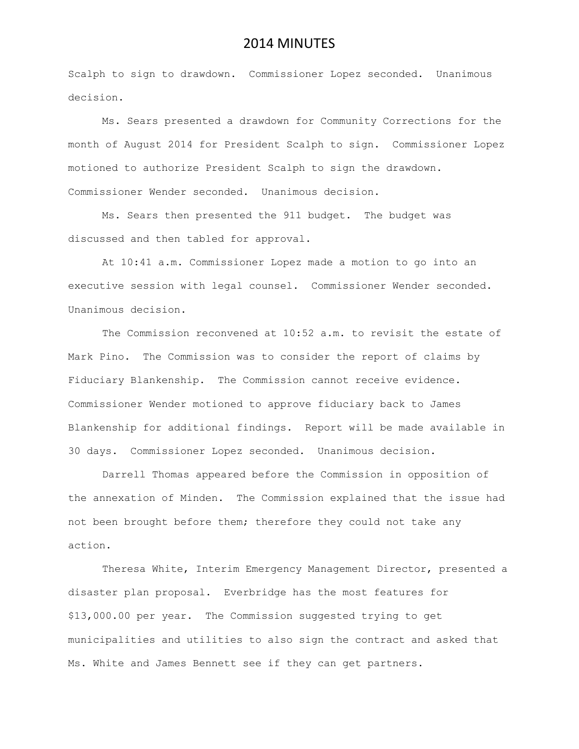Scalph to sign to drawdown. Commissioner Lopez seconded. Unanimous decision.

Ms. Sears presented a drawdown for Community Corrections for the month of August 2014 for President Scalph to sign. Commissioner Lopez motioned to authorize President Scalph to sign the drawdown. Commissioner Wender seconded. Unanimous decision.

Ms. Sears then presented the 911 budget. The budget was discussed and then tabled for approval.

At 10:41 a.m. Commissioner Lopez made a motion to go into an executive session with legal counsel. Commissioner Wender seconded. Unanimous decision.

The Commission reconvened at 10:52 a.m. to revisit the estate of Mark Pino. The Commission was to consider the report of claims by Fiduciary Blankenship. The Commission cannot receive evidence. Commissioner Wender motioned to approve fiduciary back to James Blankenship for additional findings. Report will be made available in 30 days. Commissioner Lopez seconded. Unanimous decision.

Darrell Thomas appeared before the Commission in opposition of the annexation of Minden. The Commission explained that the issue had not been brought before them; therefore they could not take any action.

Theresa White, Interim Emergency Management Director, presented a disaster plan proposal. Everbridge has the most features for $13,000.00 per year. The Commission suggested trying to get municipalities and utilities to also sign the contract and asked that Ms. White and James Bennett see if they can get partners.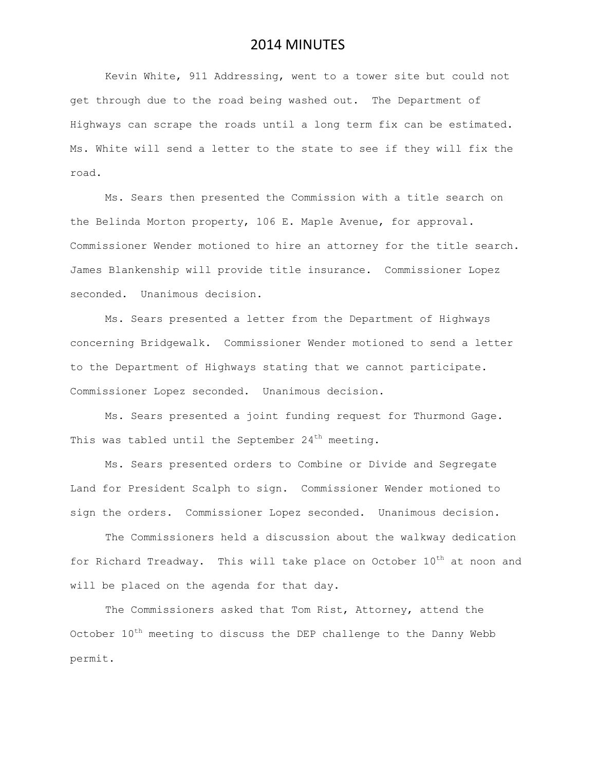# 2014 MINUTES

Kevin White, 911 Addressing, went to a tower site but could not get through due to the road being washed out. The Department of Highways can scrape the roads until a long term fix can be estimated. Ms. White will send a letter to the state to see if they will fix the road.

Ms. Sears then presented the Commission with a title search on the Belinda Morton property, 106 E. Maple Avenue, for approval. Commissioner Wender motioned to hire an attorney for the title search. James Blankenship will provide title insurance. Commissioner Lopez seconded. Unanimous decision.

Ms. Sears presented a letter from the Department of Highways concerning Bridgewalk. Commissioner Wender motioned to send a letter to the Department of Highways stating that we cannot participate. Commissioner Lopez seconded. Unanimous decision.

Ms. Sears presented a joint funding request for Thurmond Gage. This was tabled until the September 24th meeting.

Ms. Sears presented orders to Combine or Divide and Segregate Land for President Scalph to sign. Commissioner Wender motioned to sign the orders. Commissioner Lopez seconded. Unanimous decision.

The Commissioners held a discussion about the walkway dedication for Richard Treadway. This will take place on October 10th at noon and will be placed on the agenda for that day.

The Commissioners asked that Tom Rist, Attorney, attend the October 10th meeting to discuss the DEP challenge to the Danny Webb permit.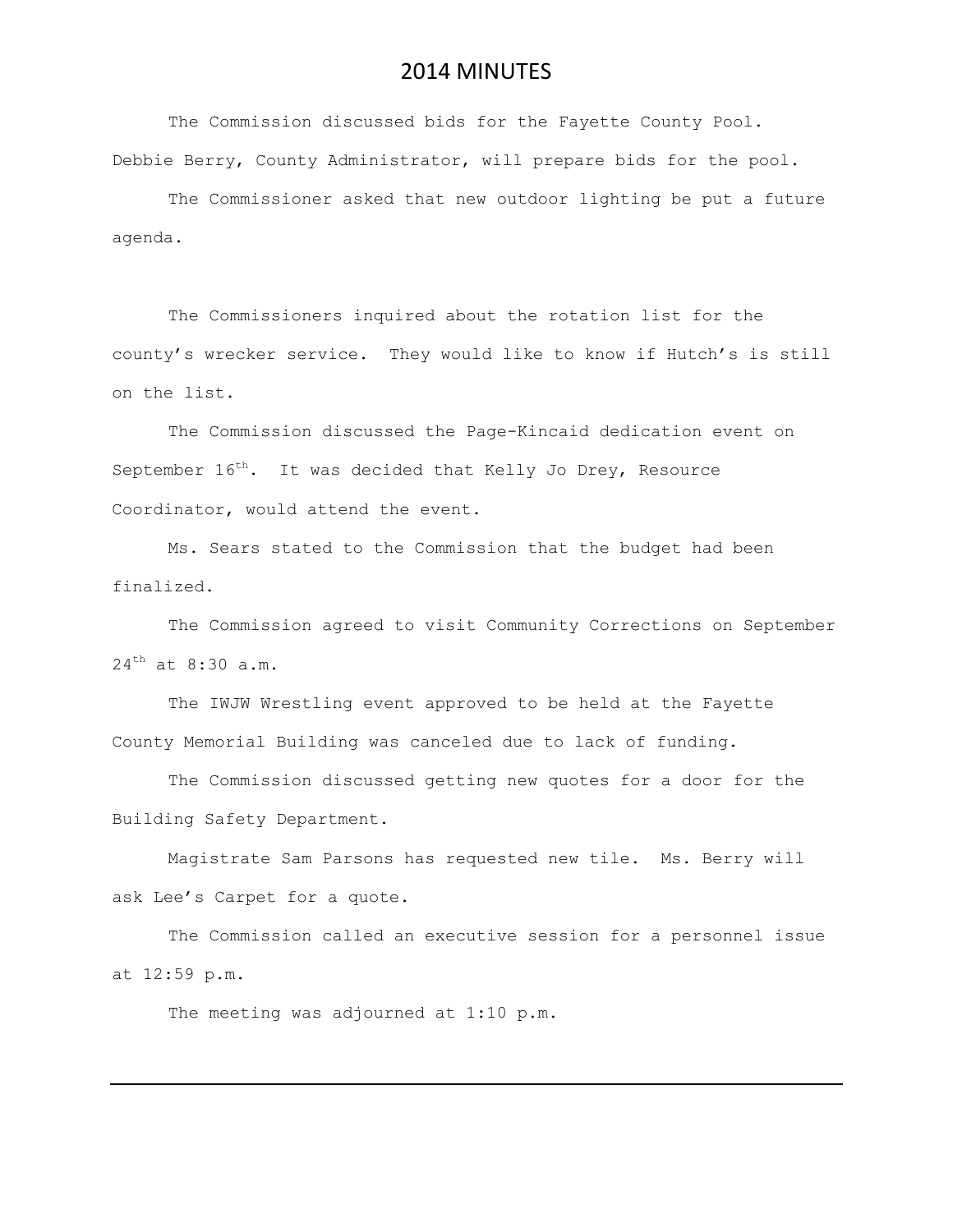# 2014 MINUTES

The Commission discussed bids for the Fayette County Pool. Debbie Berry, County Administrator, will prepare bids for the pool.

The Commissioner asked that new outdoor lighting be put a future agenda.

The Commissioners inquired about the rotation list for the county's wrecker service. They would like to know if Hutch's is still on the list.

The Commission discussed the Page-Kincaid dedication event on September 16th. It was decided that Kelly Jo Drey, Resource Coordinator, would attend the event.

Ms. Sears stated to the Commission that the budget had been finalized.

The Commission agreed to visit Community Corrections on September 24th at 8:30 a.m.

The IWJW Wrestling event approved to be held at the Fayette County Memorial Building was canceled due to lack of funding.

The Commission discussed getting new quotes for a door for the Building Safety Department.

Magistrate Sam Parsons has requested new tile. Ms. Berry will ask Lee's Carpet for a quote.

The Commission called an executive session for a personnel issue at 12:59 p.m.

The meeting was adjourned at 1:10 p.m.

---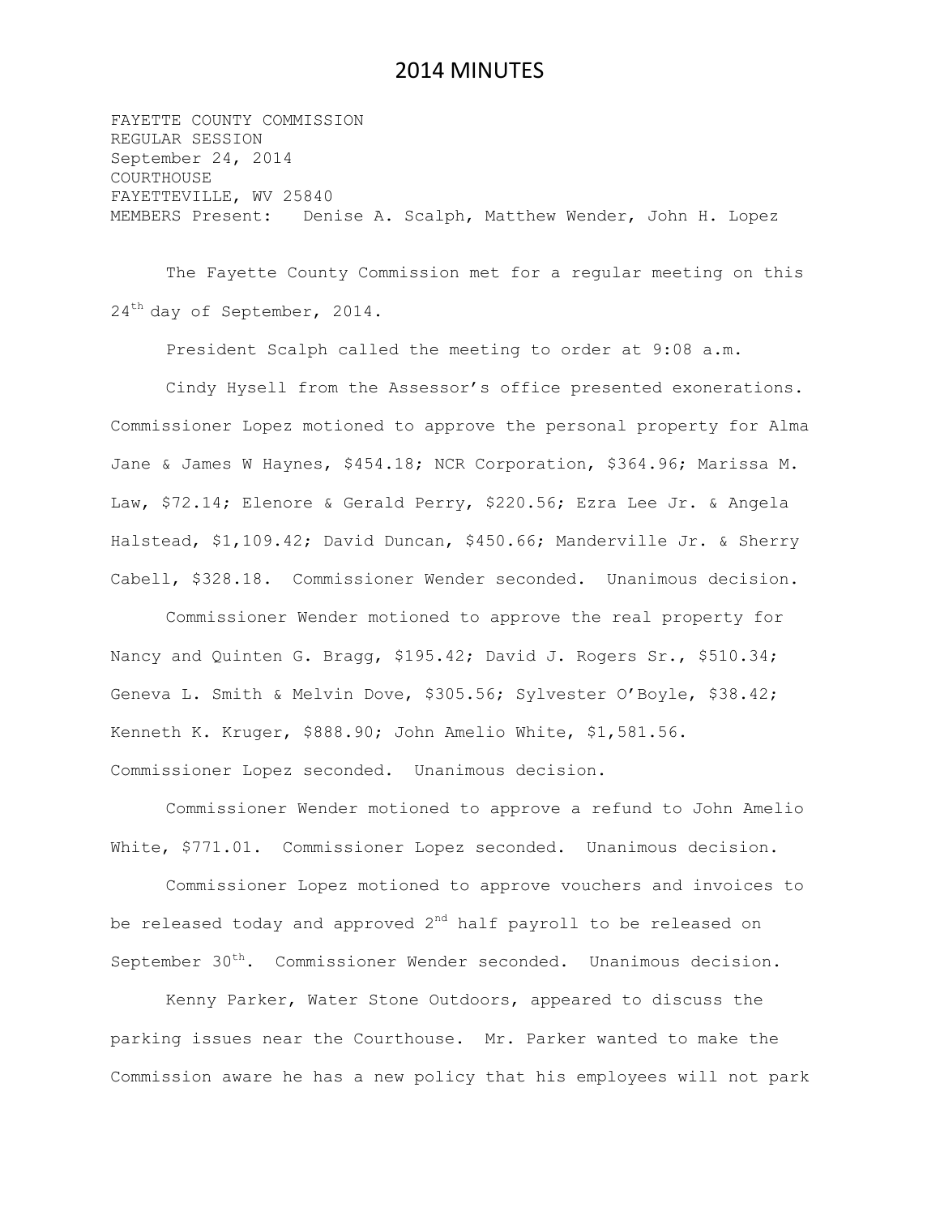# 2014 MINUTES

FAYETTE COUNTY COMMISSION
REGULAR SESSION
September 24, 2014
COURTHOUSE
FAYETTEVILLE, WV 25840
MEMBERS Present: Denise A. Scalph, Matthew Wender, John H. Lopez

The Fayette County Commission met for a regular meeting on this 24th day of September, 2014.

President Scalph called the meeting to order at 9:08 a.m.

Cindy Hysell from the Assessor's office presented exonerations. Commissioner Lopez motioned to approve the personal property for Alma Jane & James W Haynes, $454.18; NCR Corporation, $364.96; Marissa M. Law, $72.14; Elenore & Gerald Perry, $220.56; Ezra Lee Jr. & Angela Halstead, $1,109.42; David Duncan, $450.66; Manderville Jr. & Sherry Cabell, $328.18. Commissioner Wender seconded. Unanimous decision.

Commissioner Wender motioned to approve the real property for Nancy and Quinten G. Bragg, $195.42; David J. Rogers Sr., $510.34; Geneva L. Smith & Melvin Dove, $305.56; Sylvester O'Boyle, $38.42; Kenneth K. Kruger, $888.90; John Amelio White, $1,581.56. Commissioner Lopez seconded. Unanimous decision.

Commissioner Wender motioned to approve a refund to John Amelio White, $771.01. Commissioner Lopez seconded. Unanimous decision.

Commissioner Lopez motioned to approve vouchers and invoices to be released today and approved 2nd half payroll to be released on September 30th. Commissioner Wender seconded. Unanimous decision.

Kenny Parker, Water Stone Outdoors, appeared to discuss the parking issues near the Courthouse. Mr. Parker wanted to make the Commission aware he has a new policy that his employees will not park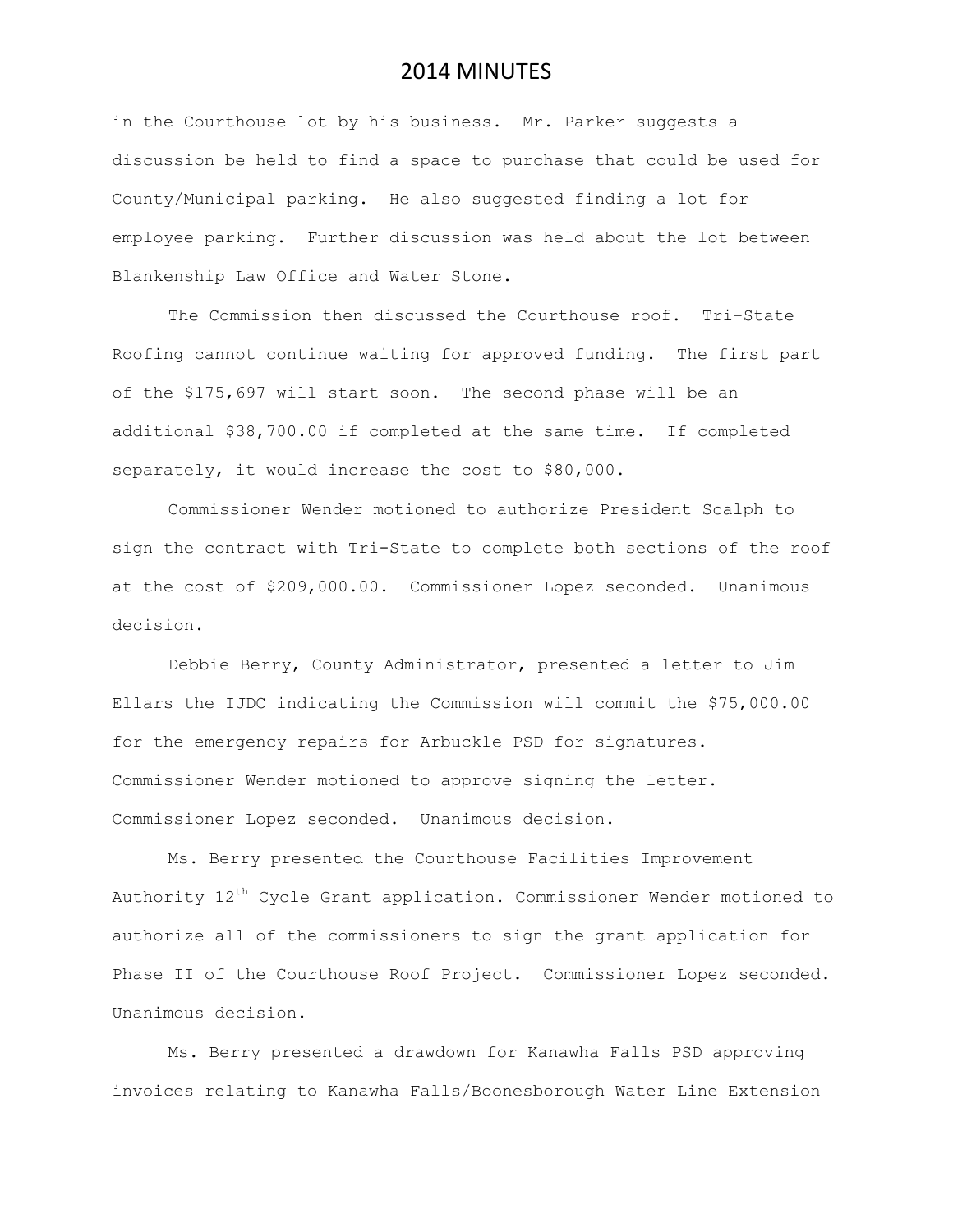in the Courthouse lot by his business. Mr. Parker suggests a discussion be held to find a space to purchase that could be used for County/Municipal parking. He also suggested finding a lot for employee parking. Further discussion was held about the lot between Blankenship Law Office and Water Stone.

The Commission then discussed the Courthouse roof. Tri-State Roofing cannot continue waiting for approved funding. The first part of the $175,697 will start soon. The second phase will be an additional $38,700.00 if completed at the same time. If completed separately, it would increase the cost to $80,000.

Commissioner Wender motioned to authorize President Scalph to sign the contract with Tri-State to complete both sections of the roof at the cost of $209,000.00. Commissioner Lopez seconded. Unanimous decision.

Debbie Berry, County Administrator, presented a letter to Jim Ellars the IJDC indicating the Commission will commit the $75,000.00 for the emergency repairs for Arbuckle PSD for signatures. Commissioner Wender motioned to approve signing the letter. Commissioner Lopez seconded. Unanimous decision.

Ms. Berry presented the Courthouse Facilities Improvement Authority 12th Cycle Grant application. Commissioner Wender motioned to authorize all of the commissioners to sign the grant application for Phase II of the Courthouse Roof Project. Commissioner Lopez seconded. Unanimous decision.

Ms. Berry presented a drawdown for Kanawha Falls PSD approving invoices relating to Kanawha Falls/Boonesborough Water Line Extension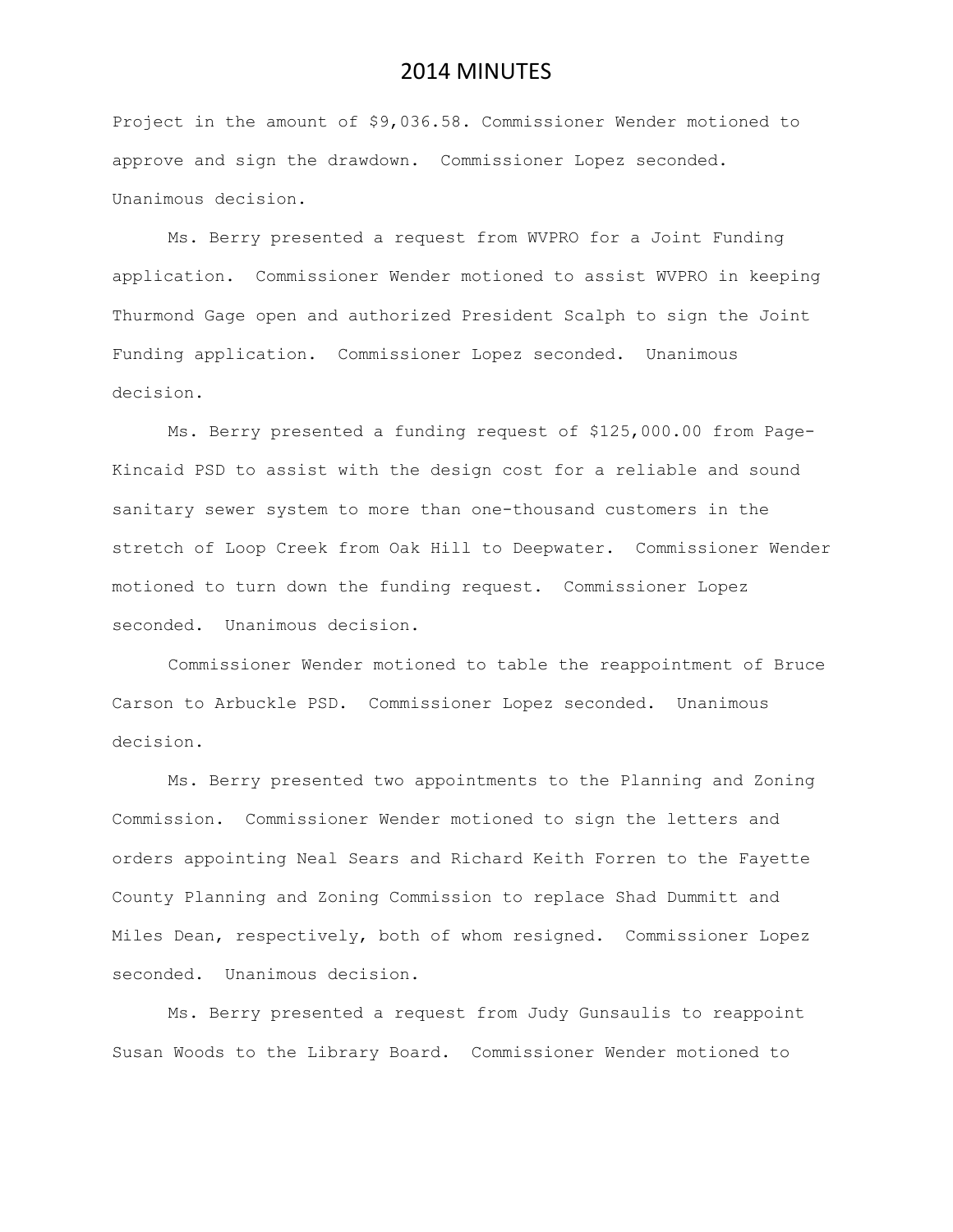Project in the amount of $9,036.58. Commissioner Wender motioned to approve and sign the drawdown. Commissioner Lopez seconded. Unanimous decision.

Ms. Berry presented a request from WVPRO for a Joint Funding application. Commissioner Wender motioned to assist WVPRO in keeping Thurmond Gage open and authorized President Scalph to sign the Joint Funding application. Commissioner Lopez seconded. Unanimous decision.

Ms. Berry presented a funding request of $125,000.00 from Page-Kincaid PSD to assist with the design cost for a reliable and sound sanitary sewer system to more than one-thousand customers in the stretch of Loop Creek from Oak Hill to Deepwater. Commissioner Wender motioned to turn down the funding request. Commissioner Lopez seconded. Unanimous decision.

Commissioner Wender motioned to table the reappointment of Bruce Carson to Arbuckle PSD. Commissioner Lopez seconded. Unanimous decision.

Ms. Berry presented two appointments to the Planning and Zoning Commission. Commissioner Wender motioned to sign the letters and orders appointing Neal Sears and Richard Keith Forren to the Fayette County Planning and Zoning Commission to replace Shad Dummitt and Miles Dean, respectively, both of whom resigned. Commissioner Lopez seconded. Unanimous decision.

Ms. Berry presented a request from Judy Gunsaulis to reappoint Susan Woods to the Library Board. Commissioner Wender motioned to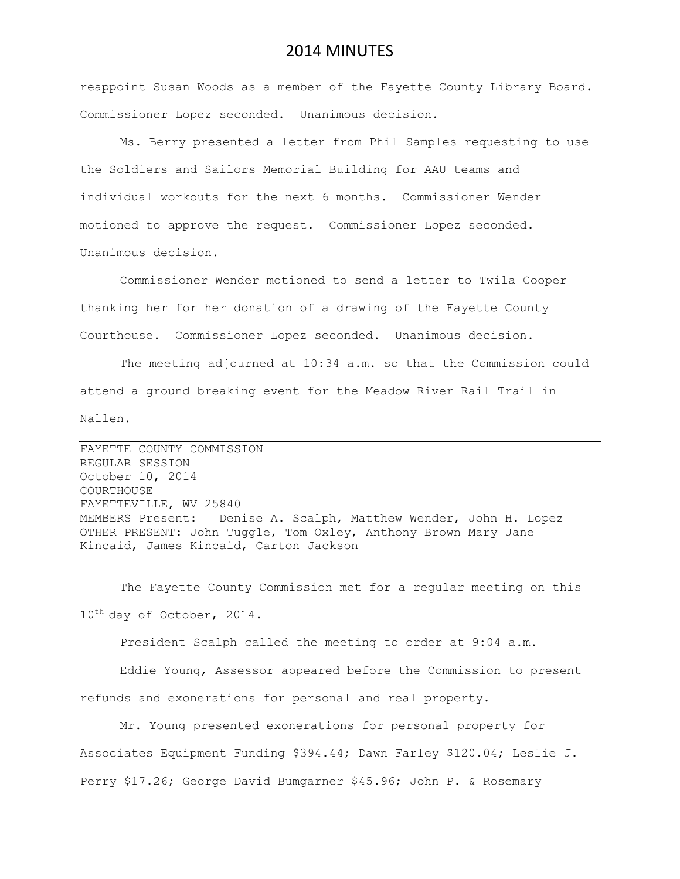reappoint Susan Woods as a member of the Fayette County Library Board. Commissioner Lopez seconded. Unanimous decision.

Ms. Berry presented a letter from Phil Samples requesting to use the Soldiers and Sailors Memorial Building for AAU teams and individual workouts for the next 6 months. Commissioner Wender motioned to approve the request. Commissioner Lopez seconded. Unanimous decision.

Commissioner Wender motioned to send a letter to Twila Cooper thanking her for her donation of a drawing of the Fayette County Courthouse. Commissioner Lopez seconded. Unanimous decision.

The meeting adjourned at 10:34 a.m. so that the Commission could attend a ground breaking event for the Meadow River Rail Trail in Nallen.

---

FAYETTE COUNTY COMMISSION
REGULAR SESSION
October 10, 2014
COURTHOUSE
FAYETTEVILLE, WV 25840
MEMBERS Present: Denise A. Scalph, Matthew Wender, John H. Lopez
OTHER PRESENT: John Tuggle, Tom Oxley, Anthony Brown Mary Jane Kincaid, James Kincaid, Carton Jackson

The Fayette County Commission met for a regular meeting on this 10th day of October, 2014.

President Scalph called the meeting to order at 9:04 a.m.

Eddie Young, Assessor appeared before the Commission to present refunds and exonerations for personal and real property.

Mr. Young presented exonerations for personal property for Associates Equipment Funding $394.44; Dawn Farley $120.04; Leslie J. Perry $17.26; George David Bumgarner $45.96; John P. & Rosemary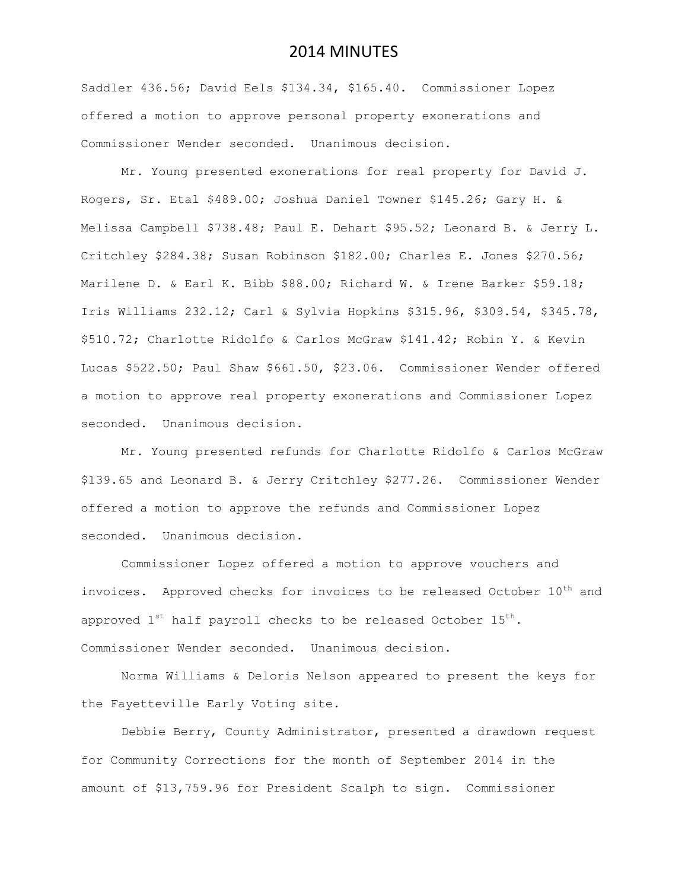Saddler 436.56; David Eels $134.34, $165.40. Commissioner Lopez offered a motion to approve personal property exonerations and Commissioner Wender seconded. Unanimous decision.

Mr. Young presented exonerations for real property for David J. Rogers, Sr. Etal $489.00; Joshua Daniel Towner $145.26; Gary H. & Melissa Campbell $738.48; Paul E. Dehart $95.52; Leonard B. & Jerry L. Critchley $284.38; Susan Robinson $182.00; Charles E. Jones $270.56; Marilene D. & Earl K. Bibb $88.00; Richard W. & Irene Barker $59.18; Iris Williams 232.12; Carl & Sylvia Hopkins $315.96, $309.54, $345.78, $510.72; Charlotte Ridolfo & Carlos McGraw $141.42; Robin Y. & Kevin Lucas $522.50; Paul Shaw $661.50, $23.06. Commissioner Wender offered a motion to approve real property exonerations and Commissioner Lopez seconded. Unanimous decision.

Mr. Young presented refunds for Charlotte Ridolfo & Carlos McGraw $139.65 and Leonard B. & Jerry Critchley $277.26. Commissioner Wender offered a motion to approve the refunds and Commissioner Lopez seconded. Unanimous decision.

Commissioner Lopez offered a motion to approve vouchers and invoices. Approved checks for invoices to be released October 10th and approved 1st half payroll checks to be released October 15th. Commissioner Wender seconded. Unanimous decision.

Norma Williams & Deloris Nelson appeared to present the keys for the Fayetteville Early Voting site.

Debbie Berry, County Administrator, presented a drawdown request for Community Corrections for the month of September 2014 in the amount of $13,759.96 for President Scalph to sign. Commissioner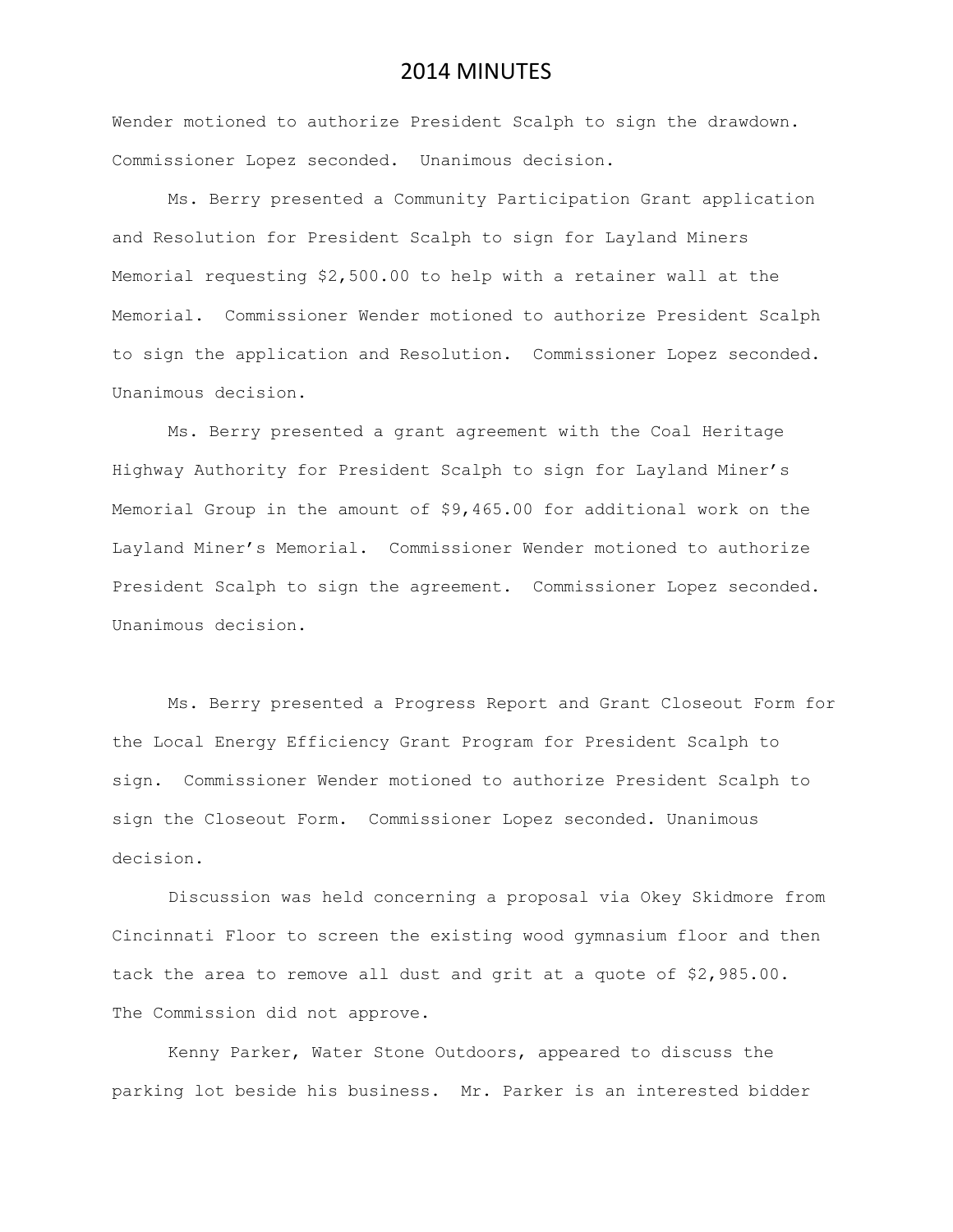Wender motioned to authorize President Scalph to sign the drawdown. Commissioner Lopez seconded. Unanimous decision.

Ms. Berry presented a Community Participation Grant application and Resolution for President Scalph to sign for Layland Miners Memorial requesting $2,500.00 to help with a retainer wall at the Memorial. Commissioner Wender motioned to authorize President Scalph to sign the application and Resolution. Commissioner Lopez seconded. Unanimous decision.

Ms. Berry presented a grant agreement with the Coal Heritage Highway Authority for President Scalph to sign for Layland Miner's Memorial Group in the amount of $9,465.00 for additional work on the Layland Miner's Memorial. Commissioner Wender motioned to authorize President Scalph to sign the agreement. Commissioner Lopez seconded. Unanimous decision.

Ms. Berry presented a Progress Report and Grant Closeout Form for the Local Energy Efficiency Grant Program for President Scalph to sign. Commissioner Wender motioned to authorize President Scalph to sign the Closeout Form. Commissioner Lopez seconded. Unanimous decision.

Discussion was held concerning a proposal via Okey Skidmore from Cincinnati Floor to screen the existing wood gymnasium floor and then tack the area to remove all dust and grit at a quote of $2,985.00. The Commission did not approve.

Kenny Parker, Water Stone Outdoors, appeared to discuss the parking lot beside his business. Mr. Parker is an interested bidder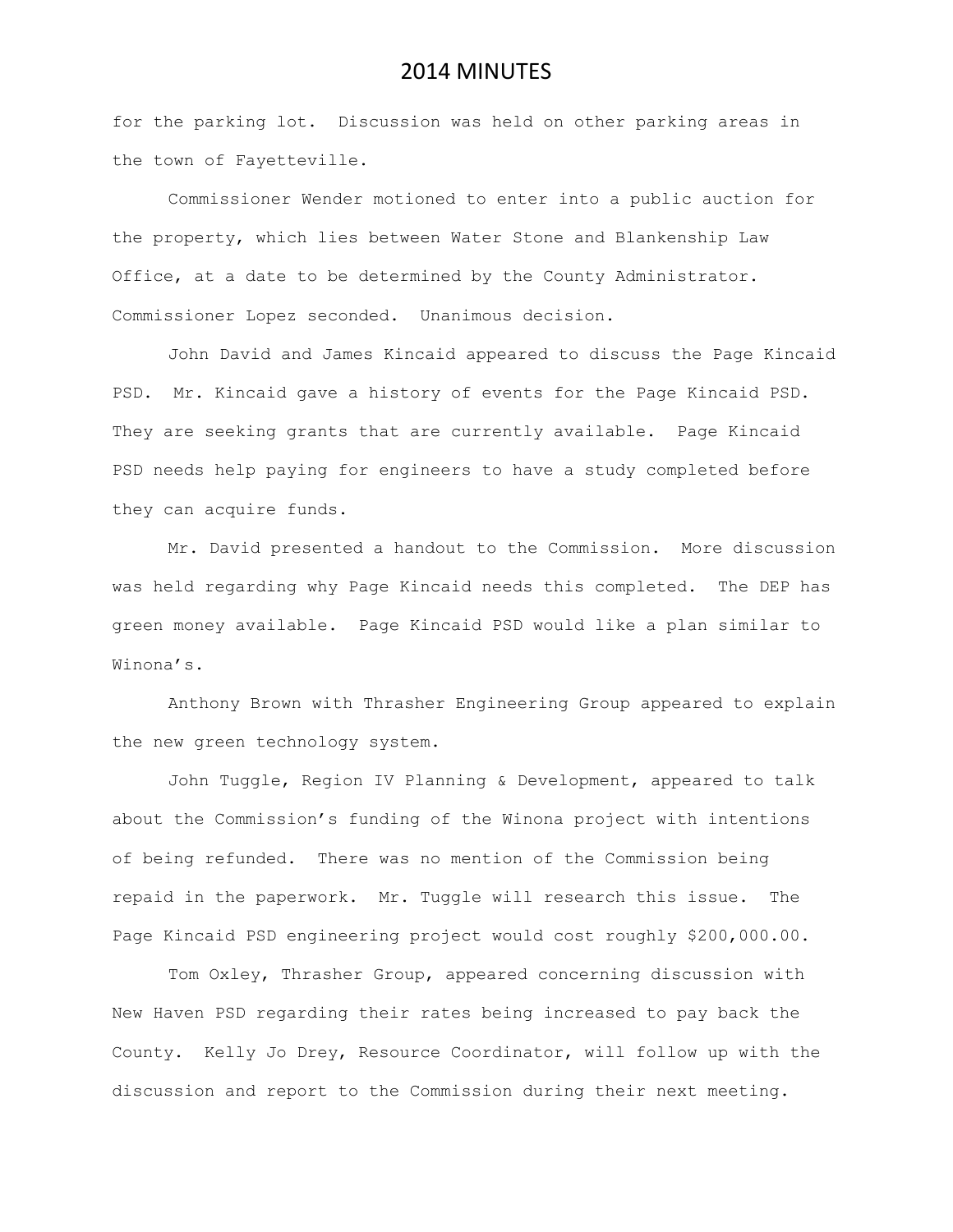for the parking lot. Discussion was held on other parking areas in the town of Fayetteville.

Commissioner Wender motioned to enter into a public auction for the property, which lies between Water Stone and Blankenship Law Office, at a date to be determined by the County Administrator. Commissioner Lopez seconded. Unanimous decision.

John David and James Kincaid appeared to discuss the Page Kincaid PSD. Mr. Kincaid gave a history of events for the Page Kincaid PSD. They are seeking grants that are currently available. Page Kincaid PSD needs help paying for engineers to have a study completed before they can acquire funds.

Mr. David presented a handout to the Commission. More discussion was held regarding why Page Kincaid needs this completed. The DEP has green money available. Page Kincaid PSD would like a plan similar to Winona's.

Anthony Brown with Thrasher Engineering Group appeared to explain the new green technology system.

John Tuggle, Region IV Planning & Development, appeared to talk about the Commission's funding of the Winona project with intentions of being refunded. There was no mention of the Commission being repaid in the paperwork. Mr. Tuggle will research this issue. The Page Kincaid PSD engineering project would cost roughly $200,000.00.

Tom Oxley, Thrasher Group, appeared concerning discussion with New Haven PSD regarding their rates being increased to pay back the County. Kelly Jo Drey, Resource Coordinator, will follow up with the discussion and report to the Commission during their next meeting.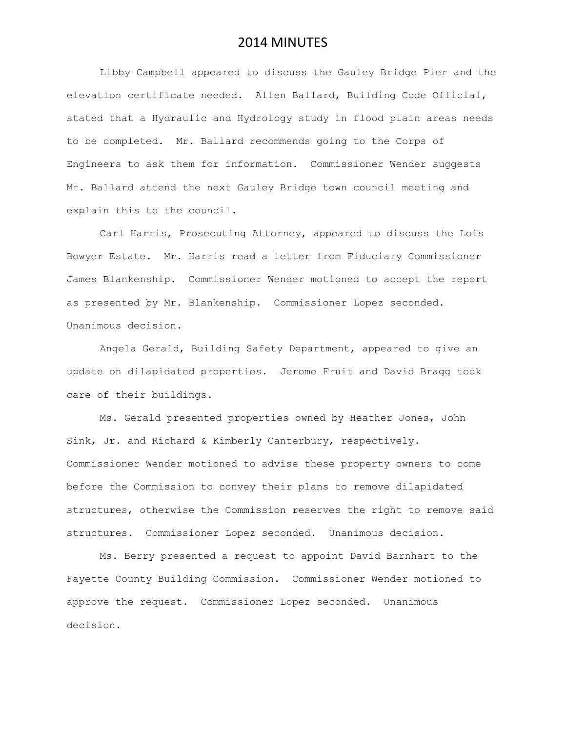# 2014 MINUTES

Libby Campbell appeared to discuss the Gauley Bridge Pier and the elevation certificate needed. Allen Ballard, Building Code Official, stated that a Hydraulic and Hydrology study in flood plain areas needs to be completed. Mr. Ballard recommends going to the Corps of Engineers to ask them for information. Commissioner Wender suggests Mr. Ballard attend the next Gauley Bridge town council meeting and explain this to the council.

Carl Harris, Prosecuting Attorney, appeared to discuss the Lois Bowyer Estate. Mr. Harris read a letter from Fiduciary Commissioner James Blankenship. Commissioner Wender motioned to accept the report as presented by Mr. Blankenship. Commissioner Lopez seconded. Unanimous decision.

Angela Gerald, Building Safety Department, appeared to give an update on dilapidated properties. Jerome Fruit and David Bragg took care of their buildings.

Ms. Gerald presented properties owned by Heather Jones, John Sink, Jr. and Richard & Kimberly Canterbury, respectively. Commissioner Wender motioned to advise these property owners to come before the Commission to convey their plans to remove dilapidated structures, otherwise the Commission reserves the right to remove said structures. Commissioner Lopez seconded. Unanimous decision.

Ms. Berry presented a request to appoint David Barnhart to the Fayette County Building Commission. Commissioner Wender motioned to approve the request. Commissioner Lopez seconded. Unanimous decision.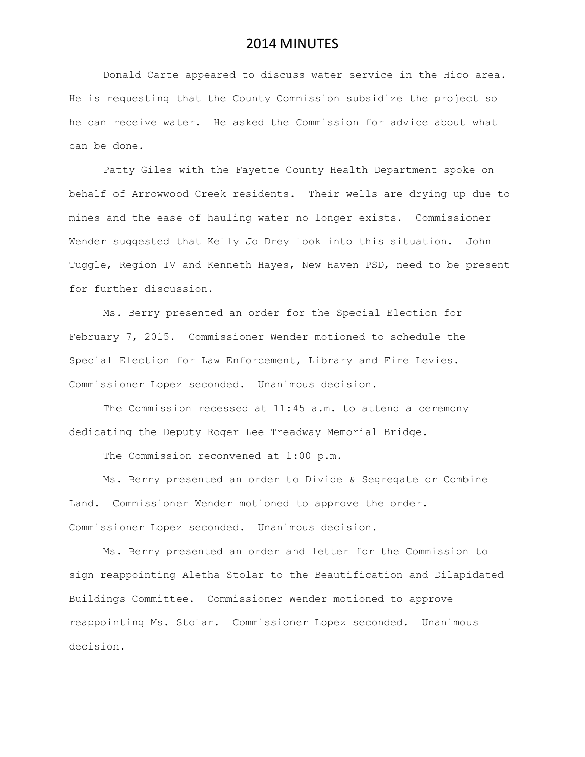Donald Carte appeared to discuss water service in the Hico area. He is requesting that the County Commission subsidize the project so he can receive water. He asked the Commission for advice about what can be done.

Patty Giles with the Fayette County Health Department spoke on behalf of Arrowwood Creek residents. Their wells are drying up due to mines and the ease of hauling water no longer exists. Commissioner Wender suggested that Kelly Jo Drey look into this situation. John Tuggle, Region IV and Kenneth Hayes, New Haven PSD, need to be present for further discussion.

Ms. Berry presented an order for the Special Election for February 7, 2015. Commissioner Wender motioned to schedule the Special Election for Law Enforcement, Library and Fire Levies. Commissioner Lopez seconded. Unanimous decision.

The Commission recessed at 11:45 a.m. to attend a ceremony dedicating the Deputy Roger Lee Treadway Memorial Bridge.

The Commission reconvened at 1:00 p.m.

Ms. Berry presented an order to Divide & Segregate or Combine Land. Commissioner Wender motioned to approve the order. Commissioner Lopez seconded. Unanimous decision.

Ms. Berry presented an order and letter for the Commission to sign reappointing Aletha Stolar to the Beautification and Dilapidated Buildings Committee. Commissioner Wender motioned to approve reappointing Ms. Stolar. Commissioner Lopez seconded. Unanimous decision.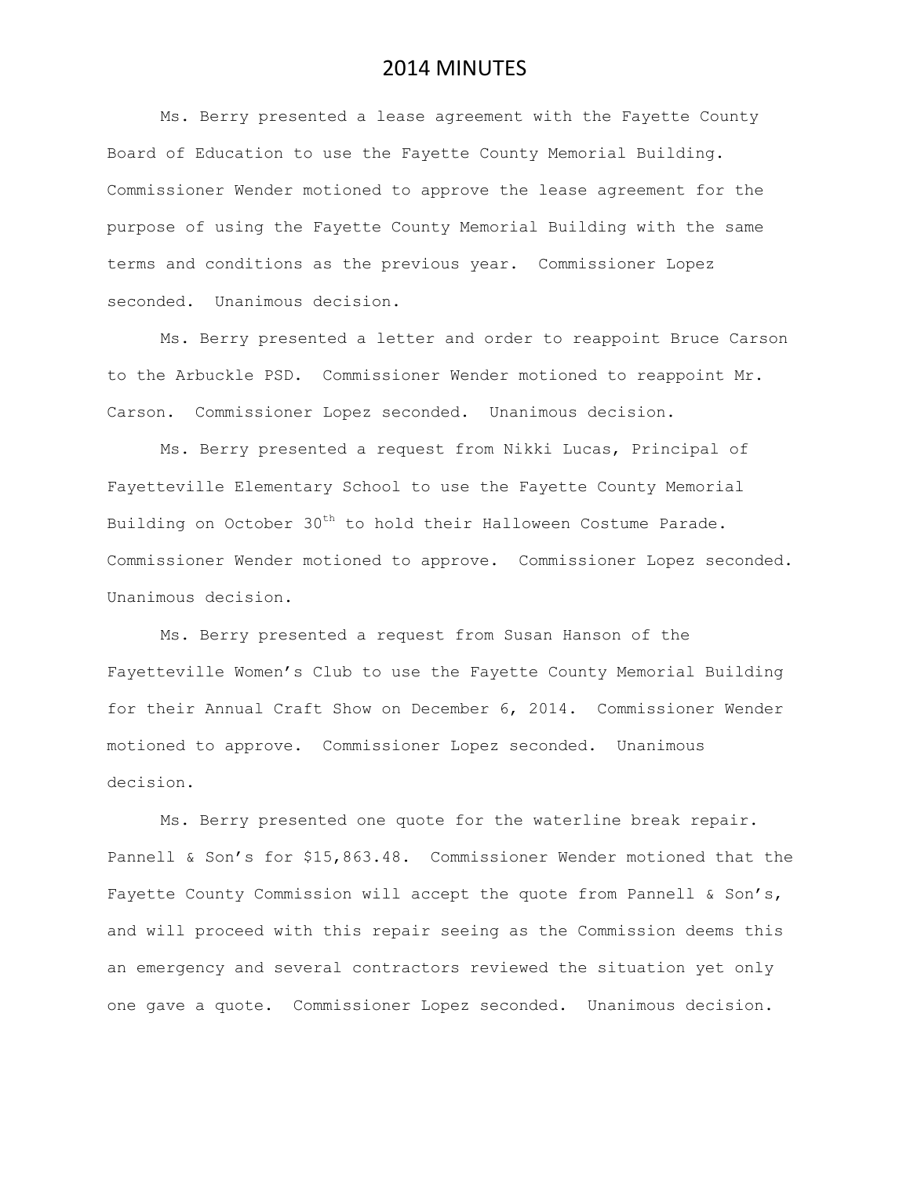Ms. Berry presented a lease agreement with the Fayette County Board of Education to use the Fayette County Memorial Building. Commissioner Wender motioned to approve the lease agreement for the purpose of using the Fayette County Memorial Building with the same terms and conditions as the previous year. Commissioner Lopez seconded. Unanimous decision.

Ms. Berry presented a letter and order to reappoint Bruce Carson to the Arbuckle PSD. Commissioner Wender motioned to reappoint Mr. Carson. Commissioner Lopez seconded. Unanimous decision.

Ms. Berry presented a request from Nikki Lucas, Principal of Fayetteville Elementary School to use the Fayette County Memorial Building on October 30th to hold their Halloween Costume Parade. Commissioner Wender motioned to approve. Commissioner Lopez seconded. Unanimous decision.

Ms. Berry presented a request from Susan Hanson of the Fayetteville Women's Club to use the Fayette County Memorial Building for their Annual Craft Show on December 6, 2014. Commissioner Wender motioned to approve. Commissioner Lopez seconded. Unanimous decision.

Ms. Berry presented one quote for the waterline break repair. Pannell & Son's for $15,863.48. Commissioner Wender motioned that the Fayette County Commission will accept the quote from Pannell & Son's, and will proceed with this repair seeing as the Commission deems this an emergency and several contractors reviewed the situation yet only one gave a quote. Commissioner Lopez seconded. Unanimous decision.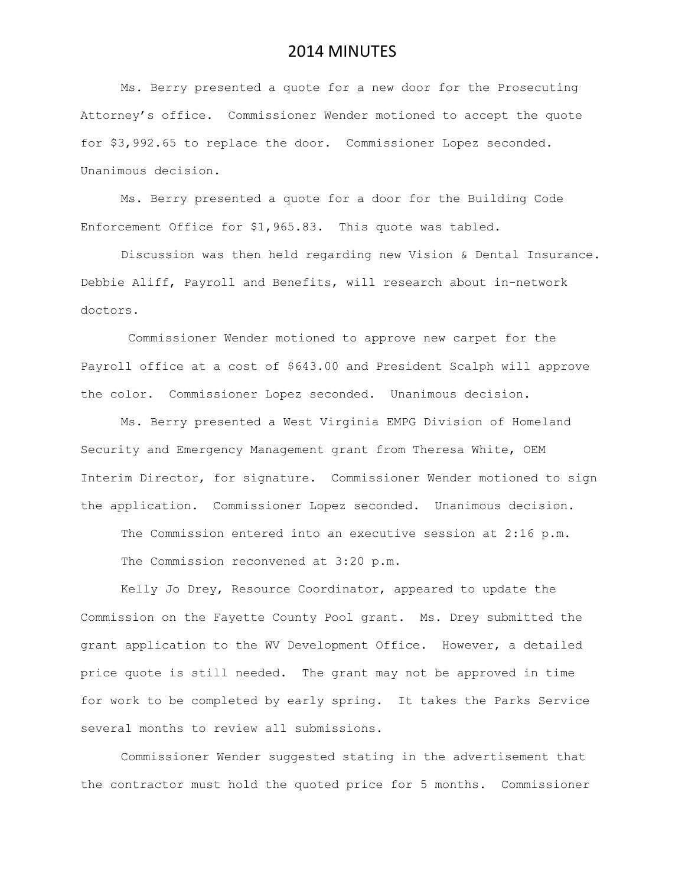Ms. Berry presented a quote for a new door for the Prosecuting Attorney's office. Commissioner Wender motioned to accept the quote for $3,992.65 to replace the door. Commissioner Lopez seconded. Unanimous decision.

Ms. Berry presented a quote for a door for the Building Code Enforcement Office for $1,965.83. This quote was tabled.

Discussion was then held regarding new Vision & Dental Insurance. Debbie Aliff, Payroll and Benefits, will research about in-network doctors.

Commissioner Wender motioned to approve new carpet for the Payroll office at a cost of $643.00 and President Scalph will approve the color. Commissioner Lopez seconded. Unanimous decision.

Ms. Berry presented a West Virginia EMPG Division of Homeland Security and Emergency Management grant from Theresa White, OEM Interim Director, for signature. Commissioner Wender motioned to sign the application. Commissioner Lopez seconded. Unanimous decision.

The Commission entered into an executive session at 2:16 p.m.

The Commission reconvened at 3:20 p.m.

Kelly Jo Drey, Resource Coordinator, appeared to update the Commission on the Fayette County Pool grant. Ms. Drey submitted the grant application to the WV Development Office. However, a detailed price quote is still needed. The grant may not be approved in time for work to be completed by early spring. It takes the Parks Service several months to review all submissions.

Commissioner Wender suggested stating in the advertisement that the contractor must hold the quoted price for 5 months. Commissioner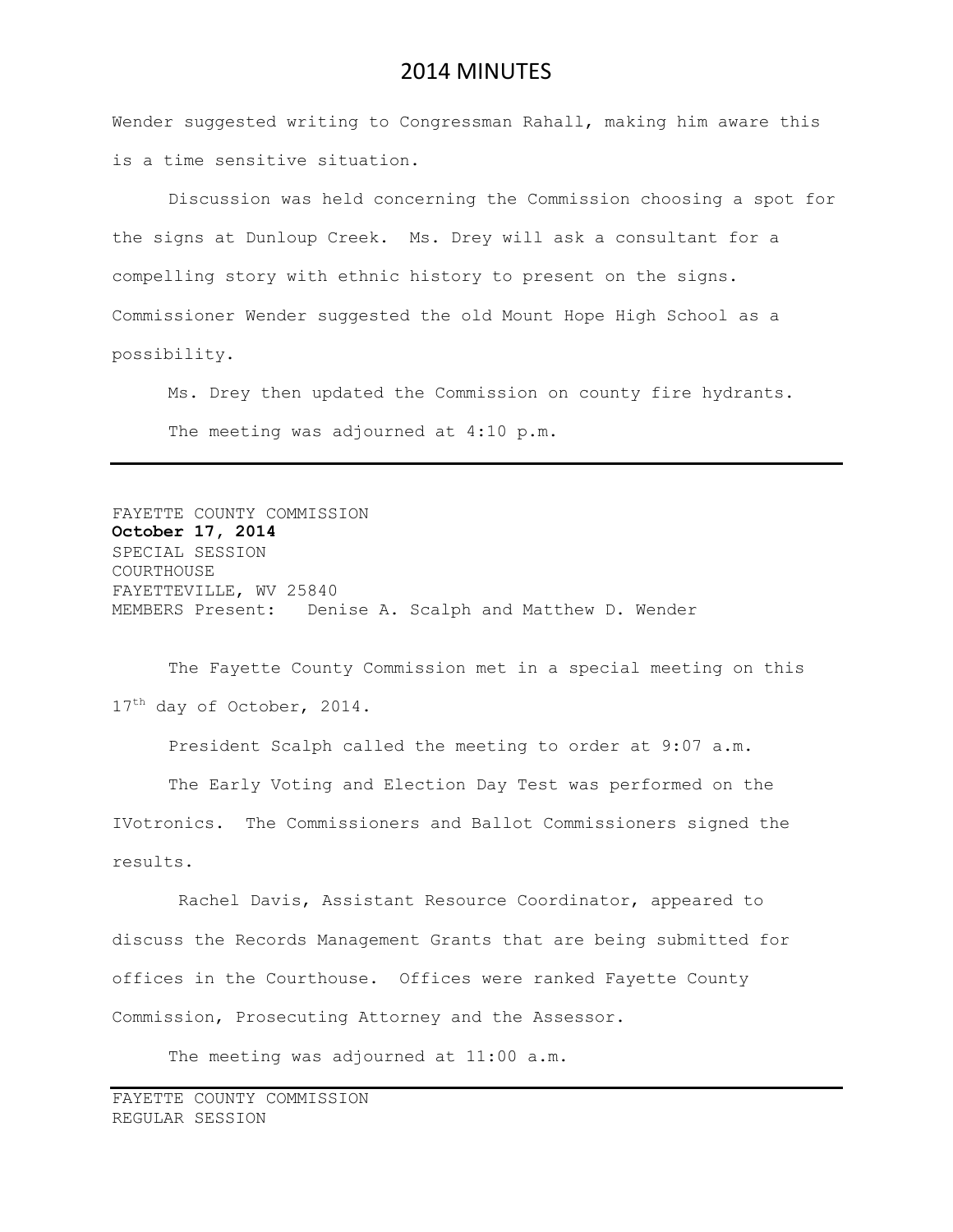Wender suggested writing to Congressman Rahall, making him aware this is a time sensitive situation.

Discussion was held concerning the Commission choosing a spot for the signs at Dunloup Creek. Ms. Drey will ask a consultant for a compelling story with ethnic history to present on the signs. Commissioner Wender suggested the old Mount Hope High School as a possibility.

Ms. Drey then updated the Commission on county fire hydrants.

The meeting was adjourned at 4:10 p.m.

---

FAYETTE COUNTY COMMISSION
**October 17, 2014**
SPECIAL SESSION
COURTHOUSE
FAYETTEVILLE, WV 25840
MEMBERS Present: Denise A. Scalph and Matthew D. Wender

The Fayette County Commission met in a special meeting on this 17th day of October, 2014.

President Scalph called the meeting to order at 9:07 a.m.

The Early Voting and Election Day Test was performed on the IVotronics. The Commissioners and Ballot Commissioners signed the results.

Rachel Davis, Assistant Resource Coordinator, appeared to discuss the Records Management Grants that are being submitted for offices in the Courthouse. Offices were ranked Fayette County Commission, Prosecuting Attorney and the Assessor.

The meeting was adjourned at 11:00 a.m.

---

FAYETTE COUNTY COMMISSION
REGULAR SESSION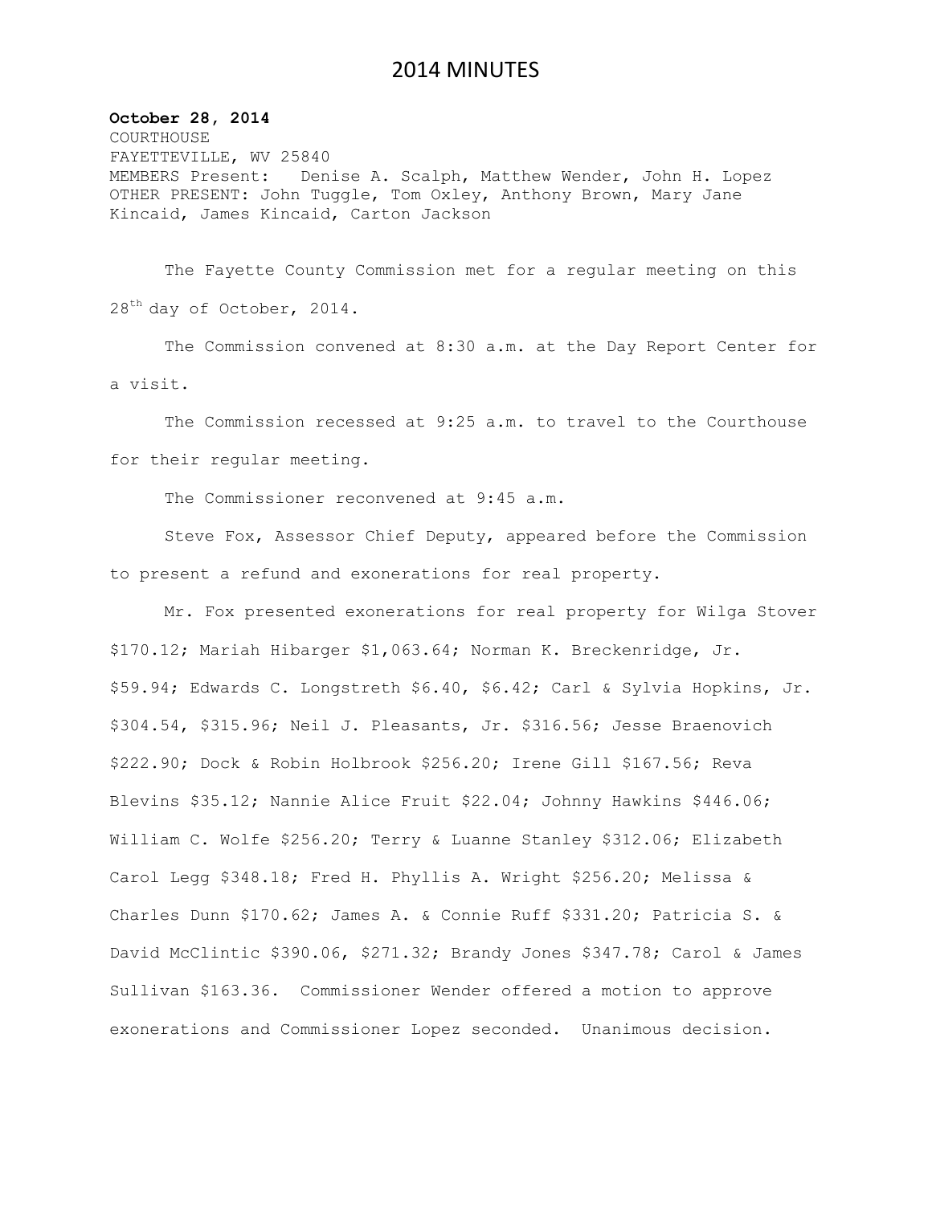**October 28, 2014**
COURTHOUSE
FAYETTEVILLE, WV 25840
MEMBERS Present: Denise A. Scalph, Matthew Wender, John H. Lopez
OTHER PRESENT: John Tuggle, Tom Oxley, Anthony Brown, Mary Jane Kincaid, James Kincaid, Carton Jackson

The Fayette County Commission met for a regular meeting on this 28th day of October, 2014.

The Commission convened at 8:30 a.m. at the Day Report Center for a visit.

The Commission recessed at 9:25 a.m. to travel to the Courthouse for their regular meeting.

The Commissioner reconvened at 9:45 a.m.

Steve Fox, Assessor Chief Deputy, appeared before the Commission to present a refund and exonerations for real property.

Mr. Fox presented exonerations for real property for Wilga Stover $170.12; Mariah Hibarger $1,063.64; Norman K. Breckenridge, Jr. $59.94; Edwards C. Longstreth $6.40, $6.42; Carl & Sylvia Hopkins, Jr. $304.54, $315.96; Neil J. Pleasants, Jr. $316.56; Jesse Braenovich $222.90; Dock & Robin Holbrook $256.20; Irene Gill $167.56; Reva Blevins $35.12; Nannie Alice Fruit $22.04; Johnny Hawkins $446.06; William C. Wolfe $256.20; Terry & Luanne Stanley $312.06; Elizabeth Carol Legg $348.18; Fred H. Phyllis A. Wright $256.20; Melissa & Charles Dunn $170.62; James A. & Connie Ruff $331.20; Patricia S. & David McClintic $390.06, $271.32; Brandy Jones $347.78; Carol & James Sullivan $163.36. Commissioner Wender offered a motion to approve exonerations and Commissioner Lopez seconded. Unanimous decision.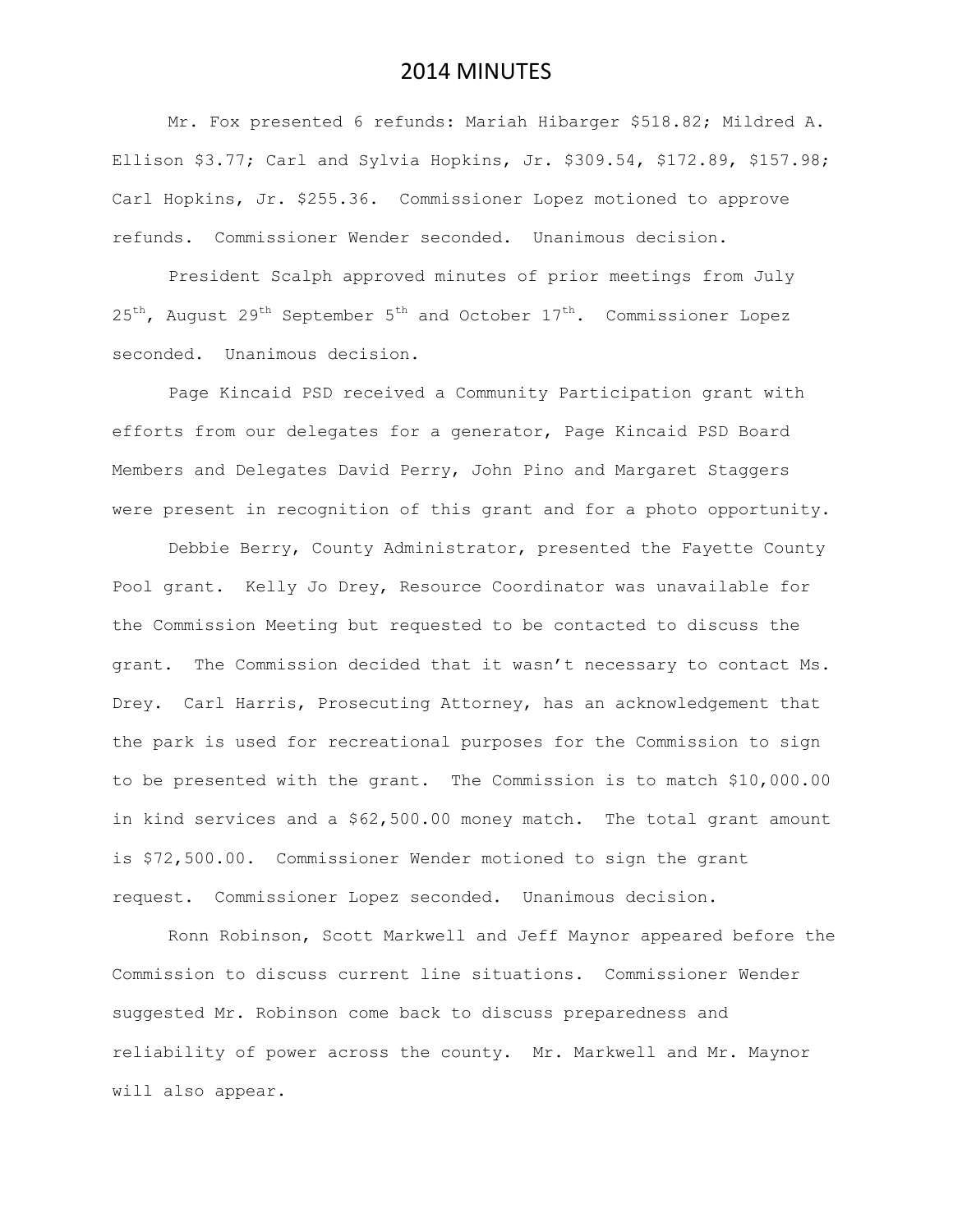Mr. Fox presented 6 refunds: Mariah Hibarger \$518.82; Mildred A. Ellison \$3.77; Carl and Sylvia Hopkins, Jr. \$309.54, \$172.89, \$157.98; Carl Hopkins, Jr. \$255.36. Commissioner Lopez motioned to approve refunds. Commissioner Wender seconded. Unanimous decision.

President Scalph approved minutes of prior meetings from July 25th, August 29th September 5th and October 17th. Commissioner Lopez seconded. Unanimous decision.

Page Kincaid PSD received a Community Participation grant with efforts from our delegates for a generator, Page Kincaid PSD Board Members and Delegates David Perry, John Pino and Margaret Staggers were present in recognition of this grant and for a photo opportunity.

Debbie Berry, County Administrator, presented the Fayette County Pool grant. Kelly Jo Drey, Resource Coordinator was unavailable for the Commission Meeting but requested to be contacted to discuss the grant. The Commission decided that it wasn't necessary to contact Ms. Drey. Carl Harris, Prosecuting Attorney, has an acknowledgement that the park is used for recreational purposes for the Commission to sign to be presented with the grant. The Commission is to match \$10,000.00 in kind services and a \$62,500.00 money match. The total grant amount is \$72,500.00. Commissioner Wender motioned to sign the grant request. Commissioner Lopez seconded. Unanimous decision.

Ronn Robinson, Scott Markwell and Jeff Maynor appeared before the Commission to discuss current line situations. Commissioner Wender suggested Mr. Robinson come back to discuss preparedness and reliability of power across the county. Mr. Markwell and Mr. Maynor will also appear.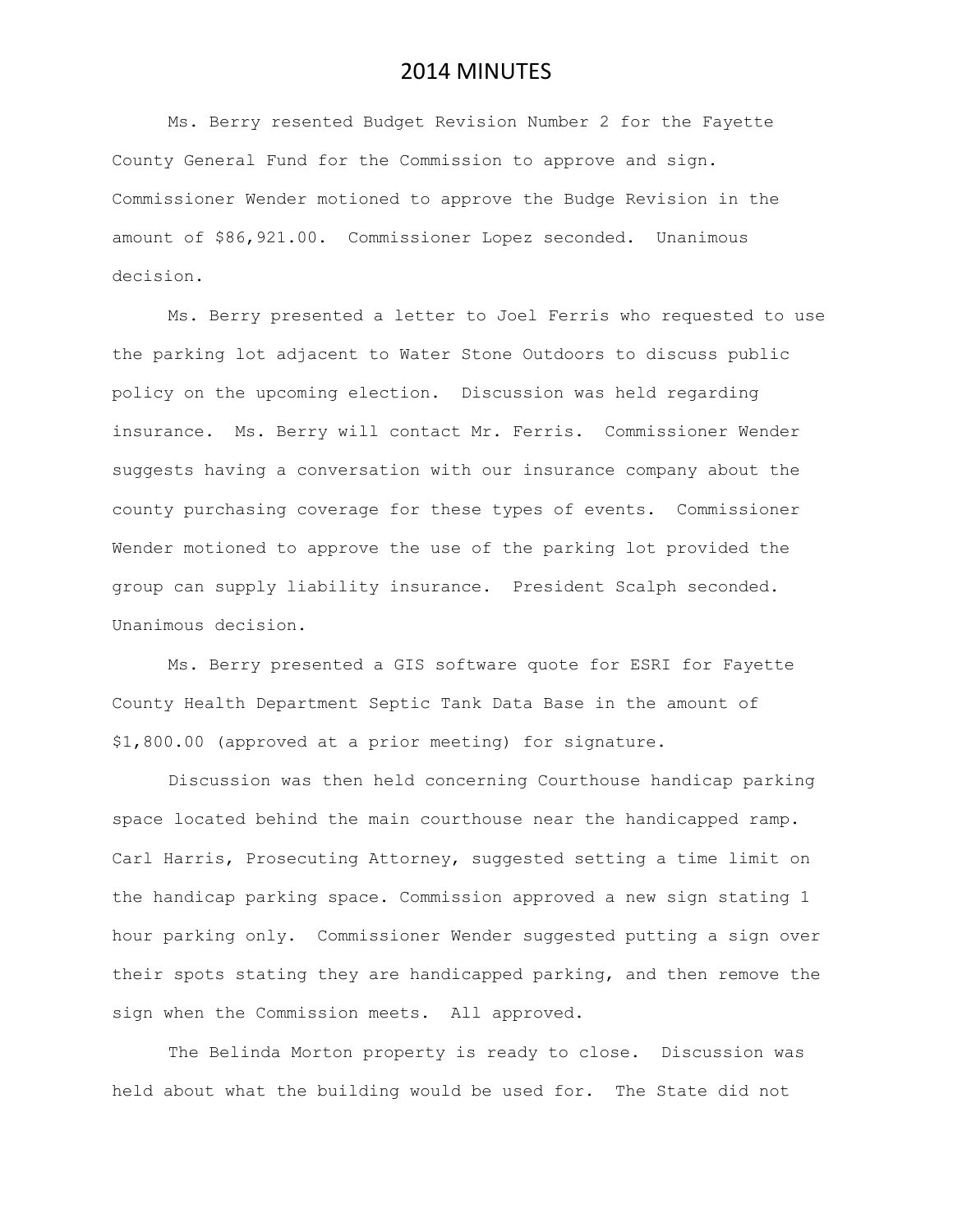Ms. Berry resented Budget Revision Number 2 for the Fayette County General Fund for the Commission to approve and sign. Commissioner Wender motioned to approve the Budge Revision in the amount of $86,921.00. Commissioner Lopez seconded. Unanimous decision.

Ms. Berry presented a letter to Joel Ferris who requested to use the parking lot adjacent to Water Stone Outdoors to discuss public policy on the upcoming election. Discussion was held regarding insurance. Ms. Berry will contact Mr. Ferris. Commissioner Wender suggests having a conversation with our insurance company about the county purchasing coverage for these types of events. Commissioner Wender motioned to approve the use of the parking lot provided the group can supply liability insurance. President Scalph seconded. Unanimous decision.

Ms. Berry presented a GIS software quote for ESRI for Fayette County Health Department Septic Tank Data Base in the amount of $1,800.00 (approved at a prior meeting) for signature.

Discussion was then held concerning Courthouse handicap parking space located behind the main courthouse near the handicapped ramp. Carl Harris, Prosecuting Attorney, suggested setting a time limit on the handicap parking space. Commission approved a new sign stating 1 hour parking only. Commissioner Wender suggested putting a sign over their spots stating they are handicapped parking, and then remove the sign when the Commission meets. All approved.

The Belinda Morton property is ready to close. Discussion was held about what the building would be used for. The State did not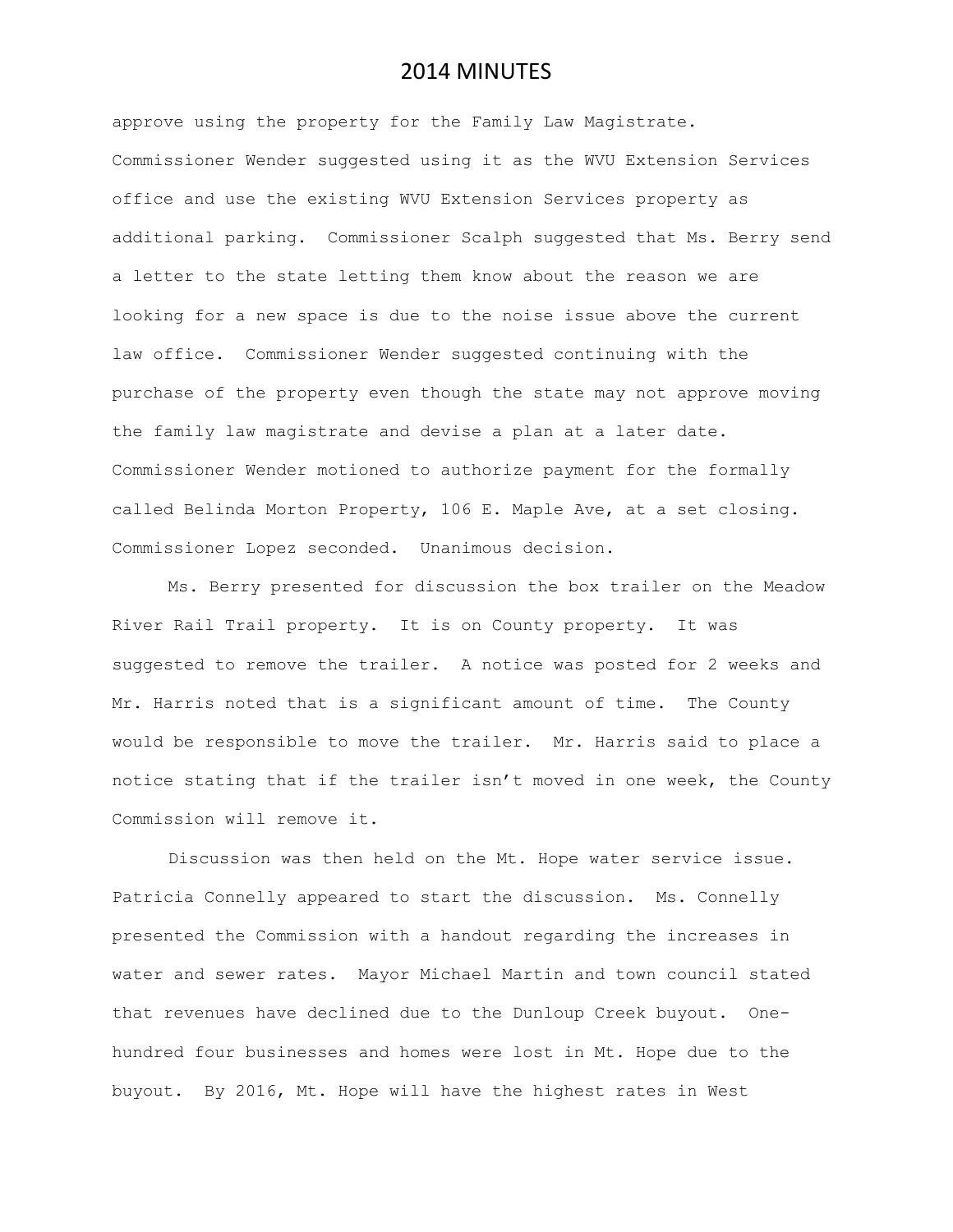approve using the property for the Family Law Magistrate. Commissioner Wender suggested using it as the WVU Extension Services office and use the existing WVU Extension Services property as additional parking. Commissioner Scalph suggested that Ms. Berry send a letter to the state letting them know about the reason we are looking for a new space is due to the noise issue above the current law office. Commissioner Wender suggested continuing with the purchase of the property even though the state may not approve moving the family law magistrate and devise a plan at a later date. Commissioner Wender motioned to authorize payment for the formally called Belinda Morton Property, 106 E. Maple Ave, at a set closing. Commissioner Lopez seconded. Unanimous decision.

Ms. Berry presented for discussion the box trailer on the Meadow River Rail Trail property. It is on County property. It was suggested to remove the trailer. A notice was posted for 2 weeks and Mr. Harris noted that is a significant amount of time. The County would be responsible to move the trailer. Mr. Harris said to place a notice stating that if the trailer isn't moved in one week, the County Commission will remove it.

Discussion was then held on the Mt. Hope water service issue. Patricia Connelly appeared to start the discussion. Ms. Connelly presented the Commission with a handout regarding the increases in water and sewer rates. Mayor Michael Martin and town council stated that revenues have declined due to the Dunloup Creek buyout. One-hundred four businesses and homes were lost in Mt. Hope due to the buyout. By 2016, Mt. Hope will have the highest rates in West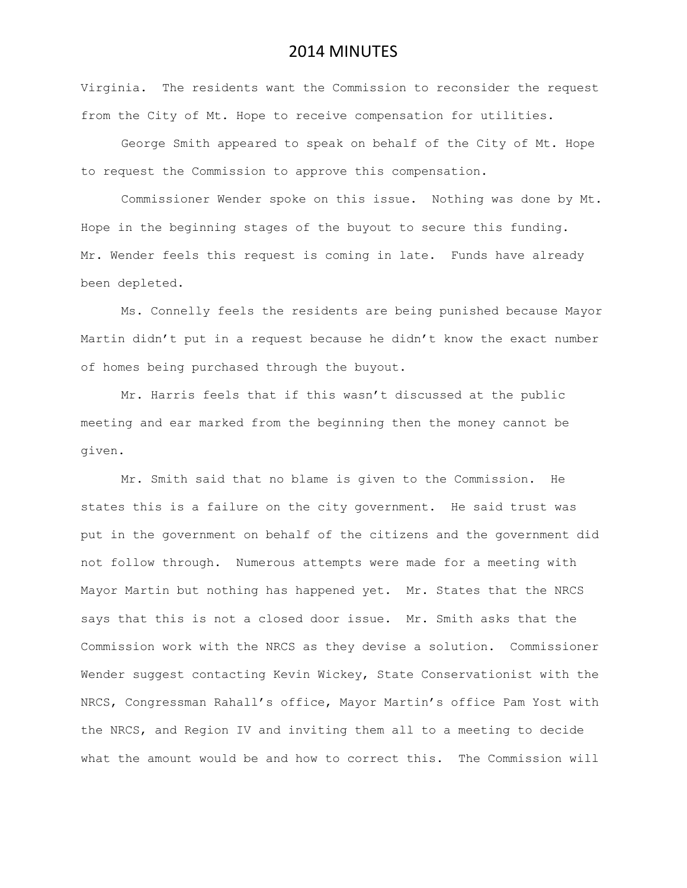Virginia. The residents want the Commission to reconsider the request from the City of Mt. Hope to receive compensation for utilities.

George Smith appeared to speak on behalf of the City of Mt. Hope to request the Commission to approve this compensation.

Commissioner Wender spoke on this issue. Nothing was done by Mt. Hope in the beginning stages of the buyout to secure this funding. Mr. Wender feels this request is coming in late. Funds have already been depleted.

Ms. Connelly feels the residents are being punished because Mayor Martin didn't put in a request because he didn't know the exact number of homes being purchased through the buyout.

Mr. Harris feels that if this wasn't discussed at the public meeting and ear marked from the beginning then the money cannot be given.

Mr. Smith said that no blame is given to the Commission. He states this is a failure on the city government. He said trust was put in the government on behalf of the citizens and the government did not follow through. Numerous attempts were made for a meeting with Mayor Martin but nothing has happened yet. Mr. States that the NRCS says that this is not a closed door issue. Mr. Smith asks that the Commission work with the NRCS as they devise a solution. Commissioner Wender suggest contacting Kevin Wickey, State Conservationist with the NRCS, Congressman Rahall's office, Mayor Martin's office Pam Yost with the NRCS, and Region IV and inviting them all to a meeting to decide what the amount would be and how to correct this. The Commission will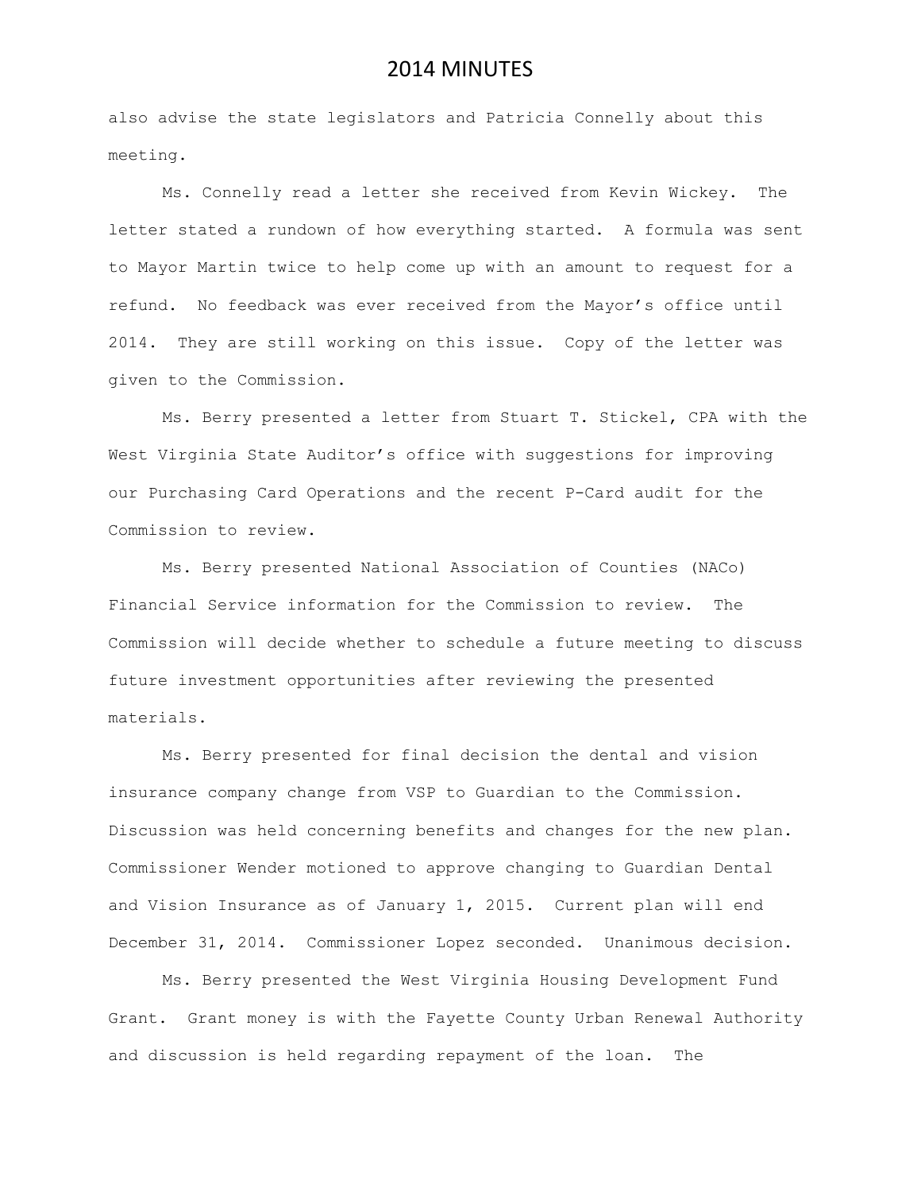also advise the state legislators and Patricia Connelly about this meeting.

Ms. Connelly read a letter she received from Kevin Wickey. The letter stated a rundown of how everything started. A formula was sent to Mayor Martin twice to help come up with an amount to request for a refund. No feedback was ever received from the Mayor's office until 2014. They are still working on this issue. Copy of the letter was given to the Commission.

Ms. Berry presented a letter from Stuart T. Stickel, CPA with the West Virginia State Auditor's office with suggestions for improving our Purchasing Card Operations and the recent P-Card audit for the Commission to review.

Ms. Berry presented National Association of Counties (NACo) Financial Service information for the Commission to review. The Commission will decide whether to schedule a future meeting to discuss future investment opportunities after reviewing the presented materials.

Ms. Berry presented for final decision the dental and vision insurance company change from VSP to Guardian to the Commission. Discussion was held concerning benefits and changes for the new plan. Commissioner Wender motioned to approve changing to Guardian Dental and Vision Insurance as of January 1, 2015. Current plan will end December 31, 2014. Commissioner Lopez seconded. Unanimous decision.

Ms. Berry presented the West Virginia Housing Development Fund Grant. Grant money is with the Fayette County Urban Renewal Authority and discussion is held regarding repayment of the loan. The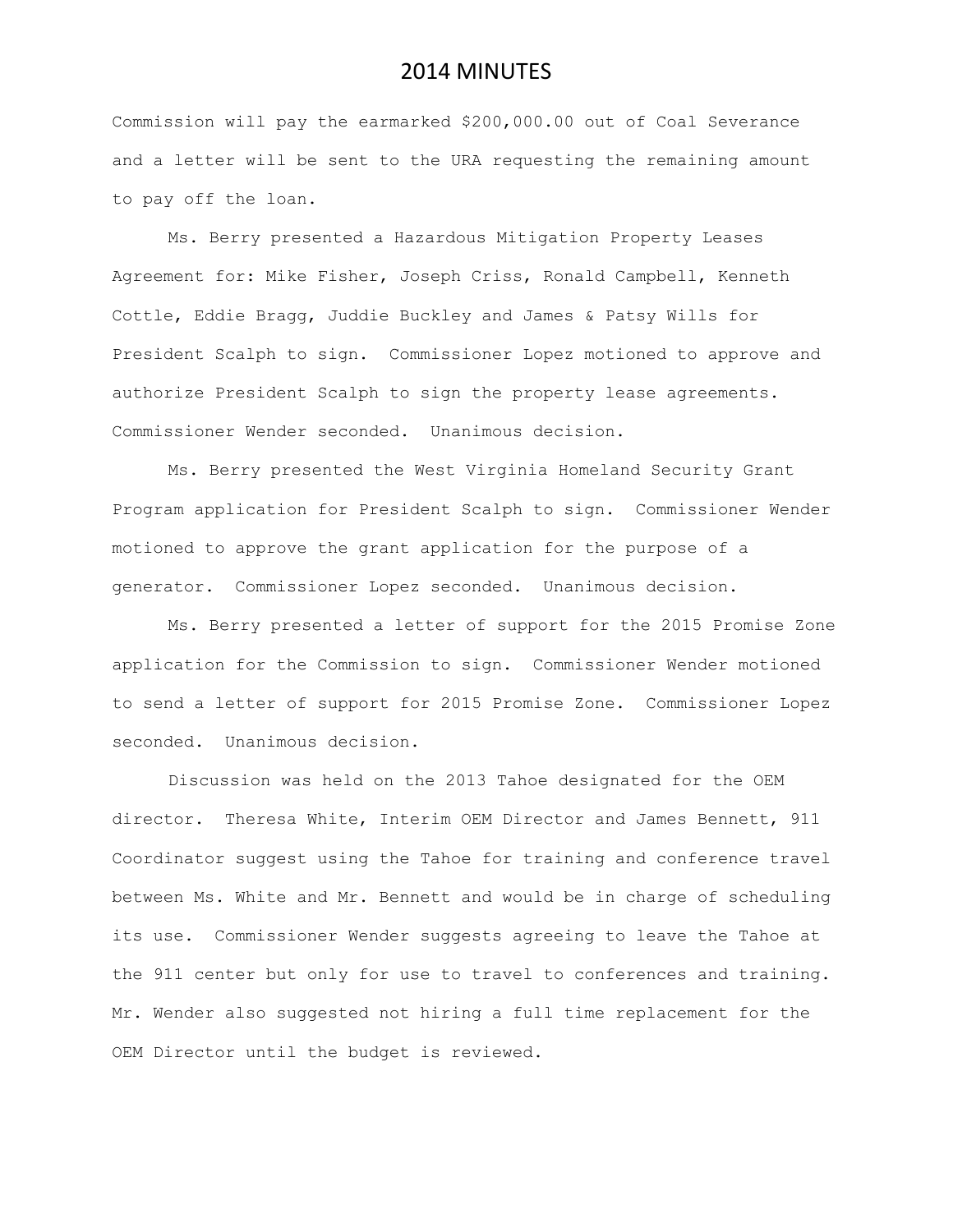Commission will pay the earmarked $200,000.00 out of Coal Severance and a letter will be sent to the URA requesting the remaining amount to pay off the loan.

Ms. Berry presented a Hazardous Mitigation Property Leases Agreement for: Mike Fisher, Joseph Criss, Ronald Campbell, Kenneth Cottle, Eddie Bragg, Juddie Buckley and James & Patsy Wills for President Scalph to sign. Commissioner Lopez motioned to approve and authorize President Scalph to sign the property lease agreements. Commissioner Wender seconded. Unanimous decision.

Ms. Berry presented the West Virginia Homeland Security Grant Program application for President Scalph to sign. Commissioner Wender motioned to approve the grant application for the purpose of a generator. Commissioner Lopez seconded. Unanimous decision.

Ms. Berry presented a letter of support for the 2015 Promise Zone application for the Commission to sign. Commissioner Wender motioned to send a letter of support for 2015 Promise Zone. Commissioner Lopez seconded. Unanimous decision.

Discussion was held on the 2013 Tahoe designated for the OEM director. Theresa White, Interim OEM Director and James Bennett, 911 Coordinator suggest using the Tahoe for training and conference travel between Ms. White and Mr. Bennett and would be in charge of scheduling its use. Commissioner Wender suggests agreeing to leave the Tahoe at the 911 center but only for use to travel to conferences and training. Mr. Wender also suggested not hiring a full time replacement for the OEM Director until the budget is reviewed.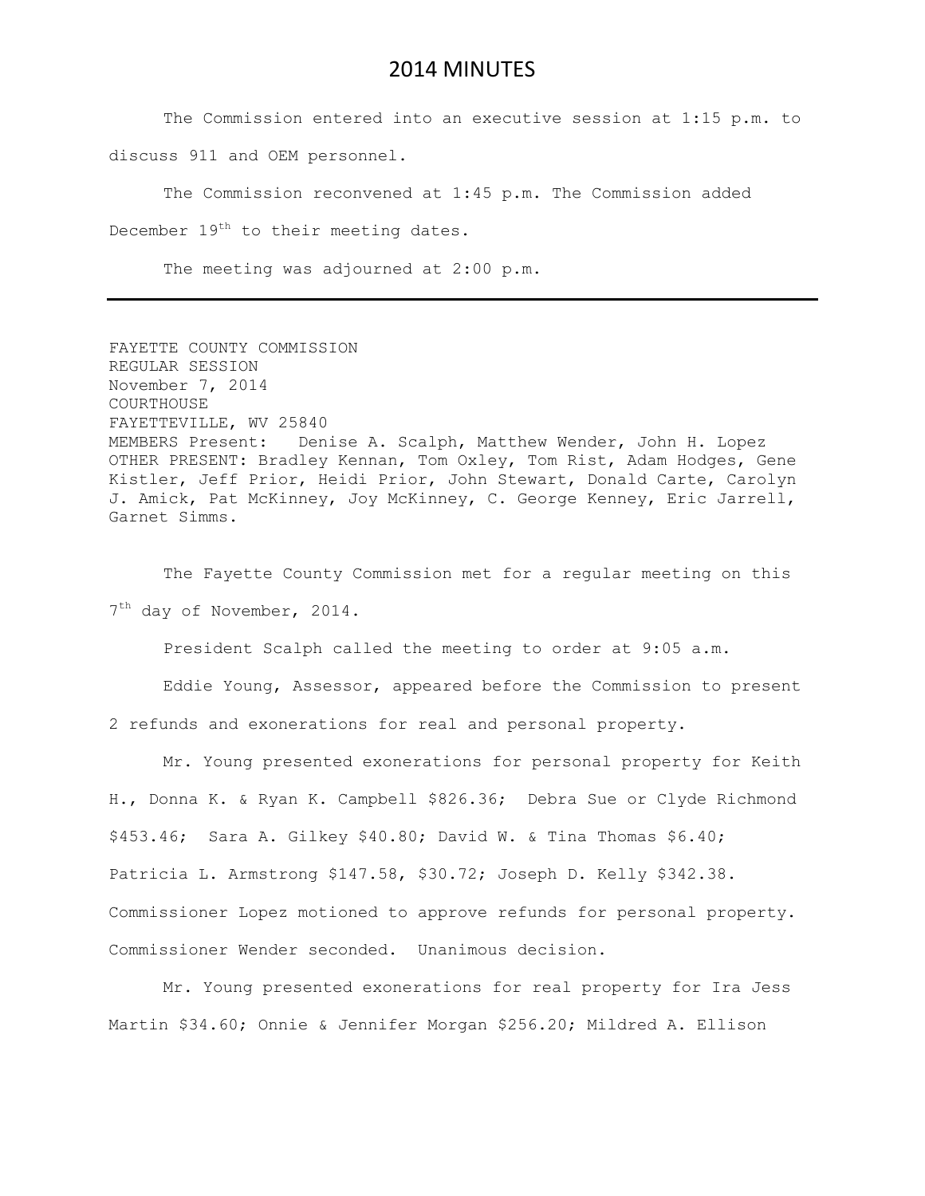The Commission entered into an executive session at 1:15 p.m. to discuss 911 and OEM personnel.

The Commission reconvened at 1:45 p.m. The Commission added December 19th to their meeting dates.

The meeting was adjourned at 2:00 p.m.

---

FAYETTE COUNTY COMMISSION
REGULAR SESSION
November 7, 2014
COURTHOUSE
FAYETTEVILLE, WV 25840
MEMBERS Present: Denise A. Scalph, Matthew Wender, John H. Lopez
OTHER PRESENT: Bradley Kennan, Tom Oxley, Tom Rist, Adam Hodges, Gene Kistler, Jeff Prior, Heidi Prior, John Stewart, Donald Carte, Carolyn J. Amick, Pat McKinney, Joy McKinney, C. George Kenney, Eric Jarrell, Garnet Simms.

The Fayette County Commission met for a regular meeting on this 7th day of November, 2014.

President Scalph called the meeting to order at 9:05 a.m.

Eddie Young, Assessor, appeared before the Commission to present 2 refunds and exonerations for real and personal property.

Mr. Young presented exonerations for personal property for Keith H., Donna K. & Ryan K. Campbell $826.36; Debra Sue or Clyde Richmond $453.46; Sara A. Gilkey $40.80; David W. & Tina Thomas $6.40; Patricia L. Armstrong $147.58, $30.72; Joseph D. Kelly $342.38. Commissioner Lopez motioned to approve refunds for personal property. Commissioner Wender seconded. Unanimous decision.

Mr. Young presented exonerations for real property for Ira Jess Martin $34.60; Onnie & Jennifer Morgan $256.20; Mildred A. Ellison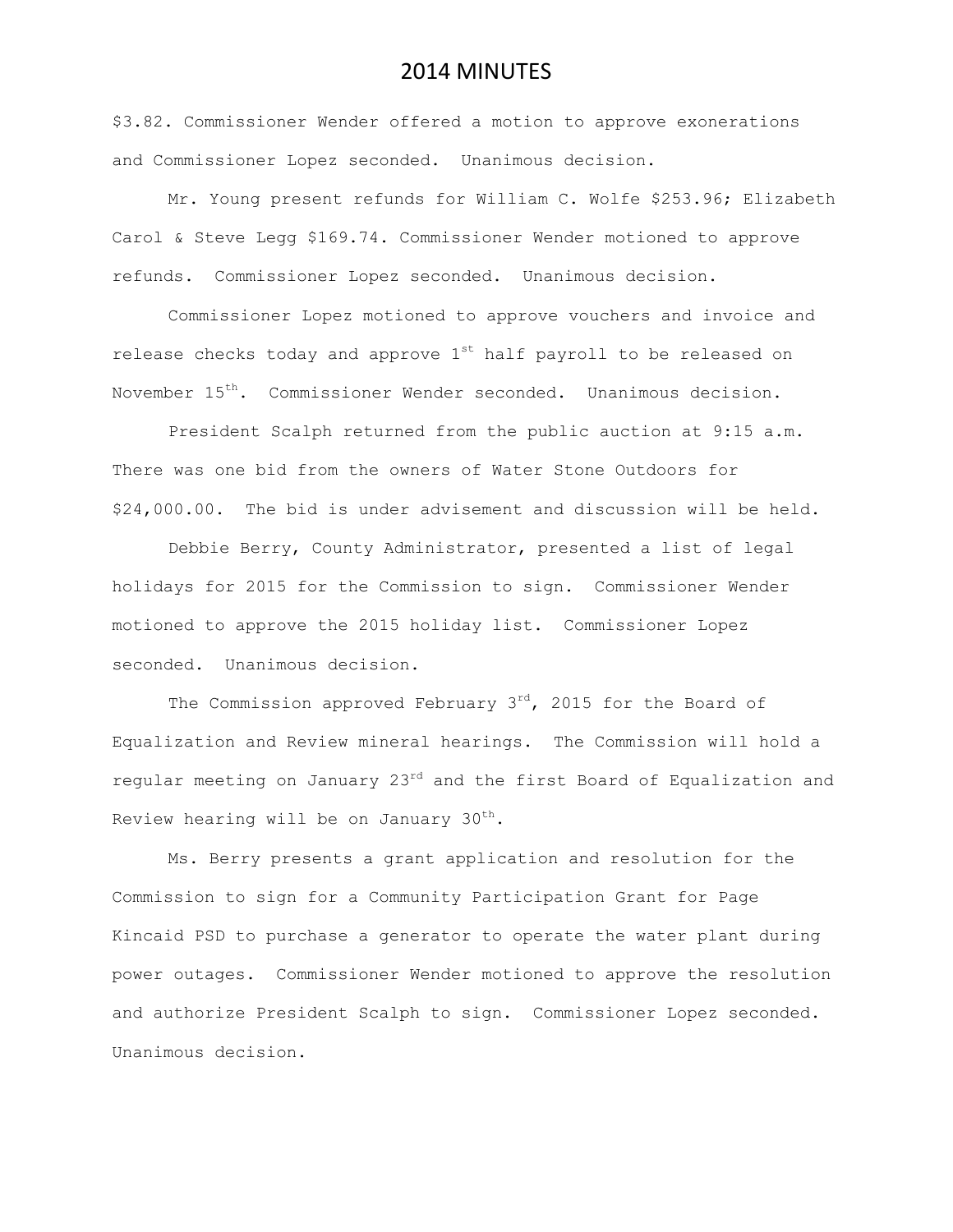$3.82. Commissioner Wender offered a motion to approve exonerations and Commissioner Lopez seconded. Unanimous decision.

Mr. Young present refunds for William C. Wolfe $253.96; Elizabeth Carol & Steve Legg $169.74. Commissioner Wender motioned to approve refunds. Commissioner Lopez seconded. Unanimous decision.

Commissioner Lopez motioned to approve vouchers and invoice and release checks today and approve 1st half payroll to be released on November 15th. Commissioner Wender seconded. Unanimous decision.

President Scalph returned from the public auction at 9:15 a.m. There was one bid from the owners of Water Stone Outdoors for $24,000.00. The bid is under advisement and discussion will be held.

Debbie Berry, County Administrator, presented a list of legal holidays for 2015 for the Commission to sign. Commissioner Wender motioned to approve the 2015 holiday list. Commissioner Lopez seconded. Unanimous decision.

The Commission approved February 3rd, 2015 for the Board of Equalization and Review mineral hearings. The Commission will hold a regular meeting on January 23rd and the first Board of Equalization and Review hearing will be on January 30th.

Ms. Berry presents a grant application and resolution for the Commission to sign for a Community Participation Grant for Page Kincaid PSD to purchase a generator to operate the water plant during power outages. Commissioner Wender motioned to approve the resolution and authorize President Scalph to sign. Commissioner Lopez seconded. Unanimous decision.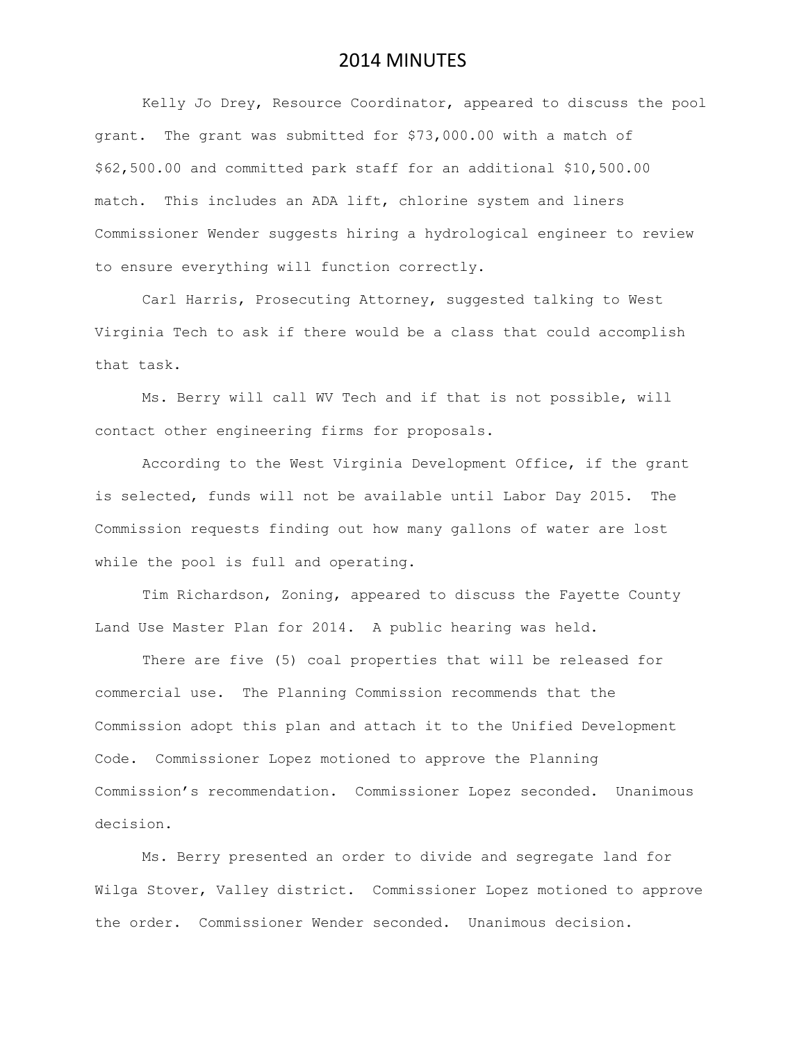# 2014 MINUTES

Kelly Jo Drey, Resource Coordinator, appeared to discuss the pool grant. The grant was submitted for $73,000.00 with a match of $62,500.00 and committed park staff for an additional $10,500.00 match. This includes an ADA lift, chlorine system and liners Commissioner Wender suggests hiring a hydrological engineer to review to ensure everything will function correctly.

Carl Harris, Prosecuting Attorney, suggested talking to West Virginia Tech to ask if there would be a class that could accomplish that task.

Ms. Berry will call WV Tech and if that is not possible, will contact other engineering firms for proposals.

According to the West Virginia Development Office, if the grant is selected, funds will not be available until Labor Day 2015. The Commission requests finding out how many gallons of water are lost while the pool is full and operating.

Tim Richardson, Zoning, appeared to discuss the Fayette County Land Use Master Plan for 2014. A public hearing was held.

There are five (5) coal properties that will be released for commercial use. The Planning Commission recommends that the Commission adopt this plan and attach it to the Unified Development Code. Commissioner Lopez motioned to approve the Planning Commission's recommendation. Commissioner Lopez seconded. Unanimous decision.

Ms. Berry presented an order to divide and segregate land for Wilga Stover, Valley district. Commissioner Lopez motioned to approve the order. Commissioner Wender seconded. Unanimous decision.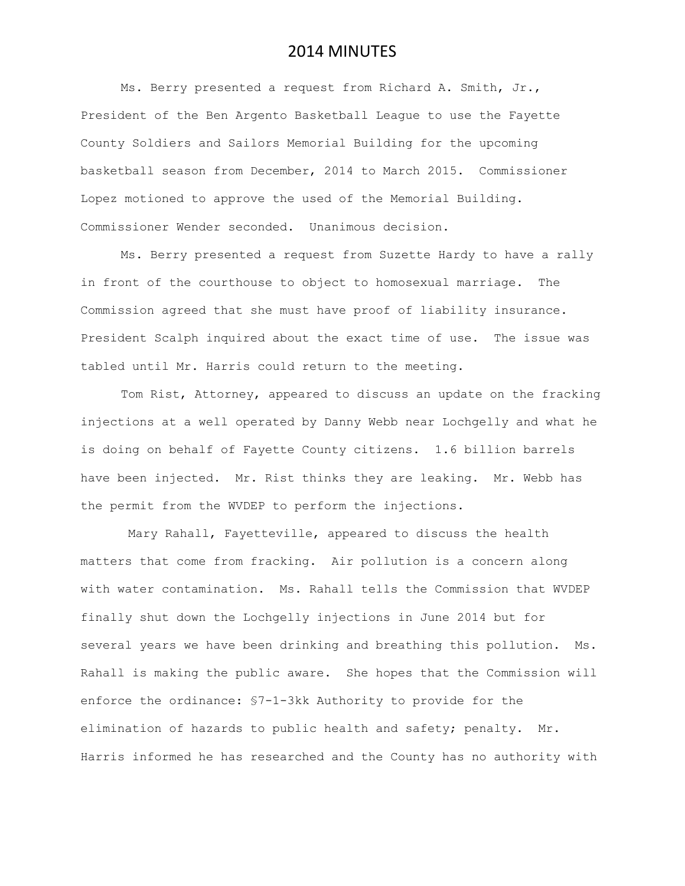Ms. Berry presented a request from Richard A. Smith, Jr., President of the Ben Argento Basketball League to use the Fayette County Soldiers and Sailors Memorial Building for the upcoming basketball season from December, 2014 to March 2015. Commissioner Lopez motioned to approve the used of the Memorial Building. Commissioner Wender seconded. Unanimous decision.

Ms. Berry presented a request from Suzette Hardy to have a rally in front of the courthouse to object to homosexual marriage. The Commission agreed that she must have proof of liability insurance. President Scalph inquired about the exact time of use. The issue was tabled until Mr. Harris could return to the meeting.

Tom Rist, Attorney, appeared to discuss an update on the fracking injections at a well operated by Danny Webb near Lochgelly and what he is doing on behalf of Fayette County citizens. 1.6 billion barrels have been injected. Mr. Rist thinks they are leaking. Mr. Webb has the permit from the WVDEP to perform the injections.

Mary Rahall, Fayetteville, appeared to discuss the health matters that come from fracking. Air pollution is a concern along with water contamination. Ms. Rahall tells the Commission that WVDEP finally shut down the Lochgelly injections in June 2014 but for several years we have been drinking and breathing this pollution. Ms. Rahall is making the public aware. She hopes that the Commission will enforce the ordinance: §7-1-3kk Authority to provide for the elimination of hazards to public health and safety; penalty. Mr. Harris informed he has researched and the County has no authority with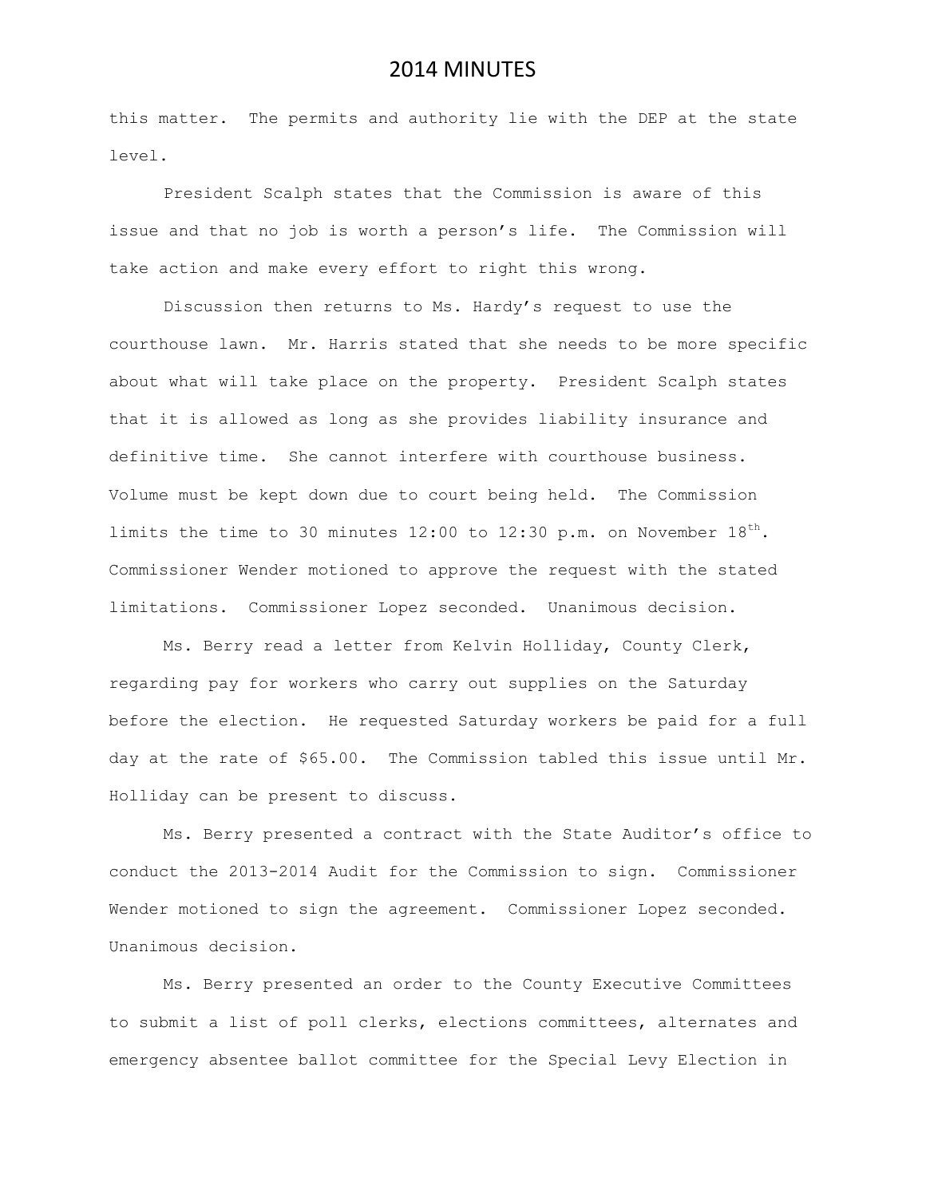this matter. The permits and authority lie with the DEP at the state level.

President Scalph states that the Commission is aware of this issue and that no job is worth a person's life. The Commission will take action and make every effort to right this wrong.

Discussion then returns to Ms. Hardy's request to use the courthouse lawn. Mr. Harris stated that she needs to be more specific about what will take place on the property. President Scalph states that it is allowed as long as she provides liability insurance and definitive time. She cannot interfere with courthouse business. Volume must be kept down due to court being held. The Commission limits the time to 30 minutes 12:00 to 12:30 p.m. on November 18th. Commissioner Wender motioned to approve the request with the stated limitations. Commissioner Lopez seconded. Unanimous decision.

Ms. Berry read a letter from Kelvin Holliday, County Clerk, regarding pay for workers who carry out supplies on the Saturday before the election. He requested Saturday workers be paid for a full day at the rate of $65.00. The Commission tabled this issue until Mr. Holliday can be present to discuss.

Ms. Berry presented a contract with the State Auditor's office to conduct the 2013-2014 Audit for the Commission to sign. Commissioner Wender motioned to sign the agreement. Commissioner Lopez seconded. Unanimous decision.

Ms. Berry presented an order to the County Executive Committees to submit a list of poll clerks, elections committees, alternates and emergency absentee ballot committee for the Special Levy Election in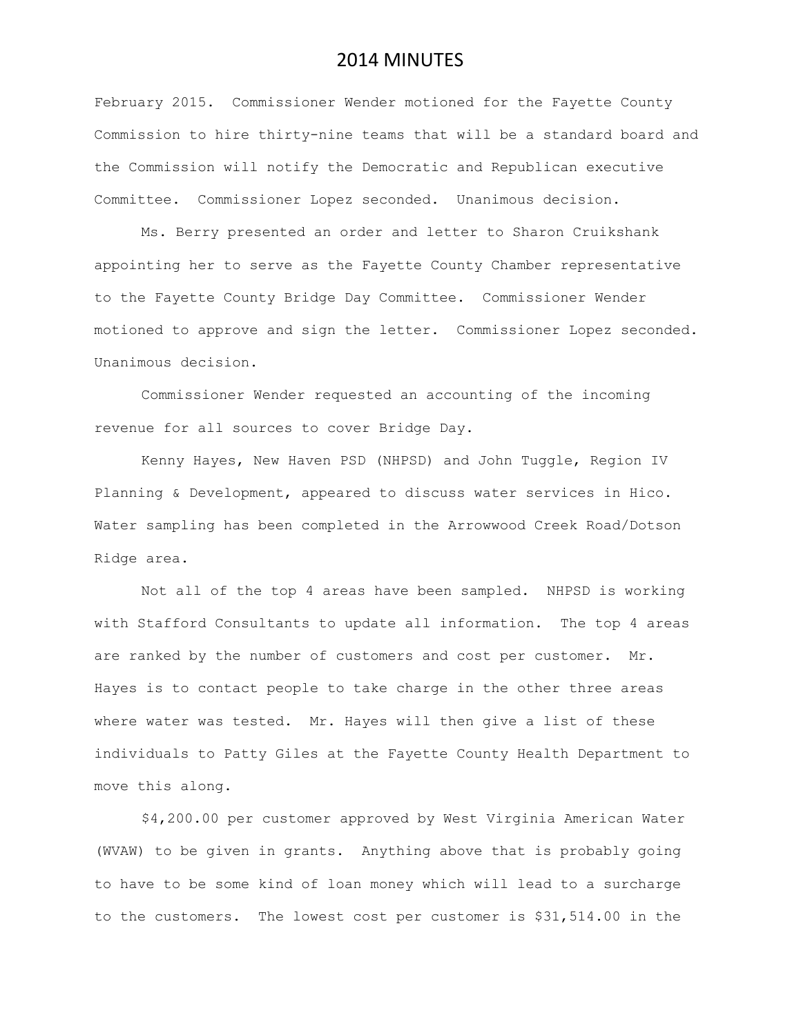February 2015. Commissioner Wender motioned for the Fayette County Commission to hire thirty-nine teams that will be a standard board and the Commission will notify the Democratic and Republican executive Committee. Commissioner Lopez seconded. Unanimous decision.

Ms. Berry presented an order and letter to Sharon Cruikshank appointing her to serve as the Fayette County Chamber representative to the Fayette County Bridge Day Committee. Commissioner Wender motioned to approve and sign the letter. Commissioner Lopez seconded. Unanimous decision.

Commissioner Wender requested an accounting of the incoming revenue for all sources to cover Bridge Day.

Kenny Hayes, New Haven PSD (NHPSD) and John Tuggle, Region IV Planning & Development, appeared to discuss water services in Hico. Water sampling has been completed in the Arrowwood Creek Road/Dotson Ridge area.

Not all of the top 4 areas have been sampled. NHPSD is working with Stafford Consultants to update all information. The top 4 areas are ranked by the number of customers and cost per customer. Mr. Hayes is to contact people to take charge in the other three areas where water was tested. Mr. Hayes will then give a list of these individuals to Patty Giles at the Fayette County Health Department to move this along.

$4,200.00 per customer approved by West Virginia American Water (WVAW) to be given in grants. Anything above that is probably going to have to be some kind of loan money which will lead to a surcharge to the customers. The lowest cost per customer is $31,514.00 in the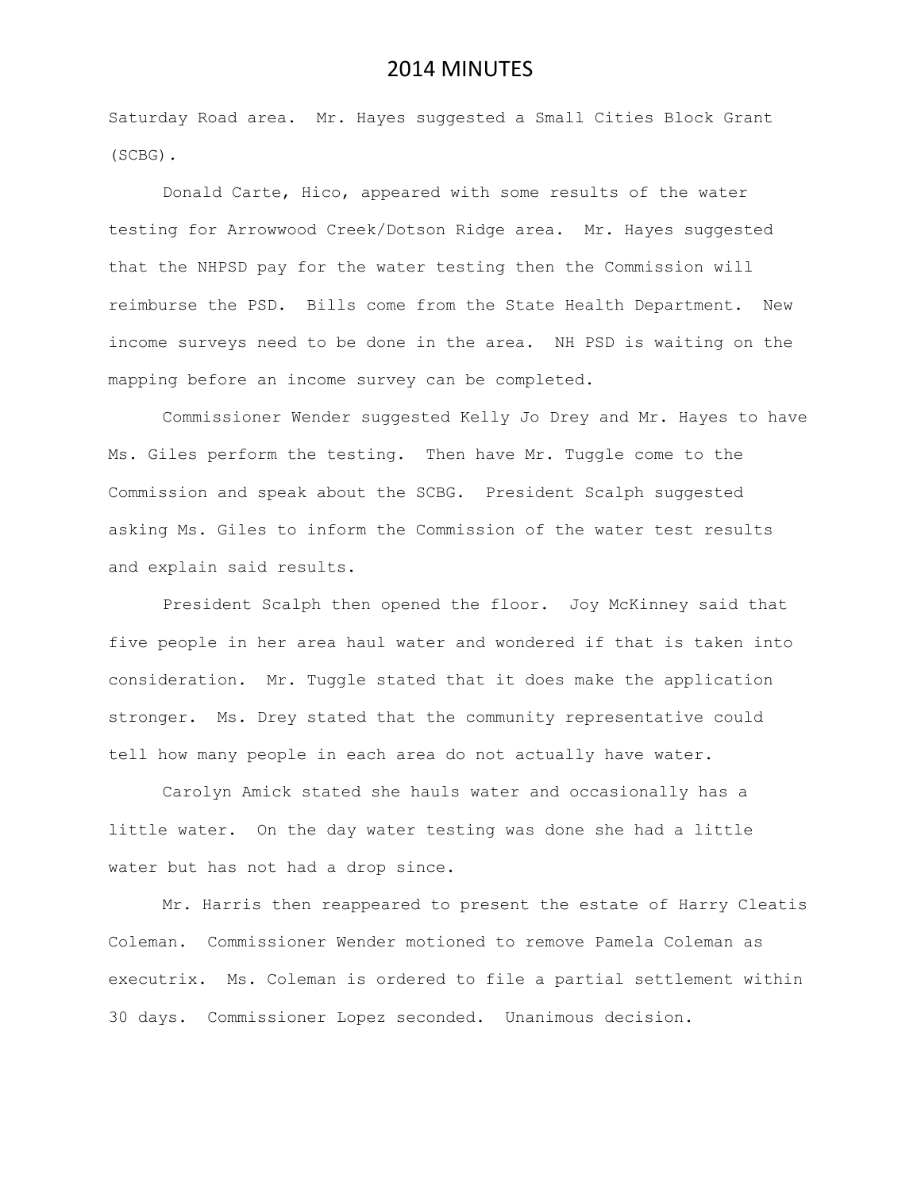Saturday Road area. Mr. Hayes suggested a Small Cities Block Grant (SCBG).

Donald Carte, Hico, appeared with some results of the water testing for Arrowwood Creek/Dotson Ridge area. Mr. Hayes suggested that the NHPSD pay for the water testing then the Commission will reimburse the PSD. Bills come from the State Health Department. New income surveys need to be done in the area. NH PSD is waiting on the mapping before an income survey can be completed.

Commissioner Wender suggested Kelly Jo Drey and Mr. Hayes to have Ms. Giles perform the testing. Then have Mr. Tuggle come to the Commission and speak about the SCBG. President Scalph suggested asking Ms. Giles to inform the Commission of the water test results and explain said results.

President Scalph then opened the floor. Joy McKinney said that five people in her area haul water and wondered if that is taken into consideration. Mr. Tuggle stated that it does make the application stronger. Ms. Drey stated that the community representative could tell how many people in each area do not actually have water.

Carolyn Amick stated she hauls water and occasionally has a little water. On the day water testing was done she had a little water but has not had a drop since.

Mr. Harris then reappeared to present the estate of Harry Cleatis Coleman. Commissioner Wender motioned to remove Pamela Coleman as executrix. Ms. Coleman is ordered to file a partial settlement within 30 days. Commissioner Lopez seconded. Unanimous decision.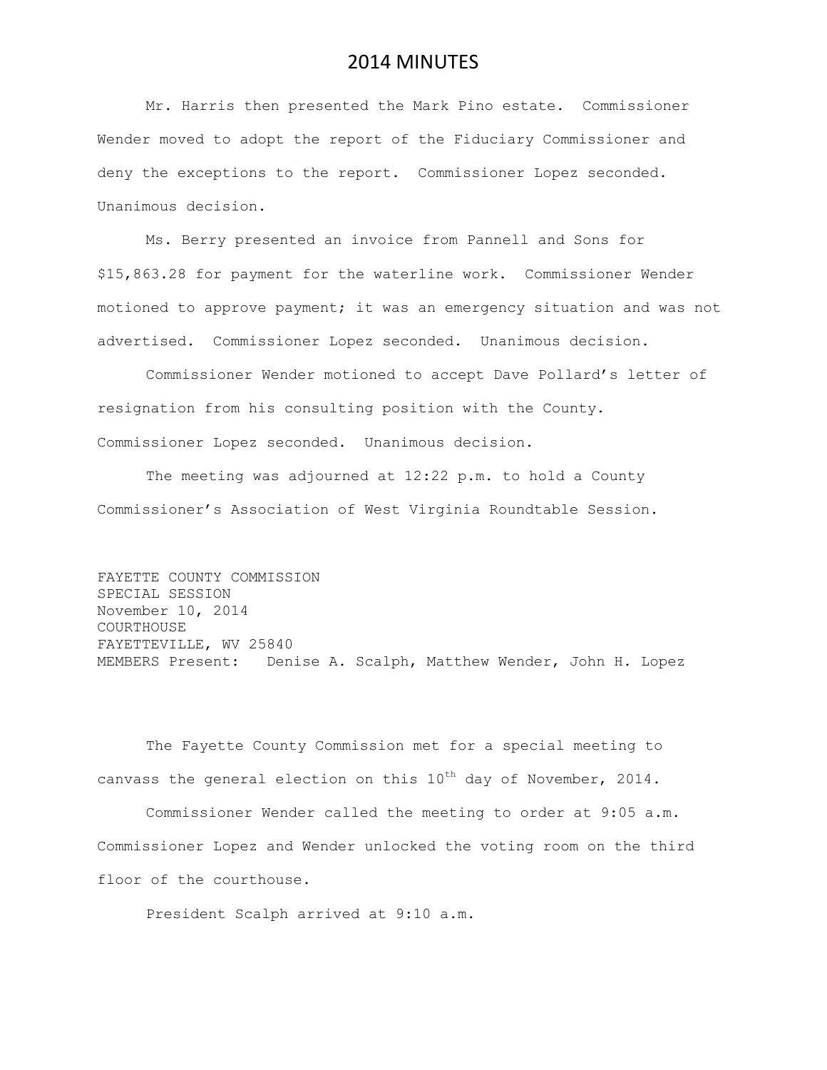Mr. Harris then presented the Mark Pino estate. Commissioner Wender moved to adopt the report of the Fiduciary Commissioner and deny the exceptions to the report. Commissioner Lopez seconded. Unanimous decision.

Ms. Berry presented an invoice from Pannell and Sons for $15,863.28 for payment for the waterline work. Commissioner Wender motioned to approve payment; it was an emergency situation and was not advertised. Commissioner Lopez seconded. Unanimous decision.

Commissioner Wender motioned to accept Dave Pollard's letter of resignation from his consulting position with the County. Commissioner Lopez seconded. Unanimous decision.

The meeting was adjourned at 12:22 p.m. to hold a County Commissioner's Association of West Virginia Roundtable Session.

FAYETTE COUNTY COMMISSION
SPECIAL SESSION
November 10, 2014
COURTHOUSE
FAYETTEVILLE, WV 25840
MEMBERS Present: Denise A. Scalph, Matthew Wender, John H. Lopez

The Fayette County Commission met for a special meeting to canvass the general election on this 10th day of November, 2014.

Commissioner Wender called the meeting to order at 9:05 a.m. Commissioner Lopez and Wender unlocked the voting room on the third floor of the courthouse.

President Scalph arrived at 9:10 a.m.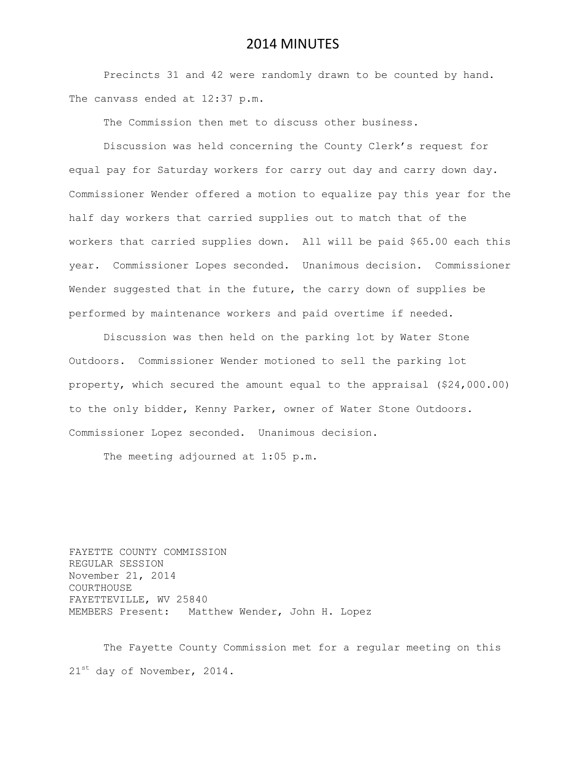Precincts 31 and 42 were randomly drawn to be counted by hand. The canvass ended at 12:37 p.m.

The Commission then met to discuss other business.

Discussion was held concerning the County Clerk's request for equal pay for Saturday workers for carry out day and carry down day. Commissioner Wender offered a motion to equalize pay this year for the half day workers that carried supplies out to match that of the workers that carried supplies down. All will be paid $65.00 each this year. Commissioner Lopes seconded. Unanimous decision. Commissioner Wender suggested that in the future, the carry down of supplies be performed by maintenance workers and paid overtime if needed.

Discussion was then held on the parking lot by Water Stone Outdoors. Commissioner Wender motioned to sell the parking lot property, which secured the amount equal to the appraisal ($24,000.00) to the only bidder, Kenny Parker, owner of Water Stone Outdoors. Commissioner Lopez seconded. Unanimous decision.

The meeting adjourned at 1:05 p.m.

FAYETTE COUNTY COMMISSION
REGULAR SESSION
November 21, 2014
COURTHOUSE
FAYETTEVILLE, WV 25840
MEMBERS Present: Matthew Wender, John H. Lopez

The Fayette County Commission met for a regular meeting on this 21st day of November, 2014.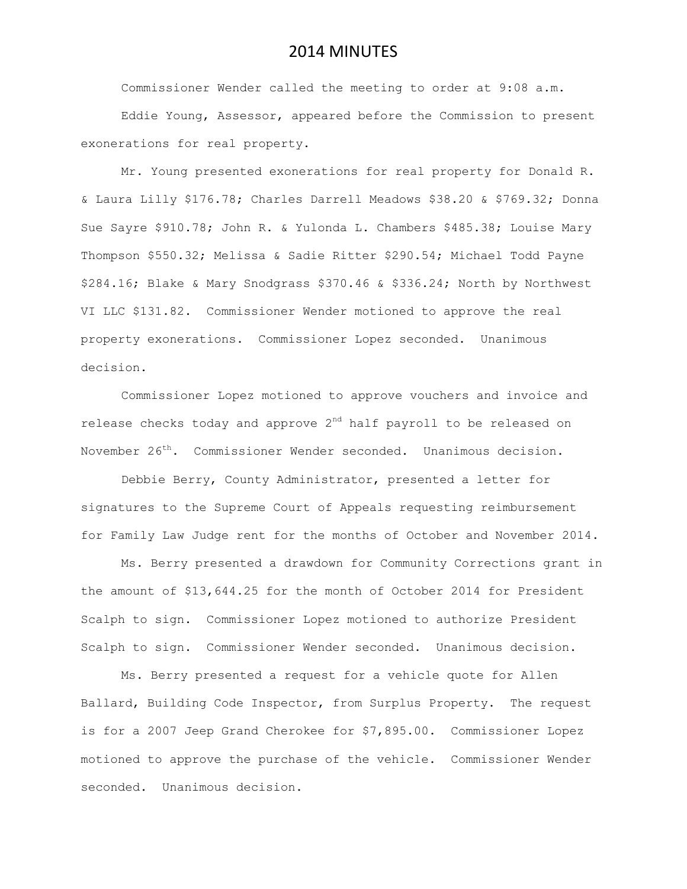# 2014 MINUTES

Commissioner Wender called the meeting to order at 9:08 a.m.

Eddie Young, Assessor, appeared before the Commission to present exonerations for real property.

Mr. Young presented exonerations for real property for Donald R. & Laura Lilly $176.78; Charles Darrell Meadows $38.20 & $769.32; Donna Sue Sayre $910.78; John R. & Yulonda L. Chambers $485.38; Louise Mary Thompson $550.32; Melissa & Sadie Ritter $290.54; Michael Todd Payne $284.16; Blake & Mary Snodgrass $370.46 & $336.24; North by Northwest VI LLC $131.82. Commissioner Wender motioned to approve the real property exonerations. Commissioner Lopez seconded. Unanimous decision.

Commissioner Lopez motioned to approve vouchers and invoice and release checks today and approve 2nd half payroll to be released on November 26th. Commissioner Wender seconded. Unanimous decision.

Debbie Berry, County Administrator, presented a letter for signatures to the Supreme Court of Appeals requesting reimbursement for Family Law Judge rent for the months of October and November 2014.

Ms. Berry presented a drawdown for Community Corrections grant in the amount of $13,644.25 for the month of October 2014 for President Scalph to sign. Commissioner Lopez motioned to authorize President Scalph to sign. Commissioner Wender seconded. Unanimous decision.

Ms. Berry presented a request for a vehicle quote for Allen Ballard, Building Code Inspector, from Surplus Property. The request is for a 2007 Jeep Grand Cherokee for $7,895.00. Commissioner Lopez motioned to approve the purchase of the vehicle. Commissioner Wender seconded. Unanimous decision.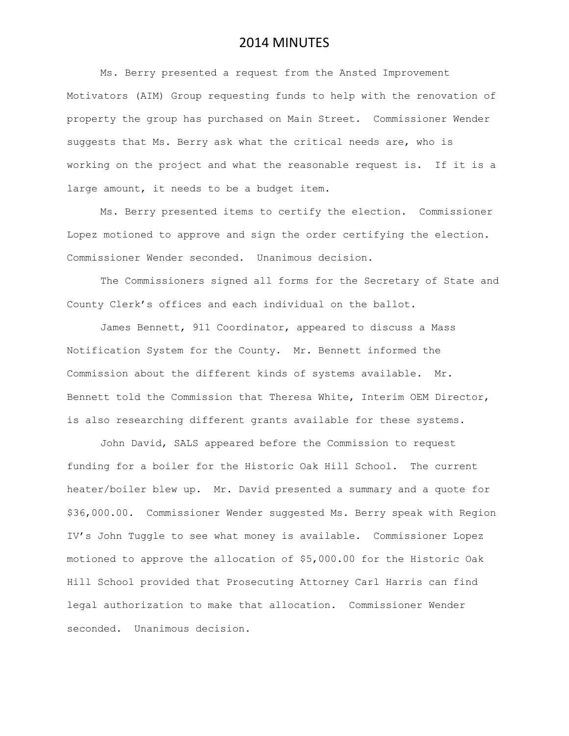Ms. Berry presented a request from the Ansted Improvement Motivators (AIM) Group requesting funds to help with the renovation of property the group has purchased on Main Street. Commissioner Wender suggests that Ms. Berry ask what the critical needs are, who is working on the project and what the reasonable request is. If it is a large amount, it needs to be a budget item.

Ms. Berry presented items to certify the election. Commissioner Lopez motioned to approve and sign the order certifying the election. Commissioner Wender seconded. Unanimous decision.

The Commissioners signed all forms for the Secretary of State and County Clerk's offices and each individual on the ballot.

James Bennett, 911 Coordinator, appeared to discuss a Mass Notification System for the County. Mr. Bennett informed the Commission about the different kinds of systems available. Mr. Bennett told the Commission that Theresa White, Interim OEM Director, is also researching different grants available for these systems.

John David, SALS appeared before the Commission to request funding for a boiler for the Historic Oak Hill School. The current heater/boiler blew up. Mr. David presented a summary and a quote for $36,000.00. Commissioner Wender suggested Ms. Berry speak with Region IV's John Tuggle to see what money is available. Commissioner Lopez motioned to approve the allocation of $5,000.00 for the Historic Oak Hill School provided that Prosecuting Attorney Carl Harris can find legal authorization to make that allocation. Commissioner Wender seconded. Unanimous decision.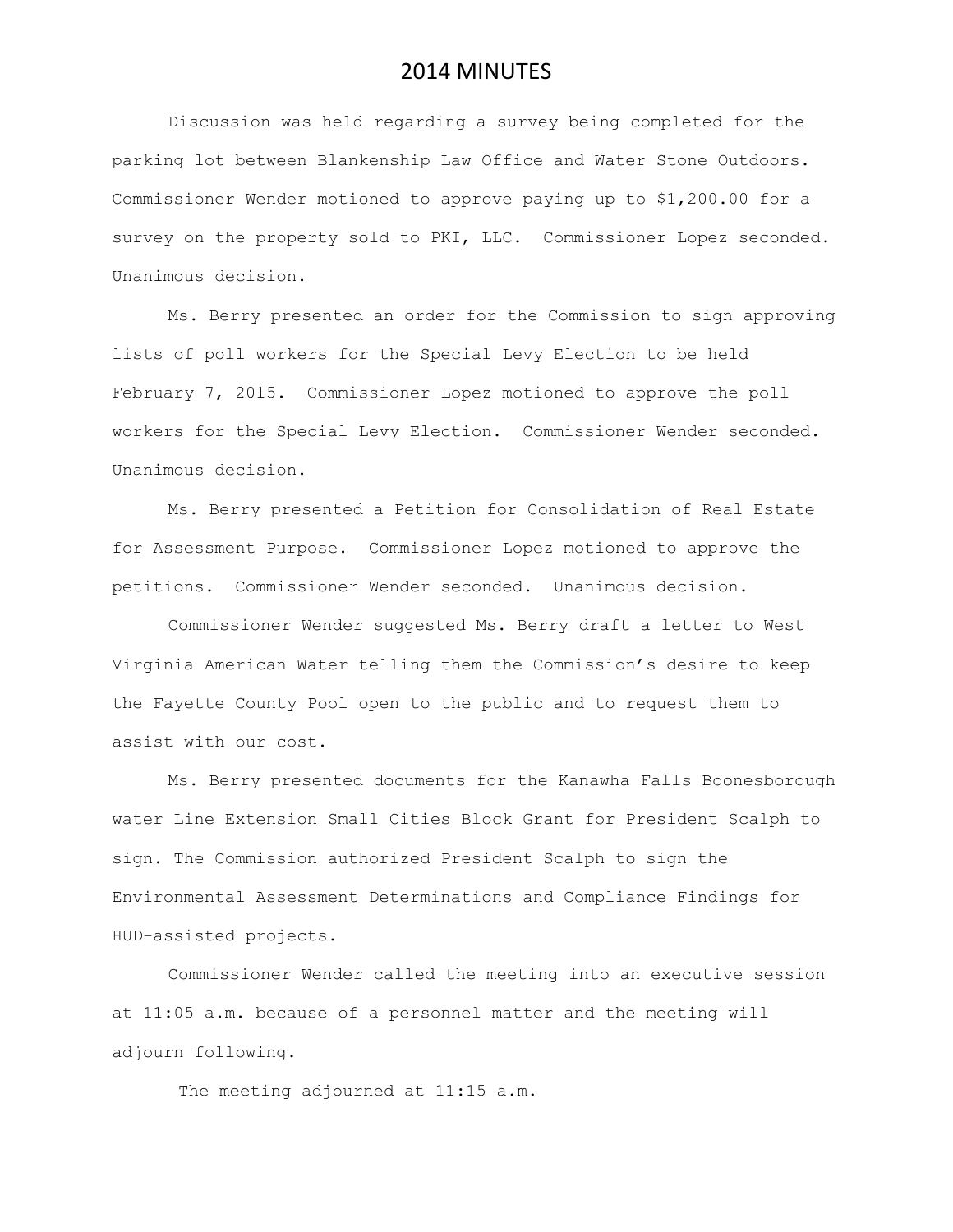Discussion was held regarding a survey being completed for the parking lot between Blankenship Law Office and Water Stone Outdoors. Commissioner Wender motioned to approve paying up to $1,200.00 for a survey on the property sold to PKI, LLC. Commissioner Lopez seconded. Unanimous decision.

Ms. Berry presented an order for the Commission to sign approving lists of poll workers for the Special Levy Election to be held February 7, 2015. Commissioner Lopez motioned to approve the poll workers for the Special Levy Election. Commissioner Wender seconded. Unanimous decision.

Ms. Berry presented a Petition for Consolidation of Real Estate for Assessment Purpose. Commissioner Lopez motioned to approve the petitions. Commissioner Wender seconded. Unanimous decision.

Commissioner Wender suggested Ms. Berry draft a letter to West Virginia American Water telling them the Commission's desire to keep the Fayette County Pool open to the public and to request them to assist with our cost.

Ms. Berry presented documents for the Kanawha Falls Boonesborough water Line Extension Small Cities Block Grant for President Scalph to sign. The Commission authorized President Scalph to sign the Environmental Assessment Determinations and Compliance Findings for HUD-assisted projects.

Commissioner Wender called the meeting into an executive session at 11:05 a.m. because of a personnel matter and the meeting will adjourn following.

The meeting adjourned at 11:15 a.m.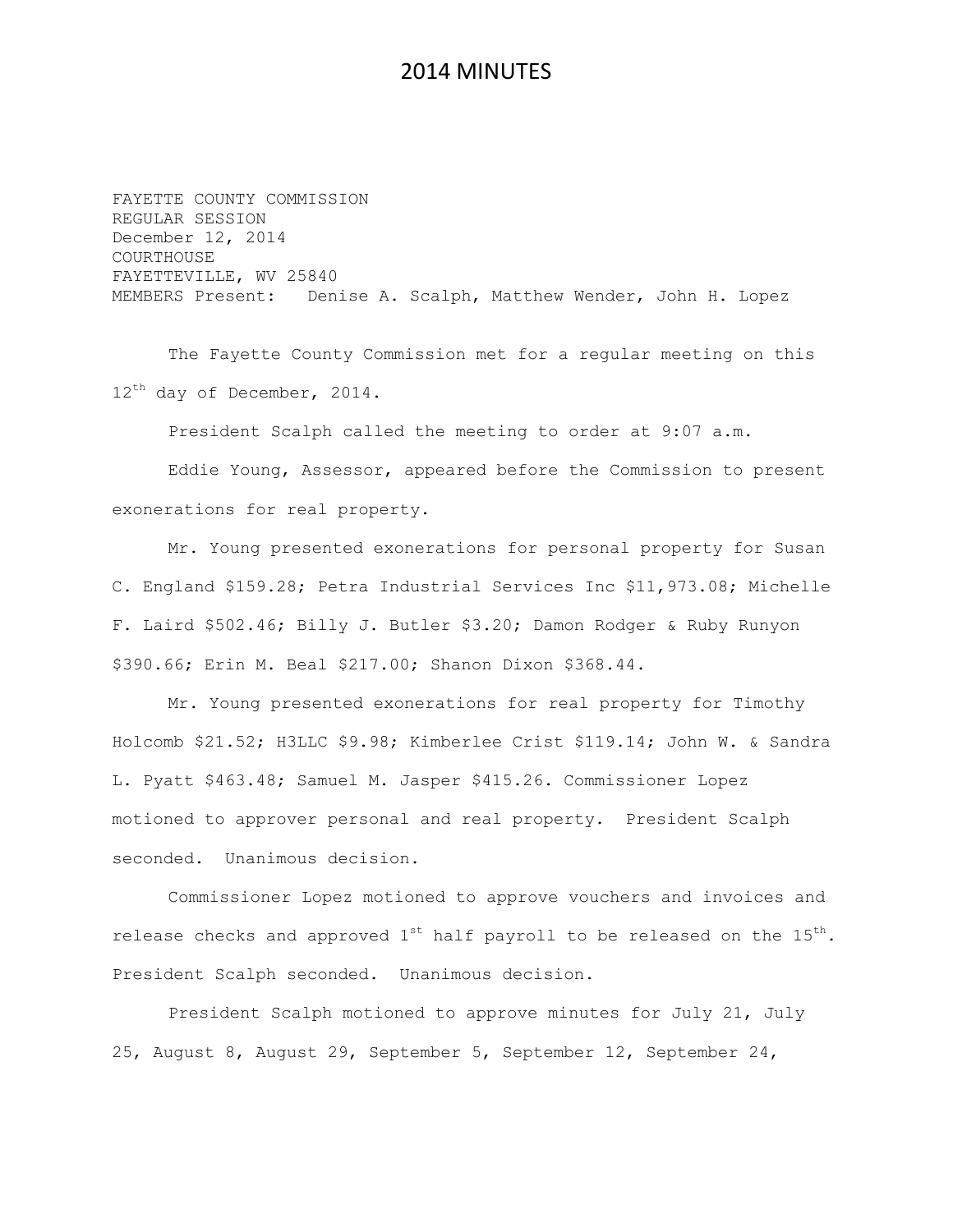# 2014 MINUTES

FAYETTE COUNTY COMMISSION
REGULAR SESSION
December 12, 2014
COURTHOUSE
FAYETTEVILLE, WV 25840
MEMBERS Present: Denise A. Scalph, Matthew Wender, John H. Lopez

The Fayette County Commission met for a regular meeting on this 12th day of December, 2014.

President Scalph called the meeting to order at 9:07 a.m.

Eddie Young, Assessor, appeared before the Commission to present exonerations for real property.

Mr. Young presented exonerations for personal property for Susan C. England $159.28; Petra Industrial Services Inc $11,973.08; Michelle F. Laird $502.46; Billy J. Butler $3.20; Damon Rodger & Ruby Runyon $390.66; Erin M. Beal $217.00; Shanon Dixon $368.44.

Mr. Young presented exonerations for real property for Timothy Holcomb $21.52; H3LLC $9.98; Kimberlee Crist $119.14; John W. & Sandra L. Pyatt $463.48; Samuel M. Jasper $415.26. Commissioner Lopez motioned to approver personal and real property. President Scalph seconded. Unanimous decision.

Commissioner Lopez motioned to approve vouchers and invoices and release checks and approved 1st half payroll to be released on the 15th. President Scalph seconded. Unanimous decision.

President Scalph motioned to approve minutes for July 21, July 25, August 8, August 29, September 5, September 12, September 24,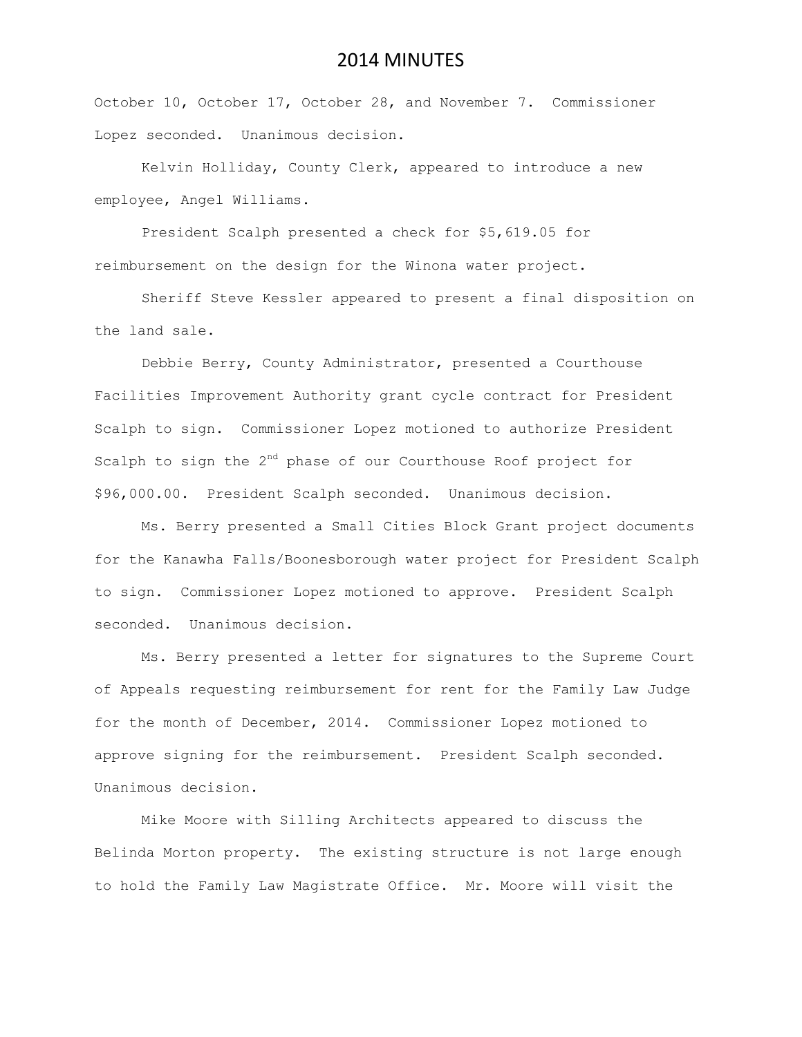October 10, October 17, October 28, and November 7. Commissioner Lopez seconded. Unanimous decision.

Kelvin Holliday, County Clerk, appeared to introduce a new employee, Angel Williams.

President Scalph presented a check for $5,619.05 for reimbursement on the design for the Winona water project.

Sheriff Steve Kessler appeared to present a final disposition on the land sale.

Debbie Berry, County Administrator, presented a Courthouse Facilities Improvement Authority grant cycle contract for President Scalph to sign. Commissioner Lopez motioned to authorize President Scalph to sign the 2nd phase of our Courthouse Roof project for $96,000.00. President Scalph seconded. Unanimous decision.

Ms. Berry presented a Small Cities Block Grant project documents for the Kanawha Falls/Boonesborough water project for President Scalph to sign. Commissioner Lopez motioned to approve. President Scalph seconded. Unanimous decision.

Ms. Berry presented a letter for signatures to the Supreme Court of Appeals requesting reimbursement for rent for the Family Law Judge for the month of December, 2014. Commissioner Lopez motioned to approve signing for the reimbursement. President Scalph seconded. Unanimous decision.

Mike Moore with Silling Architects appeared to discuss the Belinda Morton property. The existing structure is not large enough to hold the Family Law Magistrate Office. Mr. Moore will visit the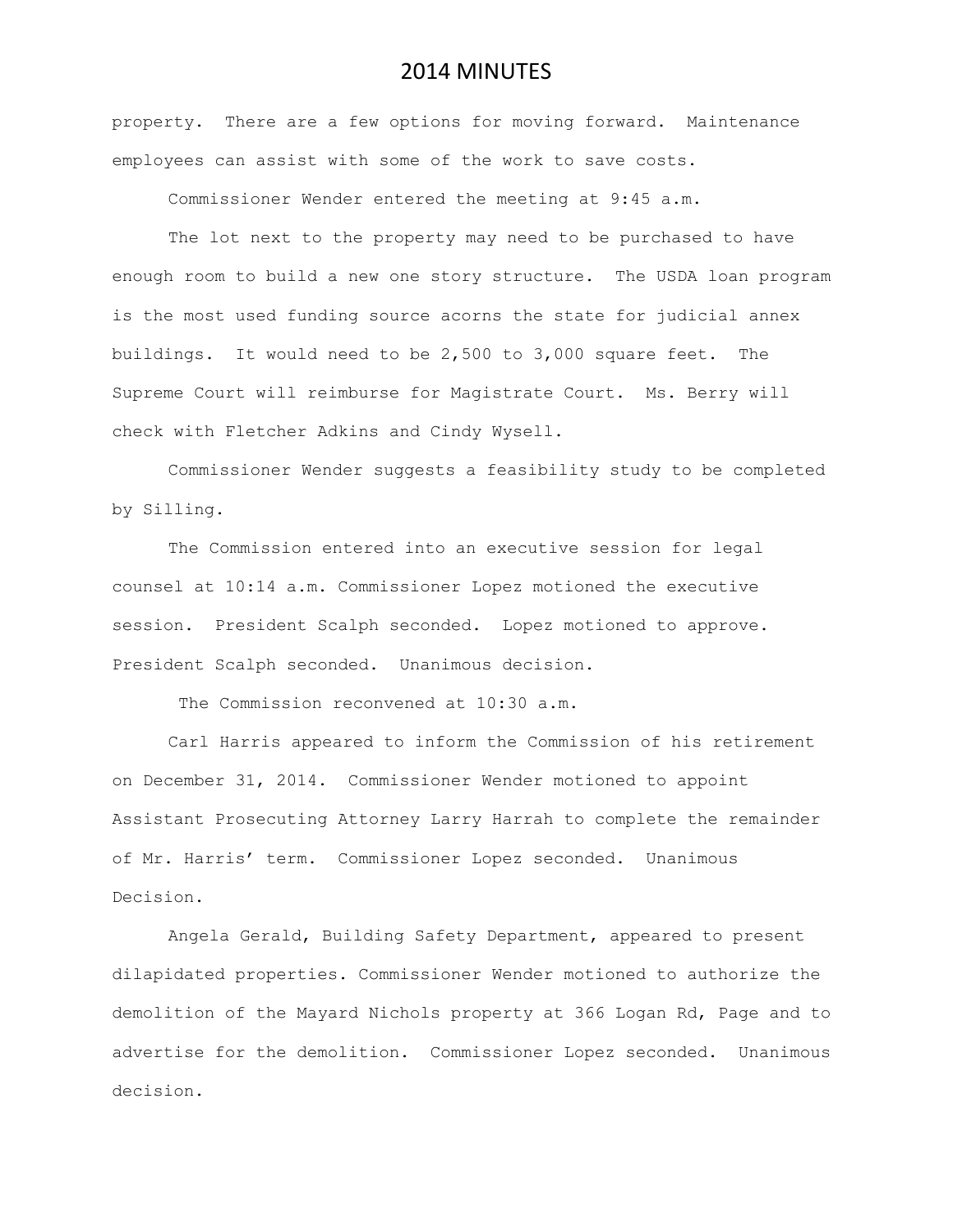property. There are a few options for moving forward. Maintenance employees can assist with some of the work to save costs.

Commissioner Wender entered the meeting at 9:45 a.m.

The lot next to the property may need to be purchased to have enough room to build a new one story structure. The USDA loan program is the most used funding source acorns the state for judicial annex buildings. It would need to be 2,500 to 3,000 square feet. The Supreme Court will reimburse for Magistrate Court. Ms. Berry will check with Fletcher Adkins and Cindy Wysell.

Commissioner Wender suggests a feasibility study to be completed by Silling.

The Commission entered into an executive session for legal counsel at 10:14 a.m. Commissioner Lopez motioned the executive session. President Scalph seconded. Lopez motioned to approve. President Scalph seconded. Unanimous decision.

The Commission reconvened at 10:30 a.m.

Carl Harris appeared to inform the Commission of his retirement on December 31, 2014. Commissioner Wender motioned to appoint Assistant Prosecuting Attorney Larry Harrah to complete the remainder of Mr. Harris' term. Commissioner Lopez seconded. Unanimous Decision.

Angela Gerald, Building Safety Department, appeared to present dilapidated properties. Commissioner Wender motioned to authorize the demolition of the Mayard Nichols property at 366 Logan Rd, Page and to advertise for the demolition. Commissioner Lopez seconded. Unanimous decision.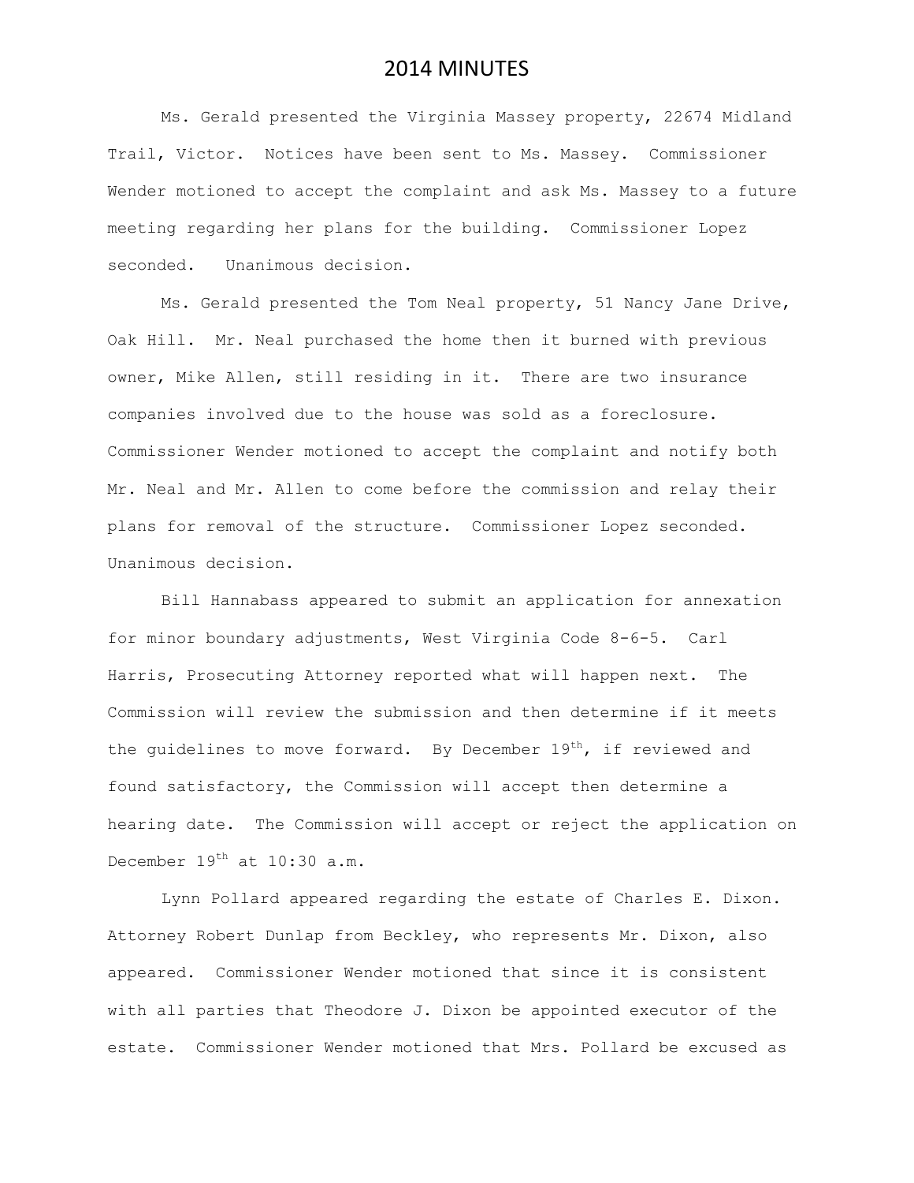# 2014 MINUTES

Ms. Gerald presented the Virginia Massey property, 22674 Midland Trail, Victor. Notices have been sent to Ms. Massey. Commissioner Wender motioned to accept the complaint and ask Ms. Massey to a future meeting regarding her plans for the building. Commissioner Lopez seconded. Unanimous decision.

Ms. Gerald presented the Tom Neal property, 51 Nancy Jane Drive, Oak Hill. Mr. Neal purchased the home then it burned with previous owner, Mike Allen, still residing in it. There are two insurance companies involved due to the house was sold as a foreclosure. Commissioner Wender motioned to accept the complaint and notify both Mr. Neal and Mr. Allen to come before the commission and relay their plans for removal of the structure. Commissioner Lopez seconded. Unanimous decision.

Bill Hannabass appeared to submit an application for annexation for minor boundary adjustments, West Virginia Code 8-6-5. Carl Harris, Prosecuting Attorney reported what will happen next. The Commission will review the submission and then determine if it meets the guidelines to move forward. By December 19th, if reviewed and found satisfactory, the Commission will accept then determine a hearing date. The Commission will accept or reject the application on December 19th at 10:30 a.m.

Lynn Pollard appeared regarding the estate of Charles E. Dixon. Attorney Robert Dunlap from Beckley, who represents Mr. Dixon, also appeared. Commissioner Wender motioned that since it is consistent with all parties that Theodore J. Dixon be appointed executor of the estate. Commissioner Wender motioned that Mrs. Pollard be excused as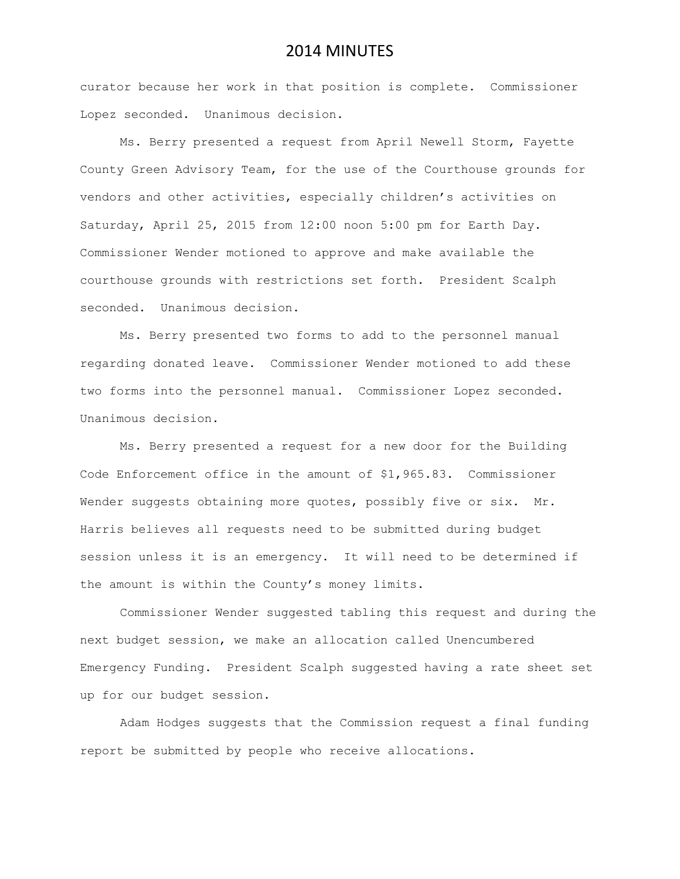curator because her work in that position is complete. Commissioner Lopez seconded. Unanimous decision.

Ms. Berry presented a request from April Newell Storm, Fayette County Green Advisory Team, for the use of the Courthouse grounds for vendors and other activities, especially children's activities on Saturday, April 25, 2015 from 12:00 noon 5:00 pm for Earth Day. Commissioner Wender motioned to approve and make available the courthouse grounds with restrictions set forth. President Scalph seconded. Unanimous decision.

Ms. Berry presented two forms to add to the personnel manual regarding donated leave. Commissioner Wender motioned to add these two forms into the personnel manual. Commissioner Lopez seconded. Unanimous decision.

Ms. Berry presented a request for a new door for the Building Code Enforcement office in the amount of $1,965.83. Commissioner Wender suggests obtaining more quotes, possibly five or six. Mr. Harris believes all requests need to be submitted during budget session unless it is an emergency. It will need to be determined if the amount is within the County's money limits.

Commissioner Wender suggested tabling this request and during the next budget session, we make an allocation called Unencumbered Emergency Funding. President Scalph suggested having a rate sheet set up for our budget session.

Adam Hodges suggests that the Commission request a final funding report be submitted by people who receive allocations.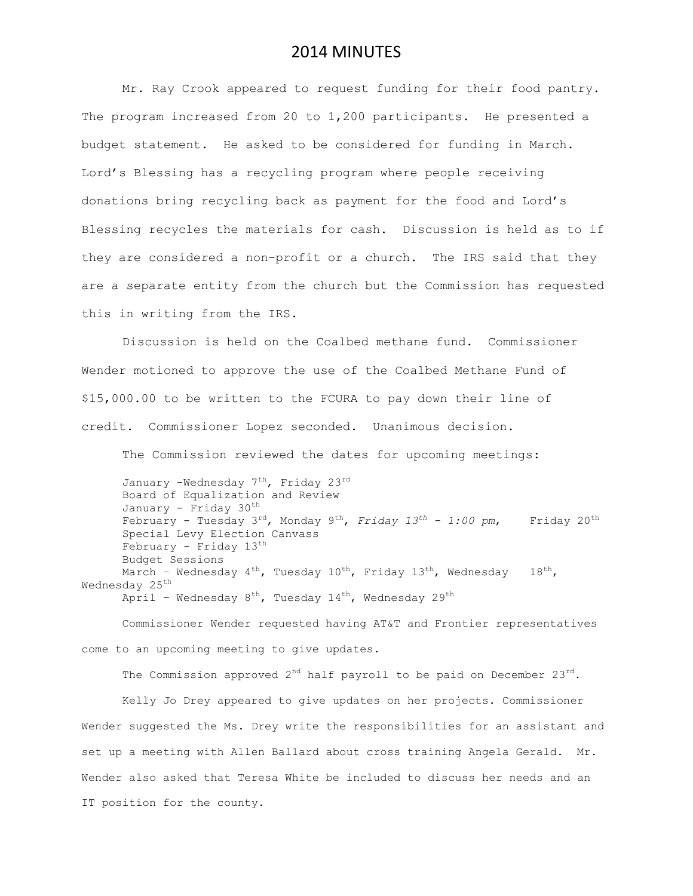Mr. Ray Crook appeared to request funding for their food pantry. The program increased from 20 to 1,200 participants. He presented a budget statement. He asked to be considered for funding in March. Lord's Blessing has a recycling program where people receiving donations bring recycling back as payment for the food and Lord's Blessing recycles the materials for cash. Discussion is held as to if they are considered a non-profit or a church. The IRS said that they are a separate entity from the church but the Commission has requested this in writing from the IRS.

Discussion is held on the Coalbed methane fund. Commissioner Wender motioned to approve the use of the Coalbed Methane Fund of $15,000.00 to be written to the FCURA to pay down their line of credit. Commissioner Lopez seconded. Unanimous decision.

The Commission reviewed the dates for upcoming meetings:

January -Wednesday 7th, Friday 23rd
Board of Equalization and Review
January - Friday 30th
February - Tuesday 3rd, Monday 9th, *Friday 13th - 1:00 pm*, Friday 20th
Special Levy Election Canvass
February - Friday 13th
Budget Sessions
March – Wednesday 4th, Tuesday 10th, Friday 13th, Wednesday 18th, Wednesday 25th
April – Wednesday 8th, Tuesday 14th, Wednesday 29th

Commissioner Wender requested having AT&T and Frontier representatives come to an upcoming meeting to give updates.

The Commission approved 2nd half payroll to be paid on December 23rd.

Kelly Jo Drey appeared to give updates on her projects. Commissioner Wender suggested the Ms. Drey write the responsibilities for an assistant and set up a meeting with Allen Ballard about cross training Angela Gerald. Mr. Wender also asked that Teresa White be included to discuss her needs and an IT position for the county.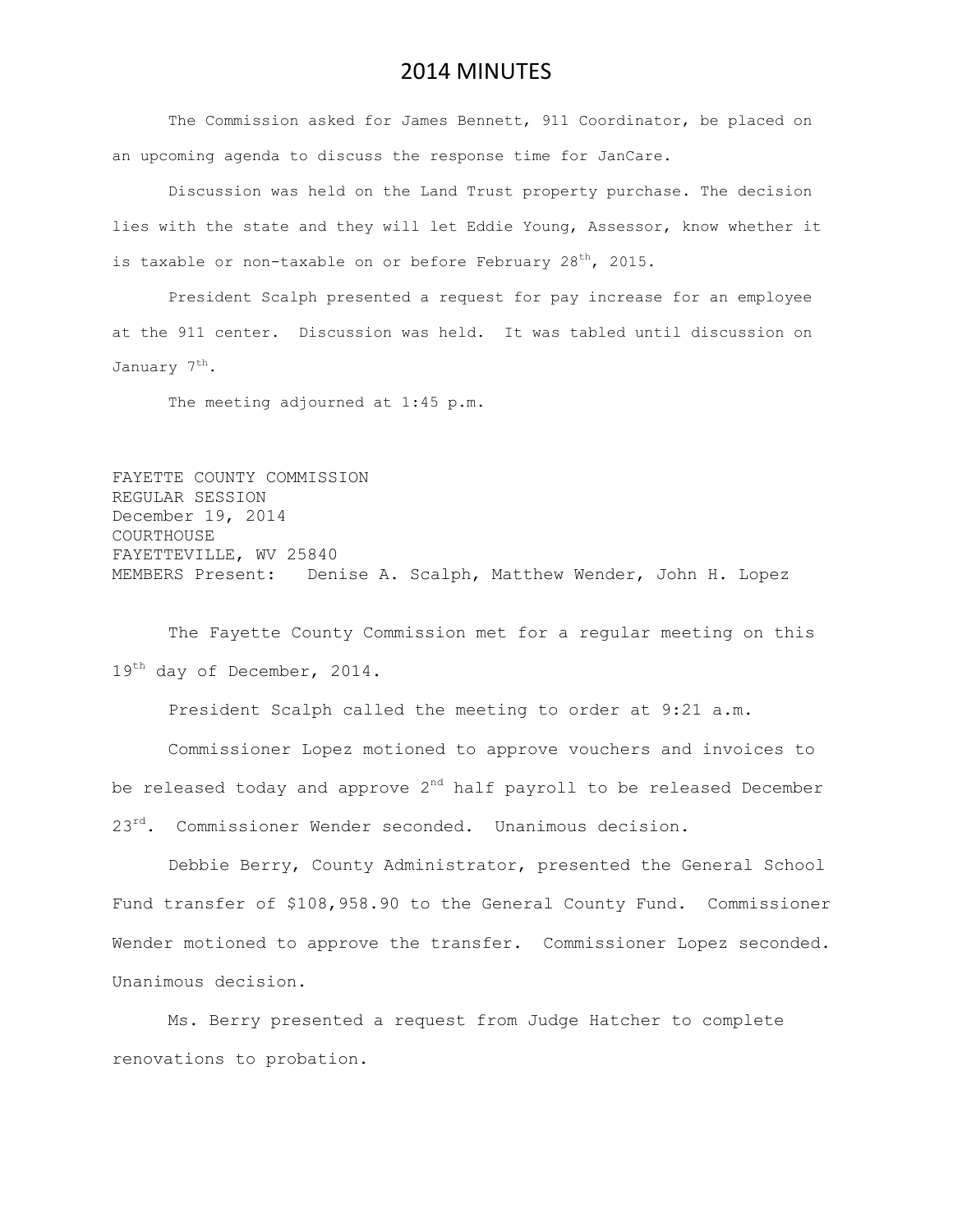The Commission asked for James Bennett, 911 Coordinator, be placed on an upcoming agenda to discuss the response time for JanCare.

Discussion was held on the Land Trust property purchase. The decision lies with the state and they will let Eddie Young, Assessor, know whether it is taxable or non-taxable on or before February 28th, 2015.

President Scalph presented a request for pay increase for an employee at the 911 center. Discussion was held. It was tabled until discussion on January 7th.

The meeting adjourned at 1:45 p.m.

FAYETTE COUNTY COMMISSION
REGULAR SESSION
December 19, 2014
COURTHOUSE
FAYETTEVILLE, WV 25840
MEMBERS Present: Denise A. Scalph, Matthew Wender, John H. Lopez

The Fayette County Commission met for a regular meeting on this 19th day of December, 2014.

President Scalph called the meeting to order at 9:21 a.m.

Commissioner Lopez motioned to approve vouchers and invoices to be released today and approve 2nd half payroll to be released December 23rd. Commissioner Wender seconded. Unanimous decision.

Debbie Berry, County Administrator, presented the General School Fund transfer of $108,958.90 to the General County Fund. Commissioner Wender motioned to approve the transfer. Commissioner Lopez seconded. Unanimous decision.

Ms. Berry presented a request from Judge Hatcher to complete renovations to probation.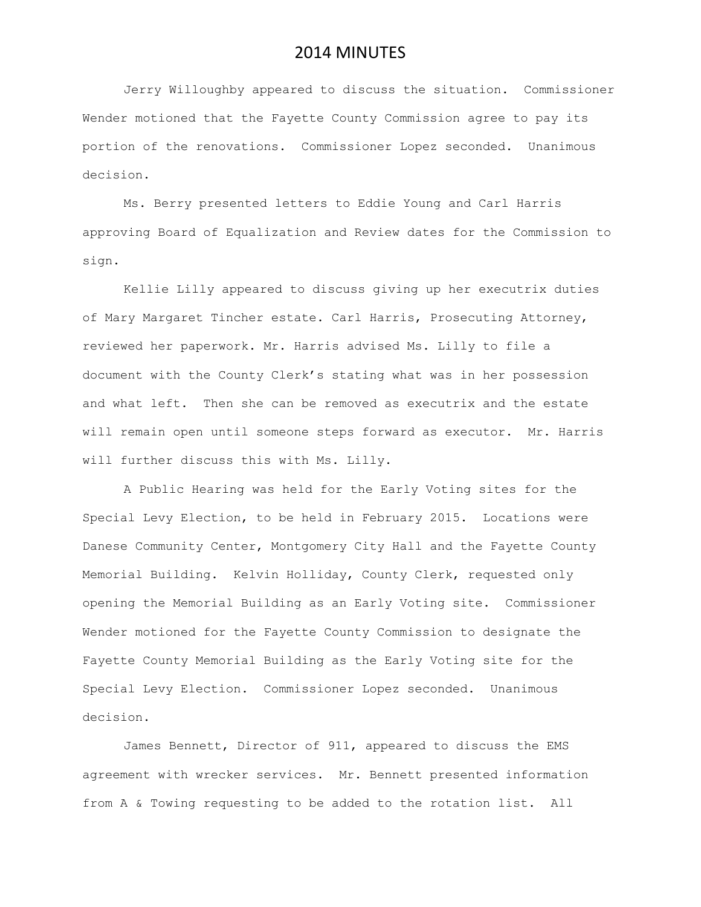Jerry Willoughby appeared to discuss the situation. Commissioner Wender motioned that the Fayette County Commission agree to pay its portion of the renovations. Commissioner Lopez seconded. Unanimous decision.

Ms. Berry presented letters to Eddie Young and Carl Harris approving Board of Equalization and Review dates for the Commission to sign.

Kellie Lilly appeared to discuss giving up her executrix duties of Mary Margaret Tincher estate. Carl Harris, Prosecuting Attorney, reviewed her paperwork. Mr. Harris advised Ms. Lilly to file a document with the County Clerk's stating what was in her possession and what left. Then she can be removed as executrix and the estate will remain open until someone steps forward as executor. Mr. Harris will further discuss this with Ms. Lilly.

A Public Hearing was held for the Early Voting sites for the Special Levy Election, to be held in February 2015. Locations were Danese Community Center, Montgomery City Hall and the Fayette County Memorial Building. Kelvin Holliday, County Clerk, requested only opening the Memorial Building as an Early Voting site. Commissioner Wender motioned for the Fayette County Commission to designate the Fayette County Memorial Building as the Early Voting site for the Special Levy Election. Commissioner Lopez seconded. Unanimous decision.

James Bennett, Director of 911, appeared to discuss the EMS agreement with wrecker services. Mr. Bennett presented information from A & Towing requesting to be added to the rotation list. All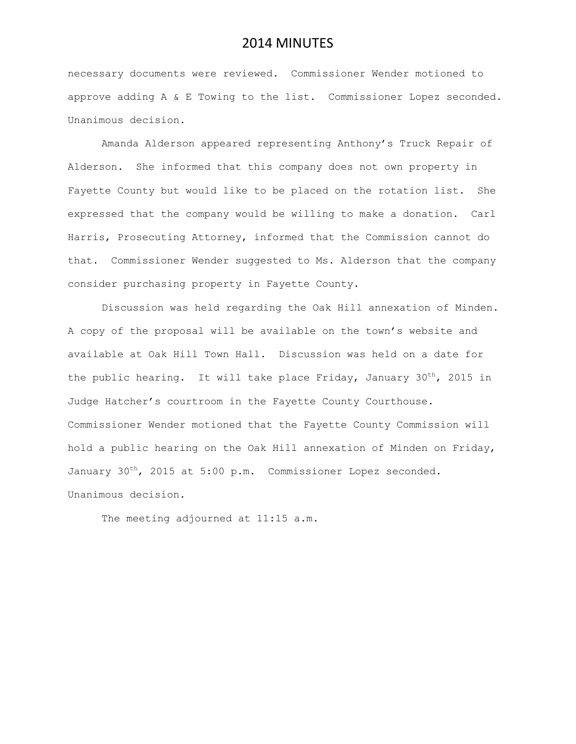necessary documents were reviewed. Commissioner Wender motioned to approve adding A & E Towing to the list. Commissioner Lopez seconded. Unanimous decision.

Amanda Alderson appeared representing Anthony's Truck Repair of Alderson. She informed that this company does not own property in Fayette County but would like to be placed on the rotation list. She expressed that the company would be willing to make a donation. Carl Harris, Prosecuting Attorney, informed that the Commission cannot do that. Commissioner Wender suggested to Ms. Alderson that the company consider purchasing property in Fayette County.

Discussion was held regarding the Oak Hill annexation of Minden. A copy of the proposal will be available on the town's website and available at Oak Hill Town Hall. Discussion was held on a date for the public hearing. It will take place Friday, January 30th, 2015 in Judge Hatcher's courtroom in the Fayette County Courthouse. Commissioner Wender motioned that the Fayette County Commission will hold a public hearing on the Oak Hill annexation of Minden on Friday, January 30th, 2015 at 5:00 p.m. Commissioner Lopez seconded. Unanimous decision.

The meeting adjourned at 11:15 a.m.